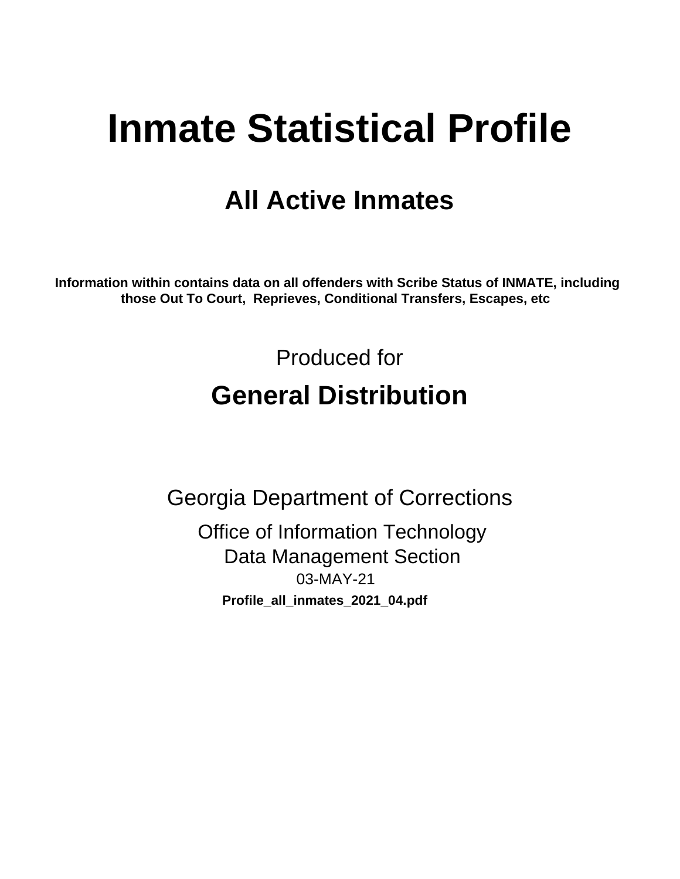# Inmate Statistical Profile

## All Active Inmates

**Information within contains data on all offenders with Scribe Status of INMATE, including those Out To Court, Reprieves, Conditional Transfers, Escapes, etc**

Produced for

## General Distribution

Georgia Department of Corrections

Office of Information Technology

Data Management Section

03-MAY-21

**Profile_all_inmates_2021_04.pdf**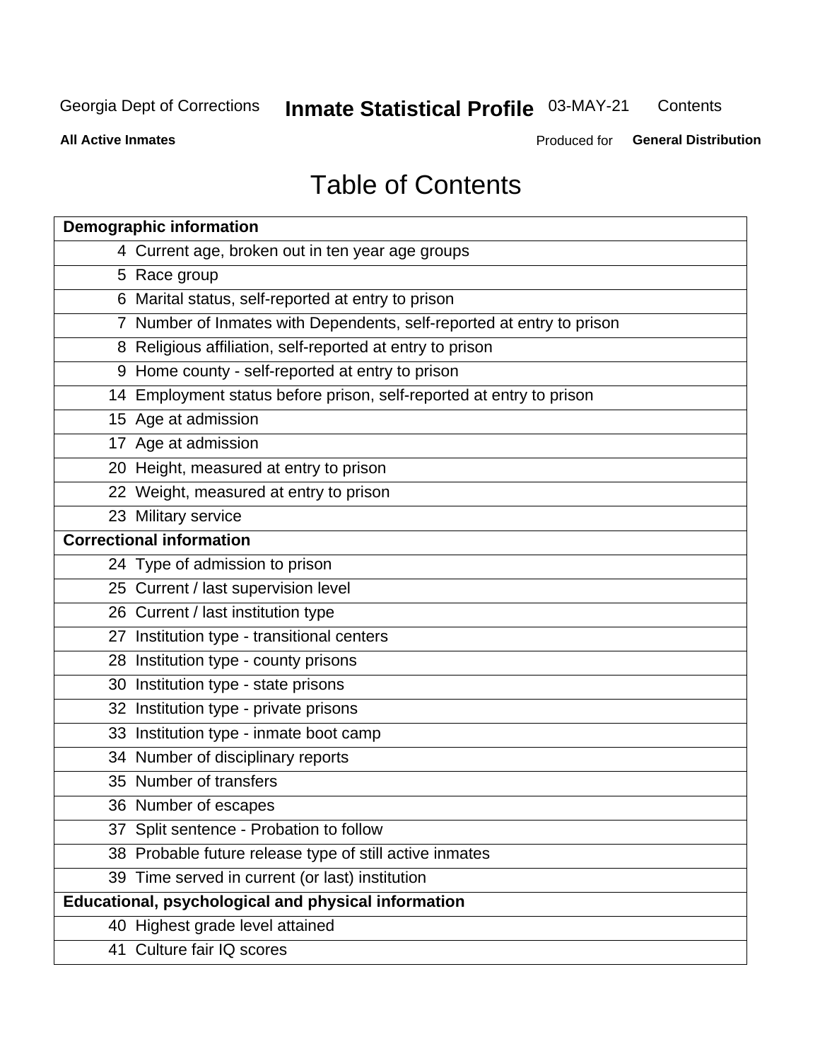# Table of Contents

| Demographic information | |
|---|---|
| 4 | Current age, broken out in ten year age groups |
| 5 | Race group |
| 6 | Marital status, self-reported at entry to prison |
| 7 | Number of Inmates with Dependents, self-reported at entry to prison |
| 8 | Religious affiliation, self-reported at entry to prison |
| 9 | Home county - self-reported at entry to prison |
| 14 | Employment status before prison, self-reported at entry to prison |
| 15 | Age at admission |
| 17 | Age at admission |
| 20 | Height, measured at entry to prison |
| 22 | Weight, measured at entry to prison |
| 23 | Military service |
| **Correctional information** | |
| 24 | Type of admission to prison |
| 25 | Current / last supervision level |
| 26 | Current / last institution type |
| 27 | Institution type - transitional centers |
| 28 | Institution type - county prisons |
| 30 | Institution type - state prisons |
| 32 | Institution type - private prisons |
| 33 | Institution type - inmate boot camp |
| 34 | Number of disciplinary reports |
| 35 | Number of transfers |
| 36 | Number of escapes |
| 37 | Split sentence - Probation to follow |
| 38 | Probable future release type of still active inmates |
| 39 | Time served in current (or last) institution |
| **Educational, psychological and physical information** | |
| 40 | Highest grade level attained |
| 41 | Culture fair IQ scores |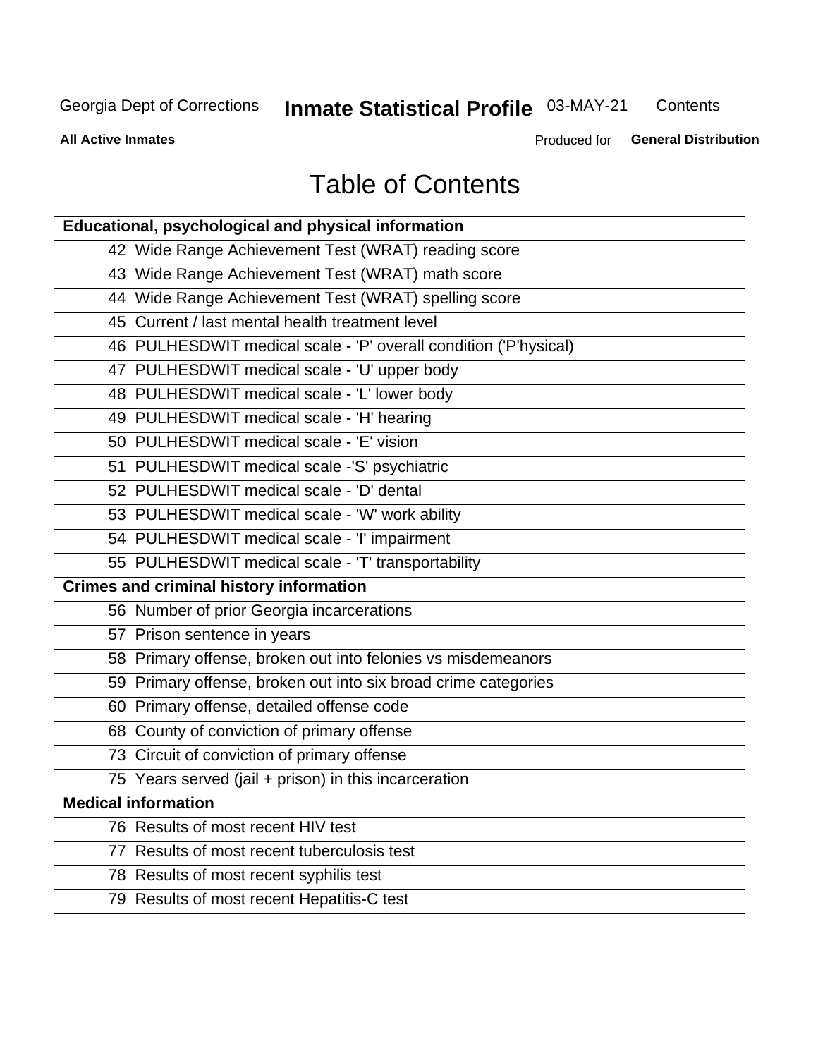# Table of Contents

| Educational, psychological and physical information |
|---|
| 42 Wide Range Achievement Test (WRAT) reading score |
| 43 Wide Range Achievement Test (WRAT) math score |
| 44 Wide Range Achievement Test (WRAT) spelling score |
| 45 Current / last mental health treatment level |
| 46 PULHESDWIT medical scale - 'P' overall condition ('P'hysical) |
| 47 PULHESDWIT medical scale - 'U' upper body |
| 48 PULHESDWIT medical scale - 'L' lower body |
| 49 PULHESDWIT medical scale - 'H' hearing |
| 50 PULHESDWIT medical scale - 'E' vision |
| 51 PULHESDWIT medical scale -'S' psychiatric |
| 52 PULHESDWIT medical scale - 'D' dental |
| 53 PULHESDWIT medical scale - 'W' work ability |
| 54 PULHESDWIT medical scale - 'I' impairment |
| 55 PULHESDWIT medical scale - 'T' transportability |
| **Crimes and criminal history information** |
| 56 Number of prior Georgia incarcerations |
| 57 Prison sentence in years |
| 58 Primary offense, broken out into felonies vs misdemeanors |
| 59 Primary offense, broken out into six broad crime categories |
| 60 Primary offense, detailed offense code |
| 68 County of conviction of primary offense |
| 73 Circuit of conviction of primary offense |
| 75 Years served (jail + prison) in this incarceration |
| **Medical information** |
| 76 Results of most recent HIV test |
| 77 Results of most recent tuberculosis test |
| 78 Results of most recent syphilis test |
| 79 Results of most recent Hepatitis-C test |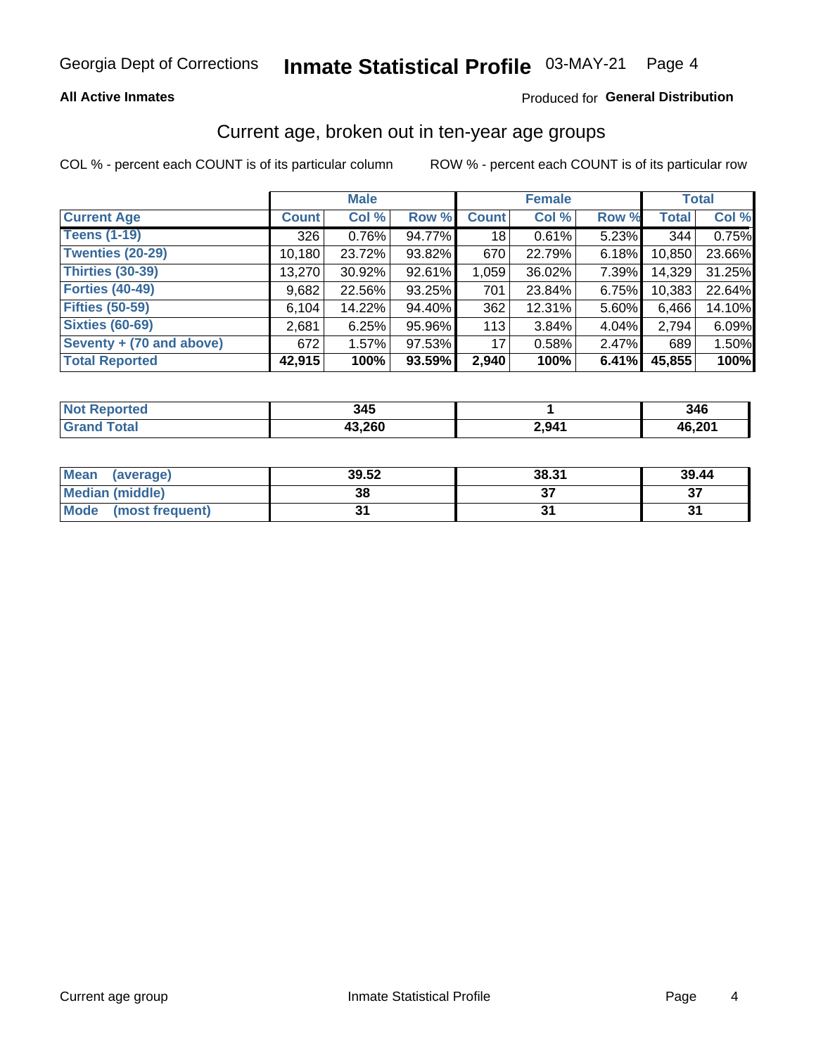Georgia Dept of Corrections **Inmate Statistical Profile** 03-MAY-21

**All Active Inmates**

Produced for **General Distribution**

## Current age, broken out in ten-year age groups

COL % - percent each COUNT is of its particular column

ROW % - percent each COUNT is of its particular row

| | Male | | | Female | | | Total | |
|---|---|---|---|---|---|---|---|---|
| **Current Age** | **Count** | **Col %** | **Row %** | **Count** | **Col %** | **Row %** | **Total** | **Col %** |
| **Teens (1-19)** | 326 | 0.76% | 94.77% | 18 | 0.61% | 5.23% | 344 | 0.75% |
| **Twenties (20-29)** | 10,180 | 23.72% | 93.82% | 670 | 22.79% | 6.18% | 10,850 | 23.66% |
| **Thirties (30-39)** | 13,270 | 30.92% | 92.61% | 1,059 | 36.02% | 7.39% | 14,329 | 31.25% |
| **Forties (40-49)** | 9,682 | 22.56% | 93.25% | 701 | 23.84% | 6.75% | 10,383 | 22.64% |
| **Fifties (50-59)** | 6,104 | 14.22% | 94.40% | 362 | 12.31% | 5.60% | 6,466 | 14.10% |
| **Sixties (60-69)** | 2,681 | 6.25% | 95.96% | 113 | 3.84% | 4.04% | 2,794 | 6.09% |
| **Seventy + (70 and above)** | 672 | 1.57% | 97.53% | 17 | 0.58% | 2.47% | 689 | 1.50% |
| **Total Reported** | **42,915** | **100%** | **93.59%** | **2,940** | **100%** | **6.41%** | **45,855** | **100%** |

| | Male | Female | Total |
|---|---|---|---|
| **Not Reported** | **345** | **1** | **346** |
| **Grand Total** | **43,260** | **2,941** | **46,201** |

| | Male | Female | Total |
|---|---|---|---|
| **Mean (average)** | **39.52** | **38.31** | **39.44** |
| **Median (middle)** | **38** | **37** | **37** |
| **Mode (most frequent)** | **31** | **31** | **31** |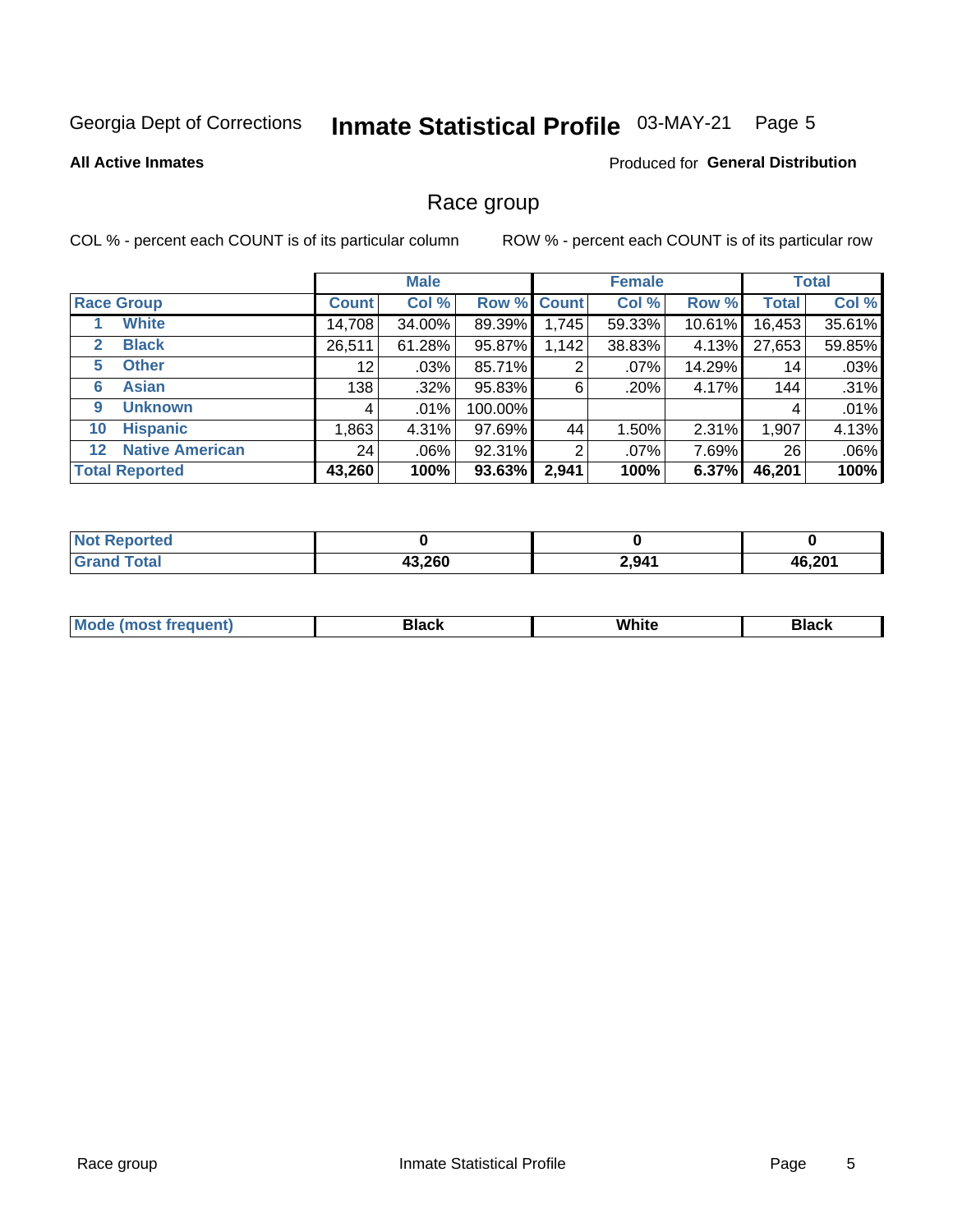Georgia Dept of Corrections **Inmate Statistical Profile** 03-MAY-21

**All Active Inmates**

Produced for **General Distribution**

## Race group

COL % - percent each COUNT is of its particular column

ROW % - percent each COUNT is of its particular row

| | | Male | | | Female | | | Total | |
|---|---|---|---|---|---|---|---|---|---|
| **Race Group** | | **Count** | **Col %** | **Row %** | **Count** | **Col %** | **Row %** | **Total** | **Col %** |
| 1 | White | 14,708 | 34.00% | 89.39% | 1,745 | 59.33% | 10.61% | 16,453 | 35.61% |
| 2 | Black | 26,511 | 61.28% | 95.87% | 1,142 | 38.83% | 4.13% | 27,653 | 59.85% |
| 5 | Other | 12 | .03% | 85.71% | 2 | .07% | 14.29% | 14 | .03% |
| 6 | Asian | 138 | .32% | 95.83% | 6 | .20% | 4.17% | 144 | .31% |
| 9 | Unknown | 4 | .01% | 100.00% | | | | 4 | .01% |
| 10 | Hispanic | 1,863 | 4.31% | 97.69% | 44 | 1.50% | 2.31% | 1,907 | 4.13% |
| 12 | Native American | 24 | .06% | 92.31% | 2 | .07% | 7.69% | 26 | .06% |
| **Total Reported** | | **43,260** | **100%** | **93.63%** | **2,941** | **100%** | **6.37%** | **46,201** | **100%** |

| | Male | Female | Total |
|---|---|---|---|
| Not Reported | **0** | **0** | **0** |
| Grand Total | **43,260** | **2,941** | **46,201** |

| | Male | Female | Total |
|---|---|---|---|
| Mode (most frequent) | **Black** | **White** | **Black** |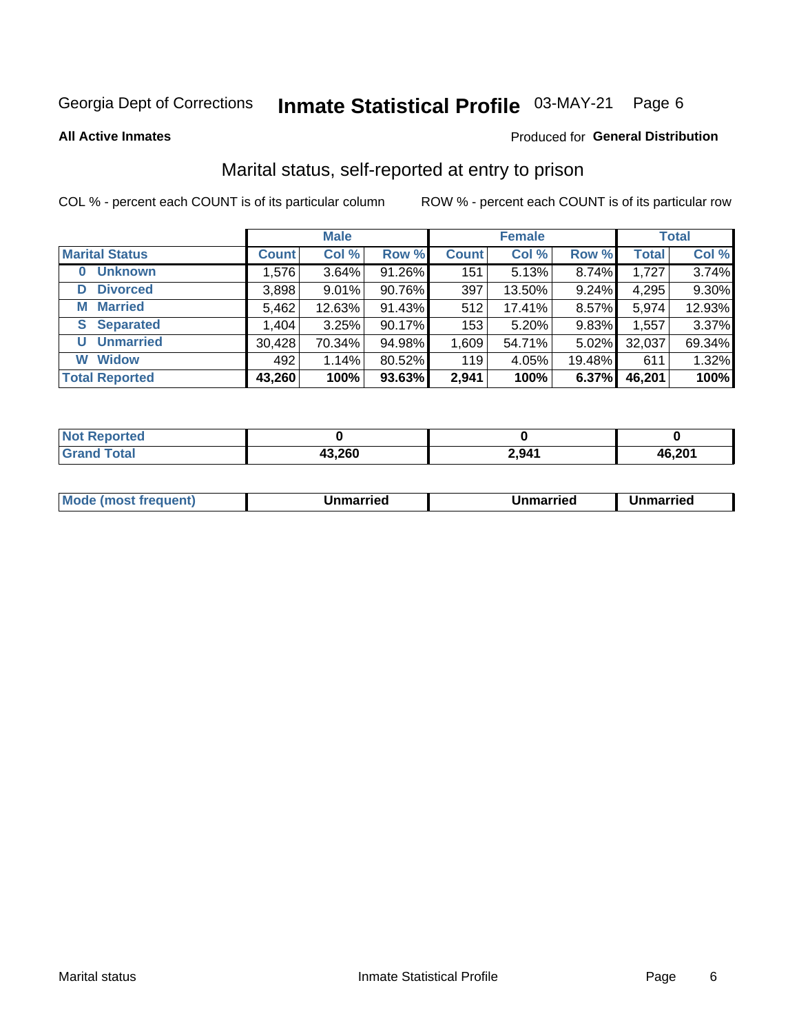Georgia Dept of Corrections **Inmate Statistical Profile** 03-MAY-21

**All Active Inmates**

Produced for **General Distribution**

## Marital status, self-reported at entry to prison

COL % - percent each COUNT is of its particular column

ROW % - percent each COUNT is of its particular row

| | Male | | | Female | | | Total | |
|---|---|---|---|---|---|---|---|---|
| **Marital Status** | **Count** | **Col %** | **Row %** | **Count** | **Col %** | **Row %** | **Total** | **Col %** |
| **0 Unknown** | 1,576 | 3.64% | 91.26% | 151 | 5.13% | 8.74% | 1,727 | 3.74% |
| **D Divorced** | 3,898 | 9.01% | 90.76% | 397 | 13.50% | 9.24% | 4,295 | 9.30% |
| **M Married** | 5,462 | 12.63% | 91.43% | 512 | 17.41% | 8.57% | 5,974 | 12.93% |
| **S Separated** | 1,404 | 3.25% | 90.17% | 153 | 5.20% | 9.83% | 1,557 | 3.37% |
| **U Unmarried** | 30,428 | 70.34% | 94.98% | 1,609 | 54.71% | 5.02% | 32,037 | 69.34% |
| **W Widow** | 492 | 1.14% | 80.52% | 119 | 4.05% | 19.48% | 611 | 1.32% |
| **Total Reported** | **43,260** | **100%** | **93.63%** | **2,941** | **100%** | **6.37%** | **46,201** | **100%** |

| | Male | Female | Total |
|---|---|---|---|
| **Not Reported** | **0** | **0** | **0** |
| **Grand Total** | **43,260** | **2,941** | **46,201** |

| | Male | Female | Total |
|---|---|---|---|
| **Mode (most frequent)** | **Unmarried** | **Unmarried** | **Unmarried** |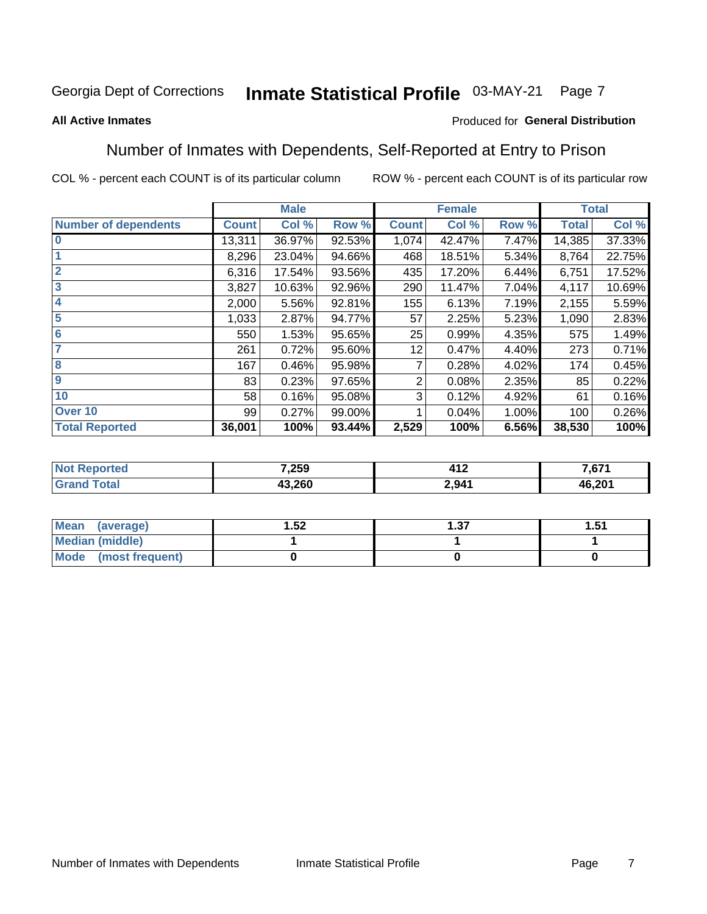Georgia Dept of Corrections **Inmate Statistical Profile** 03-MAY-21 Page 7

**All Active Inmates**

Produced for **General Distribution**

## Number of Inmates with Dependents, Self-Reported at Entry to Prison

COL % - percent each COUNT is of its particular column

ROW % - percent each COUNT is of its particular row

| | Male | | | Female | | | Total | |
|---|---|---|---|---|---|---|---|---|
| **Number of dependents** | **Count** | **Col %** | **Row %** | **Count** | **Col %** | **Row %** | **Total** | **Col %** |
| **0** | 13,311 | 36.97% | 92.53% | 1,074 | 42.47% | 7.47% | 14,385 | 37.33% |
| **1** | 8,296 | 23.04% | 94.66% | 468 | 18.51% | 5.34% | 8,764 | 22.75% |
| **2** | 6,316 | 17.54% | 93.56% | 435 | 17.20% | 6.44% | 6,751 | 17.52% |
| **3** | 3,827 | 10.63% | 92.96% | 290 | 11.47% | 7.04% | 4,117 | 10.69% |
| **4** | 2,000 | 5.56% | 92.81% | 155 | 6.13% | 7.19% | 2,155 | 5.59% |
| **5** | 1,033 | 2.87% | 94.77% | 57 | 2.25% | 5.23% | 1,090 | 2.83% |
| **6** | 550 | 1.53% | 95.65% | 25 | 0.99% | 4.35% | 575 | 1.49% |
| **7** | 261 | 0.72% | 95.60% | 12 | 0.47% | 4.40% | 273 | 0.71% |
| **8** | 167 | 0.46% | 95.98% | 7 | 0.28% | 4.02% | 174 | 0.45% |
| **9** | 83 | 0.23% | 97.65% | 2 | 0.08% | 2.35% | 85 | 0.22% |
| **10** | 58 | 0.16% | 95.08% | 3 | 0.12% | 4.92% | 61 | 0.16% |
| **Over 10** | 99 | 0.27% | 99.00% | 1 | 0.04% | 1.00% | 100 | 0.26% |
| **Total Reported** | **36,001** | **100%** | **93.44%** | **2,529** | **100%** | **6.56%** | **38,530** | **100%** |

| | Male | Female | Total |
|---|---|---|---|
| **Not Reported** | **7,259** | **412** | **7,671** |
| **Grand Total** | **43,260** | **2,941** | **46,201** |

| | Male | Female | Total |
|---|---|---|---|
| **Mean (average)** | **1.52** | **1.37** | **1.51** |
| **Median (middle)** | **1** | **1** | **1** |
| **Mode (most frequent)** | **0** | **0** | **0** |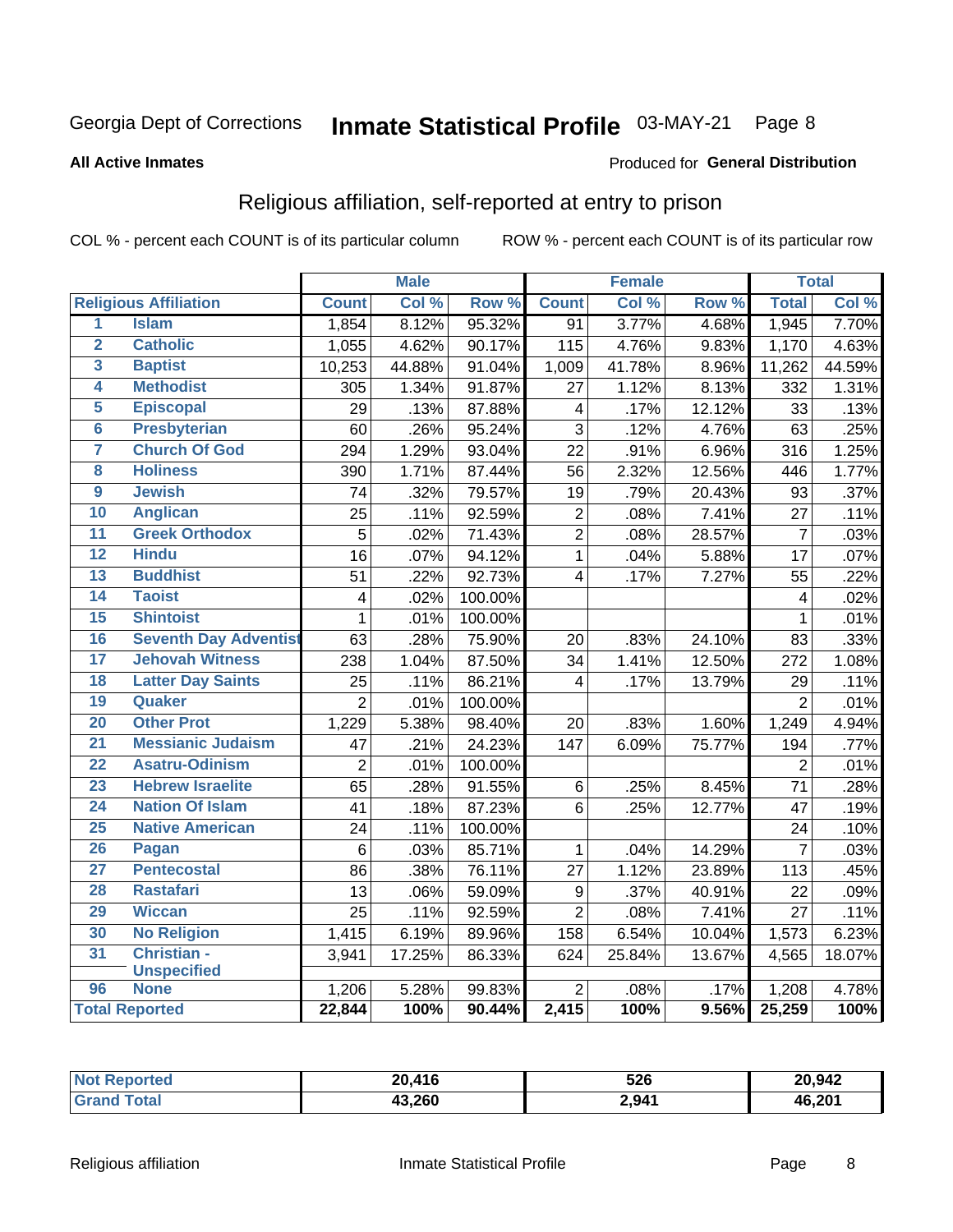Georgia Dept of Corrections **Inmate Statistical Profile** 03-MAY-21

**All Active Inmates**

Produced for **General Distribution**

## Religious affiliation, self-reported at entry to prison

COL % - percent each COUNT is of its particular column ROW % - percent each COUNT is of its particular row

| Religious Affiliation | | Male | | | Female | | | Total | |
|---|---|---|---|---|---|---|---|---|---|
| | | Count | Col % | Row % | Count | Col % | Row % | Total | Col % |
| 1 | Islam | 1,854 | 8.12% | 95.32% | 91 | 3.77% | 4.68% | 1,945 | 7.70% |
| 2 | Catholic | 1,055 | 4.62% | 90.17% | 115 | 4.76% | 9.83% | 1,170 | 4.63% |
| 3 | Baptist | 10,253 | 44.88% | 91.04% | 1,009 | 41.78% | 8.96% | 11,262 | 44.59% |
| 4 | Methodist | 305 | 1.34% | 91.87% | 27 | 1.12% | 8.13% | 332 | 1.31% |
| 5 | Episcopal | 29 | .13% | 87.88% | 4 | .17% | 12.12% | 33 | .13% |
| 6 | Presbyterian | 60 | .26% | 95.24% | 3 | .12% | 4.76% | 63 | .25% |
| 7 | Church Of God | 294 | 1.29% | 93.04% | 22 | .91% | 6.96% | 316 | 1.25% |
| 8 | Holiness | 390 | 1.71% | 87.44% | 56 | 2.32% | 12.56% | 446 | 1.77% |
| 9 | Jewish | 74 | .32% | 79.57% | 19 | .79% | 20.43% | 93 | .37% |
| 10 | Anglican | 25 | .11% | 92.59% | 2 | .08% | 7.41% | 27 | .11% |
| 11 | Greek Orthodox | 5 | .02% | 71.43% | 2 | .08% | 28.57% | 7 | .03% |
| 12 | Hindu | 16 | .07% | 94.12% | 1 | .04% | 5.88% | 17 | .07% |
| 13 | Buddhist | 51 | .22% | 92.73% | 4 | .17% | 7.27% | 55 | .22% |
| 14 | Taoist | 4 | .02% | 100.00% | | | | 4 | .02% |
| 15 | Shintoist | 1 | .01% | 100.00% | | | | 1 | .01% |
| 16 | Seventh Day Adventist | 63 | .28% | 75.90% | 20 | .83% | 24.10% | 83 | .33% |
| 17 | Jehovah Witness | 238 | 1.04% | 87.50% | 34 | 1.41% | 12.50% | 272 | 1.08% |
| 18 | Latter Day Saints | 25 | .11% | 86.21% | 4 | .17% | 13.79% | 29 | .11% |
| 19 | Quaker | 2 | .01% | 100.00% | | | | 2 | .01% |
| 20 | Other Prot | 1,229 | 5.38% | 98.40% | 20 | .83% | 1.60% | 1,249 | 4.94% |
| 21 | Messianic Judaism | 47 | .21% | 24.23% | 147 | 6.09% | 75.77% | 194 | .77% |
| 22 | Asatru-Odinism | 2 | .01% | 100.00% | | | | 2 | .01% |
| 23 | Hebrew Israelite | 65 | .28% | 91.55% | 6 | .25% | 8.45% | 71 | .28% |
| 24 | Nation Of Islam | 41 | .18% | 87.23% | 6 | .25% | 12.77% | 47 | .19% |
| 25 | Native American | 24 | .11% | 100.00% | | | | 24 | .10% |
| 26 | Pagan | 6 | .03% | 85.71% | 1 | .04% | 14.29% | 7 | .03% |
| 27 | Pentecostal | 86 | .38% | 76.11% | 27 | 1.12% | 23.89% | 113 | .45% |
| 28 | Rastafari | 13 | .06% | 59.09% | 9 | .37% | 40.91% | 22 | .09% |
| 29 | Wiccan | 25 | .11% | 92.59% | 2 | .08% | 7.41% | 27 | .11% |
| 30 | No Religion | 1,415 | 6.19% | 89.96% | 158 | 6.54% | 10.04% | 1,573 | 6.23% |
| 31 | Christian - Unspecified | 3,941 | 17.25% | 86.33% | 624 | 25.84% | 13.67% | 4,565 | 18.07% |
| 96 | None | 1,206 | 5.28% | 99.83% | 2 | .08% | .17% | 1,208 | 4.78% |
| **Total Reported** | | **22,844** | **100%** | **90.44%** | **2,415** | **100%** | **9.56%** | **25,259** | **100%** |

| | Male | Female | Total |
|---|---|---|---|
| Not Reported | **20,416** | **526** | **20,942** |
| Grand Total | **43,260** | **2,941** | **46,201** |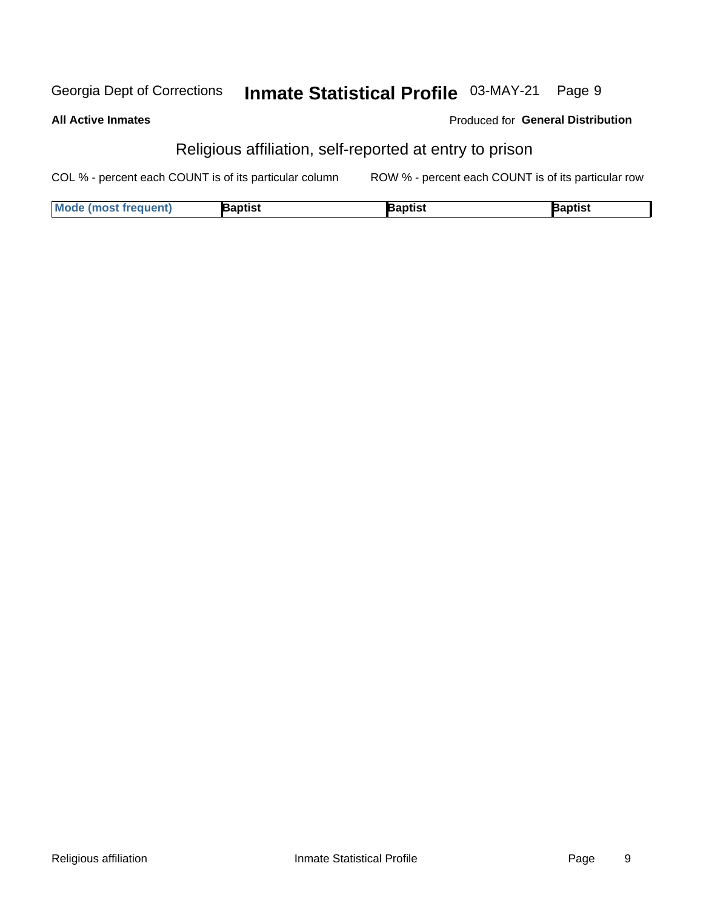**All Active Inmates**

Produced for **General Distribution**

## Religious affiliation, self-reported at entry to prison

COL % - percent each COUNT is of its particular column

ROW % - percent each COUNT is of its particular row

| Mode (most frequent) | Baptist | Baptist | Baptist |
|---|---|---|---|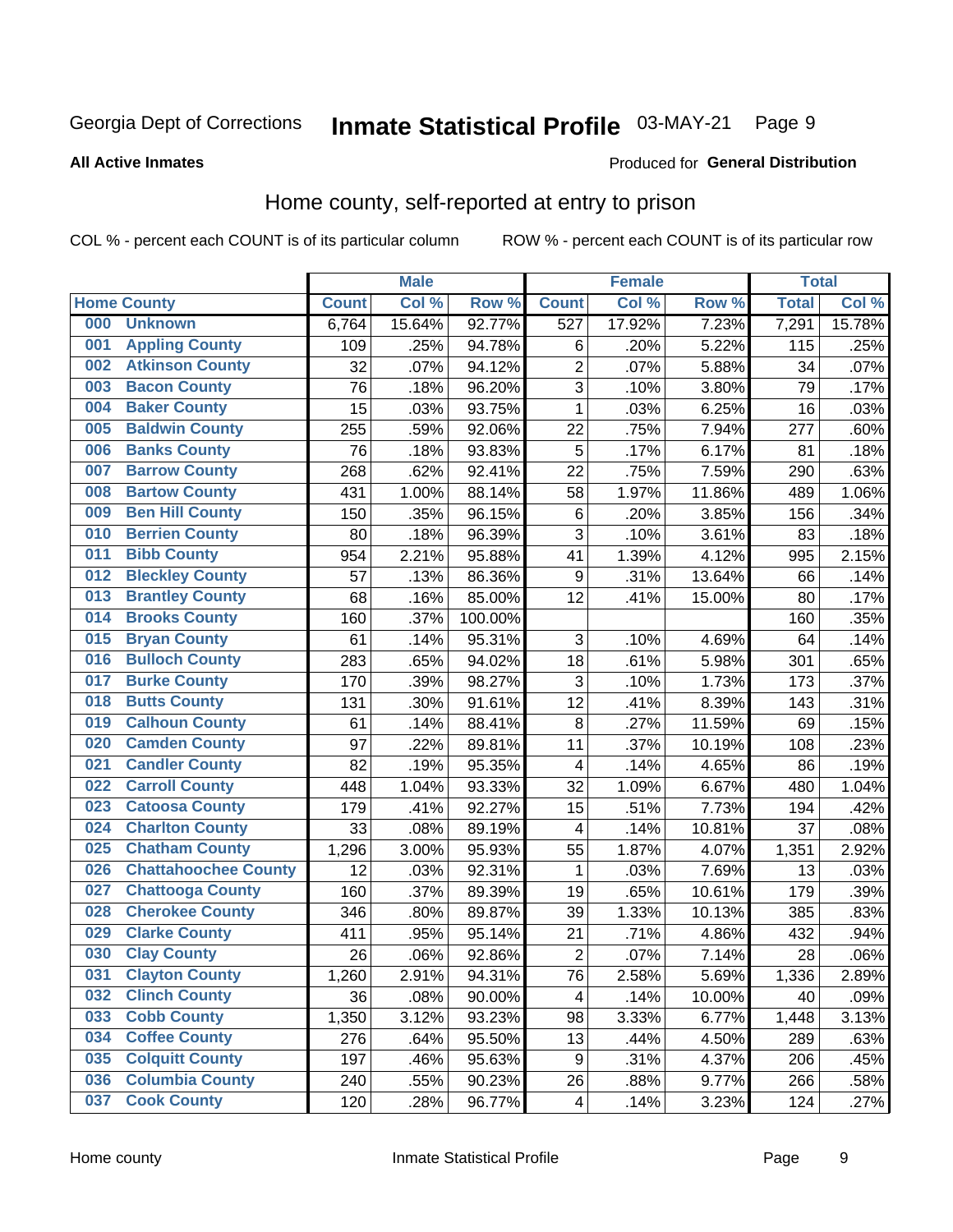Georgia Dept of Corrections **Inmate Statistical Profile** 03-MAY-21

**All Active Inmates**

Produced for **General Distribution**

## Home county, self-reported at entry to prison

COL % - percent each COUNT is of its particular column ROW % - percent each COUNT is of its particular row

| Home County | | Male | | | Female | | | Total | |
|---|---|---|---|---|---|---|---|---|---|
| | | Count | Col % | Row % | Count | Col % | Row % | Total | Col % |
| 000 | Unknown | 6,764 | 15.64% | 92.77% | 527 | 17.92% | 7.23% | 7,291 | 15.78% |
| 001 | Appling County | 109 | .25% | 94.78% | 6 | .20% | 5.22% | 115 | .25% |
| 002 | Atkinson County | 32 | .07% | 94.12% | 2 | .07% | 5.88% | 34 | .07% |
| 003 | Bacon County | 76 | .18% | 96.20% | 3 | .10% | 3.80% | 79 | .17% |
| 004 | Baker County | 15 | .03% | 93.75% | 1 | .03% | 6.25% | 16 | .03% |
| 005 | Baldwin County | 255 | .59% | 92.06% | 22 | .75% | 7.94% | 277 | .60% |
| 006 | Banks County | 76 | .18% | 93.83% | 5 | .17% | 6.17% | 81 | .18% |
| 007 | Barrow County | 268 | .62% | 92.41% | 22 | .75% | 7.59% | 290 | .63% |
| 008 | Bartow County | 431 | 1.00% | 88.14% | 58 | 1.97% | 11.86% | 489 | 1.06% |
| 009 | Ben Hill County | 150 | .35% | 96.15% | 6 | .20% | 3.85% | 156 | .34% |
| 010 | Berrien County | 80 | .18% | 96.39% | 3 | .10% | 3.61% | 83 | .18% |
| 011 | Bibb County | 954 | 2.21% | 95.88% | 41 | 1.39% | 4.12% | 995 | 2.15% |
| 012 | Bleckley County | 57 | .13% | 86.36% | 9 | .31% | 13.64% | 66 | .14% |
| 013 | Brantley County | 68 | .16% | 85.00% | 12 | .41% | 15.00% | 80 | .17% |
| 014 | Brooks County | 160 | .37% | 100.00% | | | | 160 | .35% |
| 015 | Bryan County | 61 | .14% | 95.31% | 3 | .10% | 4.69% | 64 | .14% |
| 016 | Bulloch County | 283 | .65% | 94.02% | 18 | .61% | 5.98% | 301 | .65% |
| 017 | Burke County | 170 | .39% | 98.27% | 3 | .10% | 1.73% | 173 | .37% |
| 018 | Butts County | 131 | .30% | 91.61% | 12 | .41% | 8.39% | 143 | .31% |
| 019 | Calhoun County | 61 | .14% | 88.41% | 8 | .27% | 11.59% | 69 | .15% |
| 020 | Camden County | 97 | .22% | 89.81% | 11 | .37% | 10.19% | 108 | .23% |
| 021 | Candler County | 82 | .19% | 95.35% | 4 | .14% | 4.65% | 86 | .19% |
| 022 | Carroll County | 448 | 1.04% | 93.33% | 32 | 1.09% | 6.67% | 480 | 1.04% |
| 023 | Catoosa County | 179 | .41% | 92.27% | 15 | .51% | 7.73% | 194 | .42% |
| 024 | Charlton County | 33 | .08% | 89.19% | 4 | .14% | 10.81% | 37 | .08% |
| 025 | Chatham County | 1,296 | 3.00% | 95.93% | 55 | 1.87% | 4.07% | 1,351 | 2.92% |
| 026 | Chattahoochee County | 12 | .03% | 92.31% | 1 | .03% | 7.69% | 13 | .03% |
| 027 | Chattooga County | 160 | .37% | 89.39% | 19 | .65% | 10.61% | 179 | .39% |
| 028 | Cherokee County | 346 | .80% | 89.87% | 39 | 1.33% | 10.13% | 385 | .83% |
| 029 | Clarke County | 411 | .95% | 95.14% | 21 | .71% | 4.86% | 432 | .94% |
| 030 | Clay County | 26 | .06% | 92.86% | 2 | .07% | 7.14% | 28 | .06% |
| 031 | Clayton County | 1,260 | 2.91% | 94.31% | 76 | 2.58% | 5.69% | 1,336 | 2.89% |
| 032 | Clinch County | 36 | .08% | 90.00% | 4 | .14% | 10.00% | 40 | .09% |
| 033 | Cobb County | 1,350 | 3.12% | 93.23% | 98 | 3.33% | 6.77% | 1,448 | 3.13% |
| 034 | Coffee County | 276 | .64% | 95.50% | 13 | .44% | 4.50% | 289 | .63% |
| 035 | Colquitt County | 197 | .46% | 95.63% | 9 | .31% | 4.37% | 206 | .45% |
| 036 | Columbia County | 240 | .55% | 90.23% | 26 | .88% | 9.77% | 266 | .58% |
| 037 | Cook County | 120 | .28% | 96.77% | 4 | .14% | 3.23% | 124 | .27% |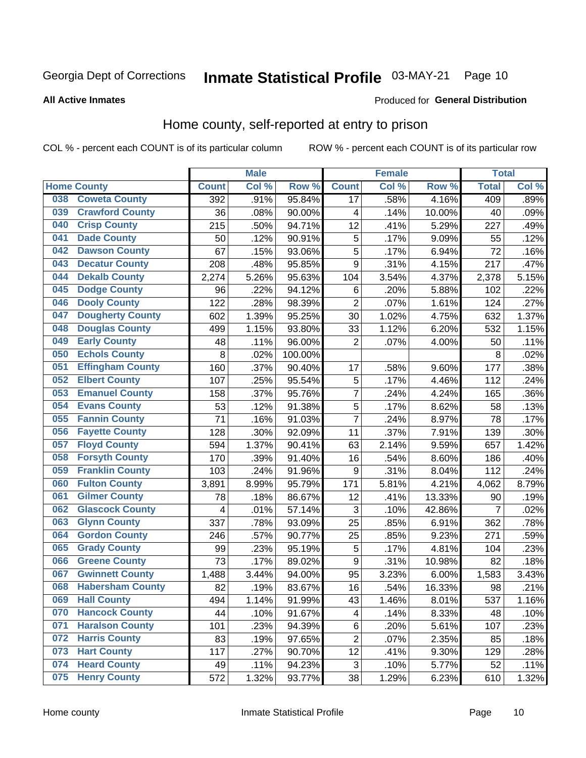Georgia Dept of Corrections **Inmate Statistical Profile** 03-MAY-21

**All Active Inmates**

Produced for **General Distribution**

## Home county, self-reported at entry to prison

COL % - percent each COUNT is of its particular column ROW % - percent each COUNT is of its particular row

| Home County | | Male | | | Female | | | Total | |
|---|---|---|---|---|---|---|---|---|---|
| | | Count | Col % | Row % | Count | Col % | Row % | Total | Col % |
| 038 | Coweta County | 392 | .91% | 95.84% | 17 | .58% | 4.16% | 409 | .89% |
| 039 | Crawford County | 36 | .08% | 90.00% | 4 | .14% | 10.00% | 40 | .09% |
| 040 | Crisp County | 215 | .50% | 94.71% | 12 | .41% | 5.29% | 227 | .49% |
| 041 | Dade County | 50 | .12% | 90.91% | 5 | .17% | 9.09% | 55 | .12% |
| 042 | Dawson County | 67 | .15% | 93.06% | 5 | .17% | 6.94% | 72 | .16% |
| 043 | Decatur County | 208 | .48% | 95.85% | 9 | .31% | 4.15% | 217 | .47% |
| 044 | Dekalb County | 2,274 | 5.26% | 95.63% | 104 | 3.54% | 4.37% | 2,378 | 5.15% |
| 045 | Dodge County | 96 | .22% | 94.12% | 6 | .20% | 5.88% | 102 | .22% |
| 046 | Dooly County | 122 | .28% | 98.39% | 2 | .07% | 1.61% | 124 | .27% |
| 047 | Dougherty County | 602 | 1.39% | 95.25% | 30 | 1.02% | 4.75% | 632 | 1.37% |
| 048 | Douglas County | 499 | 1.15% | 93.80% | 33 | 1.12% | 6.20% | 532 | 1.15% |
| 049 | Early County | 48 | .11% | 96.00% | 2 | .07% | 4.00% | 50 | .11% |
| 050 | Echols County | 8 | .02% | 100.00% | | | | 8 | .02% |
| 051 | Effingham County | 160 | .37% | 90.40% | 17 | .58% | 9.60% | 177 | .38% |
| 052 | Elbert County | 107 | .25% | 95.54% | 5 | .17% | 4.46% | 112 | .24% |
| 053 | Emanuel County | 158 | .37% | 95.76% | 7 | .24% | 4.24% | 165 | .36% |
| 054 | Evans County | 53 | .12% | 91.38% | 5 | .17% | 8.62% | 58 | .13% |
| 055 | Fannin County | 71 | .16% | 91.03% | 7 | .24% | 8.97% | 78 | .17% |
| 056 | Fayette County | 128 | .30% | 92.09% | 11 | .37% | 7.91% | 139 | .30% |
| 057 | Floyd County | 594 | 1.37% | 90.41% | 63 | 2.14% | 9.59% | 657 | 1.42% |
| 058 | Forsyth County | 170 | .39% | 91.40% | 16 | .54% | 8.60% | 186 | .40% |
| 059 | Franklin County | 103 | .24% | 91.96% | 9 | .31% | 8.04% | 112 | .24% |
| 060 | Fulton County | 3,891 | 8.99% | 95.79% | 171 | 5.81% | 4.21% | 4,062 | 8.79% |
| 061 | Gilmer County | 78 | .18% | 86.67% | 12 | .41% | 13.33% | 90 | .19% |
| 062 | Glascock County | 4 | .01% | 57.14% | 3 | .10% | 42.86% | 7 | .02% |
| 063 | Glynn County | 337 | .78% | 93.09% | 25 | .85% | 6.91% | 362 | .78% |
| 064 | Gordon County | 246 | .57% | 90.77% | 25 | .85% | 9.23% | 271 | .59% |
| 065 | Grady County | 99 | .23% | 95.19% | 5 | .17% | 4.81% | 104 | .23% |
| 066 | Greene County | 73 | .17% | 89.02% | 9 | .31% | 10.98% | 82 | .18% |
| 067 | Gwinnett County | 1,488 | 3.44% | 94.00% | 95 | 3.23% | 6.00% | 1,583 | 3.43% |
| 068 | Habersham County | 82 | .19% | 83.67% | 16 | .54% | 16.33% | 98 | .21% |
| 069 | Hall County | 494 | 1.14% | 91.99% | 43 | 1.46% | 8.01% | 537 | 1.16% |
| 070 | Hancock County | 44 | .10% | 91.67% | 4 | .14% | 8.33% | 48 | .10% |
| 071 | Haralson County | 101 | .23% | 94.39% | 6 | .20% | 5.61% | 107 | .23% |
| 072 | Harris County | 83 | .19% | 97.65% | 2 | .07% | 2.35% | 85 | .18% |
| 073 | Hart County | 117 | .27% | 90.70% | 12 | .41% | 9.30% | 129 | .28% |
| 074 | Heard County | 49 | .11% | 94.23% | 3 | .10% | 5.77% | 52 | .11% |
| 075 | Henry County | 572 | 1.32% | 93.77% | 38 | 1.29% | 6.23% | 610 | 1.32% |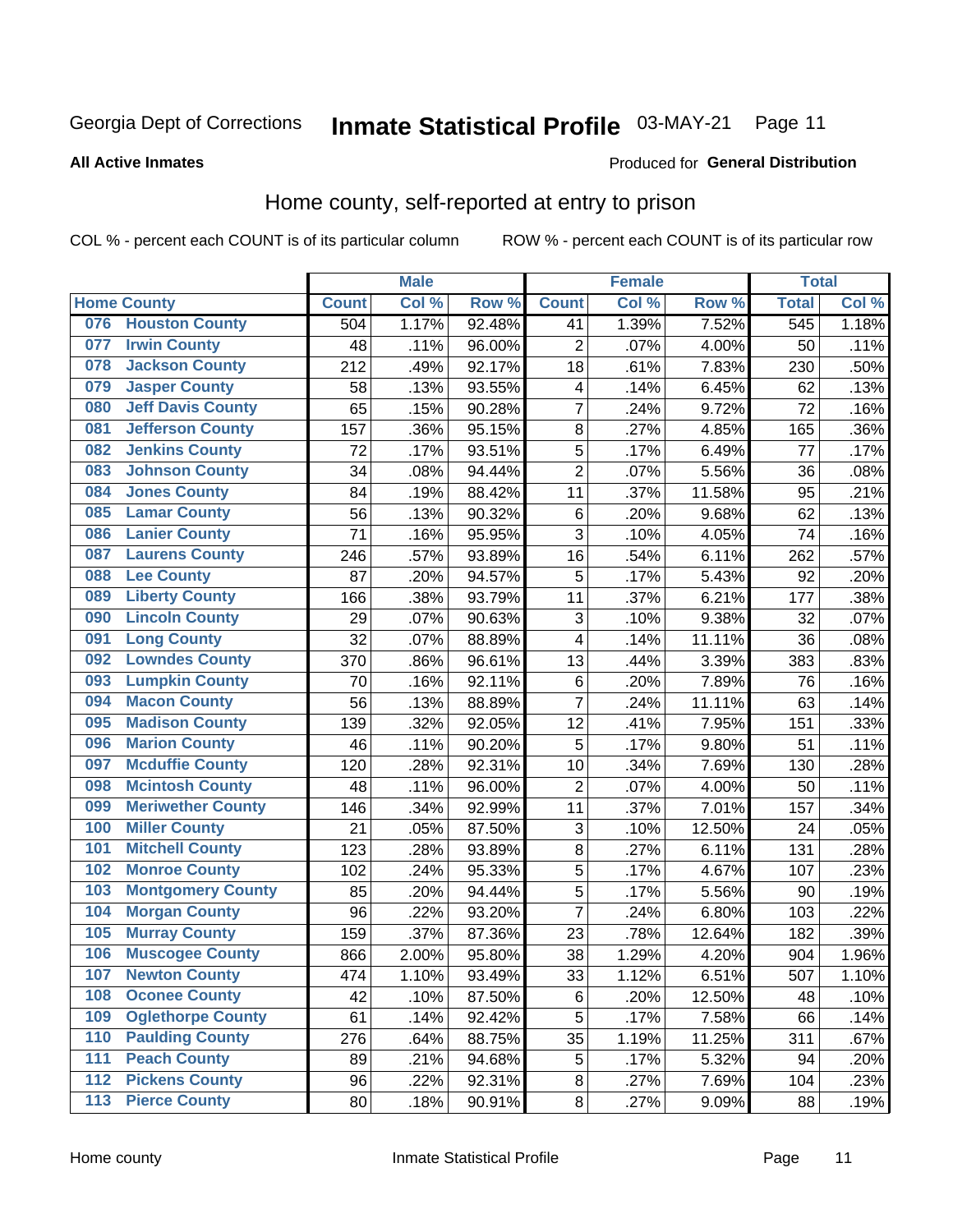Georgia Dept of Corrections **Inmate Statistical Profile** 03-MAY-21

**All Active Inmates**

Produced for **General Distribution**

## Home county, self-reported at entry to prison

COL % - percent each COUNT is of its particular column ROW % - percent each COUNT is of its particular row

| Home County | | Male | | | Female | | | Total | |
|---|---|---|---|---|---|---|---|---|---|
| | | Count | Col % | Row % | Count | Col % | Row % | Total | Col % |
| 076 | Houston County | 504 | 1.17% | 92.48% | 41 | 1.39% | 7.52% | 545 | 1.18% |
| 077 | Irwin County | 48 | .11% | 96.00% | 2 | .07% | 4.00% | 50 | .11% |
| 078 | Jackson County | 212 | .49% | 92.17% | 18 | .61% | 7.83% | 230 | .50% |
| 079 | Jasper County | 58 | .13% | 93.55% | 4 | .14% | 6.45% | 62 | .13% |
| 080 | Jeff Davis County | 65 | .15% | 90.28% | 7 | .24% | 9.72% | 72 | .16% |
| 081 | Jefferson County | 157 | .36% | 95.15% | 8 | .27% | 4.85% | 165 | .36% |
| 082 | Jenkins County | 72 | .17% | 93.51% | 5 | .17% | 6.49% | 77 | .17% |
| 083 | Johnson County | 34 | .08% | 94.44% | 2 | .07% | 5.56% | 36 | .08% |
| 084 | Jones County | 84 | .19% | 88.42% | 11 | .37% | 11.58% | 95 | .21% |
| 085 | Lamar County | 56 | .13% | 90.32% | 6 | .20% | 9.68% | 62 | .13% |
| 086 | Lanier County | 71 | .16% | 95.95% | 3 | .10% | 4.05% | 74 | .16% |
| 087 | Laurens County | 246 | .57% | 93.89% | 16 | .54% | 6.11% | 262 | .57% |
| 088 | Lee County | 87 | .20% | 94.57% | 5 | .17% | 5.43% | 92 | .20% |
| 089 | Liberty County | 166 | .38% | 93.79% | 11 | .37% | 6.21% | 177 | .38% |
| 090 | Lincoln County | 29 | .07% | 90.63% | 3 | .10% | 9.38% | 32 | .07% |
| 091 | Long County | 32 | .07% | 88.89% | 4 | .14% | 11.11% | 36 | .08% |
| 092 | Lowndes County | 370 | .86% | 96.61% | 13 | .44% | 3.39% | 383 | .83% |
| 093 | Lumpkin County | 70 | .16% | 92.11% | 6 | .20% | 7.89% | 76 | .16% |
| 094 | Macon County | 56 | .13% | 88.89% | 7 | .24% | 11.11% | 63 | .14% |
| 095 | Madison County | 139 | .32% | 92.05% | 12 | .41% | 7.95% | 151 | .33% |
| 096 | Marion County | 46 | .11% | 90.20% | 5 | .17% | 9.80% | 51 | .11% |
| 097 | Mcduffie County | 120 | .28% | 92.31% | 10 | .34% | 7.69% | 130 | .28% |
| 098 | Mcintosh County | 48 | .11% | 96.00% | 2 | .07% | 4.00% | 50 | .11% |
| 099 | Meriwether County | 146 | .34% | 92.99% | 11 | .37% | 7.01% | 157 | .34% |
| 100 | Miller County | 21 | .05% | 87.50% | 3 | .10% | 12.50% | 24 | .05% |
| 101 | Mitchell County | 123 | .28% | 93.89% | 8 | .27% | 6.11% | 131 | .28% |
| 102 | Monroe County | 102 | .24% | 95.33% | 5 | .17% | 4.67% | 107 | .23% |
| 103 | Montgomery County | 85 | .20% | 94.44% | 5 | .17% | 5.56% | 90 | .19% |
| 104 | Morgan County | 96 | .22% | 93.20% | 7 | .24% | 6.80% | 103 | .22% |
| 105 | Murray County | 159 | .37% | 87.36% | 23 | .78% | 12.64% | 182 | .39% |
| 106 | Muscogee County | 866 | 2.00% | 95.80% | 38 | 1.29% | 4.20% | 904 | 1.96% |
| 107 | Newton County | 474 | 1.10% | 93.49% | 33 | 1.12% | 6.51% | 507 | 1.10% |
| 108 | Oconee County | 42 | .10% | 87.50% | 6 | .20% | 12.50% | 48 | .10% |
| 109 | Oglethorpe County | 61 | .14% | 92.42% | 5 | .17% | 7.58% | 66 | .14% |
| 110 | Paulding County | 276 | .64% | 88.75% | 35 | 1.19% | 11.25% | 311 | .67% |
| 111 | Peach County | 89 | .21% | 94.68% | 5 | .17% | 5.32% | 94 | .20% |
| 112 | Pickens County | 96 | .22% | 92.31% | 8 | .27% | 7.69% | 104 | .23% |
| 113 | Pierce County | 80 | .18% | 90.91% | 8 | .27% | 9.09% | 88 | .19% |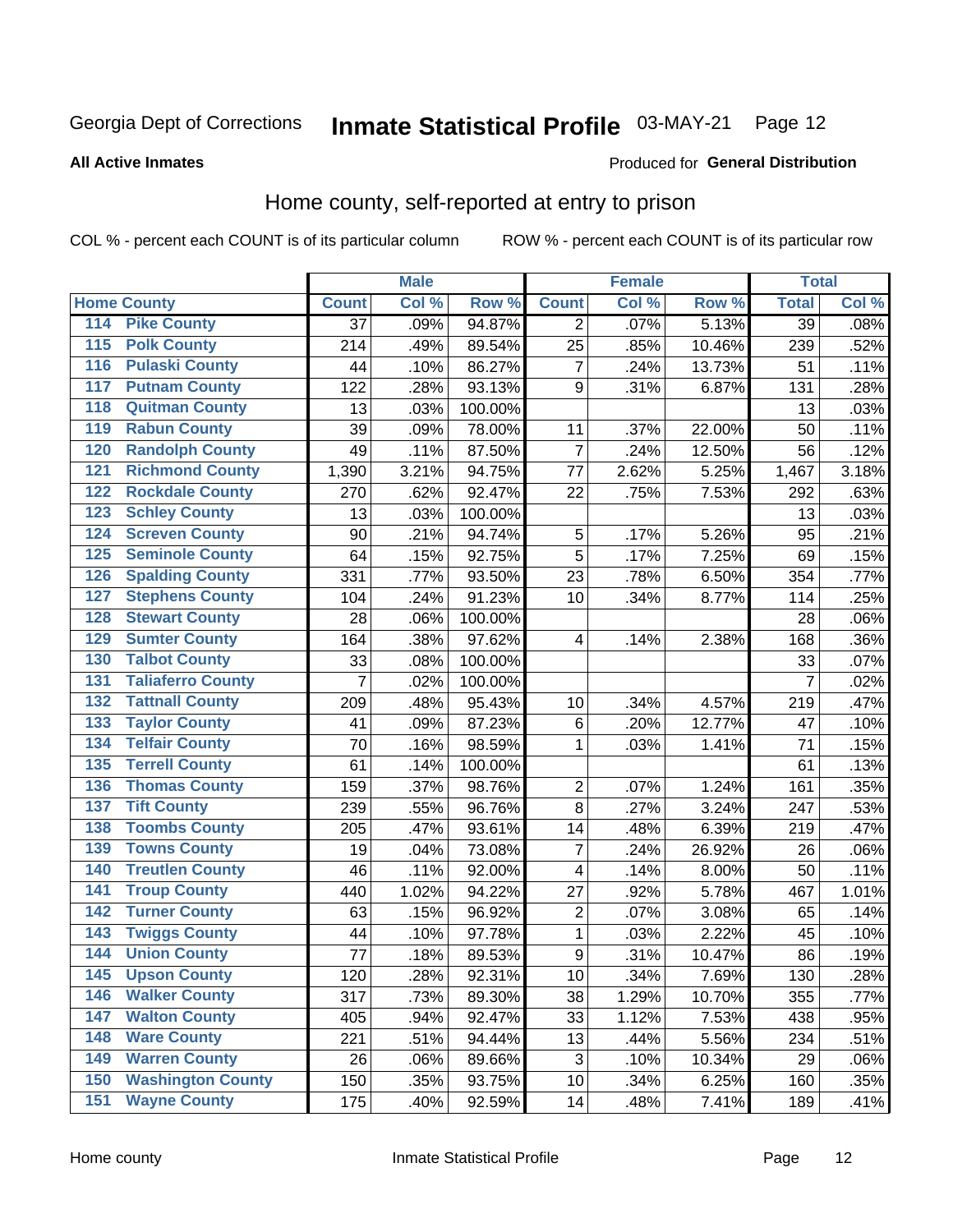Georgia Dept of Corrections **Inmate Statistical Profile** 03-MAY-21 Page 12

**All Active Inmates**

Produced for **General Distribution**

## Home county, self-reported at entry to prison

COL % - percent each COUNT is of its particular column ROW % - percent each COUNT is of its particular row

| Home County | | Male | | | Female | | | Total | |
|---|---|---|---|---|---|---|---|---|---|
| | | Count | Col % | Row % | Count | Col % | Row % | Total | Col % |
| 114 | Pike County | 37 | .09% | 94.87% | 2 | .07% | 5.13% | 39 | .08% |
| 115 | Polk County | 214 | .49% | 89.54% | 25 | .85% | 10.46% | 239 | .52% |
| 116 | Pulaski County | 44 | .10% | 86.27% | 7 | .24% | 13.73% | 51 | .11% |
| 117 | Putnam County | 122 | .28% | 93.13% | 9 | .31% | 6.87% | 131 | .28% |
| 118 | Quitman County | 13 | .03% | 100.00% | | | | 13 | .03% |
| 119 | Rabun County | 39 | .09% | 78.00% | 11 | .37% | 22.00% | 50 | .11% |
| 120 | Randolph County | 49 | .11% | 87.50% | 7 | .24% | 12.50% | 56 | .12% |
| 121 | Richmond County | 1,390 | 3.21% | 94.75% | 77 | 2.62% | 5.25% | 1,467 | 3.18% |
| 122 | Rockdale County | 270 | .62% | 92.47% | 22 | .75% | 7.53% | 292 | .63% |
| 123 | Schley County | 13 | .03% | 100.00% | | | | 13 | .03% |
| 124 | Screven County | 90 | .21% | 94.74% | 5 | .17% | 5.26% | 95 | .21% |
| 125 | Seminole County | 64 | .15% | 92.75% | 5 | .17% | 7.25% | 69 | .15% |
| 126 | Spalding County | 331 | .77% | 93.50% | 23 | .78% | 6.50% | 354 | .77% |
| 127 | Stephens County | 104 | .24% | 91.23% | 10 | .34% | 8.77% | 114 | .25% |
| 128 | Stewart County | 28 | .06% | 100.00% | | | | 28 | .06% |
| 129 | Sumter County | 164 | .38% | 97.62% | 4 | .14% | 2.38% | 168 | .36% |
| 130 | Talbot County | 33 | .08% | 100.00% | | | | 33 | .07% |
| 131 | Taliaferro County | 7 | .02% | 100.00% | | | | 7 | .02% |
| 132 | Tattnall County | 209 | .48% | 95.43% | 10 | .34% | 4.57% | 219 | .47% |
| 133 | Taylor County | 41 | .09% | 87.23% | 6 | .20% | 12.77% | 47 | .10% |
| 134 | Telfair County | 70 | .16% | 98.59% | 1 | .03% | 1.41% | 71 | .15% |
| 135 | Terrell County | 61 | .14% | 100.00% | | | | 61 | .13% |
| 136 | Thomas County | 159 | .37% | 98.76% | 2 | .07% | 1.24% | 161 | .35% |
| 137 | Tift County | 239 | .55% | 96.76% | 8 | .27% | 3.24% | 247 | .53% |
| 138 | Toombs County | 205 | .47% | 93.61% | 14 | .48% | 6.39% | 219 | .47% |
| 139 | Towns County | 19 | .04% | 73.08% | 7 | .24% | 26.92% | 26 | .06% |
| 140 | Treutlen County | 46 | .11% | 92.00% | 4 | .14% | 8.00% | 50 | .11% |
| 141 | Troup County | 440 | 1.02% | 94.22% | 27 | .92% | 5.78% | 467 | 1.01% |
| 142 | Turner County | 63 | .15% | 96.92% | 2 | .07% | 3.08% | 65 | .14% |
| 143 | Twiggs County | 44 | .10% | 97.78% | 1 | .03% | 2.22% | 45 | .10% |
| 144 | Union County | 77 | .18% | 89.53% | 9 | .31% | 10.47% | 86 | .19% |
| 145 | Upson County | 120 | .28% | 92.31% | 10 | .34% | 7.69% | 130 | .28% |
| 146 | Walker County | 317 | .73% | 89.30% | 38 | 1.29% | 10.70% | 355 | .77% |
| 147 | Walton County | 405 | .94% | 92.47% | 33 | 1.12% | 7.53% | 438 | .95% |
| 148 | Ware County | 221 | .51% | 94.44% | 13 | .44% | 5.56% | 234 | .51% |
| 149 | Warren County | 26 | .06% | 89.66% | 3 | .10% | 10.34% | 29 | .06% |
| 150 | Washington County | 150 | .35% | 93.75% | 10 | .34% | 6.25% | 160 | .35% |
| 151 | Wayne County | 175 | .40% | 92.59% | 14 | .48% | 7.41% | 189 | .41% |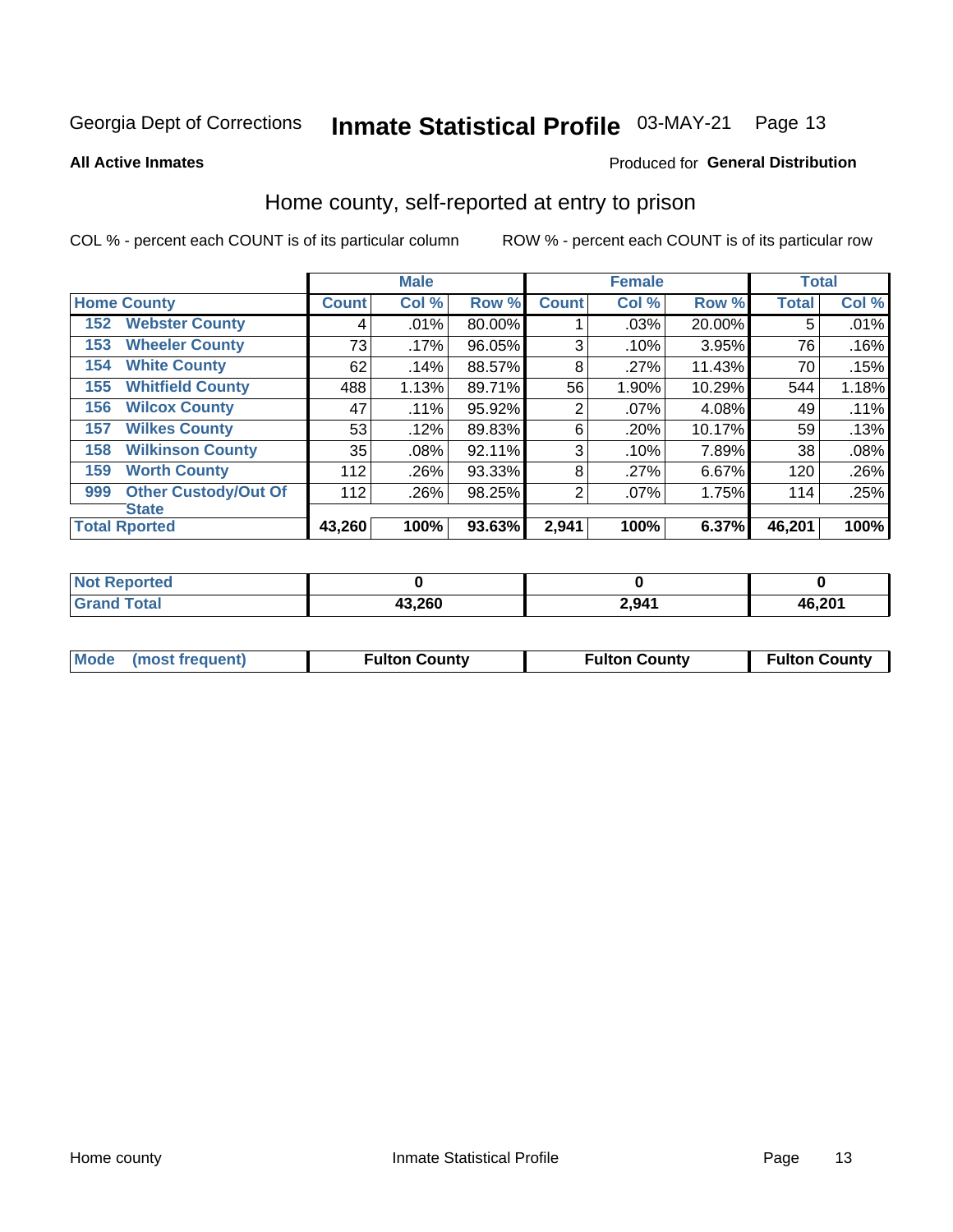Georgia Dept of Corrections **Inmate Statistical Profile** 03-MAY-21 Page 13

**All Active Inmates**

Produced for **General Distribution**

## Home county, self-reported at entry to prison

COL % - percent each COUNT is of its particular column

ROW % - percent each COUNT is of its particular row

| Home County | | Male | | | Female | | | Total | |
|---|---|---|---|---|---|---|---|---|---|
| | | Count | Col % | Row % | Count | Col % | Row % | Total | Col % |
| 152 | Webster County | 4 | .01% | 80.00% | 1 | .03% | 20.00% | 5 | .01% |
| 153 | Wheeler County | 73 | .17% | 96.05% | 3 | .10% | 3.95% | 76 | .16% |
| 154 | White County | 62 | .14% | 88.57% | 8 | .27% | 11.43% | 70 | .15% |
| 155 | Whitfield County | 488 | 1.13% | 89.71% | 56 | 1.90% | 10.29% | 544 | 1.18% |
| 156 | Wilcox County | 47 | .11% | 95.92% | 2 | .07% | 4.08% | 49 | .11% |
| 157 | Wilkes County | 53 | .12% | 89.83% | 6 | .20% | 10.17% | 59 | .13% |
| 158 | Wilkinson County | 35 | .08% | 92.11% | 3 | .10% | 7.89% | 38 | .08% |
| 159 | Worth County | 112 | .26% | 93.33% | 8 | .27% | 6.67% | 120 | .26% |
| 999 | Other Custody/Out Of State | 112 | .26% | 98.25% | 2 | .07% | 1.75% | 114 | .25% |
| **Total Rported** | | **43,260** | **100%** | **93.63%** | **2,941** | **100%** | **6.37%** | **46,201** | **100%** |

| | Male | Female | Total |
|---|---|---|---|
| Not Reported | 0 | 0 | 0 |
| Grand Total | 43,260 | 2,941 | 46,201 |

| | Male | Female | Total |
|---|---|---|---|
| Mode (most frequent) | Fulton County | Fulton County | Fulton County |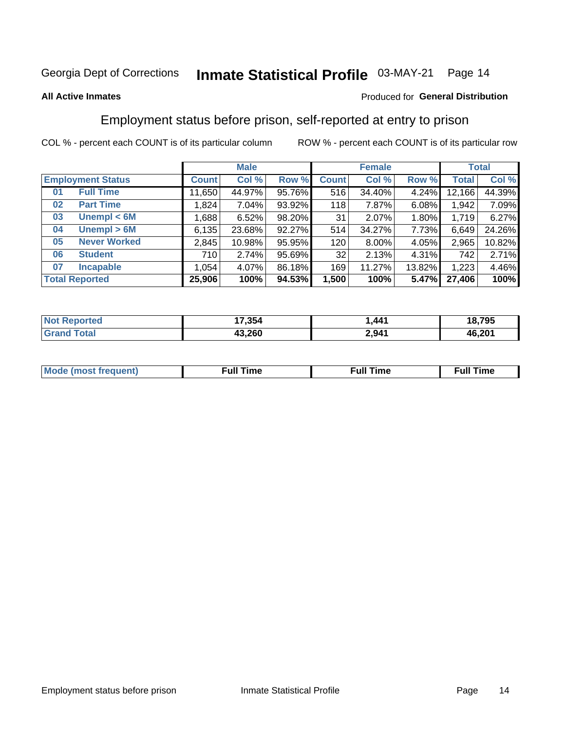Georgia Dept of Corrections **Inmate Statistical Profile** 03-MAY-21 Page 14

**All Active Inmates**

Produced for **General Distribution**

## Employment status before prison, self-reported at entry to prison

COL % - percent each COUNT is of its particular column ROW % - percent each COUNT is of its particular row

| Employment Status | | Male | | | Female | | | Total | |
|---|---|---|---|---|---|---|---|---|---|
| | | Count | Col % | Row % | Count | Col % | Row % | Total | Col % |
| 01 | Full Time | 11,650 | 44.97% | 95.76% | 516 | 34.40% | 4.24% | 12,166 | 44.39% |
| 02 | Part Time | 1,824 | 7.04% | 93.92% | 118 | 7.87% | 6.08% | 1,942 | 7.09% |
| 03 | Unempl < 6M | 1,688 | 6.52% | 98.20% | 31 | 2.07% | 1.80% | 1,719 | 6.27% |
| 04 | Unempl > 6M | 6,135 | 23.68% | 92.27% | 514 | 34.27% | 7.73% | 6,649 | 24.26% |
| 05 | Never Worked | 2,845 | 10.98% | 95.95% | 120 | 8.00% | 4.05% | 2,965 | 10.82% |
| 06 | Student | 710 | 2.74% | 95.69% | 32 | 2.13% | 4.31% | 742 | 2.71% |
| 07 | Incapable | 1,054 | 4.07% | 86.18% | 169 | 11.27% | 13.82% | 1,223 | 4.46% |
| **Total Reported** | | **25,906** | **100%** | **94.53%** | **1,500** | **100%** | **5.47%** | **27,406** | **100%** |

| | Male | Female | Total |
|---|---|---|---|
| Not Reported | 17,354 | 1,441 | 18,795 |
| Grand Total | 43,260 | 2,941 | 46,201 |

| | Male | Female | Total |
|---|---|---|---|
| Mode (most frequent) | Full Time | Full Time | Full Time |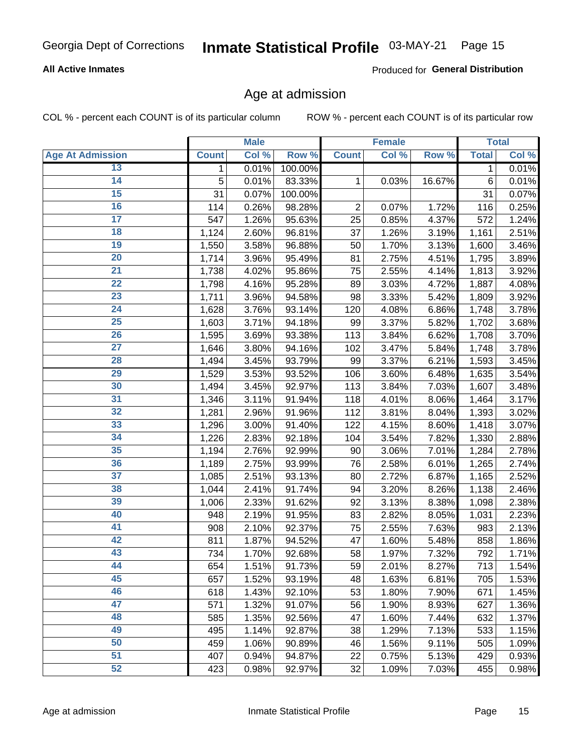**All Active Inmates**

Produced for **General Distribution**

## Age at admission

COL % - percent each COUNT is of its particular column

ROW % - percent each COUNT is of its particular row

| | Male | | | Female | | | Total | |
|---|---|---|---|---|---|---|---|---|
| **Age At Admission** | **Count** | **Col %** | **Row %** | **Count** | **Col %** | **Row %** | **Total** | **Col %** |
| 13 | 1 | 0.01% | 100.00% | | | | 1 | 0.01% |
| 14 | 5 | 0.01% | 83.33% | 1 | 0.03% | 16.67% | 6 | 0.01% |
| 15 | 31 | 0.07% | 100.00% | | | | 31 | 0.07% |
| 16 | 114 | 0.26% | 98.28% | 2 | 0.07% | 1.72% | 116 | 0.25% |
| 17 | 547 | 1.26% | 95.63% | 25 | 0.85% | 4.37% | 572 | 1.24% |
| 18 | 1,124 | 2.60% | 96.81% | 37 | 1.26% | 3.19% | 1,161 | 2.51% |
| 19 | 1,550 | 3.58% | 96.88% | 50 | 1.70% | 3.13% | 1,600 | 3.46% |
| 20 | 1,714 | 3.96% | 95.49% | 81 | 2.75% | 4.51% | 1,795 | 3.89% |
| 21 | 1,738 | 4.02% | 95.86% | 75 | 2.55% | 4.14% | 1,813 | 3.92% |
| 22 | 1,798 | 4.16% | 95.28% | 89 | 3.03% | 4.72% | 1,887 | 4.08% |
| 23 | 1,711 | 3.96% | 94.58% | 98 | 3.33% | 5.42% | 1,809 | 3.92% |
| 24 | 1,628 | 3.76% | 93.14% | 120 | 4.08% | 6.86% | 1,748 | 3.78% |
| 25 | 1,603 | 3.71% | 94.18% | 99 | 3.37% | 5.82% | 1,702 | 3.68% |
| 26 | 1,595 | 3.69% | 93.38% | 113 | 3.84% | 6.62% | 1,708 | 3.70% |
| 27 | 1,646 | 3.80% | 94.16% | 102 | 3.47% | 5.84% | 1,748 | 3.78% |
| 28 | 1,494 | 3.45% | 93.79% | 99 | 3.37% | 6.21% | 1,593 | 3.45% |
| 29 | 1,529 | 3.53% | 93.52% | 106 | 3.60% | 6.48% | 1,635 | 3.54% |
| 30 | 1,494 | 3.45% | 92.97% | 113 | 3.84% | 7.03% | 1,607 | 3.48% |
| 31 | 1,346 | 3.11% | 91.94% | 118 | 4.01% | 8.06% | 1,464 | 3.17% |
| 32 | 1,281 | 2.96% | 91.96% | 112 | 3.81% | 8.04% | 1,393 | 3.02% |
| 33 | 1,296 | 3.00% | 91.40% | 122 | 4.15% | 8.60% | 1,418 | 3.07% |
| 34 | 1,226 | 2.83% | 92.18% | 104 | 3.54% | 7.82% | 1,330 | 2.88% |
| 35 | 1,194 | 2.76% | 92.99% | 90 | 3.06% | 7.01% | 1,284 | 2.78% |
| 36 | 1,189 | 2.75% | 93.99% | 76 | 2.58% | 6.01% | 1,265 | 2.74% |
| 37 | 1,085 | 2.51% | 93.13% | 80 | 2.72% | 6.87% | 1,165 | 2.52% |
| 38 | 1,044 | 2.41% | 91.74% | 94 | 3.20% | 8.26% | 1,138 | 2.46% |
| 39 | 1,006 | 2.33% | 91.62% | 92 | 3.13% | 8.38% | 1,098 | 2.38% |
| 40 | 948 | 2.19% | 91.95% | 83 | 2.82% | 8.05% | 1,031 | 2.23% |
| 41 | 908 | 2.10% | 92.37% | 75 | 2.55% | 7.63% | 983 | 2.13% |
| 42 | 811 | 1.87% | 94.52% | 47 | 1.60% | 5.48% | 858 | 1.86% |
| 43 | 734 | 1.70% | 92.68% | 58 | 1.97% | 7.32% | 792 | 1.71% |
| 44 | 654 | 1.51% | 91.73% | 59 | 2.01% | 8.27% | 713 | 1.54% |
| 45 | 657 | 1.52% | 93.19% | 48 | 1.63% | 6.81% | 705 | 1.53% |
| 46 | 618 | 1.43% | 92.10% | 53 | 1.80% | 7.90% | 671 | 1.45% |
| 47 | 571 | 1.32% | 91.07% | 56 | 1.90% | 8.93% | 627 | 1.36% |
| 48 | 585 | 1.35% | 92.56% | 47 | 1.60% | 7.44% | 632 | 1.37% |
| 49 | 495 | 1.14% | 92.87% | 38 | 1.29% | 7.13% | 533 | 1.15% |
| 50 | 459 | 1.06% | 90.89% | 46 | 1.56% | 9.11% | 505 | 1.09% |
| 51 | 407 | 0.94% | 94.87% | 22 | 0.75% | 5.13% | 429 | 0.93% |
| 52 | 423 | 0.98% | 92.97% | 32 | 1.09% | 7.03% | 455 | 0.98% |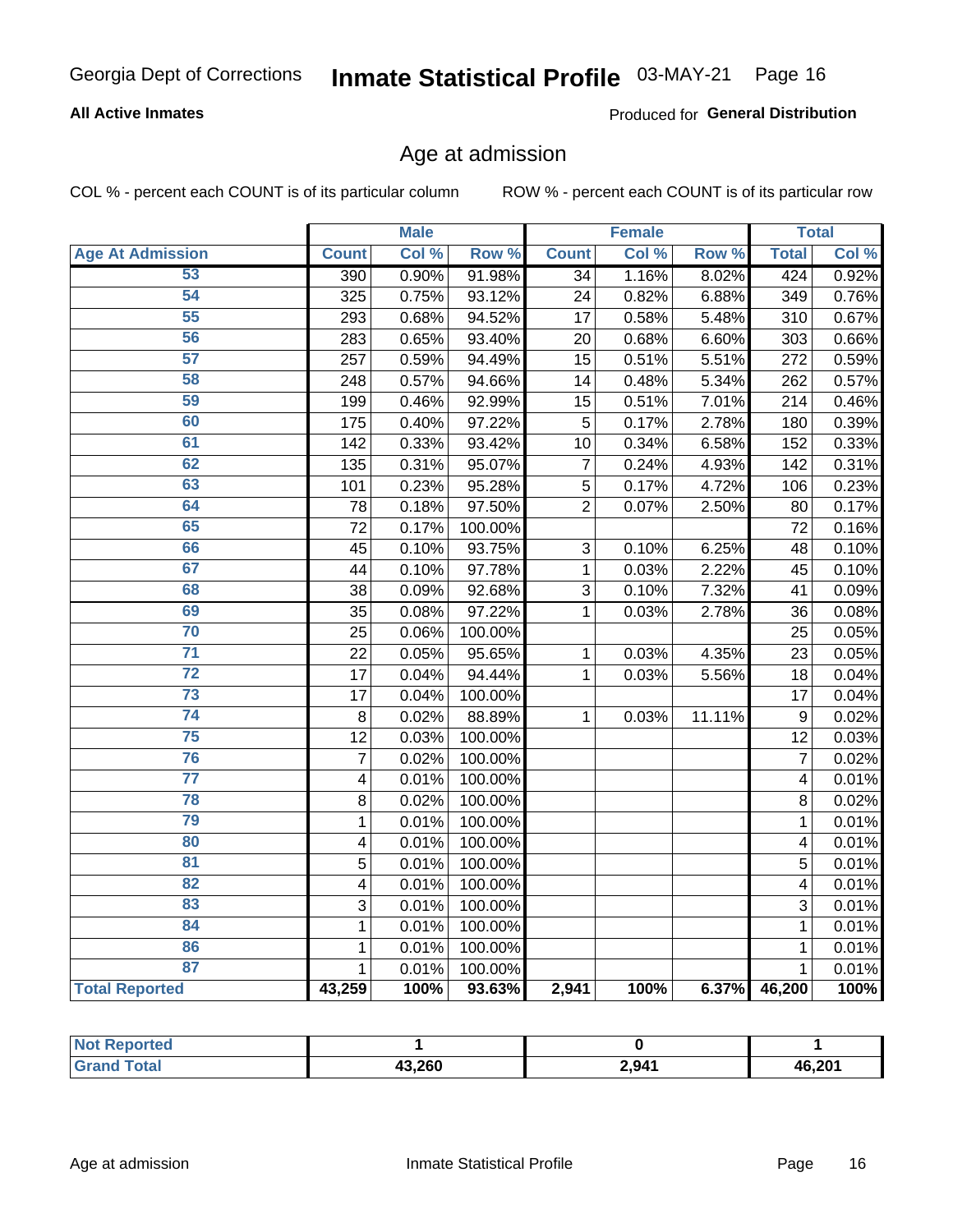Georgia Dept of Corrections **Inmate Statistical Profile** 03-MAY-21

**All Active Inmates**

Produced for **General Distribution**

## Age at admission

COL % - percent each COUNT is of its particular column

ROW % - percent each COUNT is of its particular row

| | Male | | | Female | | | Total | |
|---|---|---|---|---|---|---|---|---|
| **Age At Admission** | **Count** | **Col %** | **Row %** | **Count** | **Col %** | **Row %** | **Total** | **Col %** |
| 53 | 390 | 0.90% | 91.98% | 34 | 1.16% | 8.02% | 424 | 0.92% |
| 54 | 325 | 0.75% | 93.12% | 24 | 0.82% | 6.88% | 349 | 0.76% |
| 55 | 293 | 0.68% | 94.52% | 17 | 0.58% | 5.48% | 310 | 0.67% |
| 56 | 283 | 0.65% | 93.40% | 20 | 0.68% | 6.60% | 303 | 0.66% |
| 57 | 257 | 0.59% | 94.49% | 15 | 0.51% | 5.51% | 272 | 0.59% |
| 58 | 248 | 0.57% | 94.66% | 14 | 0.48% | 5.34% | 262 | 0.57% |
| 59 | 199 | 0.46% | 92.99% | 15 | 0.51% | 7.01% | 214 | 0.46% |
| 60 | 175 | 0.40% | 97.22% | 5 | 0.17% | 2.78% | 180 | 0.39% |
| 61 | 142 | 0.33% | 93.42% | 10 | 0.34% | 6.58% | 152 | 0.33% |
| 62 | 135 | 0.31% | 95.07% | 7 | 0.24% | 4.93% | 142 | 0.31% |
| 63 | 101 | 0.23% | 95.28% | 5 | 0.17% | 4.72% | 106 | 0.23% |
| 64 | 78 | 0.18% | 97.50% | 2 | 0.07% | 2.50% | 80 | 0.17% |
| 65 | 72 | 0.17% | 100.00% | | | | 72 | 0.16% |
| 66 | 45 | 0.10% | 93.75% | 3 | 0.10% | 6.25% | 48 | 0.10% |
| 67 | 44 | 0.10% | 97.78% | 1 | 0.03% | 2.22% | 45 | 0.10% |
| 68 | 38 | 0.09% | 92.68% | 3 | 0.10% | 7.32% | 41 | 0.09% |
| 69 | 35 | 0.08% | 97.22% | 1 | 0.03% | 2.78% | 36 | 0.08% |
| 70 | 25 | 0.06% | 100.00% | | | | 25 | 0.05% |
| 71 | 22 | 0.05% | 95.65% | 1 | 0.03% | 4.35% | 23 | 0.05% |
| 72 | 17 | 0.04% | 94.44% | 1 | 0.03% | 5.56% | 18 | 0.04% |
| 73 | 17 | 0.04% | 100.00% | | | | 17 | 0.04% |
| 74 | 8 | 0.02% | 88.89% | 1 | 0.03% | 11.11% | 9 | 0.02% |
| 75 | 12 | 0.03% | 100.00% | | | | 12 | 0.03% |
| 76 | 7 | 0.02% | 100.00% | | | | 7 | 0.02% |
| 77 | 4 | 0.01% | 100.00% | | | | 4 | 0.01% |
| 78 | 8 | 0.02% | 100.00% | | | | 8 | 0.02% |
| 79 | 1 | 0.01% | 100.00% | | | | 1 | 0.01% |
| 80 | 4 | 0.01% | 100.00% | | | | 4 | 0.01% |
| 81 | 5 | 0.01% | 100.00% | | | | 5 | 0.01% |
| 82 | 4 | 0.01% | 100.00% | | | | 4 | 0.01% |
| 83 | 3 | 0.01% | 100.00% | | | | 3 | 0.01% |
| 84 | 1 | 0.01% | 100.00% | | | | 1 | 0.01% |
| 86 | 1 | 0.01% | 100.00% | | | | 1 | 0.01% |
| 87 | 1 | 0.01% | 100.00% | | | | 1 | 0.01% |
| **Total Reported** | **43,259** | **100%** | **93.63%** | **2,941** | **100%** | **6.37%** | **46,200** | **100%** |

| | Male | Female | Total |
|---|---|---|---|
| **Not Reported** | **1** | **0** | **1** |
| **Grand Total** | **43,260** | **2,941** | **46,201** |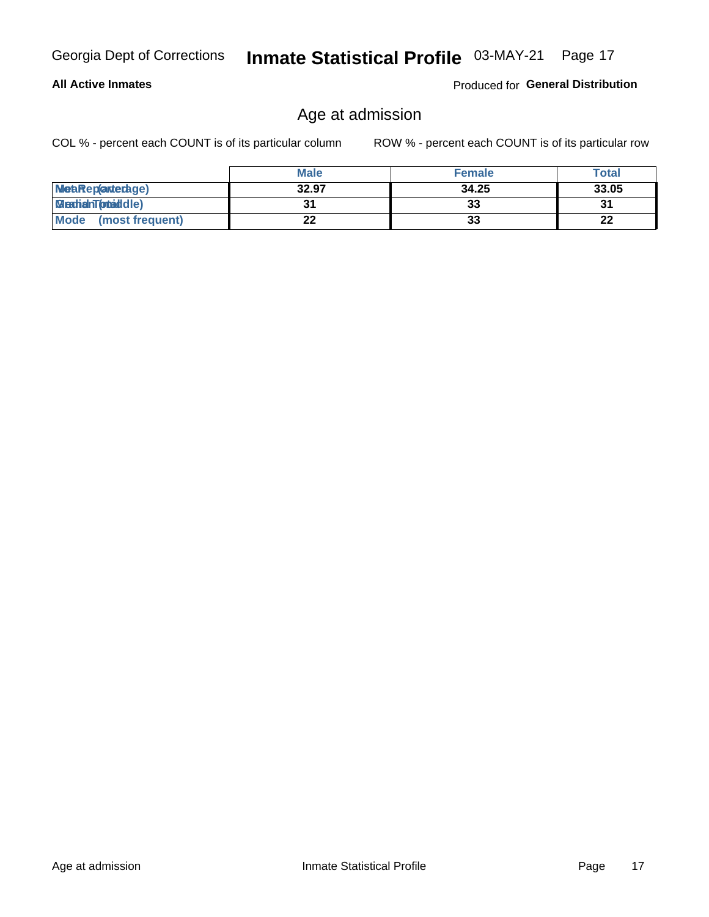# Inmate Statistical Profile

Georgia Dept of Corrections — 03-MAY-21

**All Active Inmates**

Produced for **General Distribution**

## Age at admission

COL % - percent each COUNT is of its particular column

ROW % - percent each COUNT is of its particular row

| | Male | Female | Total |
|---|---|---|---|
| Mean (average) | 32.97 | 34.25 | 33.05 |
| Median (middle) | 31 | 33 | 31 |
| Mode (most frequent) | 22 | 33 | 22 |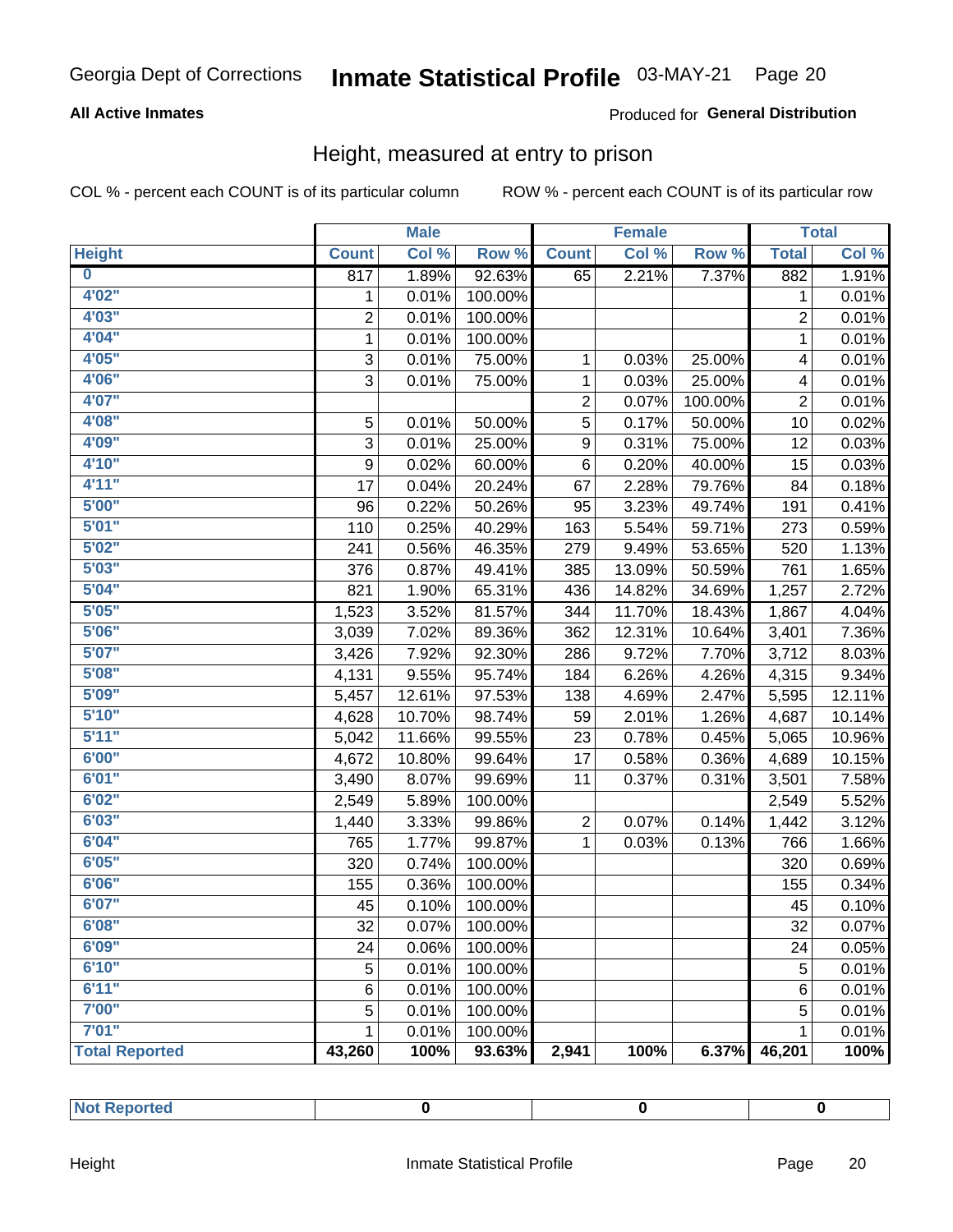Georgia Dept of Corrections **Inmate Statistical Profile** 03-MAY-21

**All Active Inmates**

Produced for **General Distribution**

## Height, measured at entry to prison

COL % - percent each COUNT is of its particular column ROW % - percent each COUNT is of its particular row

| Height | Male | | | Female | | | Total | |
|---|---|---|---|---|---|---|---|---|
| | Count | Col % | Row % | Count | Col % | Row % | Total | Col % |
| 0 | 817 | 1.89% | 92.63% | 65 | 2.21% | 7.37% | 882 | 1.91% |
| 4'02" | 1 | 0.01% | 100.00% | | | | 1 | 0.01% |
| 4'03" | 2 | 0.01% | 100.00% | | | | 2 | 0.01% |
| 4'04" | 1 | 0.01% | 100.00% | | | | 1 | 0.01% |
| 4'05" | 3 | 0.01% | 75.00% | 1 | 0.03% | 25.00% | 4 | 0.01% |
| 4'06" | 3 | 0.01% | 75.00% | 1 | 0.03% | 25.00% | 4 | 0.01% |
| 4'07" | | | | 2 | 0.07% | 100.00% | 2 | 0.01% |
| 4'08" | 5 | 0.01% | 50.00% | 5 | 0.17% | 50.00% | 10 | 0.02% |
| 4'09" | 3 | 0.01% | 25.00% | 9 | 0.31% | 75.00% | 12 | 0.03% |
| 4'10" | 9 | 0.02% | 60.00% | 6 | 0.20% | 40.00% | 15 | 0.03% |
| 4'11" | 17 | 0.04% | 20.24% | 67 | 2.28% | 79.76% | 84 | 0.18% |
| 5'00" | 96 | 0.22% | 50.26% | 95 | 3.23% | 49.74% | 191 | 0.41% |
| 5'01" | 110 | 0.25% | 40.29% | 163 | 5.54% | 59.71% | 273 | 0.59% |
| 5'02" | 241 | 0.56% | 46.35% | 279 | 9.49% | 53.65% | 520 | 1.13% |
| 5'03" | 376 | 0.87% | 49.41% | 385 | 13.09% | 50.59% | 761 | 1.65% |
| 5'04" | 821 | 1.90% | 65.31% | 436 | 14.82% | 34.69% | 1,257 | 2.72% |
| 5'05" | 1,523 | 3.52% | 81.57% | 344 | 11.70% | 18.43% | 1,867 | 4.04% |
| 5'06" | 3,039 | 7.02% | 89.36% | 362 | 12.31% | 10.64% | 3,401 | 7.36% |
| 5'07" | 3,426 | 7.92% | 92.30% | 286 | 9.72% | 7.70% | 3,712 | 8.03% |
| 5'08" | 4,131 | 9.55% | 95.74% | 184 | 6.26% | 4.26% | 4,315 | 9.34% |
| 5'09" | 5,457 | 12.61% | 97.53% | 138 | 4.69% | 2.47% | 5,595 | 12.11% |
| 5'10" | 4,628 | 10.70% | 98.74% | 59 | 2.01% | 1.26% | 4,687 | 10.14% |
| 5'11" | 5,042 | 11.66% | 99.55% | 23 | 0.78% | 0.45% | 5,065 | 10.96% |
| 6'00" | 4,672 | 10.80% | 99.64% | 17 | 0.58% | 0.36% | 4,689 | 10.15% |
| 6'01" | 3,490 | 8.07% | 99.69% | 11 | 0.37% | 0.31% | 3,501 | 7.58% |
| 6'02" | 2,549 | 5.89% | 100.00% | | | | 2,549 | 5.52% |
| 6'03" | 1,440 | 3.33% | 99.86% | 2 | 0.07% | 0.14% | 1,442 | 3.12% |
| 6'04" | 765 | 1.77% | 99.87% | 1 | 0.03% | 0.13% | 766 | 1.66% |
| 6'05" | 320 | 0.74% | 100.00% | | | | 320 | 0.69% |
| 6'06" | 155 | 0.36% | 100.00% | | | | 155 | 0.34% |
| 6'07" | 45 | 0.10% | 100.00% | | | | 45 | 0.10% |
| 6'08" | 32 | 0.07% | 100.00% | | | | 32 | 0.07% |
| 6'09" | 24 | 0.06% | 100.00% | | | | 24 | 0.05% |
| 6'10" | 5 | 0.01% | 100.00% | | | | 5 | 0.01% |
| 6'11" | 6 | 0.01% | 100.00% | | | | 6 | 0.01% |
| 7'00" | 5 | 0.01% | 100.00% | | | | 5 | 0.01% |
| 7'01" | 1 | 0.01% | 100.00% | | | | 1 | 0.01% |
| **Total Reported** | **43,260** | **100%** | **93.63%** | **2,941** | **100%** | **6.37%** | **46,201** | **100%** |

| Not Reported | 0 | 0 | 0 |
|---|---|---|---|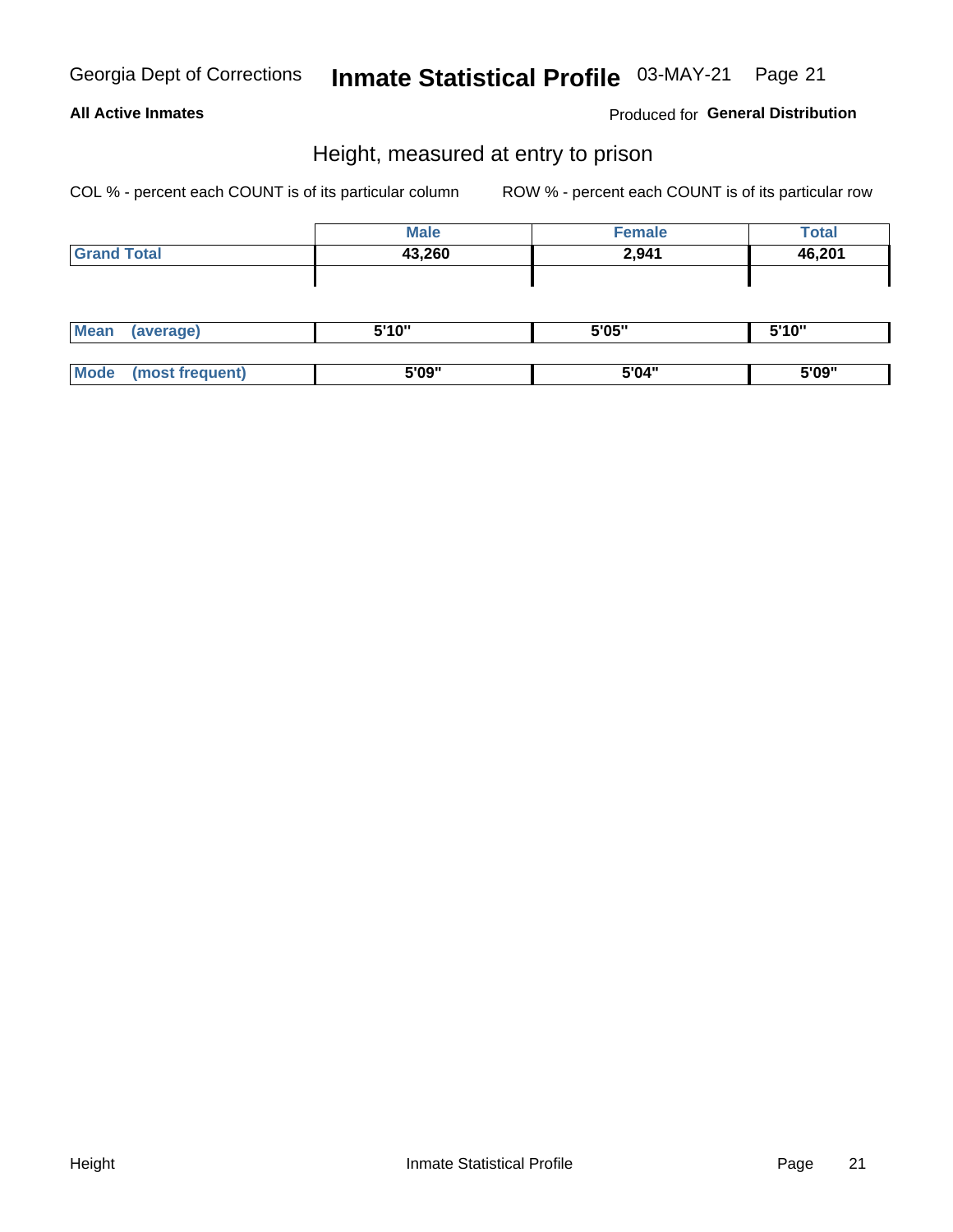## Height, measured at entry to prison

COL % - percent each COUNT is of its particular column    ROW % - percent each COUNT is of its particular row

| | Male | Female | Total |
|---|---|---|---|
| Grand Total | 43,260 | 2,941 | 46,201 |

| | Male | Female | Total |
|---|---|---|---|
| Mean (average) | 5'10" | 5'05" | 5'10" |
| Mode (most frequent) | 5'09" | 5'04" | 5'09" |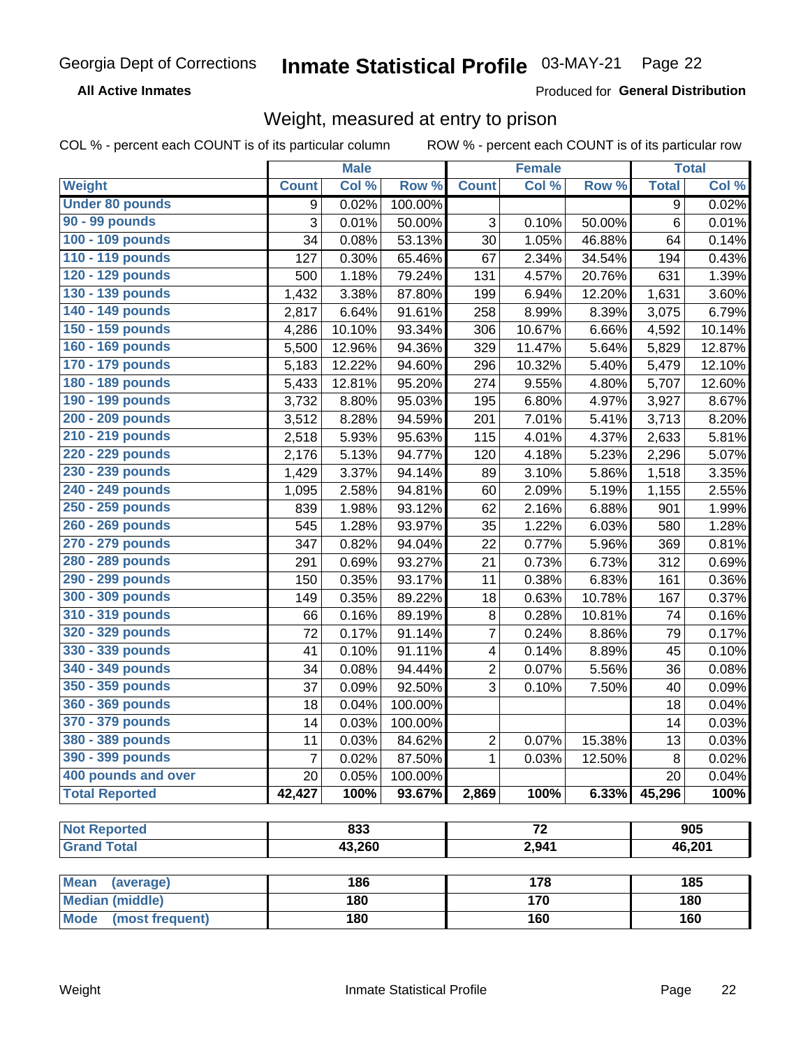Georgia Dept of Corrections **Inmate Statistical Profile** 03-MAY-21

**All Active Inmates**

Produced for **General Distribution**

## Weight, measured at entry to prison

COL % - percent each COUNT is of its particular column ROW % - percent each COUNT is of its particular row

| | Male | | | Female | | | Total | |
|---|---|---|---|---|---|---|---|---|
| **Weight** | **Count** | **Col %** | **Row %** | **Count** | **Col %** | **Row %** | **Total** | **Col %** |
| **Under 80 pounds** | 9 | 0.02% | 100.00% | | | | 9 | 0.02% |
| **90 - 99 pounds** | 3 | 0.01% | 50.00% | 3 | 0.10% | 50.00% | 6 | 0.01% |
| **100 - 109 pounds** | 34 | 0.08% | 53.13% | 30 | 1.05% | 46.88% | 64 | 0.14% |
| **110 - 119 pounds** | 127 | 0.30% | 65.46% | 67 | 2.34% | 34.54% | 194 | 0.43% |
| **120 - 129 pounds** | 500 | 1.18% | 79.24% | 131 | 4.57% | 20.76% | 631 | 1.39% |
| **130 - 139 pounds** | 1,432 | 3.38% | 87.80% | 199 | 6.94% | 12.20% | 1,631 | 3.60% |
| **140 - 149 pounds** | 2,817 | 6.64% | 91.61% | 258 | 8.99% | 8.39% | 3,075 | 6.79% |
| **150 - 159 pounds** | 4,286 | 10.10% | 93.34% | 306 | 10.67% | 6.66% | 4,592 | 10.14% |
| **160 - 169 pounds** | 5,500 | 12.96% | 94.36% | 329 | 11.47% | 5.64% | 5,829 | 12.87% |
| **170 - 179 pounds** | 5,183 | 12.22% | 94.60% | 296 | 10.32% | 5.40% | 5,479 | 12.10% |
| **180 - 189 pounds** | 5,433 | 12.81% | 95.20% | 274 | 9.55% | 4.80% | 5,707 | 12.60% |
| **190 - 199 pounds** | 3,732 | 8.80% | 95.03% | 195 | 6.80% | 4.97% | 3,927 | 8.67% |
| **200 - 209 pounds** | 3,512 | 8.28% | 94.59% | 201 | 7.01% | 5.41% | 3,713 | 8.20% |
| **210 - 219 pounds** | 2,518 | 5.93% | 95.63% | 115 | 4.01% | 4.37% | 2,633 | 5.81% |
| **220 - 229 pounds** | 2,176 | 5.13% | 94.77% | 120 | 4.18% | 5.23% | 2,296 | 5.07% |
| **230 - 239 pounds** | 1,429 | 3.37% | 94.14% | 89 | 3.10% | 5.86% | 1,518 | 3.35% |
| **240 - 249 pounds** | 1,095 | 2.58% | 94.81% | 60 | 2.09% | 5.19% | 1,155 | 2.55% |
| **250 - 259 pounds** | 839 | 1.98% | 93.12% | 62 | 2.16% | 6.88% | 901 | 1.99% |
| **260 - 269 pounds** | 545 | 1.28% | 93.97% | 35 | 1.22% | 6.03% | 580 | 1.28% |
| **270 - 279 pounds** | 347 | 0.82% | 94.04% | 22 | 0.77% | 5.96% | 369 | 0.81% |
| **280 - 289 pounds** | 291 | 0.69% | 93.27% | 21 | 0.73% | 6.73% | 312 | 0.69% |
| **290 - 299 pounds** | 150 | 0.35% | 93.17% | 11 | 0.38% | 6.83% | 161 | 0.36% |
| **300 - 309 pounds** | 149 | 0.35% | 89.22% | 18 | 0.63% | 10.78% | 167 | 0.37% |
| **310 - 319 pounds** | 66 | 0.16% | 89.19% | 8 | 0.28% | 10.81% | 74 | 0.16% |
| **320 - 329 pounds** | 72 | 0.17% | 91.14% | 7 | 0.24% | 8.86% | 79 | 0.17% |
| **330 - 339 pounds** | 41 | 0.10% | 91.11% | 4 | 0.14% | 8.89% | 45 | 0.10% |
| **340 - 349 pounds** | 34 | 0.08% | 94.44% | 2 | 0.07% | 5.56% | 36 | 0.08% |
| **350 - 359 pounds** | 37 | 0.09% | 92.50% | 3 | 0.10% | 7.50% | 40 | 0.09% |
| **360 - 369 pounds** | 18 | 0.04% | 100.00% | | | | 18 | 0.04% |
| **370 - 379 pounds** | 14 | 0.03% | 100.00% | | | | 14 | 0.03% |
| **380 - 389 pounds** | 11 | 0.03% | 84.62% | 2 | 0.07% | 15.38% | 13 | 0.03% |
| **390 - 399 pounds** | 7 | 0.02% | 87.50% | 1 | 0.03% | 12.50% | 8 | 0.02% |
| **400 pounds and over** | 20 | 0.05% | 100.00% | | | | 20 | 0.04% |
| **Total Reported** | **42,427** | **100%** | **93.67%** | **2,869** | **100%** | **6.33%** | **45,296** | **100%** |

| | Male | Female | Total |
|---|---|---|---|
| **Not Reported** | **833** | **72** | **905** |
| **Grand Total** | **43,260** | **2,941** | **46,201** |

| | Male | Female | Total |
|---|---|---|---|
| **Mean (average)** | **186** | **178** | **185** |
| **Median (middle)** | **180** | **170** | **180** |
| **Mode (most frequent)** | **180** | **160** | **160** |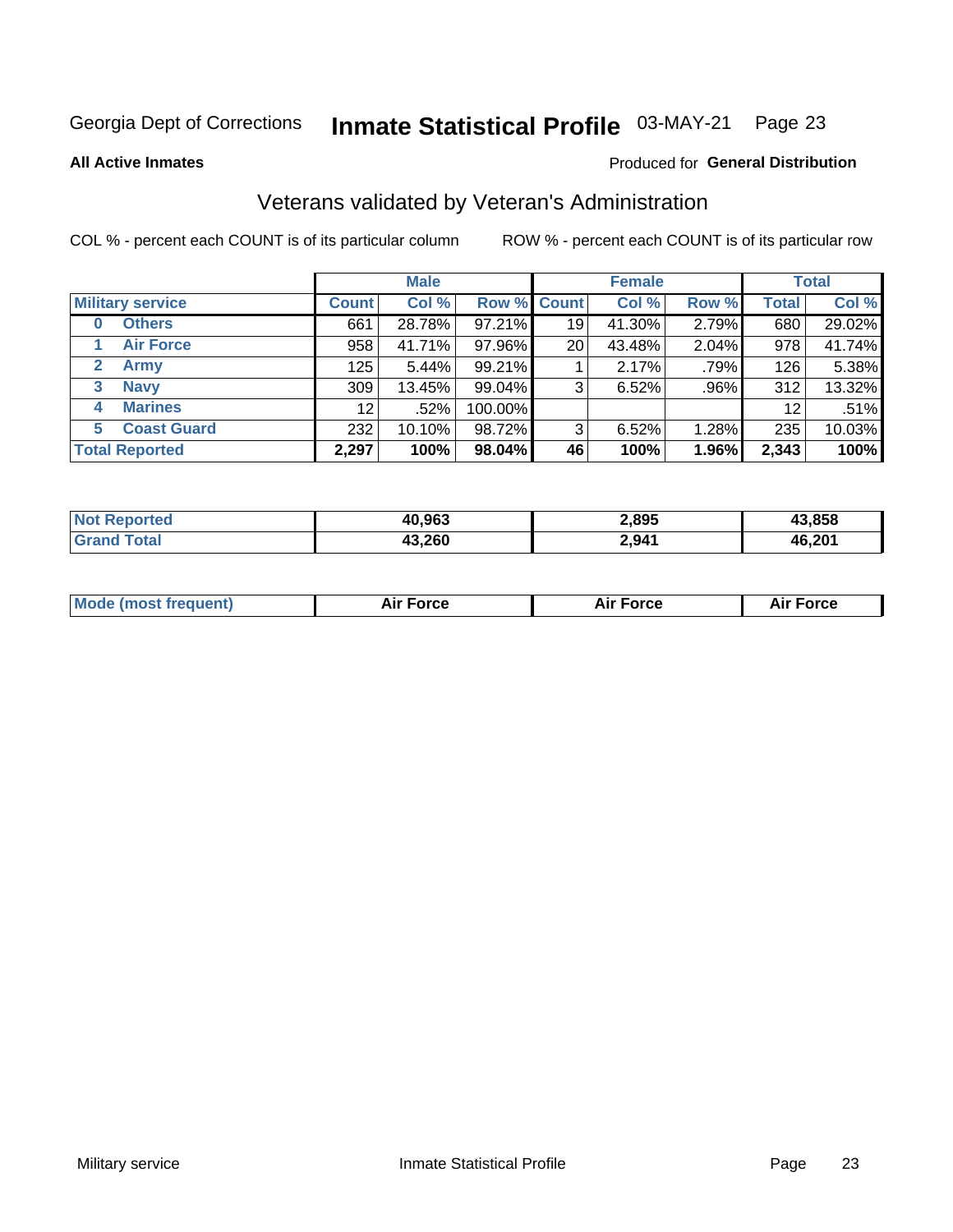Georgia Dept of Corrections **Inmate Statistical Profile** 03-MAY-21

**All Active Inmates**

Produced for **General Distribution**

## Veterans validated by Veteran's Administration

COL % - percent each COUNT is of its particular column

ROW % - percent each COUNT is of its particular row

| | Male | | | Female | | | Total | |
|---|---|---|---|---|---|---|---|---|
| **Military service** | **Count** | **Col %** | **Row %** | **Count** | **Col %** | **Row %** | **Total** | **Col %** |
| **0 Others** | 661 | 28.78% | 97.21% | 19 | 41.30% | 2.79% | 680 | 29.02% |
| **1 Air Force** | 958 | 41.71% | 97.96% | 20 | 43.48% | 2.04% | 978 | 41.74% |
| **2 Army** | 125 | 5.44% | 99.21% | 1 | 2.17% | .79% | 126 | 5.38% |
| **3 Navy** | 309 | 13.45% | 99.04% | 3 | 6.52% | .96% | 312 | 13.32% |
| **4 Marines** | 12 | .52% | 100.00% | | | | 12 | .51% |
| **5 Coast Guard** | 232 | 10.10% | 98.72% | 3 | 6.52% | 1.28% | 235 | 10.03% |
| **Total Reported** | **2,297** | **100%** | **98.04%** | **46** | **100%** | **1.96%** | **2,343** | **100%** |

| | Male | Female | Total |
|---|---|---|---|
| **Not Reported** | **40,963** | **2,895** | **43,858** |
| **Grand Total** | **43,260** | **2,941** | **46,201** |

| | Male | Female | Total |
|---|---|---|---|
| **Mode (most frequent)** | **Air Force** | **Air Force** | **Air Force** |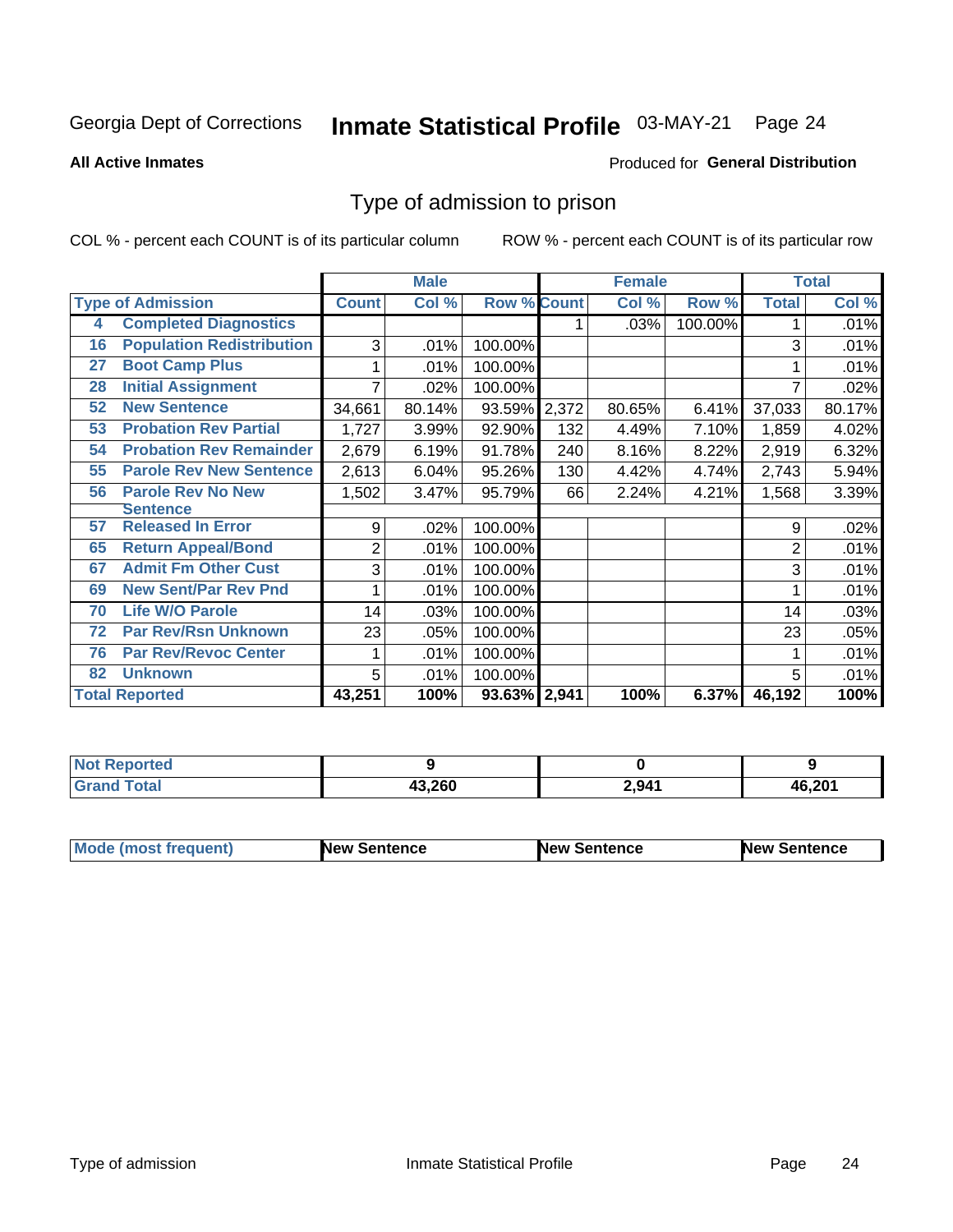Georgia Dept of Corrections **Inmate Statistical Profile** 03-MAY-21

**All Active Inmates**

Produced for **General Distribution**

## Type of admission to prison

COL % - percent each COUNT is of its particular column

ROW % - percent each COUNT is of its particular row

| Type of Admission | | Male | | | Female | | | Total | |
|---|---|---|---|---|---|---|---|---|---|
| | | Count | Col % | Row % | Count | Col % | Row % | Total | Col % |
| 4 | Completed Diagnostics | | | | 1 | .03% | 100.00% | 1 | .01% |
| 16 | Population Redistribution | 3 | .01% | 100.00% | | | | 3 | .01% |
| 27 | Boot Camp Plus | 1 | .01% | 100.00% | | | | 1 | .01% |
| 28 | Initial Assignment | 7 | .02% | 100.00% | | | | 7 | .02% |
| 52 | New Sentence | 34,661 | 80.14% | 93.59% | 2,372 | 80.65% | 6.41% | 37,033 | 80.17% |
| 53 | Probation Rev Partial | 1,727 | 3.99% | 92.90% | 132 | 4.49% | 7.10% | 1,859 | 4.02% |
| 54 | Probation Rev Remainder | 2,679 | 6.19% | 91.78% | 240 | 8.16% | 8.22% | 2,919 | 6.32% |
| 55 | Parole Rev New Sentence | 2,613 | 6.04% | 95.26% | 130 | 4.42% | 4.74% | 2,743 | 5.94% |
| 56 | Parole Rev No New Sentence | 1,502 | 3.47% | 95.79% | 66 | 2.24% | 4.21% | 1,568 | 3.39% |
| 57 | Released In Error | 9 | .02% | 100.00% | | | | 9 | .02% |
| 65 | Return Appeal/Bond | 2 | .01% | 100.00% | | | | 2 | .01% |
| 67 | Admit Fm Other Cust | 3 | .01% | 100.00% | | | | 3 | .01% |
| 69 | New Sent/Par Rev Pnd | 1 | .01% | 100.00% | | | | 1 | .01% |
| 70 | Life W/O Parole | 14 | .03% | 100.00% | | | | 14 | .03% |
| 72 | Par Rev/Rsn Unknown | 23 | .05% | 100.00% | | | | 23 | .05% |
| 76 | Par Rev/Revoc Center | 1 | .01% | 100.00% | | | | 1 | .01% |
| 82 | Unknown | 5 | .01% | 100.00% | | | | 5 | .01% |
| **Total Reported** | | **43,251** | **100%** | **93.63%** | **2,941** | **100%** | **6.37%** | **46,192** | **100%** |

| | Male | Female | Total |
|---|---|---|---|
| Not Reported | 9 | 0 | 9 |
| Grand Total | 43,260 | 2,941 | 46,201 |

| | Male | Female | Total |
|---|---|---|---|
| Mode (most frequent) | New Sentence | New Sentence | New Sentence |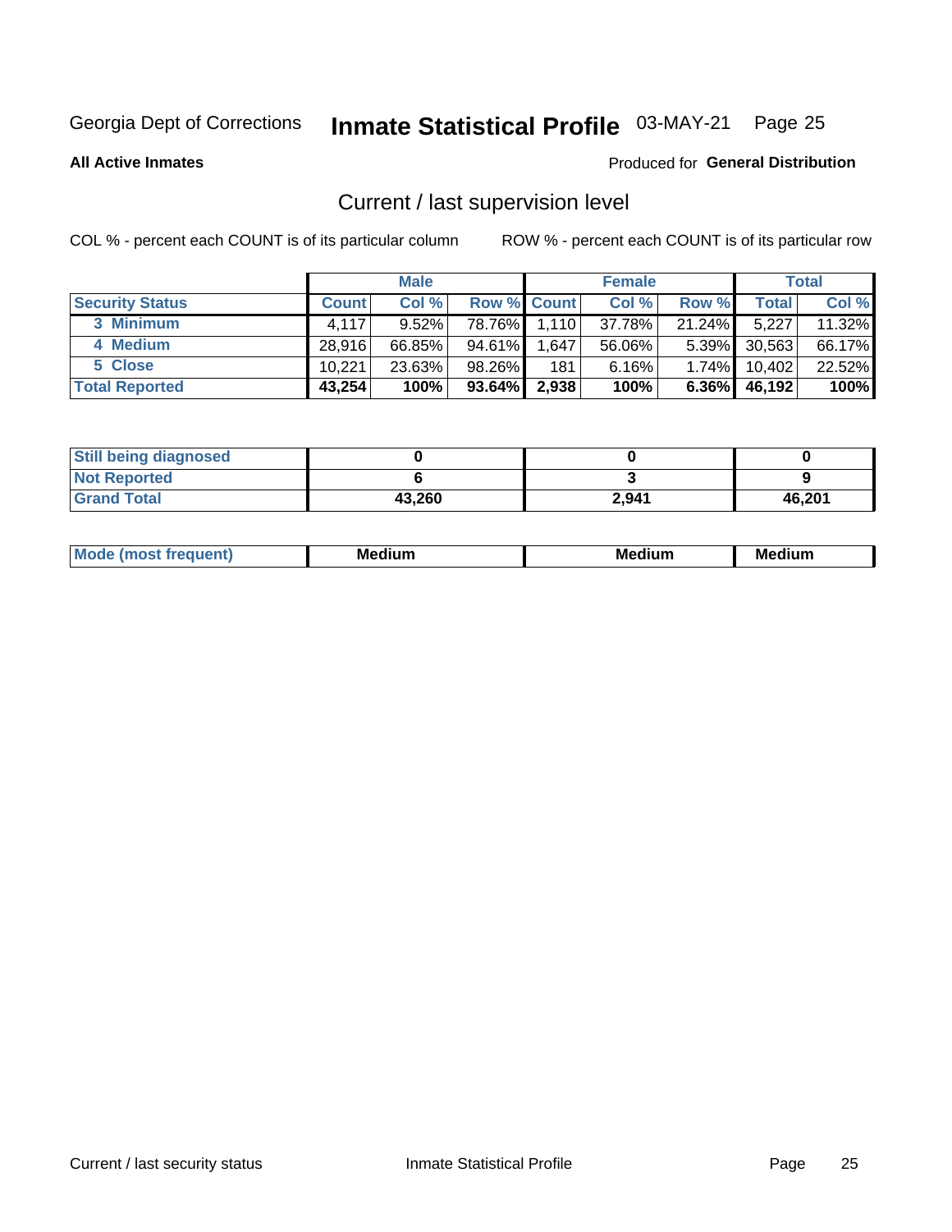Georgia Dept of Corrections **Inmate Statistical Profile** 03-MAY-21 Page 25

**All Active Inmates**

Produced for **General Distribution**

## Current / last supervision level

COL % - percent each COUNT is of its particular column

ROW % - percent each COUNT is of its particular row

| | Male | | | Female | | | Total | |
|---|---|---|---|---|---|---|---|---|
| **Security Status** | **Count** | **Col %** | **Row %** | **Count** | **Col %** | **Row %** | **Total** | **Col %** |
| 3 Minimum | 4,117 | 9.52% | 78.76% | 1,110 | 37.78% | 21.24% | 5,227 | 11.32% |
| 4 Medium | 28,916 | 66.85% | 94.61% | 1,647 | 56.06% | 5.39% | 30,563 | 66.17% |
| 5 Close | 10,221 | 23.63% | 98.26% | 181 | 6.16% | 1.74% | 10,402 | 22.52% |
| **Total Reported** | **43,254** | **100%** | **93.64%** | **2,938** | **100%** | **6.36%** | **46,192** | **100%** |

| | Male | Female | Total |
|---|---|---|---|
| **Still being diagnosed** | **0** | **0** | **0** |
| **Not Reported** | **6** | **3** | **9** |
| **Grand Total** | **43,260** | **2,941** | **46,201** |

| | Male | Female | Total |
|---|---|---|---|
| **Mode (most frequent)** | **Medium** | **Medium** | **Medium** |

Current / last security status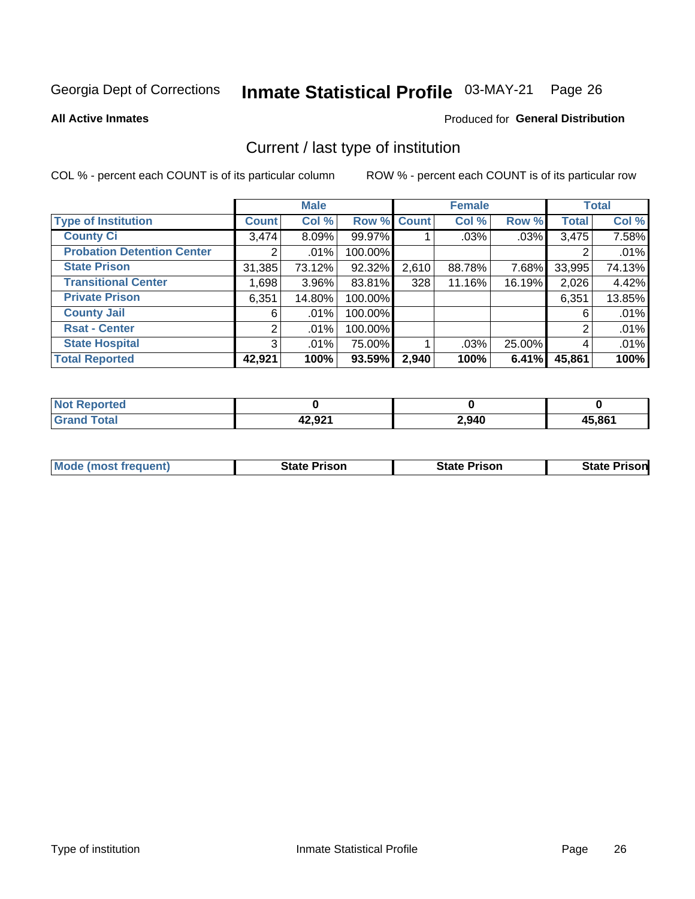Georgia Dept of Corrections **Inmate Statistical Profile** 03-MAY-21 Page 26

**All Active Inmates**

Produced for **General Distribution**

# Current / last type of institution

COL % - percent each COUNT is of its particular column ROW % - percent each COUNT is of its particular row

| | Male | | | Female | | | Total | |
|---|---|---|---|---|---|---|---|---|
| **Type of Institution** | **Count** | **Col %** | **Row %** | **Count** | **Col %** | **Row %** | **Total** | **Col %** |
| **County Ci** | 3,474 | 8.09% | 99.97% | 1 | .03% | .03% | 3,475 | 7.58% |
| **Probation Detention Center** | 2 | .01% | 100.00% | | | | 2 | .01% |
| **State Prison** | 31,385 | 73.12% | 92.32% | 2,610 | 88.78% | 7.68% | 33,995 | 74.13% |
| **Transitional Center** | 1,698 | 3.96% | 83.81% | 328 | 11.16% | 16.19% | 2,026 | 4.42% |
| **Private Prison** | 6,351 | 14.80% | 100.00% | | | | 6,351 | 13.85% |
| **County Jail** | 6 | .01% | 100.00% | | | | 6 | .01% |
| **Rsat - Center** | 2 | .01% | 100.00% | | | | 2 | .01% |
| **State Hospital** | 3 | .01% | 75.00% | 1 | .03% | 25.00% | 4 | .01% |
| **Total Reported** | **42,921** | **100%** | **93.59%** | **2,940** | **100%** | **6.41%** | **45,861** | **100%** |

| | Male | Female | Total |
|---|---|---|---|
| **Not Reported** | **0** | **0** | **0** |
| **Grand Total** | **42,921** | **2,940** | **45,861** |

| | Male | Female | Total |
|---|---|---|---|
| **Mode (most frequent)** | **State Prison** | **State Prison** | **State Prison** |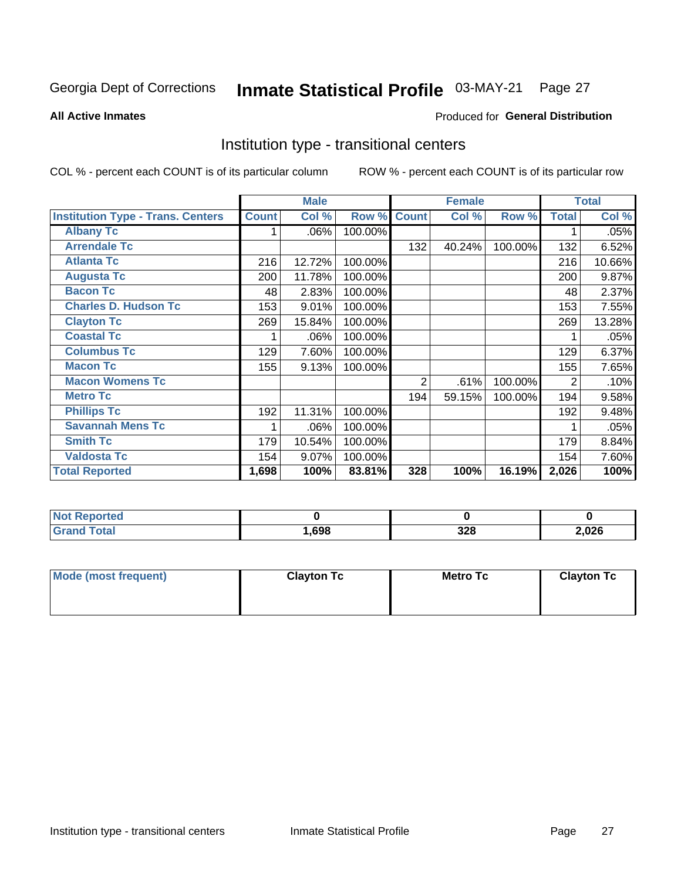Georgia Dept of Corrections **Inmate Statistical Profile** 03-MAY-21

**All Active Inmates**

Produced for **General Distribution**

## Institution type - transitional centers

COL % - percent each COUNT is of its particular column

ROW % - percent each COUNT is of its particular row

| | Male | | | Female | | | Total | |
|---|---|---|---|---|---|---|---|---|
| **Institution Type - Trans. Centers** | **Count** | **Col %** | **Row %** | **Count** | **Col %** | **Row %** | **Total** | **Col %** |
| **Albany Tc** | 1 | .06% | 100.00% | | | | 1 | .05% |
| **Arrendale Tc** | | | | 132 | 40.24% | 100.00% | 132 | 6.52% |
| **Atlanta Tc** | 216 | 12.72% | 100.00% | | | | 216 | 10.66% |
| **Augusta Tc** | 200 | 11.78% | 100.00% | | | | 200 | 9.87% |
| **Bacon Tc** | 48 | 2.83% | 100.00% | | | | 48 | 2.37% |
| **Charles D. Hudson Tc** | 153 | 9.01% | 100.00% | | | | 153 | 7.55% |
| **Clayton Tc** | 269 | 15.84% | 100.00% | | | | 269 | 13.28% |
| **Coastal Tc** | 1 | .06% | 100.00% | | | | 1 | .05% |
| **Columbus Tc** | 129 | 7.60% | 100.00% | | | | 129 | 6.37% |
| **Macon Tc** | 155 | 9.13% | 100.00% | | | | 155 | 7.65% |
| **Macon Womens Tc** | | | | 2 | .61% | 100.00% | 2 | .10% |
| **Metro Tc** | | | | 194 | 59.15% | 100.00% | 194 | 9.58% |
| **Phillips Tc** | 192 | 11.31% | 100.00% | | | | 192 | 9.48% |
| **Savannah Mens Tc** | 1 | .06% | 100.00% | | | | 1 | .05% |
| **Smith Tc** | 179 | 10.54% | 100.00% | | | | 179 | 8.84% |
| **Valdosta Tc** | 154 | 9.07% | 100.00% | | | | 154 | 7.60% |
| **Total Reported** | **1,698** | **100%** | **83.81%** | **328** | **100%** | **16.19%** | **2,026** | **100%** |

| | Male | Female | Total |
|---|---|---|---|
| **Not Reported** | **0** | **0** | **0** |
| **Grand Total** | **1,698** | **328** | **2,026** |

| | Male | Female | Total |
|---|---|---|---|
| **Mode (most frequent)** | **Clayton Tc** | **Metro Tc** | **Clayton Tc** |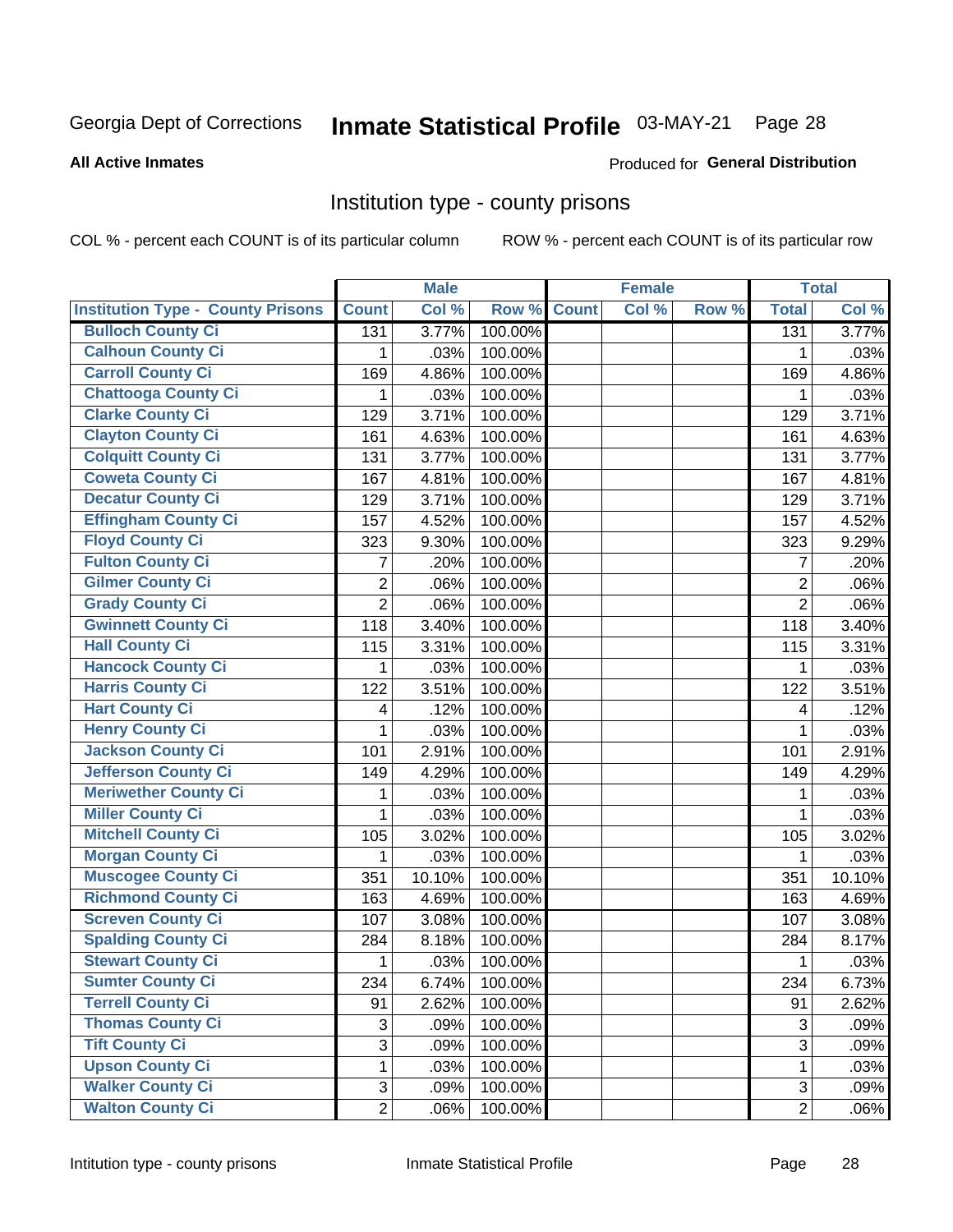Georgia Dept of Corrections **Inmate Statistical Profile** 03-MAY-21 Page 28

**All Active Inmates**

Produced for **General Distribution**

## Institution type - county prisons

COL % - percent each COUNT is of its particular column ROW % - percent each COUNT is of its particular row

| | Male | | | Female | | | Total | |
|---|---|---|---|---|---|---|---|---|
| Institution Type - County Prisons | Count | Col % | Row % | Count | Col % | Row % | Total | Col % |
| Bulloch County Ci | 131 | 3.77% | 100.00% | | | | 131 | 3.77% |
| Calhoun County Ci | 1 | .03% | 100.00% | | | | 1 | .03% |
| Carroll County Ci | 169 | 4.86% | 100.00% | | | | 169 | 4.86% |
| Chattooga County Ci | 1 | .03% | 100.00% | | | | 1 | .03% |
| Clarke County Ci | 129 | 3.71% | 100.00% | | | | 129 | 3.71% |
| Clayton County Ci | 161 | 4.63% | 100.00% | | | | 161 | 4.63% |
| Colquitt County Ci | 131 | 3.77% | 100.00% | | | | 131 | 3.77% |
| Coweta County Ci | 167 | 4.81% | 100.00% | | | | 167 | 4.81% |
| Decatur County Ci | 129 | 3.71% | 100.00% | | | | 129 | 3.71% |
| Effingham County Ci | 157 | 4.52% | 100.00% | | | | 157 | 4.52% |
| Floyd County Ci | 323 | 9.30% | 100.00% | | | | 323 | 9.29% |
| Fulton County Ci | 7 | .20% | 100.00% | | | | 7 | .20% |
| Gilmer County Ci | 2 | .06% | 100.00% | | | | 2 | .06% |
| Grady County Ci | 2 | .06% | 100.00% | | | | 2 | .06% |
| Gwinnett County Ci | 118 | 3.40% | 100.00% | | | | 118 | 3.40% |
| Hall County Ci | 115 | 3.31% | 100.00% | | | | 115 | 3.31% |
| Hancock County Ci | 1 | .03% | 100.00% | | | | 1 | .03% |
| Harris County Ci | 122 | 3.51% | 100.00% | | | | 122 | 3.51% |
| Hart County Ci | 4 | .12% | 100.00% | | | | 4 | .12% |
| Henry County Ci | 1 | .03% | 100.00% | | | | 1 | .03% |
| Jackson County Ci | 101 | 2.91% | 100.00% | | | | 101 | 2.91% |
| Jefferson County Ci | 149 | 4.29% | 100.00% | | | | 149 | 4.29% |
| Meriwether County Ci | 1 | .03% | 100.00% | | | | 1 | .03% |
| Miller County Ci | 1 | .03% | 100.00% | | | | 1 | .03% |
| Mitchell County Ci | 105 | 3.02% | 100.00% | | | | 105 | 3.02% |
| Morgan County Ci | 1 | .03% | 100.00% | | | | 1 | .03% |
| Muscogee County Ci | 351 | 10.10% | 100.00% | | | | 351 | 10.10% |
| Richmond County Ci | 163 | 4.69% | 100.00% | | | | 163 | 4.69% |
| Screven County Ci | 107 | 3.08% | 100.00% | | | | 107 | 3.08% |
| Spalding County Ci | 284 | 8.18% | 100.00% | | | | 284 | 8.17% |
| Stewart County Ci | 1 | .03% | 100.00% | | | | 1 | .03% |
| Sumter County Ci | 234 | 6.74% | 100.00% | | | | 234 | 6.73% |
| Terrell County Ci | 91 | 2.62% | 100.00% | | | | 91 | 2.62% |
| Thomas County Ci | 3 | .09% | 100.00% | | | | 3 | .09% |
| Tift County Ci | 3 | .09% | 100.00% | | | | 3 | .09% |
| Upson County Ci | 1 | .03% | 100.00% | | | | 1 | .03% |
| Walker County Ci | 3 | .09% | 100.00% | | | | 3 | .09% |
| Walton County Ci | 2 | .06% | 100.00% | | | | 2 | .06% |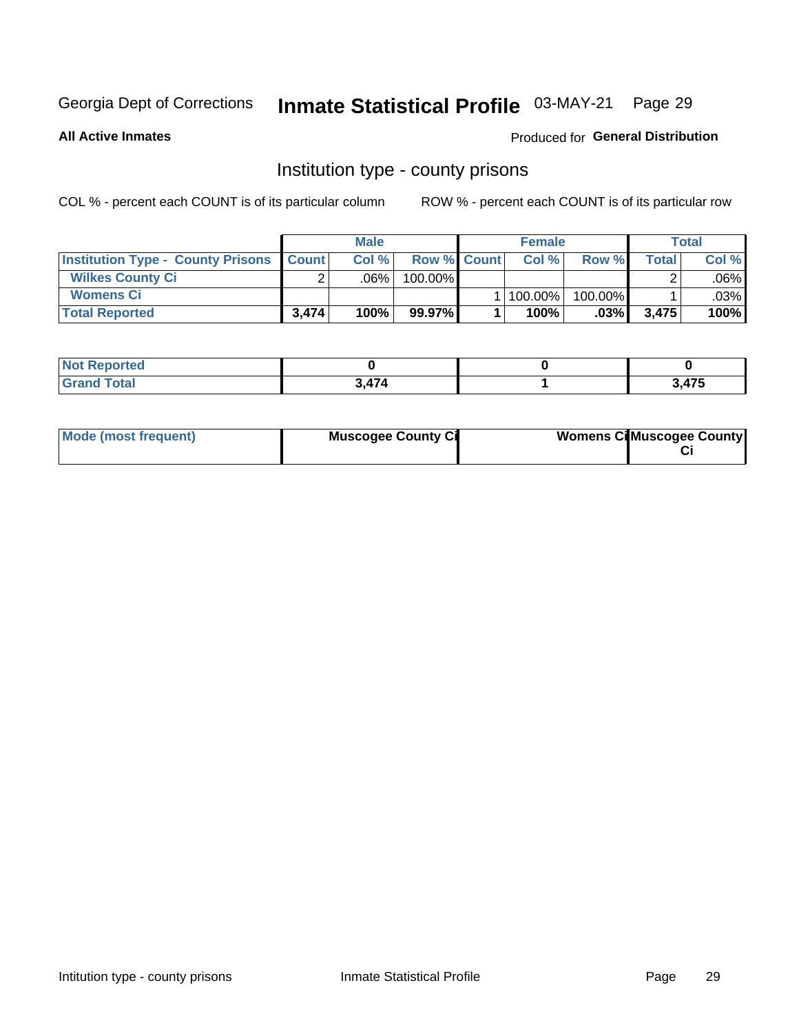Georgia Dept of Corrections **Inmate Statistical Profile** 03-MAY-21

**All Active Inmates** Produced for **General Distribution**

## Institution type - county prisons

COL % - percent each COUNT is of its particular column ROW % - percent each COUNT is of its particular row

| | Male | | | Female | | | Total | |
|---|---|---|---|---|---|---|---|---|
| **Institution Type - County Prisons** | **Count** | **Col %** | **Row %** | **Count** | **Col %** | **Row %** | **Total** | **Col %** |
| **Wilkes County Ci** | 2 | .06% | 100.00% | | | | 2 | .06% |
| **Womens Ci** | | | | 1 | 100.00% | 100.00% | 1 | .03% |
| **Total Reported** | **3,474** | **100%** | **99.97%** | **1** | **100%** | **.03%** | **3,475** | **100%** |

| | Male | Female | Total |
|---|---|---|---|
| **Not Reported** | **0** | **0** | **0** |
| **Grand Total** | **3,474** | **1** | **3,475** |

| | Male | Female | Total |
|---|---|---|---|
| **Mode (most frequent)** | **Muscogee County Ci** | **Womens Ci** | **Muscogee County Ci** |

Intitution type - county prisons Inmate Statistical Profile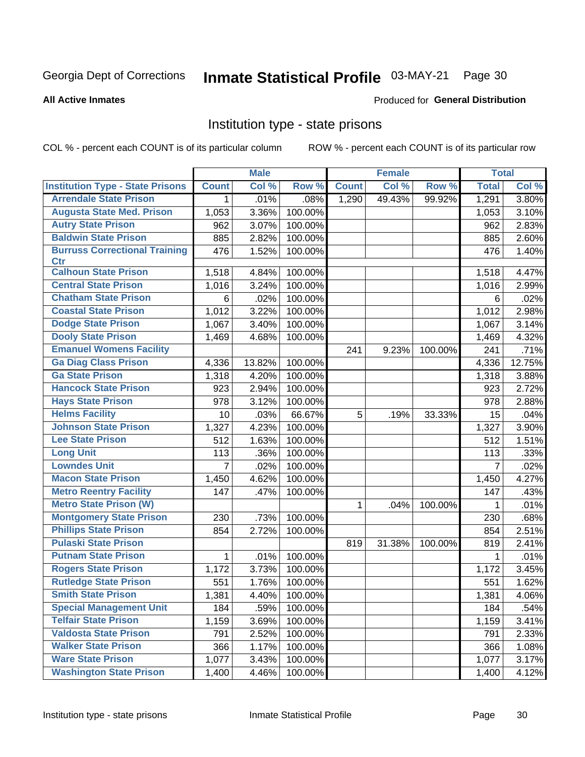Georgia Dept of Corrections **Inmate Statistical Profile** 03-MAY-21

**All Active Inmates**

Produced for **General Distribution**

## Institution type - state prisons

COL % - percent each COUNT is of its particular column ROW % - percent each COUNT is of its particular row

| | Male | | | Female | | | Total | |
|---|---|---|---|---|---|---|---|---|
| **Institution Type - State Prisons** | **Count** | **Col %** | **Row %** | **Count** | **Col %** | **Row %** | **Total** | **Col %** |
| Arrendale State Prison | 1 | .01% | .08% | 1,290 | 49.43% | 99.92% | 1,291 | 3.80% |
| Augusta State Med. Prison | 1,053 | 3.36% | 100.00% | | | | 1,053 | 3.10% |
| Autry State Prison | 962 | 3.07% | 100.00% | | | | 962 | 2.83% |
| Baldwin State Prison | 885 | 2.82% | 100.00% | | | | 885 | 2.60% |
| Burruss Correctional Training Ctr | 476 | 1.52% | 100.00% | | | | 476 | 1.40% |
| Calhoun State Prison | 1,518 | 4.84% | 100.00% | | | | 1,518 | 4.47% |
| Central State Prison | 1,016 | 3.24% | 100.00% | | | | 1,016 | 2.99% |
| Chatham State Prison | 6 | .02% | 100.00% | | | | 6 | .02% |
| Coastal State Prison | 1,012 | 3.22% | 100.00% | | | | 1,012 | 2.98% |
| Dodge State Prison | 1,067 | 3.40% | 100.00% | | | | 1,067 | 3.14% |
| Dooly State Prison | 1,469 | 4.68% | 100.00% | | | | 1,469 | 4.32% |
| Emanuel Womens Facility | | | | 241 | 9.23% | 100.00% | 241 | .71% |
| Ga Diag Class Prison | 4,336 | 13.82% | 100.00% | | | | 4,336 | 12.75% |
| Ga State Prison | 1,318 | 4.20% | 100.00% | | | | 1,318 | 3.88% |
| Hancock State Prison | 923 | 2.94% | 100.00% | | | | 923 | 2.72% |
| Hays State Prison | 978 | 3.12% | 100.00% | | | | 978 | 2.88% |
| Helms Facility | 10 | .03% | 66.67% | 5 | .19% | 33.33% | 15 | .04% |
| Johnson State Prison | 1,327 | 4.23% | 100.00% | | | | 1,327 | 3.90% |
| Lee State Prison | 512 | 1.63% | 100.00% | | | | 512 | 1.51% |
| Long Unit | 113 | .36% | 100.00% | | | | 113 | .33% |
| Lowndes Unit | 7 | .02% | 100.00% | | | | 7 | .02% |
| Macon State Prison | 1,450 | 4.62% | 100.00% | | | | 1,450 | 4.27% |
| Metro Reentry Facility | 147 | .47% | 100.00% | | | | 147 | .43% |
| Metro State Prison (W) | | | | 1 | .04% | 100.00% | 1 | .01% |
| Montgomery State Prison | 230 | .73% | 100.00% | | | | 230 | .68% |
| Phillips State Prison | 854 | 2.72% | 100.00% | | | | 854 | 2.51% |
| Pulaski State Prison | | | | 819 | 31.38% | 100.00% | 819 | 2.41% |
| Putnam State Prison | 1 | .01% | 100.00% | | | | 1 | .01% |
| Rogers State Prison | 1,172 | 3.73% | 100.00% | | | | 1,172 | 3.45% |
| Rutledge State Prison | 551 | 1.76% | 100.00% | | | | 551 | 1.62% |
| Smith State Prison | 1,381 | 4.40% | 100.00% | | | | 1,381 | 4.06% |
| Special Management Unit | 184 | .59% | 100.00% | | | | 184 | .54% |
| Telfair State Prison | 1,159 | 3.69% | 100.00% | | | | 1,159 | 3.41% |
| Valdosta State Prison | 791 | 2.52% | 100.00% | | | | 791 | 2.33% |
| Walker State Prison | 366 | 1.17% | 100.00% | | | | 366 | 1.08% |
| Ware State Prison | 1,077 | 3.43% | 100.00% | | | | 1,077 | 3.17% |
| Washington State Prison | 1,400 | 4.46% | 100.00% | | | | 1,400 | 4.12% |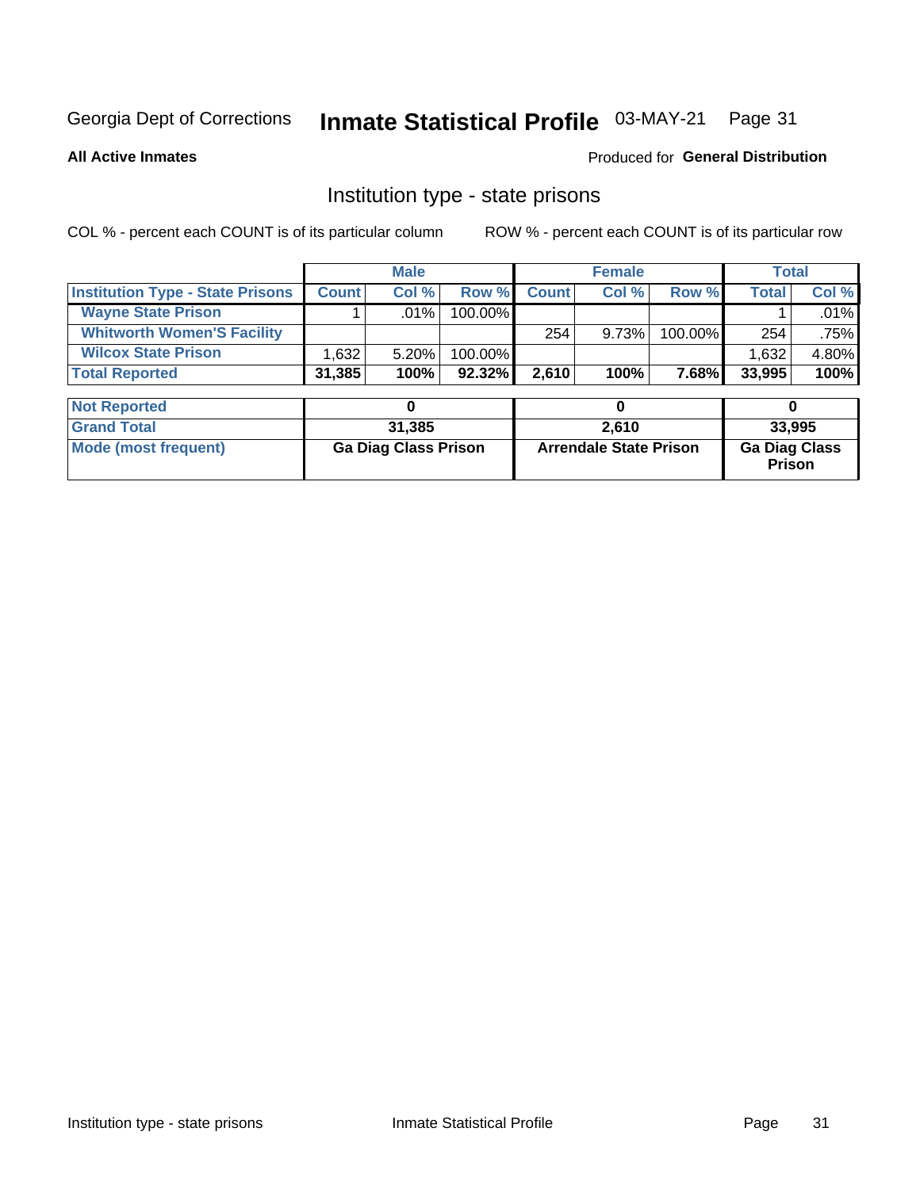Georgia Dept of Corrections **Inmate Statistical Profile** 03-MAY-21

**All Active Inmates**

Produced for **General Distribution**

## Institution type - state prisons

COL % - percent each COUNT is of its particular column    ROW % - percent each COUNT is of its particular row

| | Male | | | Female | | | Total | |
|---|---|---|---|---|---|---|---|---|
| **Institution Type - State Prisons** | **Count** | **Col %** | **Row %** | **Count** | **Col %** | **Row %** | **Total** | **Col %** |
| **Wayne State Prison** | 1 | .01% | 100.00% | | | | 1 | .01% |
| **Whitworth Women'S Facility** | | | | 254 | 9.73% | 100.00% | 254 | .75% |
| **Wilcox State Prison** | 1,632 | 5.20% | 100.00% | | | | 1,632 | 4.80% |
| **Total Reported** | **31,385** | **100%** | **92.32%** | **2,610** | **100%** | **7.68%** | **33,995** | **100%** |
| **Not Reported** | **0** | | | **0** | | | **0** | |
| **Grand Total** | **31,385** | | | **2,610** | | | **33,995** | |
| **Mode (most frequent)** | **Ga Diag Class Prison** | | | **Arrendale State Prison** | | | **Ga Diag Class Prison** | |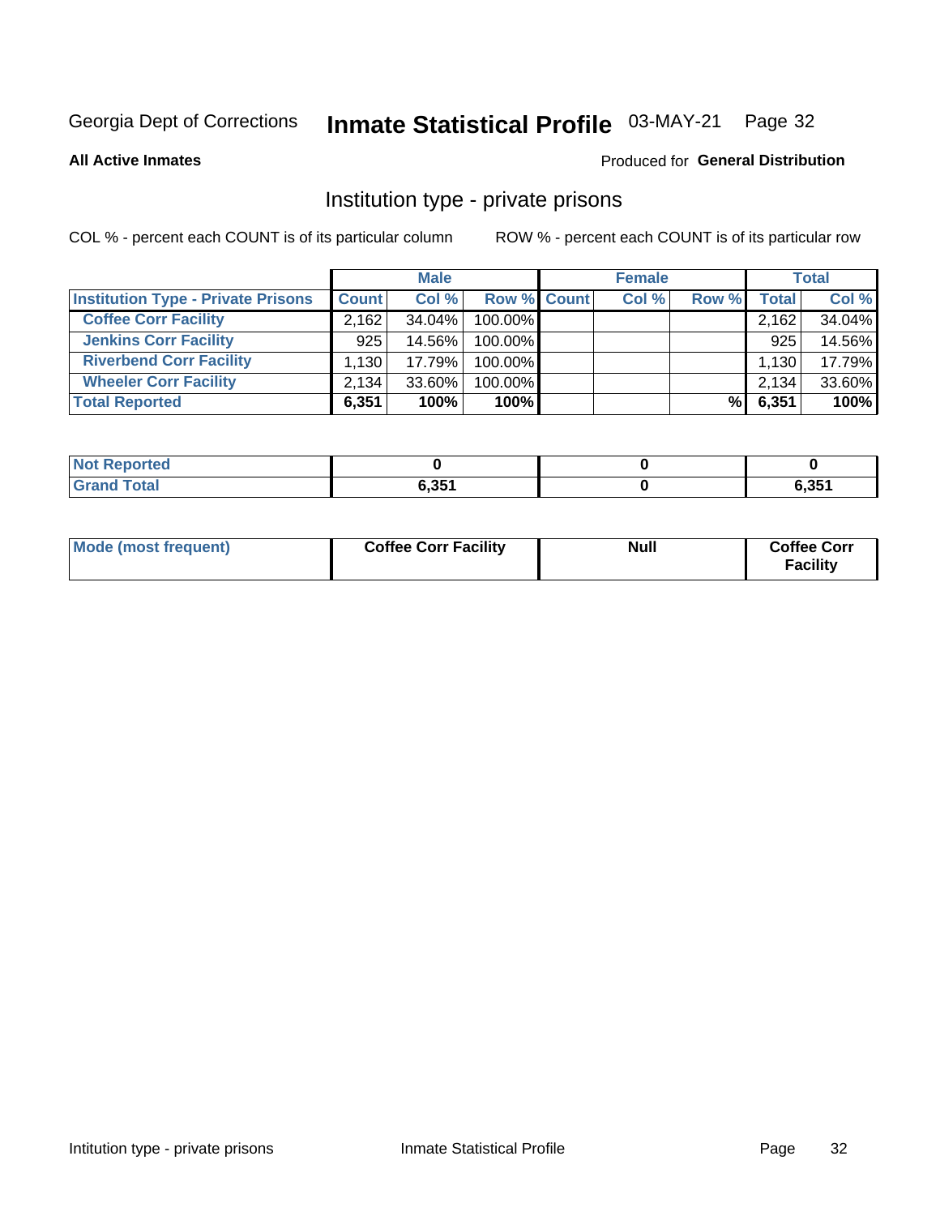Georgia Dept of Corrections **Inmate Statistical Profile** 03-MAY-21

**All Active Inmates**

Produced for **General Distribution**

## Institution type - private prisons

COL % - percent each COUNT is of its particular column

ROW % - percent each COUNT is of its particular row

| | Male | | | Female | | | Total | |
|---|---|---|---|---|---|---|---|---|
| **Institution Type - Private Prisons** | **Count** | **Col %** | **Row %** | **Count** | **Col %** | **Row %** | **Total** | **Col %** |
| **Coffee Corr Facility** | 2,162 | 34.04% | 100.00% | | | | 2,162 | 34.04% |
| **Jenkins Corr Facility** | 925 | 14.56% | 100.00% | | | | 925 | 14.56% |
| **Riverbend Corr Facility** | 1,130 | 17.79% | 100.00% | | | | 1,130 | 17.79% |
| **Wheeler Corr Facility** | 2,134 | 33.60% | 100.00% | | | | 2,134 | 33.60% |
| **Total Reported** | **6,351** | **100%** | **100%** | | | **%** | **6,351** | **100%** |

| | Male | Female | Total |
|---|---|---|---|
| **Not Reported** | **0** | **0** | **0** |
| **Grand Total** | **6,351** | **0** | **6,351** |

| | Male | Female | Total |
|---|---|---|---|
| **Mode (most frequent)** | **Coffee Corr Facility** | **Null** | **Coffee Corr Facility** |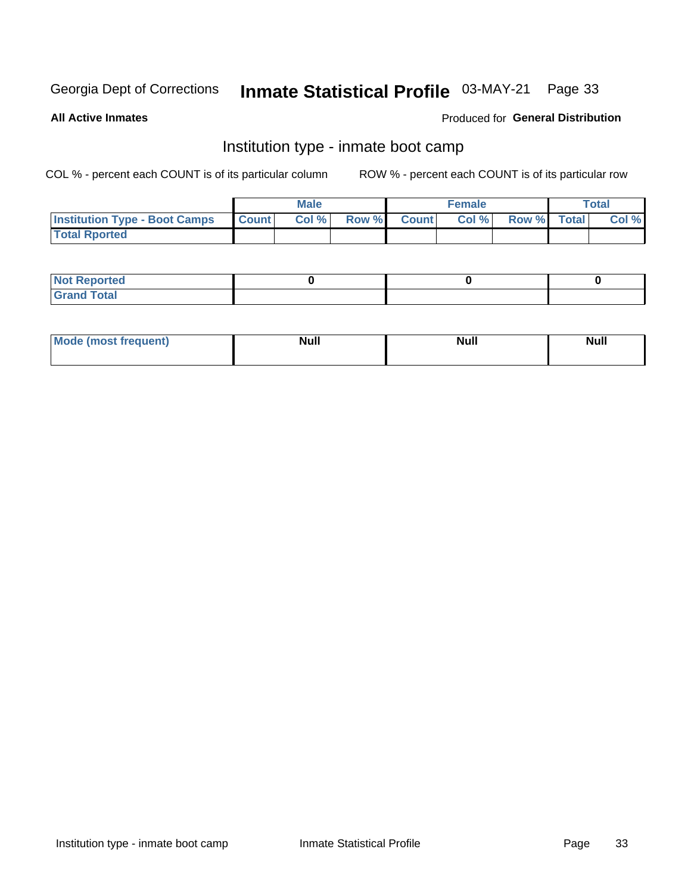Georgia Dept of Corrections **Inmate Statistical Profile** 03-MAY-21

**All Active Inmates**

Produced for **General Distribution**

## Institution type - inmate boot camp

COL % - percent each COUNT is of its particular column

ROW % - percent each COUNT is of its particular row

| | Male | | | Female | | | Total | |
|---|---|---|---|---|---|---|---|---|
| **Institution Type - Boot Camps** | **Count** | **Col %** | **Row %** | **Count** | **Col %** | **Row %** | **Total** | **Col %** |
| **Total Rported** | | | | | | | | |

| | Male | Female | Total |
|---|---|---|---|
| **Not Reported** | **0** | **0** | **0** |
| **Grand Total** | | | |

| | Male | Female | Total |
|---|---|---|---|
| **Mode (most frequent)** | **Null** | **Null** | **Null** |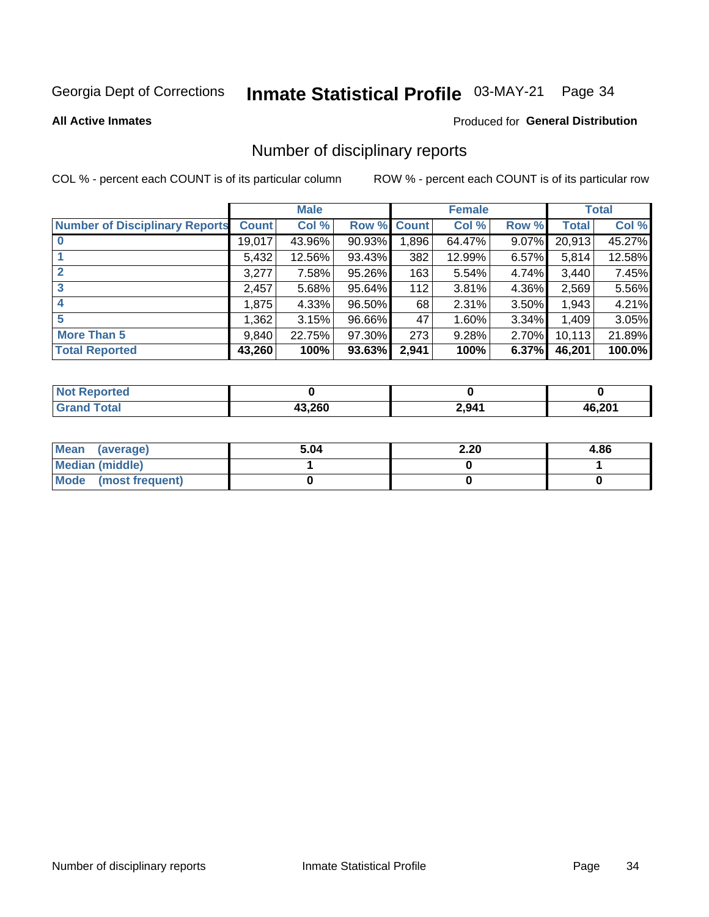Georgia Dept of Corrections **Inmate Statistical Profile** 03-MAY-21

**All Active Inmates**

Produced for **General Distribution**

## Number of disciplinary reports

COL % - percent each COUNT is of its particular column

ROW % - percent each COUNT is of its particular row

| | Male | | | Female | | | Total | |
|---|---|---|---|---|---|---|---|---|
| **Number of Disciplinary Reports** | **Count** | **Col %** | **Row %** | **Count** | **Col %** | **Row %** | **Total** | **Col %** |
| **0** | 19,017 | 43.96% | 90.93% | 1,896 | 64.47% | 9.07% | 20,913 | 45.27% |
| **1** | 5,432 | 12.56% | 93.43% | 382 | 12.99% | 6.57% | 5,814 | 12.58% |
| **2** | 3,277 | 7.58% | 95.26% | 163 | 5.54% | 4.74% | 3,440 | 7.45% |
| **3** | 2,457 | 5.68% | 95.64% | 112 | 3.81% | 4.36% | 2,569 | 5.56% |
| **4** | 1,875 | 4.33% | 96.50% | 68 | 2.31% | 3.50% | 1,943 | 4.21% |
| **5** | 1,362 | 3.15% | 96.66% | 47 | 1.60% | 3.34% | 1,409 | 3.05% |
| **More Than 5** | 9,840 | 22.75% | 97.30% | 273 | 9.28% | 2.70% | 10,113 | 21.89% |
| **Total Reported** | **43,260** | **100%** | **93.63%** | **2,941** | **100%** | **6.37%** | **46,201** | **100.0%** |

| | Male | Female | Total |
|---|---|---|---|
| **Not Reported** | **0** | **0** | **0** |
| **Grand Total** | **43,260** | **2,941** | **46,201** |

| | Male | Female | Total |
|---|---|---|---|
| **Mean (average)** | **5.04** | **2.20** | **4.86** |
| **Median (middle)** | **1** | **0** | **1** |
| **Mode (most frequent)** | **0** | **0** | **0** |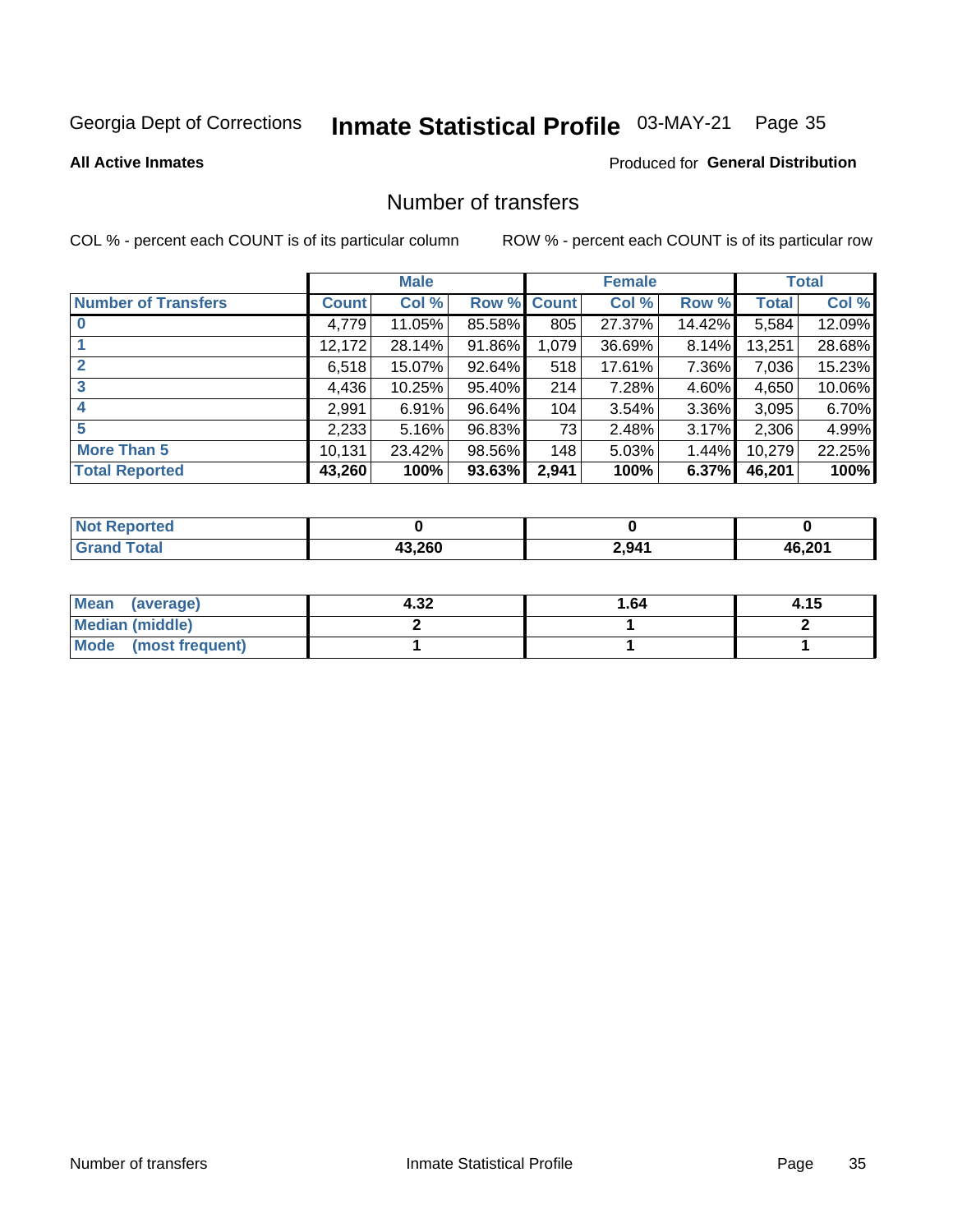Georgia Dept of Corrections **Inmate Statistical Profile** 03-MAY-21

**All Active Inmates** Produced for **General Distribution**

## Number of transfers

COL % - percent each COUNT is of its particular column ROW % - percent each COUNT is of its particular row

| | Male | | | Female | | | Total | |
|---|---|---|---|---|---|---|---|---|
| **Number of Transfers** | **Count** | **Col %** | **Row %** | **Count** | **Col %** | **Row %** | **Total** | **Col %** |
| **0** | 4,779 | 11.05% | 85.58% | 805 | 27.37% | 14.42% | 5,584 | 12.09% |
| **1** | 12,172 | 28.14% | 91.86% | 1,079 | 36.69% | 8.14% | 13,251 | 28.68% |
| **2** | 6,518 | 15.07% | 92.64% | 518 | 17.61% | 7.36% | 7,036 | 15.23% |
| **3** | 4,436 | 10.25% | 95.40% | 214 | 7.28% | 4.60% | 4,650 | 10.06% |
| **4** | 2,991 | 6.91% | 96.64% | 104 | 3.54% | 3.36% | 3,095 | 6.70% |
| **5** | 2,233 | 5.16% | 96.83% | 73 | 2.48% | 3.17% | 2,306 | 4.99% |
| **More Than 5** | 10,131 | 23.42% | 98.56% | 148 | 5.03% | 1.44% | 10,279 | 22.25% |
| **Total Reported** | **43,260** | **100%** | **93.63%** | **2,941** | **100%** | **6.37%** | **46,201** | **100%** |

| | Male | Female | Total |
|---|---|---|---|
| **Not Reported** | **0** | **0** | **0** |
| **Grand Total** | **43,260** | **2,941** | **46,201** |

| | Male | Female | Total |
|---|---|---|---|
| **Mean (average)** | **4.32** | **1.64** | **4.15** |
| **Median (middle)** | **2** | **1** | **2** |
| **Mode (most frequent)** | **1** | **1** | **1** |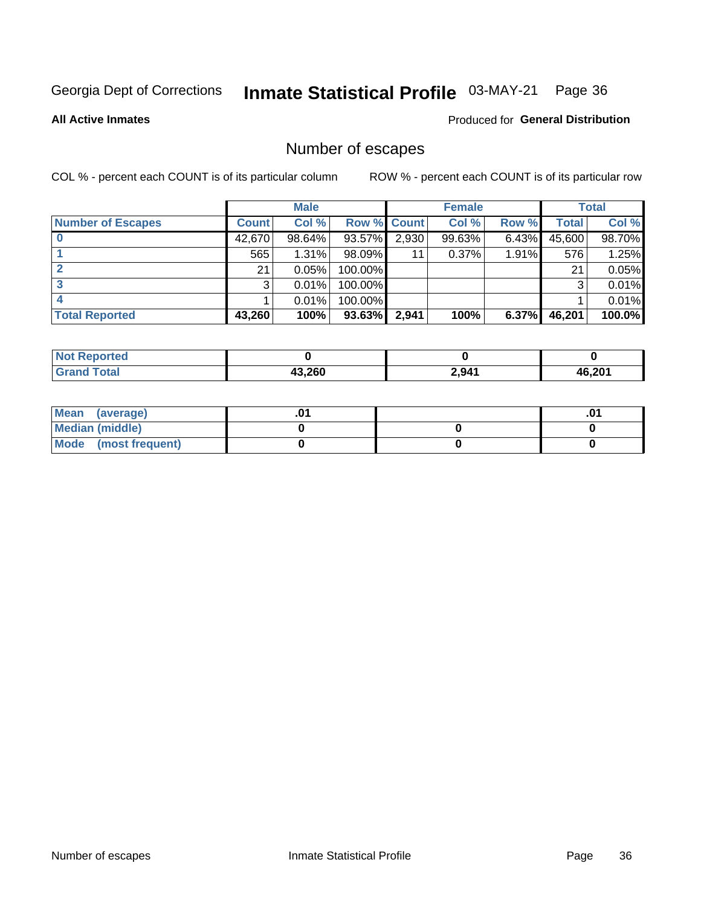Georgia Dept of Corrections **Inmate Statistical Profile** 03-MAY-21

**All Active Inmates**

Produced for **General Distribution**

## Number of escapes

COL % - percent each COUNT is of its particular column

ROW % - percent each COUNT is of its particular row

| | Male | | | Female | | | Total | |
|---|---|---|---|---|---|---|---|---|
| **Number of Escapes** | **Count** | **Col %** | **Row %** | **Count** | **Col %** | **Row %** | **Total** | **Col %** |
| **0** | 42,670 | 98.64% | 93.57% | 2,930 | 99.63% | 6.43% | 45,600 | 98.70% |
| **1** | 565 | 1.31% | 98.09% | 11 | 0.37% | 1.91% | 576 | 1.25% |
| **2** | 21 | 0.05% | 100.00% | | | | 21 | 0.05% |
| **3** | 3 | 0.01% | 100.00% | | | | 3 | 0.01% |
| **4** | 1 | 0.01% | 100.00% | | | | 1 | 0.01% |
| **Total Reported** | **43,260** | **100%** | **93.63%** | **2,941** | **100%** | **6.37%** | **46,201** | **100.0%** |

| | Male | Female | Total |
|---|---|---|---|
| **Not Reported** | **0** | **0** | **0** |
| **Grand Total** | **43,260** | **2,941** | **46,201** |

| | Male | Female | Total |
|---|---|---|---|
| **Mean (average)** | **.01** | | **.01** |
| **Median (middle)** | **0** | **0** | **0** |
| **Mode (most frequent)** | **0** | **0** | **0** |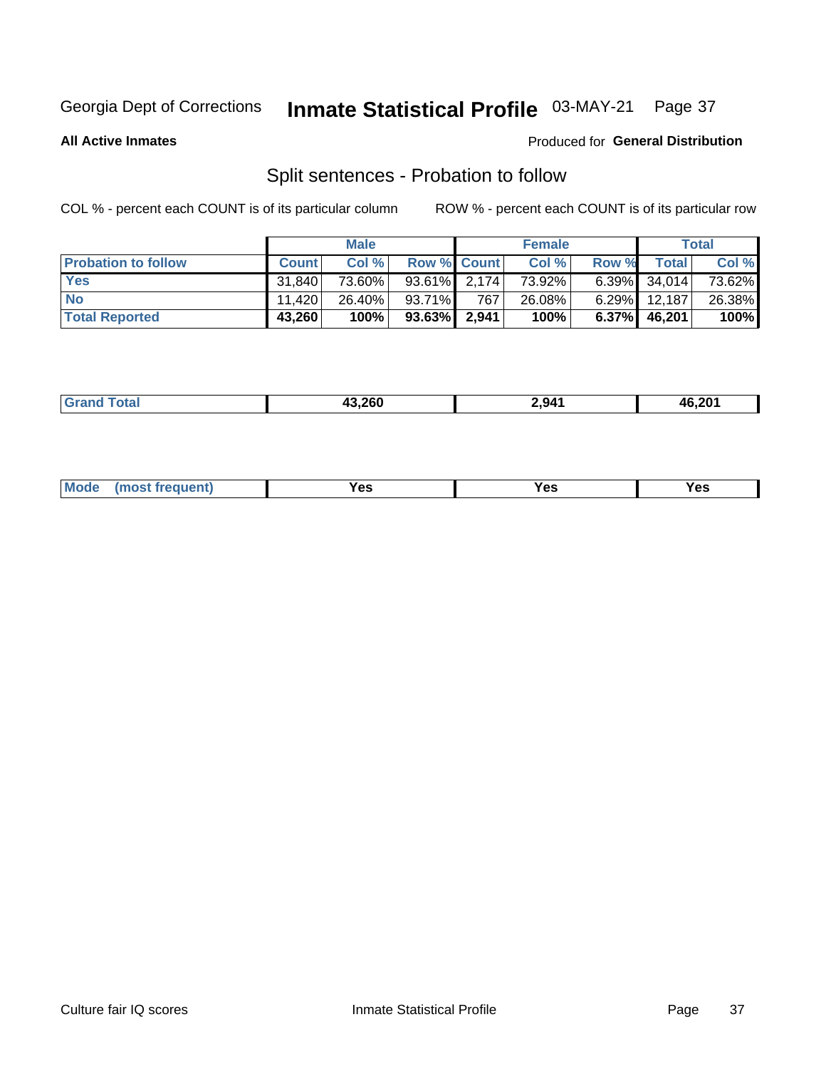Georgia Dept of Corrections **Inmate Statistical Profile** 03-MAY-21

**All Active Inmates**

Produced for **General Distribution**

## Split sentences - Probation to follow

COL % - percent each COUNT is of its particular column

ROW % - percent each COUNT is of its particular row

| | Male | | | Female | | | Total | |
|---|---|---|---|---|---|---|---|---|
| **Probation to follow** | **Count** | **Col %** | **Row %** | **Count** | **Col %** | **Row %** | **Total** | **Col %** |
| **Yes** | 31,840 | 73.60% | 93.61% | 2,174 | 73.92% | 6.39% | 34,014 | 73.62% |
| **No** | 11,420 | 26.40% | 93.71% | 767 | 26.08% | 6.29% | 12,187 | 26.38% |
| **Total Reported** | **43,260** | **100%** | **93.63%** | **2,941** | **100%** | **6.37%** | **46,201** | **100%** |

| | Male | Female | Total |
|---|---|---|---|
| **Grand Total** | **43,260** | **2,941** | **46,201** |

| | Male | Female | Total |
|---|---|---|---|
| **Mode (most frequent)** | **Yes** | **Yes** | **Yes** |

Culture fair IQ scores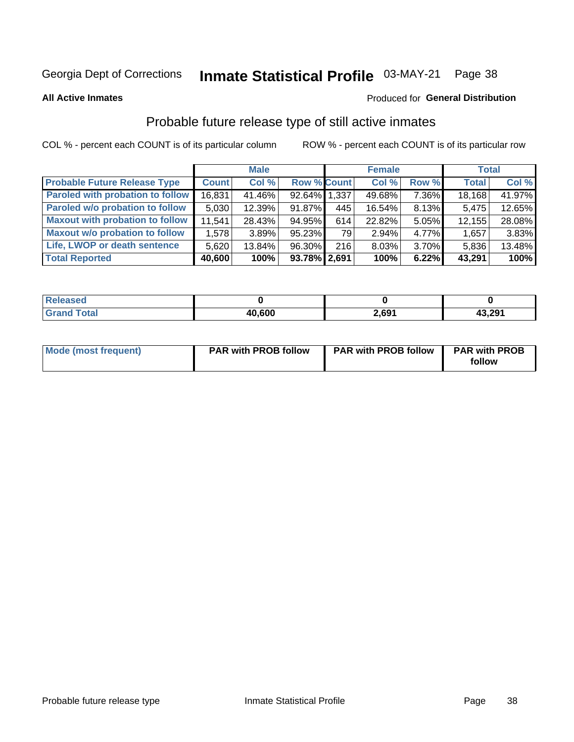Georgia Dept of Corrections **Inmate Statistical Profile** 03-MAY-21

**All Active Inmates**

Produced for **General Distribution**

## Probable future release type of still active inmates

COL % - percent each COUNT is of its particular column

ROW % - percent each COUNT is of its particular row

| | Male | | | Female | | | Total | |
|---|---|---|---|---|---|---|---|---|
| **Probable Future Release Type** | **Count** | **Col %** | **Row %** | **Count** | **Col %** | **Row %** | **Total** | **Col %** |
| Paroled with probation to follow | 16,831 | 41.46% | 92.64% | 1,337 | 49.68% | 7.36% | 18,168 | 41.97% |
| Paroled w/o probation to follow | 5,030 | 12.39% | 91.87% | 445 | 16.54% | 8.13% | 5,475 | 12.65% |
| Maxout with probation to follow | 11,541 | 28.43% | 94.95% | 614 | 22.82% | 5.05% | 12,155 | 28.08% |
| Maxout w/o probation to follow | 1,578 | 3.89% | 95.23% | 79 | 2.94% | 4.77% | 1,657 | 3.83% |
| Life, LWOP or death sentence | 5,620 | 13.84% | 96.30% | 216 | 8.03% | 3.70% | 5,836 | 13.48% |
| **Total Reported** | **40,600** | **100%** | **93.78%** | **2,691** | **100%** | **6.22%** | **43,291** | **100%** |

| | | | |
|---|---|---|---|
| Released | **0** | **0** | **0** |
| Grand Total | **40,600** | **2,691** | **43,291** |

| | | | |
|---|---|---|---|
| Mode (most frequent) | **PAR with PROB follow** | **PAR with PROB follow** | **PAR with PROB follow** |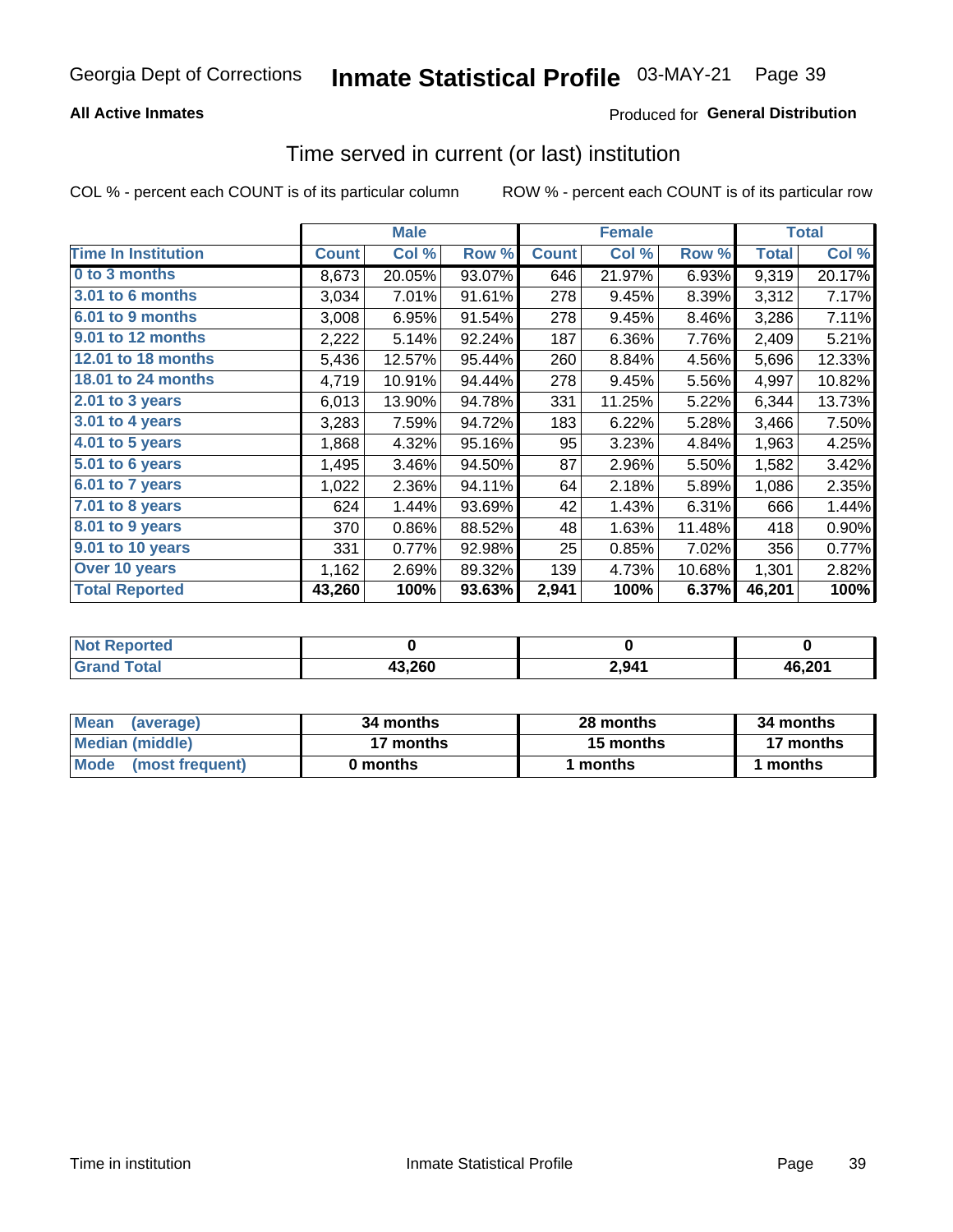Georgia Dept of Corrections **Inmate Statistical Profile** 03-MAY-21

**All Active Inmates**

Produced for **General Distribution**

## Time served in current (or last) institution

COL % - percent each COUNT is of its particular column

ROW % - percent each COUNT is of its particular row

| | Male | | | Female | | | Total | |
|---|---|---|---|---|---|---|---|---|
| **Time In Institution** | **Count** | **Col %** | **Row %** | **Count** | **Col %** | **Row %** | **Total** | **Col %** |
| 0 to 3 months | 8,673 | 20.05% | 93.07% | 646 | 21.97% | 6.93% | 9,319 | 20.17% |
| 3.01 to 6 months | 3,034 | 7.01% | 91.61% | 278 | 9.45% | 8.39% | 3,312 | 7.17% |
| 6.01 to 9 months | 3,008 | 6.95% | 91.54% | 278 | 9.45% | 8.46% | 3,286 | 7.11% |
| 9.01 to 12 months | 2,222 | 5.14% | 92.24% | 187 | 6.36% | 7.76% | 2,409 | 5.21% |
| 12.01 to 18 months | 5,436 | 12.57% | 95.44% | 260 | 8.84% | 4.56% | 5,696 | 12.33% |
| 18.01 to 24 months | 4,719 | 10.91% | 94.44% | 278 | 9.45% | 5.56% | 4,997 | 10.82% |
| 2.01 to 3 years | 6,013 | 13.90% | 94.78% | 331 | 11.25% | 5.22% | 6,344 | 13.73% |
| 3.01 to 4 years | 3,283 | 7.59% | 94.72% | 183 | 6.22% | 5.28% | 3,466 | 7.50% |
| 4.01 to 5 years | 1,868 | 4.32% | 95.16% | 95 | 3.23% | 4.84% | 1,963 | 4.25% |
| 5.01 to 6 years | 1,495 | 3.46% | 94.50% | 87 | 2.96% | 5.50% | 1,582 | 3.42% |
| 6.01 to 7 years | 1,022 | 2.36% | 94.11% | 64 | 2.18% | 5.89% | 1,086 | 2.35% |
| 7.01 to 8 years | 624 | 1.44% | 93.69% | 42 | 1.43% | 6.31% | 666 | 1.44% |
| 8.01 to 9 years | 370 | 0.86% | 88.52% | 48 | 1.63% | 11.48% | 418 | 0.90% |
| 9.01 to 10 years | 331 | 0.77% | 92.98% | 25 | 0.85% | 7.02% | 356 | 0.77% |
| Over 10 years | 1,162 | 2.69% | 89.32% | 139 | 4.73% | 10.68% | 1,301 | 2.82% |
| **Total Reported** | **43,260** | **100%** | **93.63%** | **2,941** | **100%** | **6.37%** | **46,201** | **100%** |

| | Male | Female | Total |
|---|---|---|---|
| Not Reported | 0 | 0 | 0 |
| Grand Total | 43,260 | 2,941 | 46,201 |

| | Male | Female | Total |
|---|---|---|---|
| Mean (average) | 34 months | 28 months | 34 months |
| Median (middle) | 17 months | 15 months | 17 months |
| Mode (most frequent) | 0 months | 1 months | 1 months |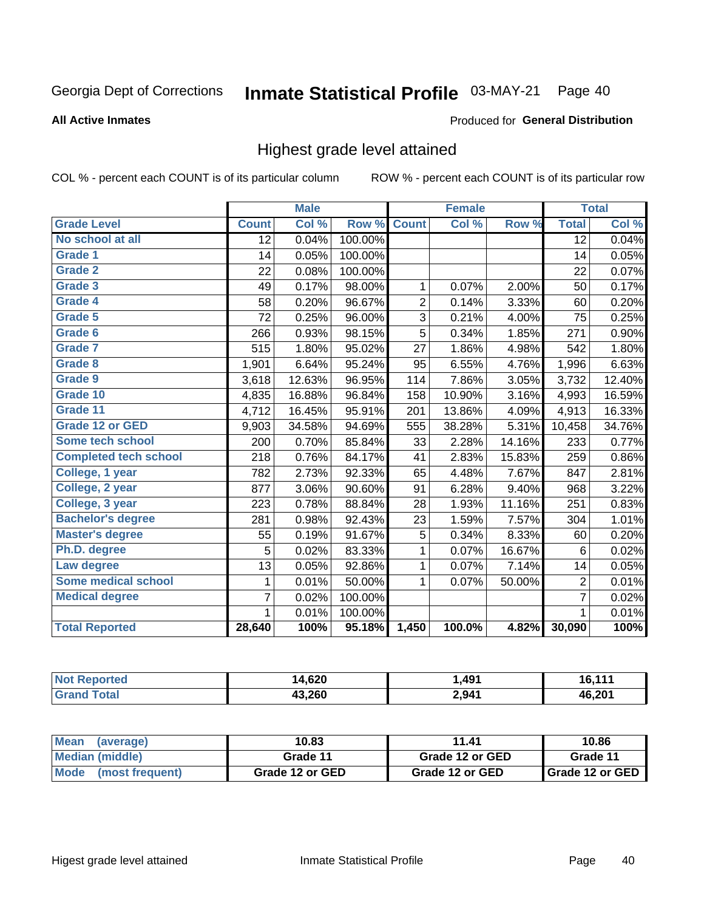Georgia Dept of Corrections **Inmate Statistical Profile** 03-MAY-21

**All Active Inmates**

Produced for **General Distribution**

## Highest grade level attained

COL % - percent each COUNT is of its particular column    ROW % - percent each COUNT is of its particular row

| | Male | | | Female | | | Total | |
|---|---|---|---|---|---|---|---|---|
| **Grade Level** | **Count** | **Col %** | **Row %** | **Count** | **Col %** | **Row %** | **Total** | **Col %** |
| No school at all | 12 | 0.04% | 100.00% | | | | 12 | 0.04% |
| Grade 1 | 14 | 0.05% | 100.00% | | | | 14 | 0.05% |
| Grade 2 | 22 | 0.08% | 100.00% | | | | 22 | 0.07% |
| Grade 3 | 49 | 0.17% | 98.00% | 1 | 0.07% | 2.00% | 50 | 0.17% |
| Grade 4 | 58 | 0.20% | 96.67% | 2 | 0.14% | 3.33% | 60 | 0.20% |
| Grade 5 | 72 | 0.25% | 96.00% | 3 | 0.21% | 4.00% | 75 | 0.25% |
| Grade 6 | 266 | 0.93% | 98.15% | 5 | 0.34% | 1.85% | 271 | 0.90% |
| Grade 7 | 515 | 1.80% | 95.02% | 27 | 1.86% | 4.98% | 542 | 1.80% |
| Grade 8 | 1,901 | 6.64% | 95.24% | 95 | 6.55% | 4.76% | 1,996 | 6.63% |
| Grade 9 | 3,618 | 12.63% | 96.95% | 114 | 7.86% | 3.05% | 3,732 | 12.40% |
| Grade 10 | 4,835 | 16.88% | 96.84% | 158 | 10.90% | 3.16% | 4,993 | 16.59% |
| Grade 11 | 4,712 | 16.45% | 95.91% | 201 | 13.86% | 4.09% | 4,913 | 16.33% |
| Grade 12 or GED | 9,903 | 34.58% | 94.69% | 555 | 38.28% | 5.31% | 10,458 | 34.76% |
| Some tech school | 200 | 0.70% | 85.84% | 33 | 2.28% | 14.16% | 233 | 0.77% |
| Completed tech school | 218 | 0.76% | 84.17% | 41 | 2.83% | 15.83% | 259 | 0.86% |
| College, 1 year | 782 | 2.73% | 92.33% | 65 | 4.48% | 7.67% | 847 | 2.81% |
| College, 2 year | 877 | 3.06% | 90.60% | 91 | 6.28% | 9.40% | 968 | 3.22% |
| College, 3 year | 223 | 0.78% | 88.84% | 28 | 1.93% | 11.16% | 251 | 0.83% |
| Bachelor's degree | 281 | 0.98% | 92.43% | 23 | 1.59% | 7.57% | 304 | 1.01% |
| Master's degree | 55 | 0.19% | 91.67% | 5 | 0.34% | 8.33% | 60 | 0.20% |
| Ph.D. degree | 5 | 0.02% | 83.33% | 1 | 0.07% | 16.67% | 6 | 0.02% |
| Law degree | 13 | 0.05% | 92.86% | 1 | 0.07% | 7.14% | 14 | 0.05% |
| Some medical school | 1 | 0.01% | 50.00% | 1 | 0.07% | 50.00% | 2 | 0.01% |
| Medical degree | 7 | 0.02% | 100.00% | | | | 7 | 0.02% |
| | 1 | 0.01% | 100.00% | | | | 1 | 0.01% |
| **Total Reported** | **28,640** | **100%** | **95.18%** | **1,450** | **100.0%** | **4.82%** | **30,090** | **100%** |

| | Male | Female | Total |
|---|---|---|---|
| Not Reported | 14,620 | 1,491 | 16,111 |
| Grand Total | 43,260 | 2,941 | 46,201 |

| | Male | Female | Total |
|---|---|---|---|
| Mean (average) | 10.83 | 11.41 | 10.86 |
| Median (middle) | Grade 11 | Grade 12 or GED | Grade 11 |
| Mode (most frequent) | Grade 12 or GED | Grade 12 or GED | Grade 12 or GED |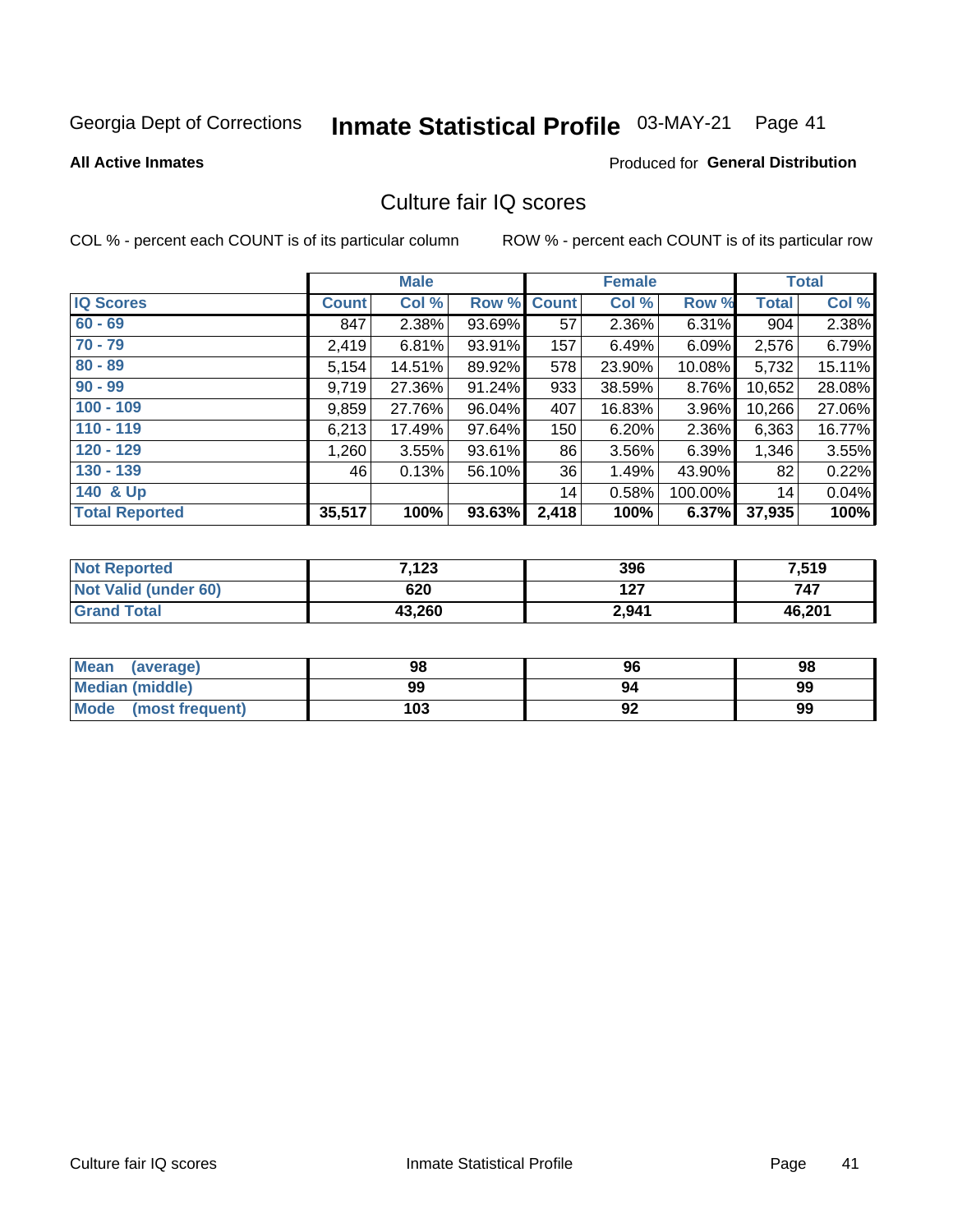Georgia Dept of Corrections **Inmate Statistical Profile** 03-MAY-21 Page 41

**All Active Inmates**

Produced for **General Distribution**

## Culture fair IQ scores

COL % - percent each COUNT is of its particular column

ROW % - percent each COUNT is of its particular row

| | Male | | | Female | | | Total | |
|---|---|---|---|---|---|---|---|---|
| **IQ Scores** | **Count** | **Col %** | **Row %** | **Count** | **Col %** | **Row %** | **Total** | **Col %** |
| **60 - 69** | 847 | 2.38% | 93.69% | 57 | 2.36% | 6.31% | 904 | 2.38% |
| **70 - 79** | 2,419 | 6.81% | 93.91% | 157 | 6.49% | 6.09% | 2,576 | 6.79% |
| **80 - 89** | 5,154 | 14.51% | 89.92% | 578 | 23.90% | 10.08% | 5,732 | 15.11% |
| **90 - 99** | 9,719 | 27.36% | 91.24% | 933 | 38.59% | 8.76% | 10,652 | 28.08% |
| **100 - 109** | 9,859 | 27.76% | 96.04% | 407 | 16.83% | 3.96% | 10,266 | 27.06% |
| **110 - 119** | 6,213 | 17.49% | 97.64% | 150 | 6.20% | 2.36% | 6,363 | 16.77% |
| **120 - 129** | 1,260 | 3.55% | 93.61% | 86 | 3.56% | 6.39% | 1,346 | 3.55% |
| **130 - 139** | 46 | 0.13% | 56.10% | 36 | 1.49% | 43.90% | 82 | 0.22% |
| **140 & Up** | | | | 14 | 0.58% | 100.00% | 14 | 0.04% |
| **Total Reported** | **35,517** | **100%** | **93.63%** | **2,418** | **100%** | **6.37%** | **37,935** | **100%** |

| | Male | Female | Total |
|---|---|---|---|
| **Not Reported** | **7,123** | **396** | **7,519** |
| **Not Valid (under 60)** | **620** | **127** | **747** |
| **Grand Total** | **43,260** | **2,941** | **46,201** |

| | Male | Female | Total |
|---|---|---|---|
| **Mean (average)** | **98** | **96** | **98** |
| **Median (middle)** | **99** | **94** | **99** |
| **Mode (most frequent)** | **103** | **92** | **99** |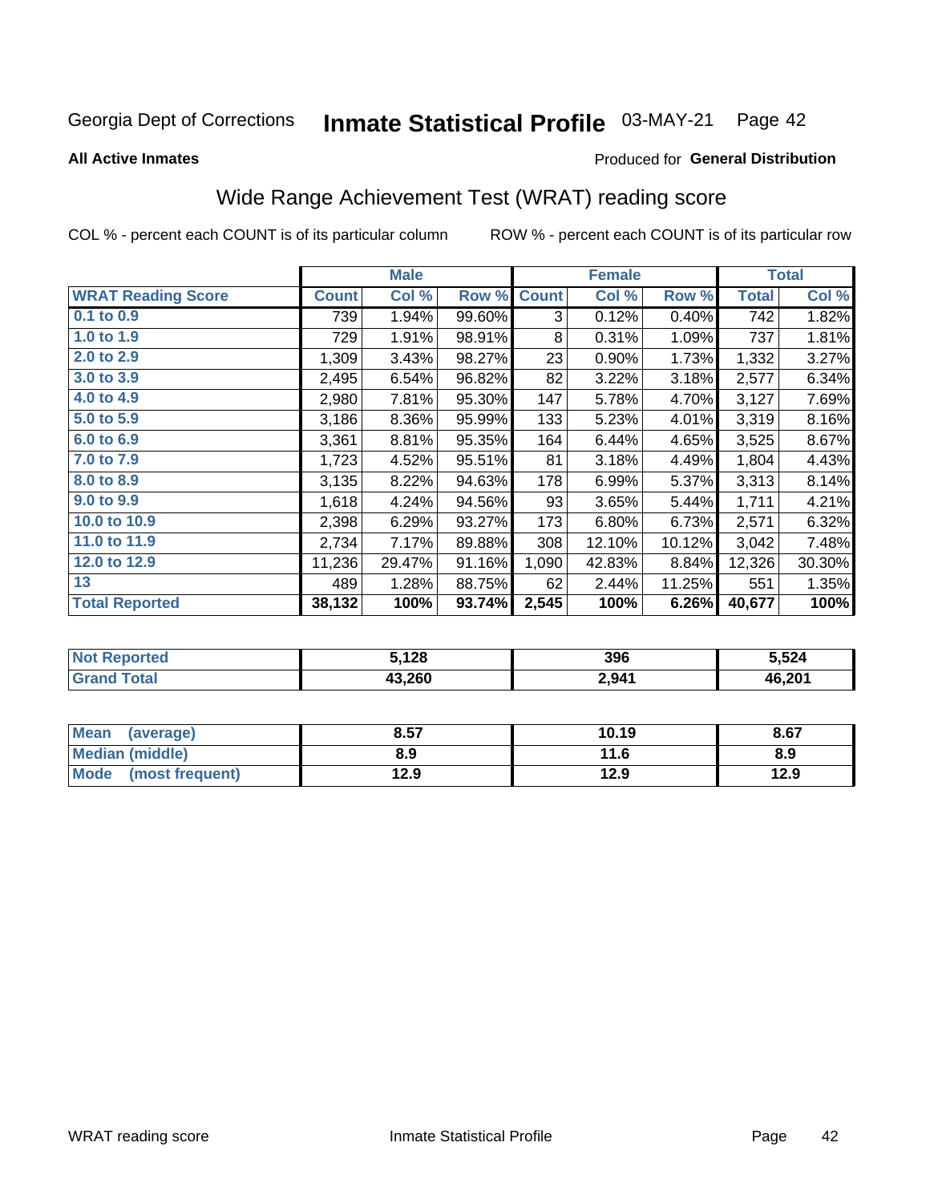Georgia Dept of Corrections **Inmate Statistical Profile** 03-MAY-21 Page 42

**All Active Inmates**

Produced for **General Distribution**

## Wide Range Achievement Test (WRAT) reading score

COL % - percent each COUNT is of its particular column ROW % - percent each COUNT is of its particular row

| | Male | | | Female | | | Total | |
|---|---|---|---|---|---|---|---|---|
| **WRAT Reading Score** | **Count** | **Col %** | **Row %** | **Count** | **Col %** | **Row %** | **Total** | **Col %** |
| 0.1 to 0.9 | 739 | 1.94% | 99.60% | 3 | 0.12% | 0.40% | 742 | 1.82% |
| 1.0 to 1.9 | 729 | 1.91% | 98.91% | 8 | 0.31% | 1.09% | 737 | 1.81% |
| 2.0 to 2.9 | 1,309 | 3.43% | 98.27% | 23 | 0.90% | 1.73% | 1,332 | 3.27% |
| 3.0 to 3.9 | 2,495 | 6.54% | 96.82% | 82 | 3.22% | 3.18% | 2,577 | 6.34% |
| 4.0 to 4.9 | 2,980 | 7.81% | 95.30% | 147 | 5.78% | 4.70% | 3,127 | 7.69% |
| 5.0 to 5.9 | 3,186 | 8.36% | 95.99% | 133 | 5.23% | 4.01% | 3,319 | 8.16% |
| 6.0 to 6.9 | 3,361 | 8.81% | 95.35% | 164 | 6.44% | 4.65% | 3,525 | 8.67% |
| 7.0 to 7.9 | 1,723 | 4.52% | 95.51% | 81 | 3.18% | 4.49% | 1,804 | 4.43% |
| 8.0 to 8.9 | 3,135 | 8.22% | 94.63% | 178 | 6.99% | 5.37% | 3,313 | 8.14% |
| 9.0 to 9.9 | 1,618 | 4.24% | 94.56% | 93 | 3.65% | 5.44% | 1,711 | 4.21% |
| 10.0 to 10.9 | 2,398 | 6.29% | 93.27% | 173 | 6.80% | 6.73% | 2,571 | 6.32% |
| 11.0 to 11.9 | 2,734 | 7.17% | 89.88% | 308 | 12.10% | 10.12% | 3,042 | 7.48% |
| 12.0 to 12.9 | 11,236 | 29.47% | 91.16% | 1,090 | 42.83% | 8.84% | 12,326 | 30.30% |
| 13 | 489 | 1.28% | 88.75% | 62 | 2.44% | 11.25% | 551 | 1.35% |
| **Total Reported** | **38,132** | **100%** | **93.74%** | **2,545** | **100%** | **6.26%** | **40,677** | **100%** |

| | Male | Female | Total |
|---|---|---|---|
| Not Reported | 5,128 | 396 | 5,524 |
| Grand Total | 43,260 | 2,941 | 46,201 |

| | Male | Female | Total |
|---|---|---|---|
| Mean (average) | 8.57 | 10.19 | 8.67 |
| Median (middle) | 8.9 | 11.6 | 8.9 |
| Mode (most frequent) | 12.9 | 12.9 | 12.9 |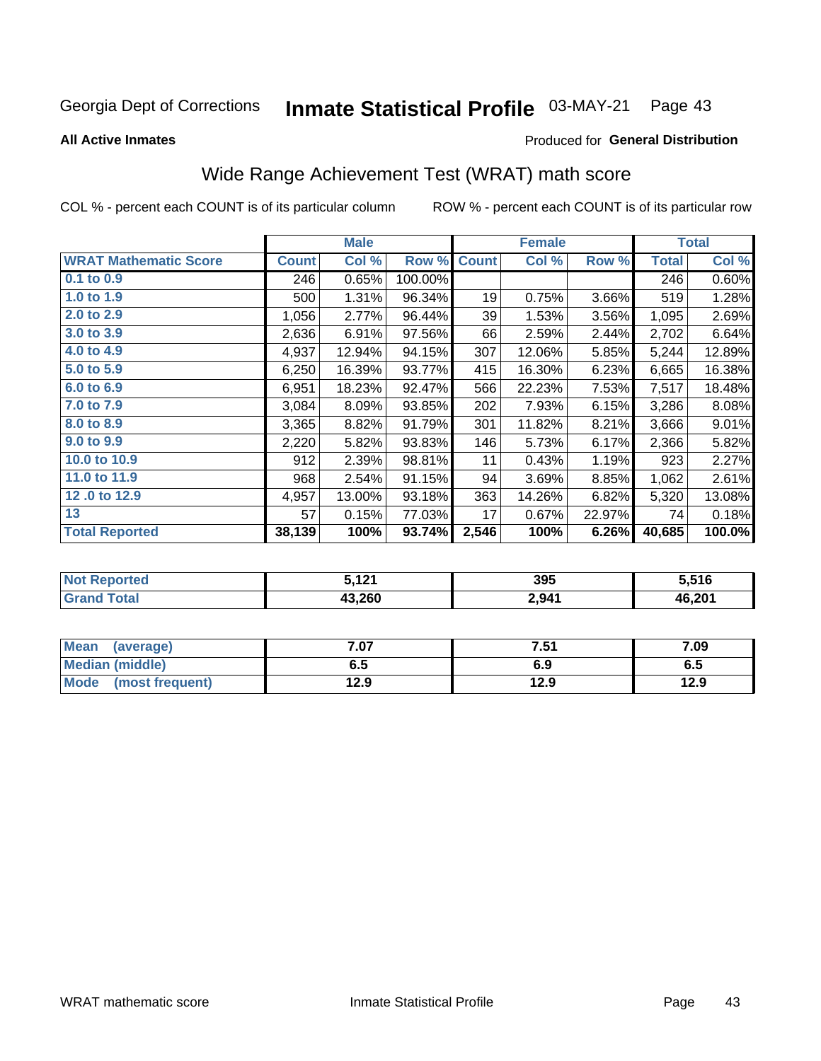Georgia Dept of Corrections **Inmate Statistical Profile** 03-MAY-21

**All Active Inmates**

Produced for **General Distribution**

## Wide Range Achievement Test (WRAT) math score

COL % - percent each COUNT is of its particular column ROW % - percent each COUNT is of its particular row

| | Male | | | Female | | | Total | |
|---|---|---|---|---|---|---|---|---|
| **WRAT Mathematic Score** | **Count** | **Col %** | **Row %** | **Count** | **Col %** | **Row %** | **Total** | **Col %** |
| 0.1 to 0.9 | 246 | 0.65% | 100.00% | | | | 246 | 0.60% |
| 1.0 to 1.9 | 500 | 1.31% | 96.34% | 19 | 0.75% | 3.66% | 519 | 1.28% |
| 2.0 to 2.9 | 1,056 | 2.77% | 96.44% | 39 | 1.53% | 3.56% | 1,095 | 2.69% |
| 3.0 to 3.9 | 2,636 | 6.91% | 97.56% | 66 | 2.59% | 2.44% | 2,702 | 6.64% |
| 4.0 to 4.9 | 4,937 | 12.94% | 94.15% | 307 | 12.06% | 5.85% | 5,244 | 12.89% |
| 5.0 to 5.9 | 6,250 | 16.39% | 93.77% | 415 | 16.30% | 6.23% | 6,665 | 16.38% |
| 6.0 to 6.9 | 6,951 | 18.23% | 92.47% | 566 | 22.23% | 7.53% | 7,517 | 18.48% |
| 7.0 to 7.9 | 3,084 | 8.09% | 93.85% | 202 | 7.93% | 6.15% | 3,286 | 8.08% |
| 8.0 to 8.9 | 3,365 | 8.82% | 91.79% | 301 | 11.82% | 8.21% | 3,666 | 9.01% |
| 9.0 to 9.9 | 2,220 | 5.82% | 93.83% | 146 | 5.73% | 6.17% | 2,366 | 5.82% |
| 10.0 to 10.9 | 912 | 2.39% | 98.81% | 11 | 0.43% | 1.19% | 923 | 2.27% |
| 11.0 to 11.9 | 968 | 2.54% | 91.15% | 94 | 3.69% | 8.85% | 1,062 | 2.61% |
| 12 .0 to 12.9 | 4,957 | 13.00% | 93.18% | 363 | 14.26% | 6.82% | 5,320 | 13.08% |
| 13 | 57 | 0.15% | 77.03% | 17 | 0.67% | 22.97% | 74 | 0.18% |
| **Total Reported** | **38,139** | **100%** | **93.74%** | **2,546** | **100%** | **6.26%** | **40,685** | **100.0%** |

| | Male | Female | Total |
|---|---|---|---|
| Not Reported | 5,121 | 395 | 5,516 |
| Grand Total | 43,260 | 2,941 | 46,201 |

| | Male | Female | Total |
|---|---|---|---|
| Mean (average) | 7.07 | 7.51 | 7.09 |
| Median (middle) | 6.5 | 6.9 | 6.5 |
| Mode (most frequent) | 12.9 | 12.9 | 12.9 |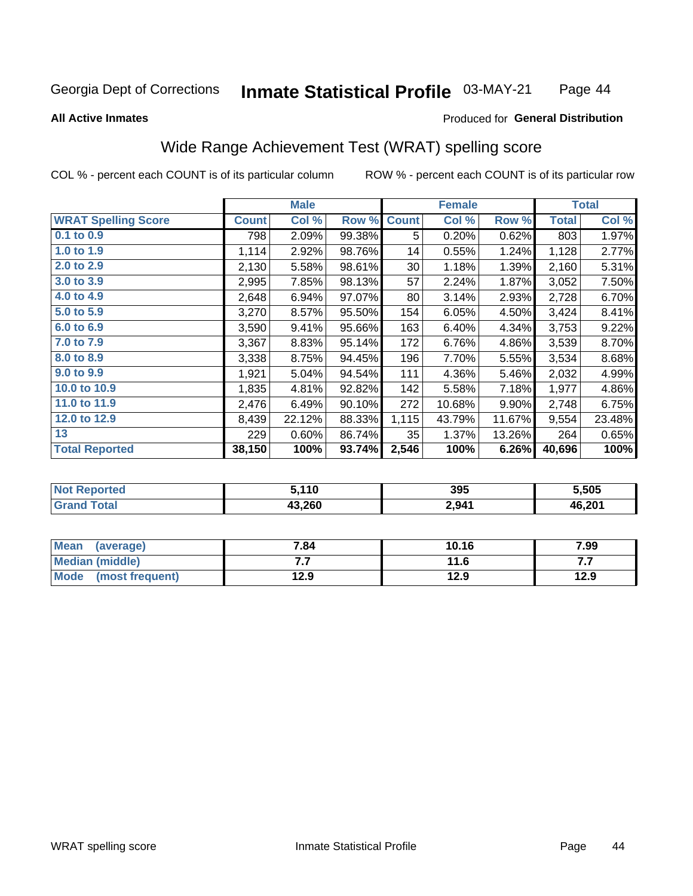Georgia Dept of Corrections **Inmate Statistical Profile** 03-MAY-21

**All Active Inmates**

Produced for **General Distribution**

## Wide Range Achievement Test (WRAT) spelling score

COL % - percent each COUNT is of its particular column ROW % - percent each COUNT is of its particular row

| | Male | | | Female | | | Total | |
|---|---|---|---|---|---|---|---|---|
| **WRAT Spelling Score** | **Count** | **Col %** | **Row %** | **Count** | **Col %** | **Row %** | **Total** | **Col %** |
| 0.1 to 0.9 | 798 | 2.09% | 99.38% | 5 | 0.20% | 0.62% | 803 | 1.97% |
| 1.0 to 1.9 | 1,114 | 2.92% | 98.76% | 14 | 0.55% | 1.24% | 1,128 | 2.77% |
| 2.0 to 2.9 | 2,130 | 5.58% | 98.61% | 30 | 1.18% | 1.39% | 2,160 | 5.31% |
| 3.0 to 3.9 | 2,995 | 7.85% | 98.13% | 57 | 2.24% | 1.87% | 3,052 | 7.50% |
| 4.0 to 4.9 | 2,648 | 6.94% | 97.07% | 80 | 3.14% | 2.93% | 2,728 | 6.70% |
| 5.0 to 5.9 | 3,270 | 8.57% | 95.50% | 154 | 6.05% | 4.50% | 3,424 | 8.41% |
| 6.0 to 6.9 | 3,590 | 9.41% | 95.66% | 163 | 6.40% | 4.34% | 3,753 | 9.22% |
| 7.0 to 7.9 | 3,367 | 8.83% | 95.14% | 172 | 6.76% | 4.86% | 3,539 | 8.70% |
| 8.0 to 8.9 | 3,338 | 8.75% | 94.45% | 196 | 7.70% | 5.55% | 3,534 | 8.68% |
| 9.0 to 9.9 | 1,921 | 5.04% | 94.54% | 111 | 4.36% | 5.46% | 2,032 | 4.99% |
| 10.0 to 10.9 | 1,835 | 4.81% | 92.82% | 142 | 5.58% | 7.18% | 1,977 | 4.86% |
| 11.0 to 11.9 | 2,476 | 6.49% | 90.10% | 272 | 10.68% | 9.90% | 2,748 | 6.75% |
| 12.0 to 12.9 | 8,439 | 22.12% | 88.33% | 1,115 | 43.79% | 11.67% | 9,554 | 23.48% |
| 13 | 229 | 0.60% | 86.74% | 35 | 1.37% | 13.26% | 264 | 0.65% |
| **Total Reported** | **38,150** | **100%** | **93.74%** | **2,546** | **100%** | **6.26%** | **40,696** | **100%** |

| | Male | Female | Total |
|---|---|---|---|
| Not Reported | 5,110 | 395 | 5,505 |
| Grand Total | 43,260 | 2,941 | 46,201 |

| | Male | Female | Total |
|---|---|---|---|
| Mean (average) | 7.84 | 10.16 | 7.99 |
| Median (middle) | 7.7 | 11.6 | 7.7 |
| Mode (most frequent) | 12.9 | 12.9 | 12.9 |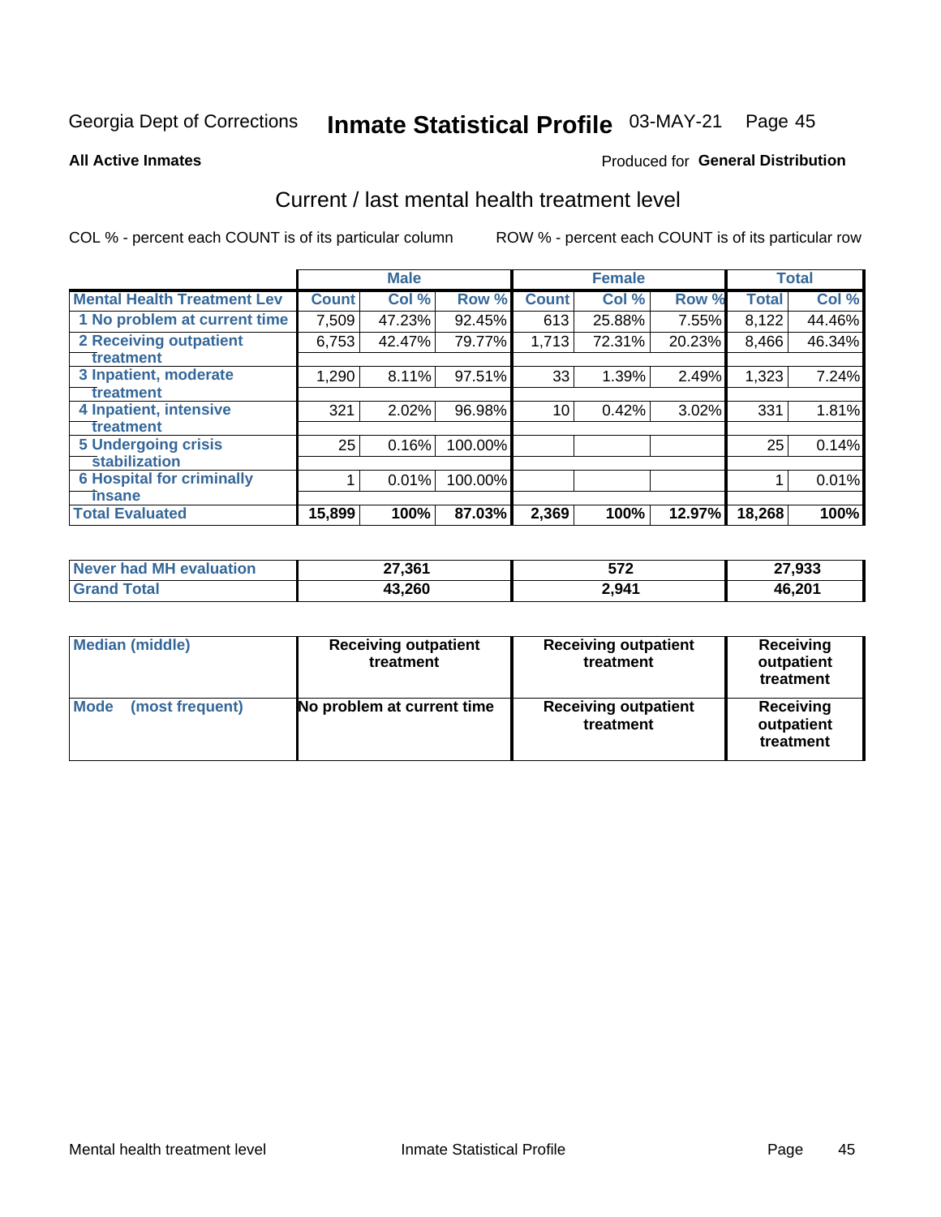Georgia Dept of Corrections **Inmate Statistical Profile** 03-MAY-21 Page 45

**All Active Inmates**

Produced for **General Distribution**

## Current / last mental health treatment level

COL % - percent each COUNT is of its particular column

ROW % - percent each COUNT is of its particular row

| | Male | | | Female | | | Total | |
|---|---|---|---|---|---|---|---|---|
| **Mental Health Treatment Lev** | **Count** | **Col %** | **Row %** | **Count** | **Col %** | **Row %** | **Total** | **Col %** |
| 1 No problem at current time | 7,509 | 47.23% | 92.45% | 613 | 25.88% | 7.55% | 8,122 | 44.46% |
| 2 Receiving outpatient treatment | 6,753 | 42.47% | 79.77% | 1,713 | 72.31% | 20.23% | 8,466 | 46.34% |
| 3 Inpatient, moderate treatment | 1,290 | 8.11% | 97.51% | 33 | 1.39% | 2.49% | 1,323 | 7.24% |
| 4 Inpatient, intensive treatment | 321 | 2.02% | 96.98% | 10 | 0.42% | 3.02% | 331 | 1.81% |
| 5 Undergoing crisis stabilization | 25 | 0.16% | 100.00% | | | | 25 | 0.14% |
| 6 Hospital for criminally insane | 1 | 0.01% | 100.00% | | | | 1 | 0.01% |
| **Total Evaluated** | **15,899** | **100%** | **87.03%** | **2,369** | **100%** | **12.97%** | **18,268** | **100%** |

| | Male | Female | Total |
|---|---|---|---|
| **Never had MH evaluation** | **27,361** | **572** | **27,933** |
| **Grand Total** | **43,260** | **2,941** | **46,201** |

| | Male | Female | Total |
|---|---|---|---|
| **Median (middle)** | **Receiving outpatient treatment** | **Receiving outpatient treatment** | **Receiving outpatient treatment** |
| **Mode (most frequent)** | **No problem at current time** | **Receiving outpatient treatment** | **Receiving outpatient treatment** |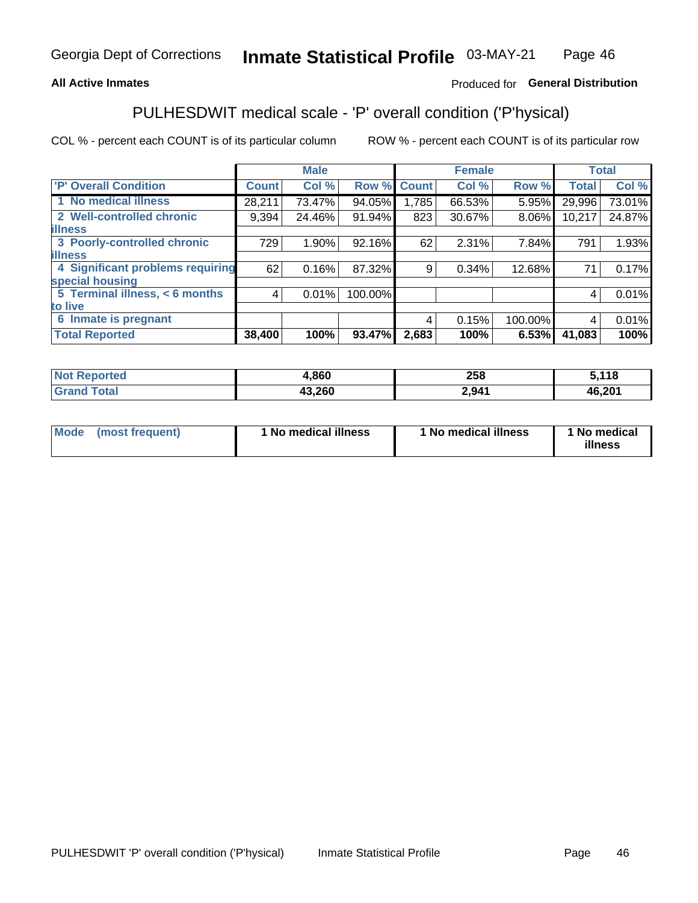Georgia Dept of Corrections **Inmate Statistical Profile** 03-MAY-21

**All Active Inmates**

Produced for **General Distribution**

## PULHESDWIT medical scale - 'P' overall condition ('P'hysical)

COL % - percent each COUNT is of its particular column

ROW % - percent each COUNT is of its particular row

| | Male | | | Female | | | Total | |
|---|---|---|---|---|---|---|---|---|
| 'P' Overall Condition | Count | Col % | Row % | Count | Col % | Row % | Total | Col % |
| 1 No medical illness | 28,211 | 73.47% | 94.05% | 1,785 | 66.53% | 5.95% | 29,996 | 73.01% |
| 2 Well-controlled chronic illness | 9,394 | 24.46% | 91.94% | 823 | 30.67% | 8.06% | 10,217 | 24.87% |
| 3 Poorly-controlled chronic illness | 729 | 1.90% | 92.16% | 62 | 2.31% | 7.84% | 791 | 1.93% |
| 4 Significant problems requiring special housing | 62 | 0.16% | 87.32% | 9 | 0.34% | 12.68% | 71 | 0.17% |
| 5 Terminal illness, < 6 months to live | 4 | 0.01% | 100.00% | | | | 4 | 0.01% |
| 6 Inmate is pregnant | | | | 4 | 0.15% | 100.00% | 4 | 0.01% |
| **Total Reported** | **38,400** | **100%** | **93.47%** | **2,683** | **100%** | **6.53%** | **41,083** | **100%** |

| | Male | Female | Total |
|---|---|---|---|
| Not Reported | 4,860 | 258 | 5,118 |
| Grand Total | 43,260 | 2,941 | 46,201 |

| | Male | Female | Total |
|---|---|---|---|
| Mode (most frequent) | 1 No medical illness | 1 No medical illness | 1 No medical illness |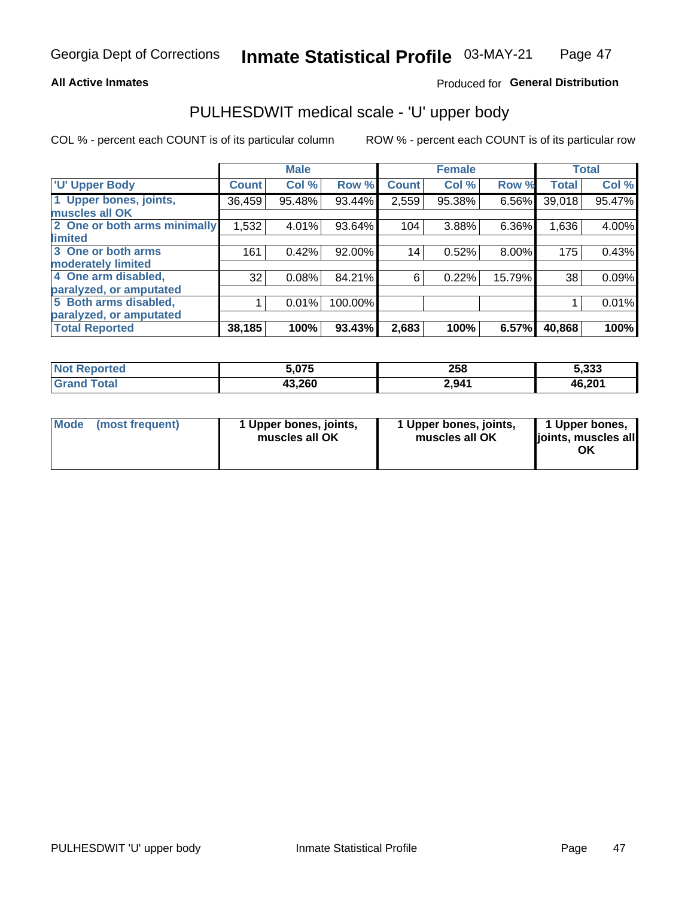Georgia Dept of Corrections **Inmate Statistical Profile** 03-MAY-21

**All Active Inmates**

Produced for **General Distribution**

## PULHESDWIT medical scale - 'U' upper body

COL % - percent each COUNT is of its particular column

ROW % - percent each COUNT is of its particular row

| | Male | | | Female | | | Total | |
|---|---|---|---|---|---|---|---|---|
| 'U' Upper Body | Count | Col % | Row % | Count | Col % | Row % | Total | Col % |
| 1 Upper bones, joints, muscles all OK | 36,459 | 95.48% | 93.44% | 2,559 | 95.38% | 6.56% | 39,018 | 95.47% |
| 2 One or both arms minimally limited | 1,532 | 4.01% | 93.64% | 104 | 3.88% | 6.36% | 1,636 | 4.00% |
| 3 One or both arms moderately limited | 161 | 0.42% | 92.00% | 14 | 0.52% | 8.00% | 175 | 0.43% |
| 4 One arm disabled, paralyzed, or amputated | 32 | 0.08% | 84.21% | 6 | 0.22% | 15.79% | 38 | 0.09% |
| 5 Both arms disabled, paralyzed, or amputated | 1 | 0.01% | 100.00% | | | | 1 | 0.01% |
| **Total Reported** | **38,185** | **100%** | **93.43%** | **2,683** | **100%** | **6.57%** | **40,868** | **100%** |

| | Male | Female | Total |
|---|---|---|---|
| Not Reported | 5,075 | 258 | 5,333 |
| Grand Total | 43,260 | 2,941 | 46,201 |

| | Male | Female | Total |
|---|---|---|---|
| Mode (most frequent) | 1 Upper bones, joints, muscles all OK | 1 Upper bones, joints, muscles all OK | 1 Upper bones, joints, muscles all OK |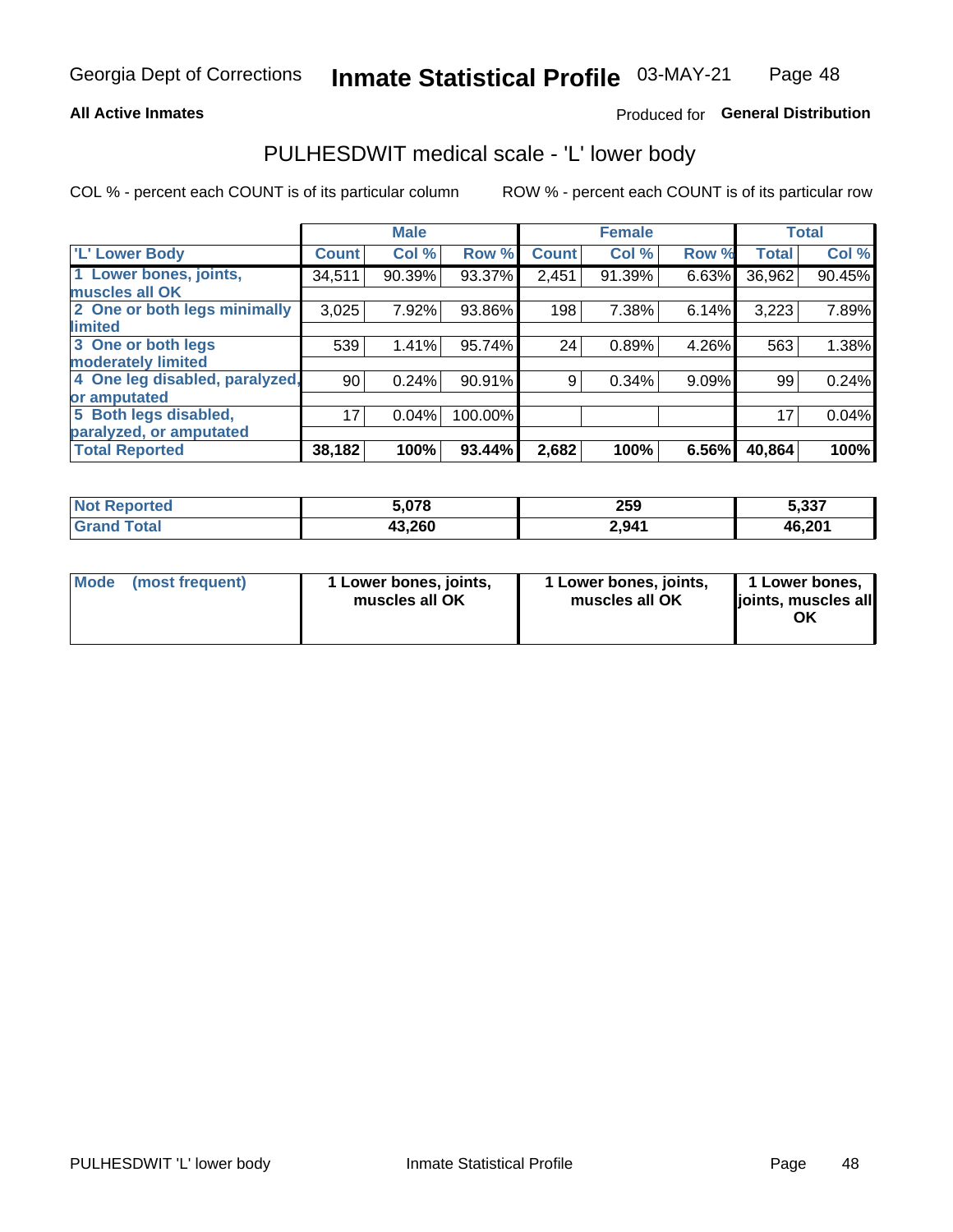Georgia Dept of Corrections **Inmate Statistical Profile** 03-MAY-21

**All Active Inmates**

Produced for **General Distribution**

# PULHESDWIT medical scale - 'L' lower body

COL % - percent each COUNT is of its particular column

ROW % - percent each COUNT is of its particular row

| | Male | | | Female | | | Total | |
|---|---|---|---|---|---|---|---|---|
| 'L' Lower Body | Count | Col % | Row % | Count | Col % | Row % | Total | Col % |
| 1 Lower bones, joints, muscles all OK | 34,511 | 90.39% | 93.37% | 2,451 | 91.39% | 6.63% | 36,962 | 90.45% |
| 2 One or both legs minimally limited | 3,025 | 7.92% | 93.86% | 198 | 7.38% | 6.14% | 3,223 | 7.89% |
| 3 One or both legs moderately limited | 539 | 1.41% | 95.74% | 24 | 0.89% | 4.26% | 563 | 1.38% |
| 4 One leg disabled, paralyzed, or amputated | 90 | 0.24% | 90.91% | 9 | 0.34% | 9.09% | 99 | 0.24% |
| 5 Both legs disabled, paralyzed, or amputated | 17 | 0.04% | 100.00% | | | | 17 | 0.04% |
| **Total Reported** | **38,182** | **100%** | **93.44%** | **2,682** | **100%** | **6.56%** | **40,864** | **100%** |

| | Male | Female | Total |
|---|---|---|---|
| Not Reported | 5,078 | 259 | 5,337 |
| Grand Total | 43,260 | 2,941 | 46,201 |

| | Male | Female | Total |
|---|---|---|---|
| Mode (most frequent) | 1 Lower bones, joints, muscles all OK | 1 Lower bones, joints, muscles all OK | 1 Lower bones, joints, muscles all OK |

PULHESDWIT 'L' lower body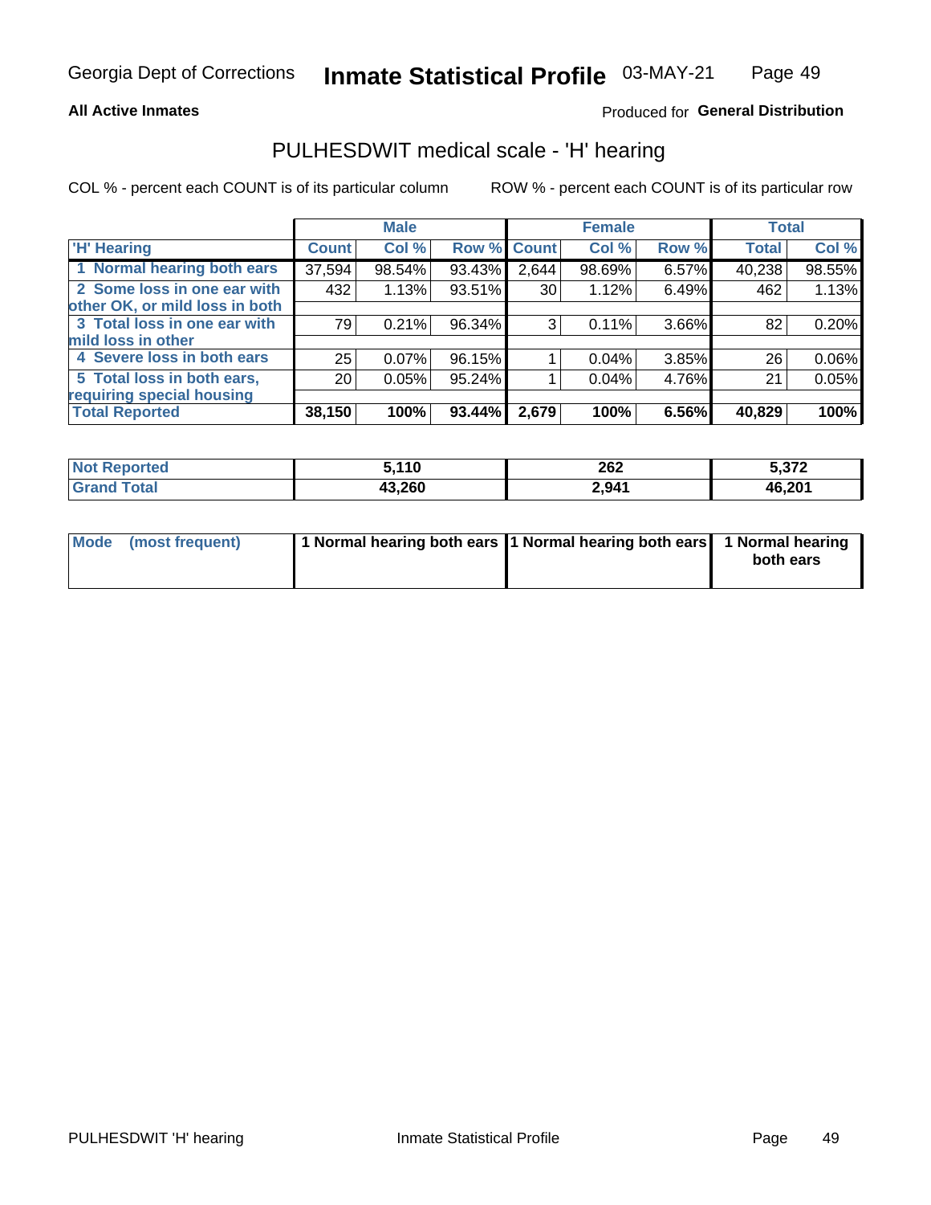Georgia Dept of Corrections **Inmate Statistical Profile** 03-MAY-21

**All Active Inmates**

Produced for **General Distribution**

## PULHESDWIT medical scale - 'H' hearing

COL % - percent each COUNT is of its particular column ROW % - percent each COUNT is of its particular row

| | Male | | | Female | | | Total | |
|---|---|---|---|---|---|---|---|---|
| 'H' Hearing | Count | Col % | Row % | Count | Col % | Row % | Total | Col % |
| 1 Normal hearing both ears | 37,594 | 98.54% | 93.43% | 2,644 | 98.69% | 6.57% | 40,238 | 98.55% |
| 2 Some loss in one ear with other OK, or mild loss in both | 432 | 1.13% | 93.51% | 30 | 1.12% | 6.49% | 462 | 1.13% |
| 3 Total loss in one ear with mild loss in other | 79 | 0.21% | 96.34% | 3 | 0.11% | 3.66% | 82 | 0.20% |
| 4 Severe loss in both ears | 25 | 0.07% | 96.15% | 1 | 0.04% | 3.85% | 26 | 0.06% |
| 5 Total loss in both ears, requiring special housing | 20 | 0.05% | 95.24% | 1 | 0.04% | 4.76% | 21 | 0.05% |
| **Total Reported** | **38,150** | **100%** | **93.44%** | **2,679** | **100%** | **6.56%** | **40,829** | **100%** |

| | Male | Female | Total |
|---|---|---|---|
| Not Reported | 5,110 | 262 | 5,372 |
| Grand Total | 43,260 | 2,941 | 46,201 |

| | Male | Female | Total |
|---|---|---|---|
| Mode (most frequent) | 1 Normal hearing both ears | 1 Normal hearing both ears | 1 Normal hearing both ears |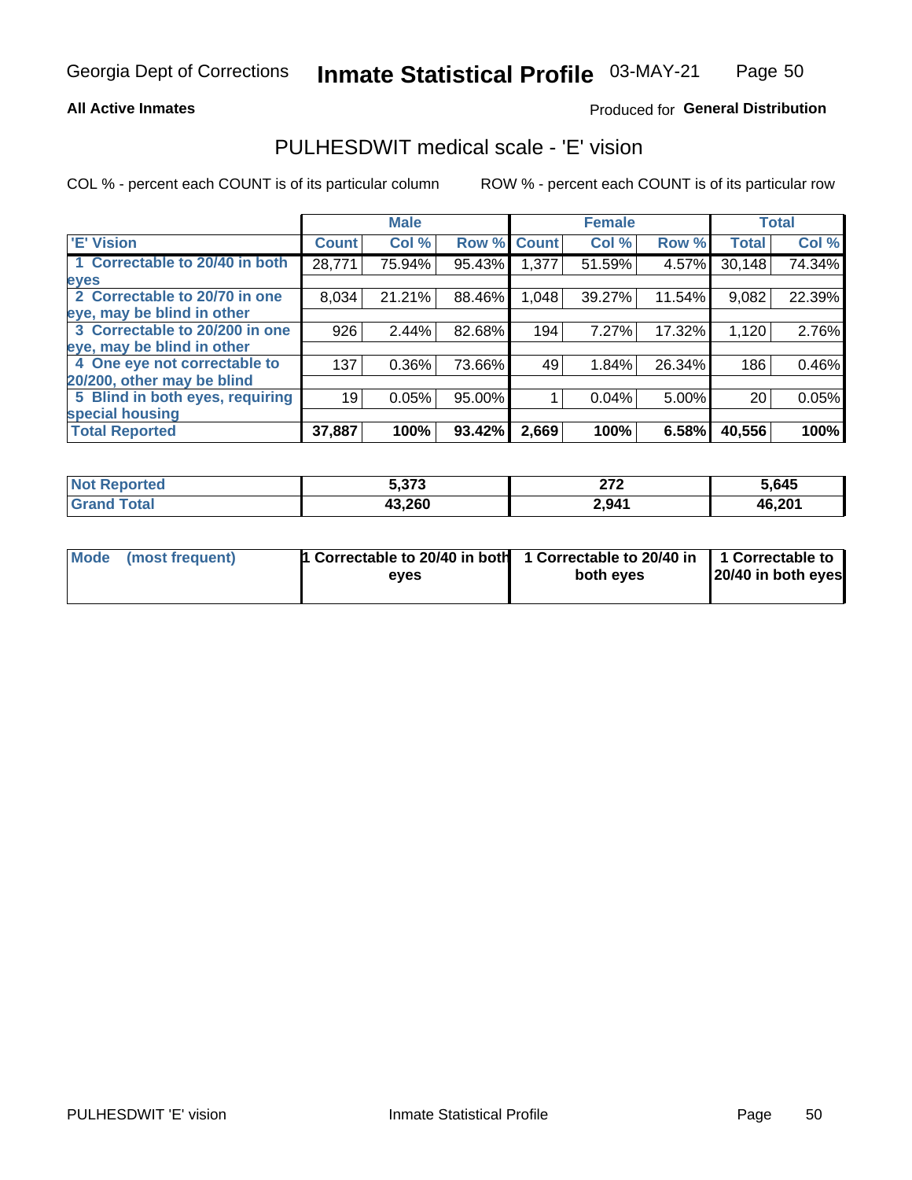Georgia Dept of Corrections **Inmate Statistical Profile** 03-MAY-21

**All Active Inmates**

Produced for **General Distribution**

# PULHESDWIT medical scale - 'E' vision

COL % - percent each COUNT is of its particular column

ROW % - percent each COUNT is of its particular row

| | Male | | | Female | | | Total | |
|---|---|---|---|---|---|---|---|---|
| **'E' Vision** | **Count** | **Col %** | **Row %** | **Count** | **Col %** | **Row %** | **Total** | **Col %** |
| **1 Correctable to 20/40 in both eyes** | 28,771 | 75.94% | 95.43% | 1,377 | 51.59% | 4.57% | 30,148 | 74.34% |
| **2 Correctable to 20/70 in one eye, may be blind in other** | 8,034 | 21.21% | 88.46% | 1,048 | 39.27% | 11.54% | 9,082 | 22.39% |
| **3 Correctable to 20/200 in one eye, may be blind in other** | 926 | 2.44% | 82.68% | 194 | 7.27% | 17.32% | 1,120 | 2.76% |
| **4 One eye not correctable to 20/200, other may be blind** | 137 | 0.36% | 73.66% | 49 | 1.84% | 26.34% | 186 | 0.46% |
| **5 Blind in both eyes, requiring special housing** | 19 | 0.05% | 95.00% | 1 | 0.04% | 5.00% | 20 | 0.05% |
| **Total Reported** | **37,887** | **100%** | **93.42%** | **2,669** | **100%** | **6.58%** | **40,556** | **100%** |

| | Male | Female | Total |
|---|---|---|---|
| **Not Reported** | **5,373** | **272** | **5,645** |
| **Grand Total** | **43,260** | **2,941** | **46,201** |

| | Male | Female | Total |
|---|---|---|---|
| **Mode (most frequent)** | **1 Correctable to 20/40 in both eyes** | **1 Correctable to 20/40 in both eyes** | **1 Correctable to 20/40 in both eyes** |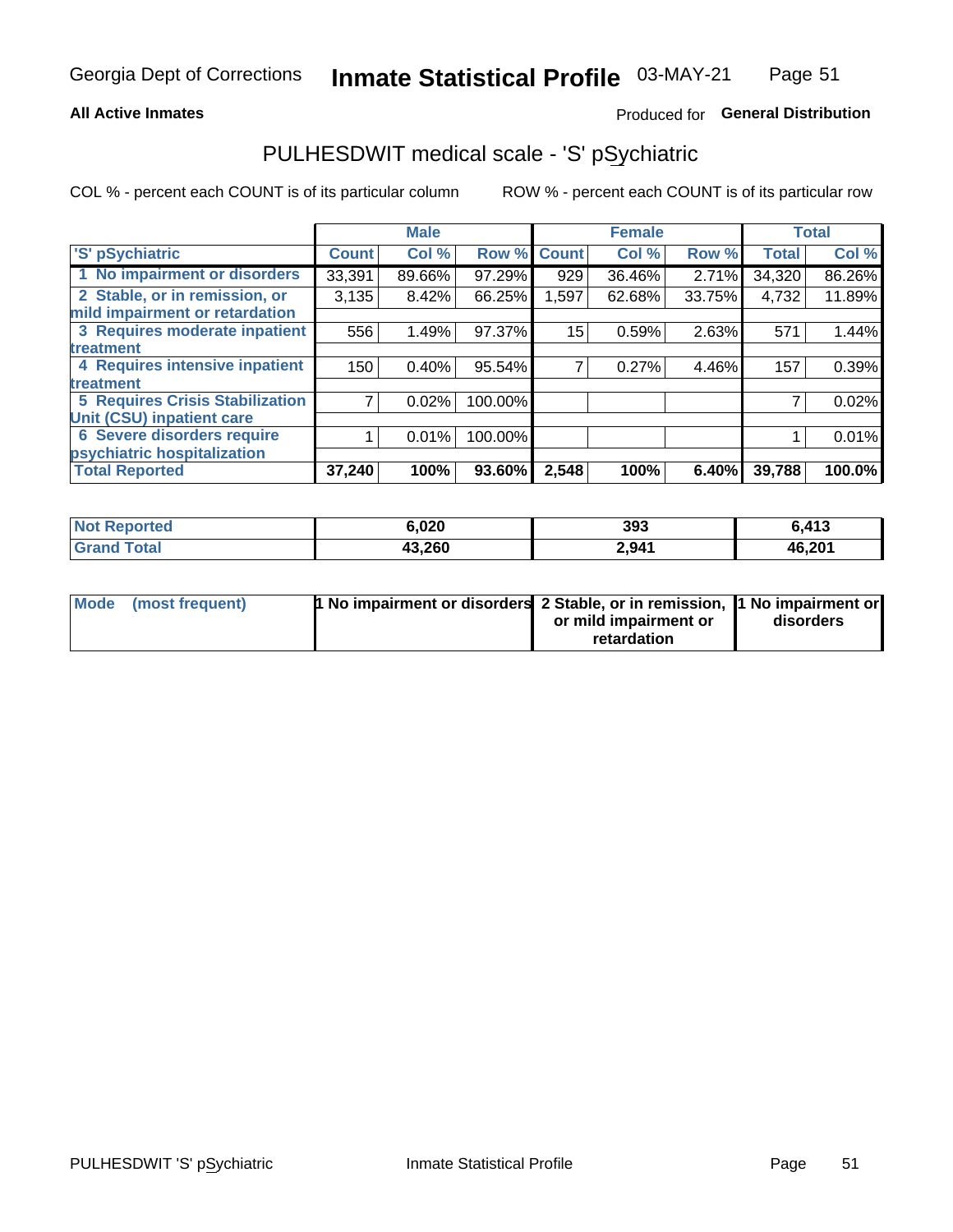Georgia Dept of Corrections **Inmate Statistical Profile** 03-MAY-21

**All Active Inmates**

Produced for **General Distribution**

## PULHESDWIT medical scale - 'S' pSychiatric

COL % - percent each COUNT is of its particular column

ROW % - percent each COUNT is of its particular row

| | Male | | | Female | | | Total | |
|---|---|---|---|---|---|---|---|---|
| 'S' pSychiatric | Count | Col % | Row % | Count | Col % | Row % | Total | Col % |
| 1 No impairment or disorders | 33,391 | 89.66% | 97.29% | 929 | 36.46% | 2.71% | 34,320 | 86.26% |
| 2 Stable, or in remission, or mild impairment or retardation | 3,135 | 8.42% | 66.25% | 1,597 | 62.68% | 33.75% | 4,732 | 11.89% |
| 3 Requires moderate inpatient treatment | 556 | 1.49% | 97.37% | 15 | 0.59% | 2.63% | 571 | 1.44% |
| 4 Requires intensive inpatient treatment | 150 | 0.40% | 95.54% | 7 | 0.27% | 4.46% | 157 | 0.39% |
| 5 Requires Crisis Stabilization Unit (CSU) inpatient care | 7 | 0.02% | 100.00% | | | | 7 | 0.02% |
| 6 Severe disorders require psychiatric hospitalization | 1 | 0.01% | 100.00% | | | | 1 | 0.01% |
| **Total Reported** | **37,240** | **100%** | **93.60%** | **2,548** | **100%** | **6.40%** | **39,788** | **100.0%** |

| | Male | Female | Total |
|---|---|---|---|
| Not Reported | 6,020 | 393 | 6,413 |
| Grand Total | 43,260 | 2,941 | 46,201 |

| | Male | Female | Total |
|---|---|---|---|
| Mode (most frequent) | 1 No impairment or disorders | 2 Stable, or in remission, or mild impairment or retardation | 1 No impairment or disorders |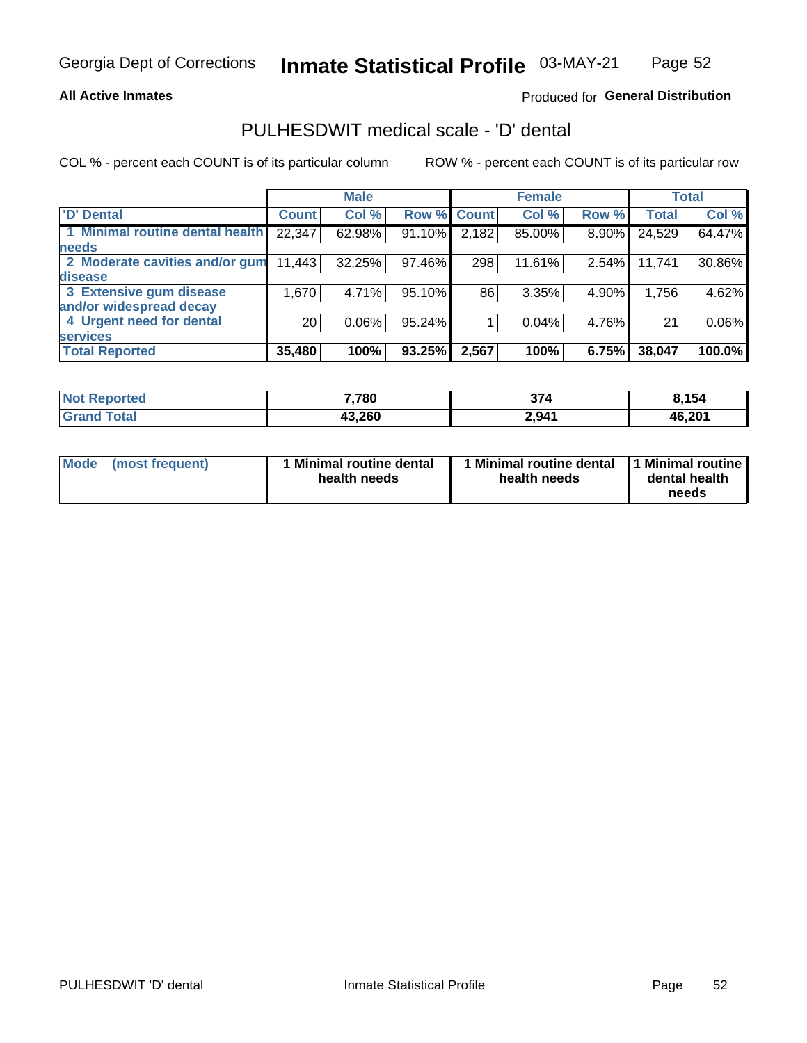Georgia Dept of Corrections **Inmate Statistical Profile** 03-MAY-21

**All Active Inmates**

Produced for **General Distribution**

## PULHESDWIT medical scale - 'D' dental

COL % - percent each COUNT is of its particular column

ROW % - percent each COUNT is of its particular row

| | Male | | | Female | | | Total | |
|---|---|---|---|---|---|---|---|---|
| 'D' Dental | Count | Col % | Row % | Count | Col % | Row % | Total | Col % |
| 1 Minimal routine dental health needs | 22,347 | 62.98% | 91.10% | 2,182 | 85.00% | 8.90% | 24,529 | 64.47% |
| 2 Moderate cavities and/or gum disease | 11,443 | 32.25% | 97.46% | 298 | 11.61% | 2.54% | 11,741 | 30.86% |
| 3 Extensive gum disease and/or widespread decay | 1,670 | 4.71% | 95.10% | 86 | 3.35% | 4.90% | 1,756 | 4.62% |
| 4 Urgent need for dental services | 20 | 0.06% | 95.24% | 1 | 0.04% | 4.76% | 21 | 0.06% |
| **Total Reported** | **35,480** | **100%** | **93.25%** | **2,567** | **100%** | **6.75%** | **38,047** | **100.0%** |

| | Male | Female | Total |
|---|---|---|---|
| Not Reported | 7,780 | 374 | 8,154 |
| Grand Total | 43,260 | 2,941 | 46,201 |

| | Male | Female | Total |
|---|---|---|---|
| Mode (most frequent) | 1 Minimal routine dental health needs | 1 Minimal routine dental health needs | 1 Minimal routine dental health needs |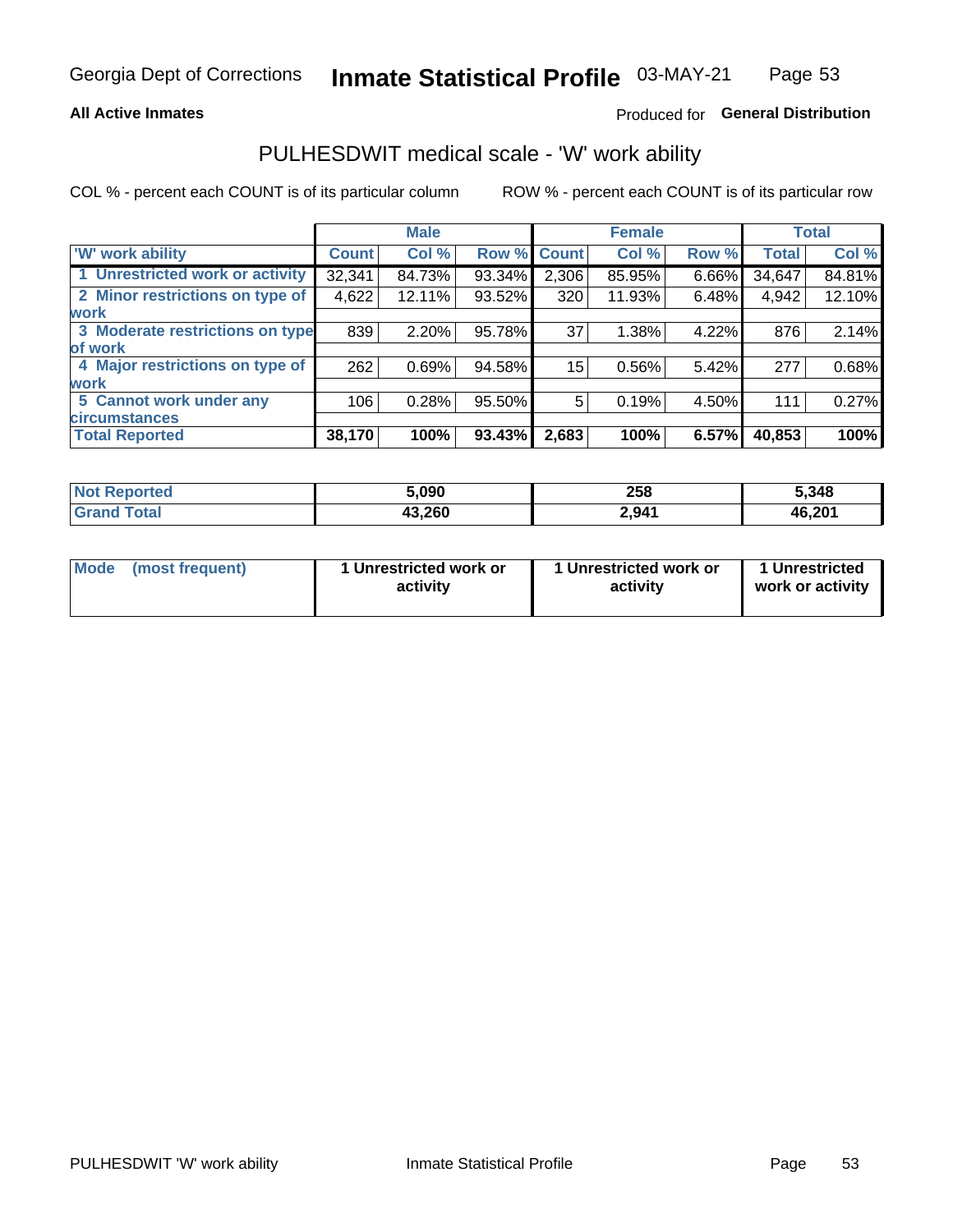**All Active Inmates**

Produced for **General Distribution**

## PULHESDWIT medical scale - 'W' work ability

COL % - percent each COUNT is of its particular column

ROW % - percent each COUNT is of its particular row

| | Male | | | Female | | | Total | |
|---|---|---|---|---|---|---|---|---|
| 'W' work ability | Count | Col % | Row % | Count | Col % | Row % | Total | Col % |
| 1 Unrestricted work or activity | 32,341 | 84.73% | 93.34% | 2,306 | 85.95% | 6.66% | 34,647 | 84.81% |
| 2 Minor restrictions on type of work | 4,622 | 12.11% | 93.52% | 320 | 11.93% | 6.48% | 4,942 | 12.10% |
| 3 Moderate restrictions on type of work | 839 | 2.20% | 95.78% | 37 | 1.38% | 4.22% | 876 | 2.14% |
| 4 Major restrictions on type of work | 262 | 0.69% | 94.58% | 15 | 0.56% | 5.42% | 277 | 0.68% |
| 5 Cannot work under any circumstances | 106 | 0.28% | 95.50% | 5 | 0.19% | 4.50% | 111 | 0.27% |
| **Total Reported** | **38,170** | **100%** | **93.43%** | **2,683** | **100%** | **6.57%** | **40,853** | **100%** |

| | Male | Female | Total |
|---|---|---|---|
| Not Reported | 5,090 | 258 | 5,348 |
| Grand Total | 43,260 | 2,941 | 46,201 |

| | Male | Female | Total |
|---|---|---|---|
| Mode (most frequent) | 1 Unrestricted work or activity | 1 Unrestricted work or activity | 1 Unrestricted work or activity |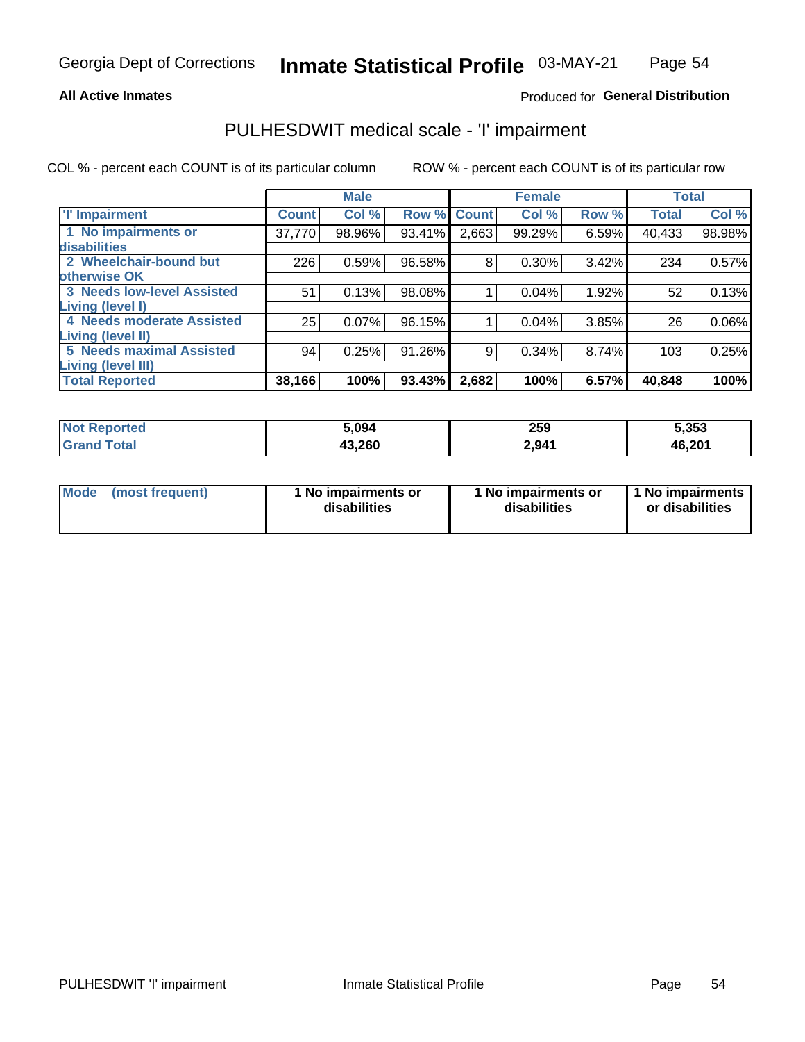Georgia Dept of Corrections **Inmate Statistical Profile** 03-MAY-21

**All Active Inmates**

Produced for **General Distribution**

# PULHESDWIT medical scale - 'I' impairment

COL % - percent each COUNT is of its particular column ROW % - percent each COUNT is of its particular row

| | Male | | | Female | | | Total | |
|---|---|---|---|---|---|---|---|---|
| **'I' Impairment** | **Count** | **Col %** | **Row %** | **Count** | **Col %** | **Row %** | **Total** | **Col %** |
| **1 No impairments or disabilities** | 37,770 | 98.96% | 93.41% | 2,663 | 99.29% | 6.59% | 40,433 | 98.98% |
| **2 Wheelchair-bound but otherwise OK** | 226 | 0.59% | 96.58% | 8 | 0.30% | 3.42% | 234 | 0.57% |
| **3 Needs low-level Assisted Living (level I)** | 51 | 0.13% | 98.08% | 1 | 0.04% | 1.92% | 52 | 0.13% |
| **4 Needs moderate Assisted Living (level II)** | 25 | 0.07% | 96.15% | 1 | 0.04% | 3.85% | 26 | 0.06% |
| **5 Needs maximal Assisted Living (level III)** | 94 | 0.25% | 91.26% | 9 | 0.34% | 8.74% | 103 | 0.25% |
| **Total Reported** | **38,166** | **100%** | **93.43%** | **2,682** | **100%** | **6.57%** | **40,848** | **100%** |

| | Male | Female | Total |
|---|---|---|---|
| **Not Reported** | **5,094** | **259** | **5,353** |
| **Grand Total** | **43,260** | **2,941** | **46,201** |

| | Male | Female | Total |
|---|---|---|---|
| **Mode (most frequent)** | **1 No impairments or disabilities** | **1 No impairments or disabilities** | **1 No impairments or disabilities** |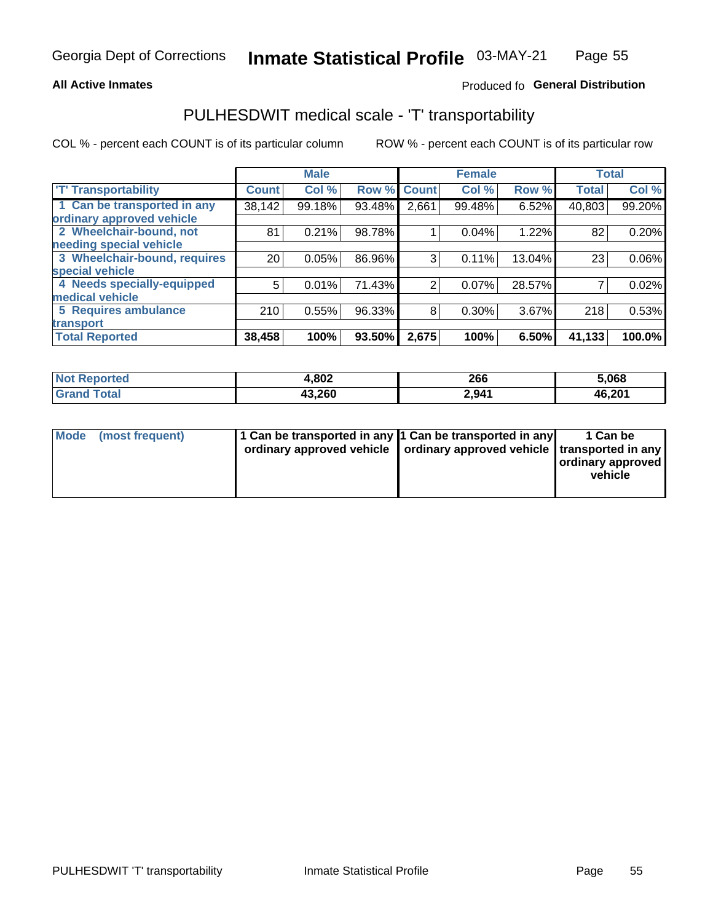**All Active Inmates**

Produced fo **General Distribution**

## PULHESDWIT medical scale - 'T' transportability

COL % - percent each COUNT is of its particular column

ROW % - percent each COUNT is of its particular row

| | Male | | | Female | | | Total | |
|---|---|---|---|---|---|---|---|---|
| 'T' Transportability | Count | Col % | Row % | Count | Col % | Row % | Total | Col % |
| 1 Can be transported in any ordinary approved vehicle | 38,142 | 99.18% | 93.48% | 2,661 | 99.48% | 6.52% | 40,803 | 99.20% |
| 2 Wheelchair-bound, not needing special vehicle | 81 | 0.21% | 98.78% | 1 | 0.04% | 1.22% | 82 | 0.20% |
| 3 Wheelchair-bound, requires special vehicle | 20 | 0.05% | 86.96% | 3 | 0.11% | 13.04% | 23 | 0.06% |
| 4 Needs specially-equipped medical vehicle | 5 | 0.01% | 71.43% | 2 | 0.07% | 28.57% | 7 | 0.02% |
| 5 Requires ambulance transport | 210 | 0.55% | 96.33% | 8 | 0.30% | 3.67% | 218 | 0.53% |
| **Total Reported** | **38,458** | **100%** | **93.50%** | **2,675** | **100%** | **6.50%** | **41,133** | **100.0%** |

| | Male | Female | Total |
|---|---|---|---|
| Not Reported | 4,802 | 266 | 5,068 |
| Grand Total | 43,260 | 2,941 | 46,201 |

| | Male | Female | Total |
|---|---|---|---|
| Mode (most frequent) | 1 Can be transported in any ordinary approved vehicle | 1 Can be transported in any ordinary approved vehicle | 1 Can be transported in any ordinary approved vehicle |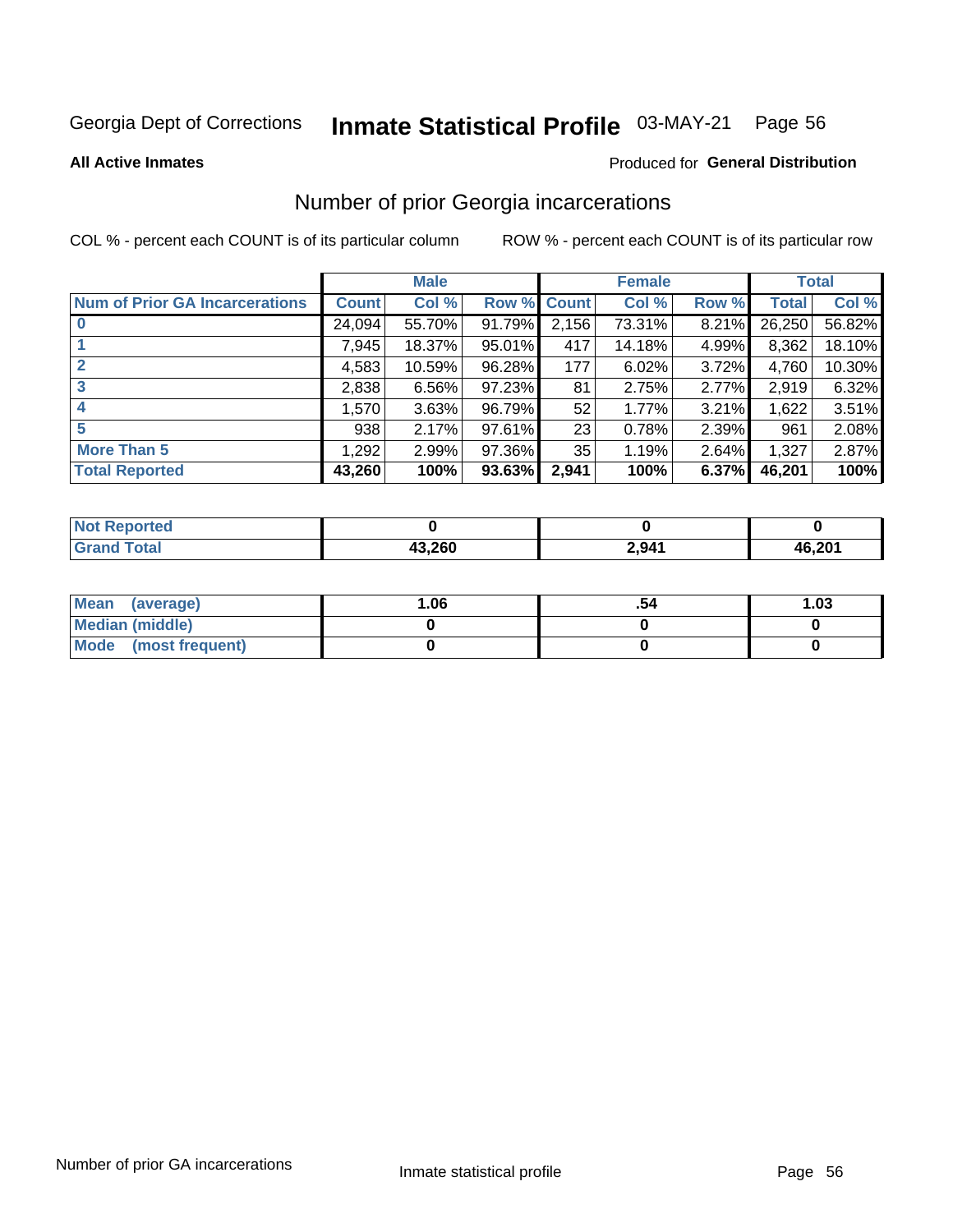Georgia Dept of Corrections **Inmate Statistical Profile** 03-MAY-21 Page 56

**All Active Inmates**

Produced for **General Distribution**

## Number of prior Georgia incarcerations

COL % - percent each COUNT is of its particular column

ROW % - percent each COUNT is of its particular row

| | Male | | | Female | | | Total | |
|---|---|---|---|---|---|---|---|---|
| **Num of Prior GA Incarcerations** | **Count** | **Col %** | **Row %** | **Count** | **Col %** | **Row %** | **Total** | **Col %** |
| **0** | 24,094 | 55.70% | 91.79% | 2,156 | 73.31% | 8.21% | 26,250 | 56.82% |
| **1** | 7,945 | 18.37% | 95.01% | 417 | 14.18% | 4.99% | 8,362 | 18.10% |
| **2** | 4,583 | 10.59% | 96.28% | 177 | 6.02% | 3.72% | 4,760 | 10.30% |
| **3** | 2,838 | 6.56% | 97.23% | 81 | 2.75% | 2.77% | 2,919 | 6.32% |
| **4** | 1,570 | 3.63% | 96.79% | 52 | 1.77% | 3.21% | 1,622 | 3.51% |
| **5** | 938 | 2.17% | 97.61% | 23 | 0.78% | 2.39% | 961 | 2.08% |
| **More Than 5** | 1,292 | 2.99% | 97.36% | 35 | 1.19% | 2.64% | 1,327 | 2.87% |
| **Total Reported** | **43,260** | **100%** | **93.63%** | **2,941** | **100%** | **6.37%** | **46,201** | **100%** |

| | Male | Female | Total |
|---|---|---|---|
| **Not Reported** | **0** | **0** | **0** |
| **Grand Total** | **43,260** | **2,941** | **46,201** |

| | Male | Female | Total |
|---|---|---|---|
| **Mean (average)** | **1.06** | **.54** | **1.03** |
| **Median (middle)** | **0** | **0** | **0** |
| **Mode (most frequent)** | **0** | **0** | **0** |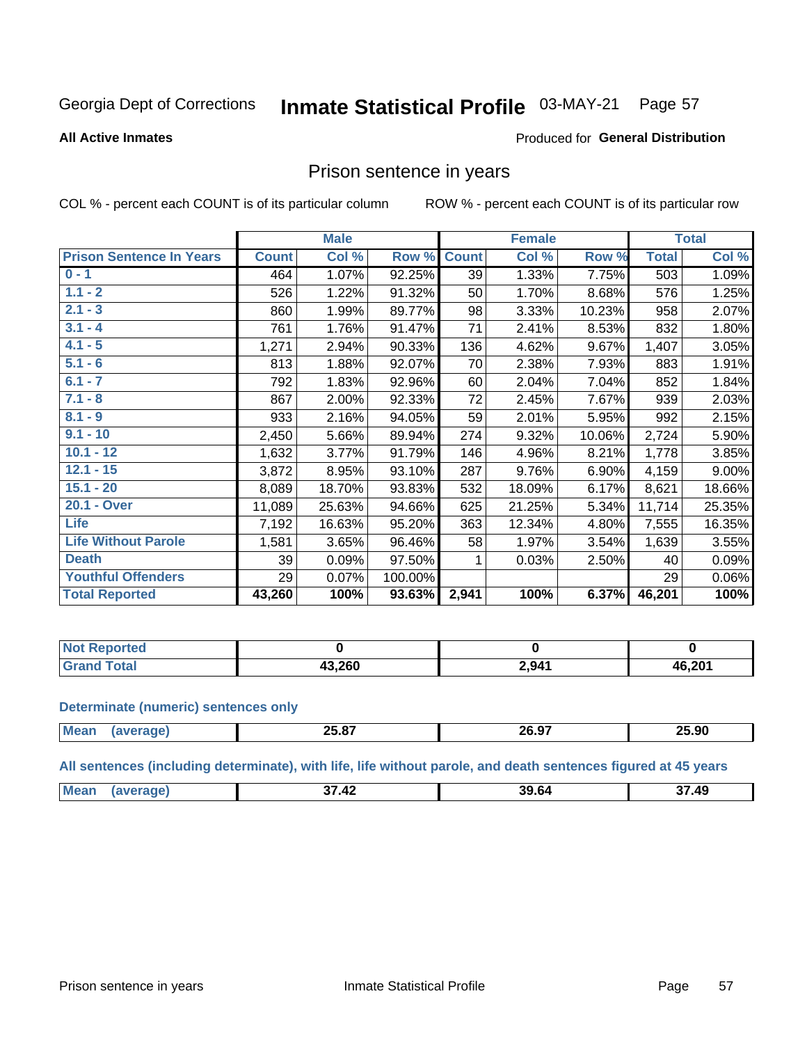Georgia Dept of Corrections **Inmate Statistical Profile** 03-MAY-21 Page 57

**All Active Inmates**

Produced for **General Distribution**

## Prison sentence in years

COL % - percent each COUNT is of its particular column    ROW % - percent each COUNT is of its particular row

| | Male | | | Female | | | Total | |
|---|---|---|---|---|---|---|---|---|
| **Prison Sentence In Years** | **Count** | **Col %** | **Row %** | **Count** | **Col %** | **Row %** | **Total** | **Col %** |
| **0 - 1** | 464 | 1.07% | 92.25% | 39 | 1.33% | 7.75% | 503 | 1.09% |
| **1.1 - 2** | 526 | 1.22% | 91.32% | 50 | 1.70% | 8.68% | 576 | 1.25% |
| **2.1 - 3** | 860 | 1.99% | 89.77% | 98 | 3.33% | 10.23% | 958 | 2.07% |
| **3.1 - 4** | 761 | 1.76% | 91.47% | 71 | 2.41% | 8.53% | 832 | 1.80% |
| **4.1 - 5** | 1,271 | 2.94% | 90.33% | 136 | 4.62% | 9.67% | 1,407 | 3.05% |
| **5.1 - 6** | 813 | 1.88% | 92.07% | 70 | 2.38% | 7.93% | 883 | 1.91% |
| **6.1 - 7** | 792 | 1.83% | 92.96% | 60 | 2.04% | 7.04% | 852 | 1.84% |
| **7.1 - 8** | 867 | 2.00% | 92.33% | 72 | 2.45% | 7.67% | 939 | 2.03% |
| **8.1 - 9** | 933 | 2.16% | 94.05% | 59 | 2.01% | 5.95% | 992 | 2.15% |
| **9.1 - 10** | 2,450 | 5.66% | 89.94% | 274 | 9.32% | 10.06% | 2,724 | 5.90% |
| **10.1 - 12** | 1,632 | 3.77% | 91.79% | 146 | 4.96% | 8.21% | 1,778 | 3.85% |
| **12.1 - 15** | 3,872 | 8.95% | 93.10% | 287 | 9.76% | 6.90% | 4,159 | 9.00% |
| **15.1 - 20** | 8,089 | 18.70% | 93.83% | 532 | 18.09% | 6.17% | 8,621 | 18.66% |
| **20.1 - Over** | 11,089 | 25.63% | 94.66% | 625 | 21.25% | 5.34% | 11,714 | 25.35% |
| **Life** | 7,192 | 16.63% | 95.20% | 363 | 12.34% | 4.80% | 7,555 | 16.35% |
| **Life Without Parole** | 1,581 | 3.65% | 96.46% | 58 | 1.97% | 3.54% | 1,639 | 3.55% |
| **Death** | 39 | 0.09% | 97.50% | 1 | 0.03% | 2.50% | 40 | 0.09% |
| **Youthful Offenders** | 29 | 0.07% | 100.00% | | | | 29 | 0.06% |
| **Total Reported** | **43,260** | **100%** | **93.63%** | **2,941** | **100%** | **6.37%** | **46,201** | **100%** |

| | Male | Female | Total |
|---|---|---|---|
| **Not Reported** | **0** | **0** | **0** |
| **Grand Total** | **43,260** | **2,941** | **46,201** |

**Determinate (numeric) sentences only**

| | Male | Female | Total |
|---|---|---|---|
| **Mean (average)** | **25.87** | **26.97** | **25.90** |

**All sentences (including determinate), with life, life without parole, and death sentences figured at 45 years**

| | Male | Female | Total |
|---|---|---|---|
| **Mean (average)** | **37.42** | **39.64** | **37.49** |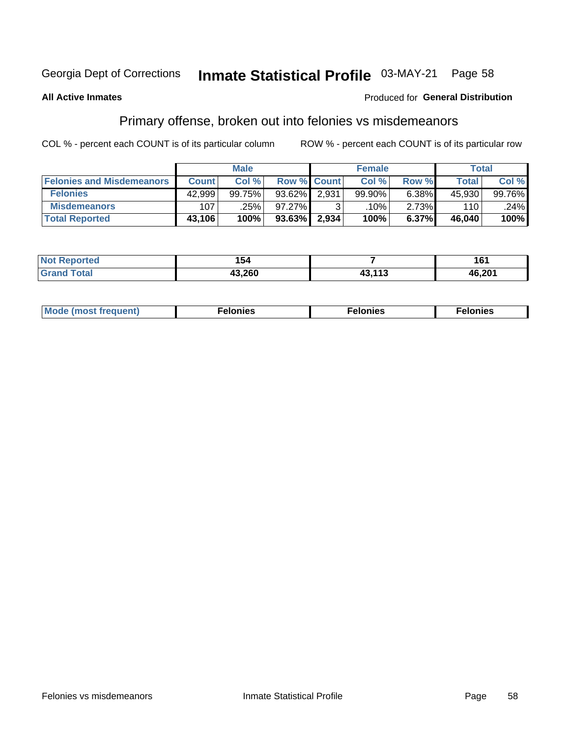Georgia Dept of Corrections **Inmate Statistical Profile** 03-MAY-21

**All Active Inmates**

Produced for **General Distribution**

## Primary offense, broken out into felonies vs misdemeanors

COL % - percent each COUNT is of its particular column

ROW % - percent each COUNT is of its particular row

| | Male | | | Female | | | Total | |
|---|---|---|---|---|---|---|---|---|
| **Felonies and Misdemeanors** | **Count** | **Col %** | **Row %** | **Count** | **Col %** | **Row %** | **Total** | **Col %** |
| **Felonies** | 42,999 | 99.75% | 93.62% | 2,931 | 99.90% | 6.38% | 45,930 | 99.76% |
| **Misdemeanors** | 107 | .25% | 97.27% | 3 | .10% | 2.73% | 110 | .24% |
| **Total Reported** | **43,106** | **100%** | **93.63%** | **2,934** | **100%** | **6.37%** | **46,040** | **100%** |

| | Male | Female | Total |
|---|---|---|---|
| **Not Reported** | **154** | **7** | **161** |
| **Grand Total** | **43,260** | **43,113** | **46,201** |

| | Male | Female | Total |
|---|---|---|---|
| **Mode (most frequent)** | **Felonies** | **Felonies** | **Felonies** |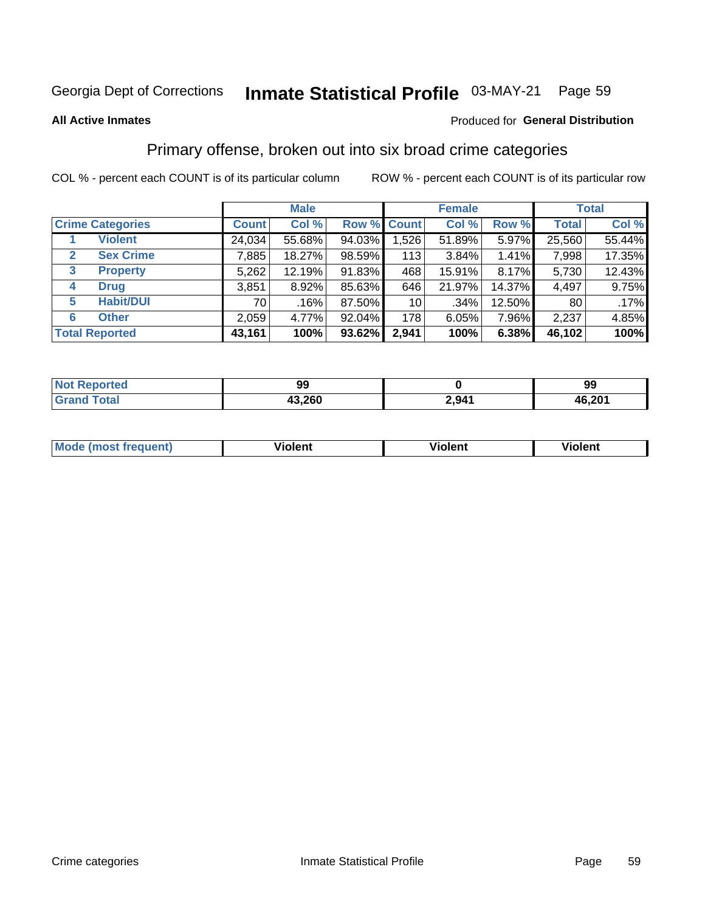Georgia Dept of Corrections **Inmate Statistical Profile** 03-MAY-21

**All Active Inmates**

Produced for **General Distribution**

## Primary offense, broken out into six broad crime categories

COL % - percent each COUNT is of its particular column

ROW % - percent each COUNT is of its particular row

| Crime Categories | | Male | | | Female | | | Total | |
|---|---|---|---|---|---|---|---|---|---|
| | | Count | Col % | Row % | Count | Col % | Row % | Total | Col % |
| 1 | Violent | 24,034 | 55.68% | 94.03% | 1,526 | 51.89% | 5.97% | 25,560 | 55.44% |
| 2 | Sex Crime | 7,885 | 18.27% | 98.59% | 113 | 3.84% | 1.41% | 7,998 | 17.35% |
| 3 | Property | 5,262 | 12.19% | 91.83% | 468 | 15.91% | 8.17% | 5,730 | 12.43% |
| 4 | Drug | 3,851 | 8.92% | 85.63% | 646 | 21.97% | 14.37% | 4,497 | 9.75% |
| 5 | Habit/DUI | 70 | .16% | 87.50% | 10 | .34% | 12.50% | 80 | .17% |
| 6 | Other | 2,059 | 4.77% | 92.04% | 178 | 6.05% | 7.96% | 2,237 | 4.85% |
| **Total Reported** | | **43,161** | **100%** | **93.62%** | **2,941** | **100%** | **6.38%** | **46,102** | **100%** |

| | Male | Female | Total |
|---|---|---|---|
| Not Reported | 99 | 0 | 99 |
| Grand Total | 43,260 | 2,941 | 46,201 |

| | Male | Female | Total |
|---|---|---|---|
| Mode (most frequent) | Violent | Violent | Violent |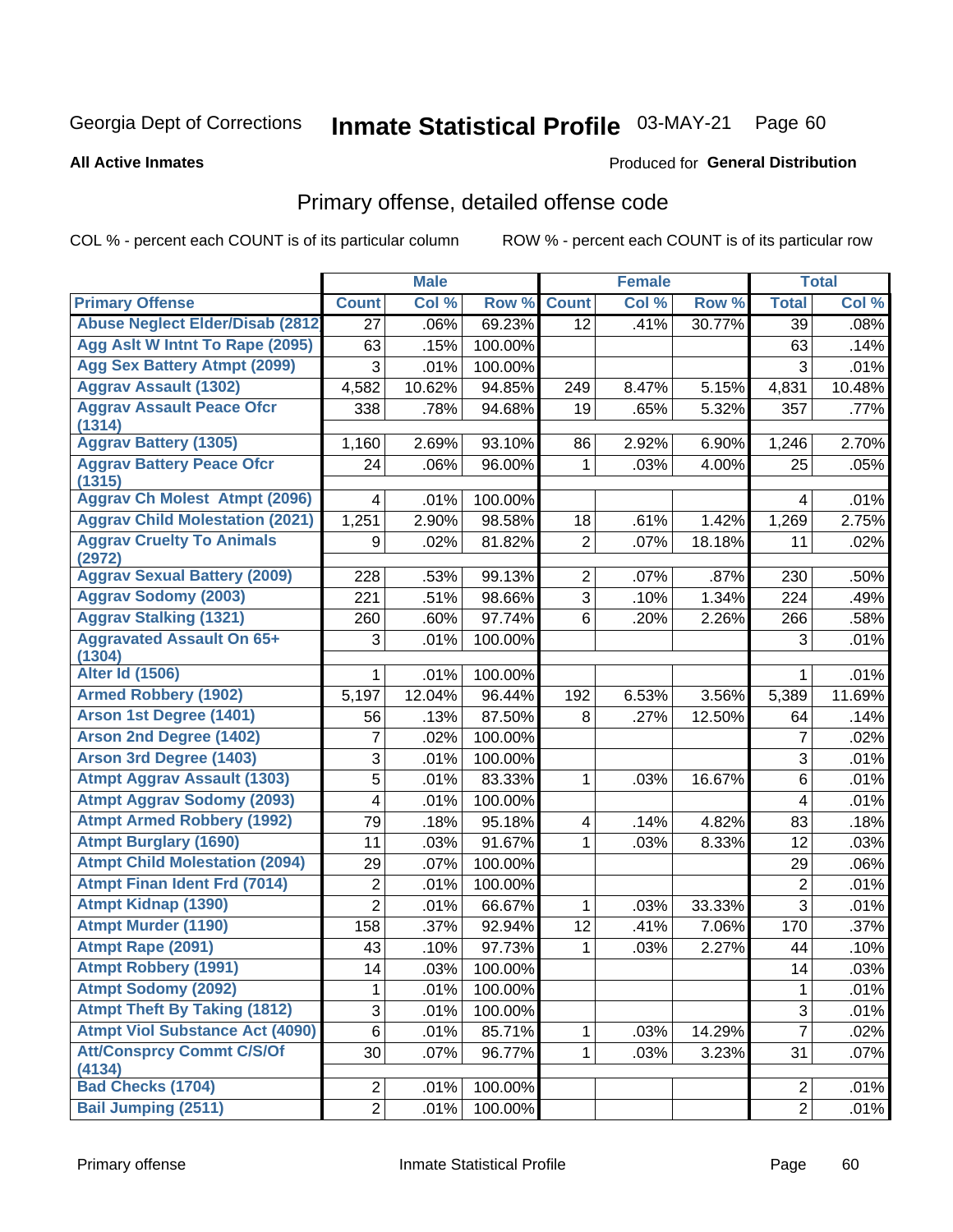Georgia Dept of Corrections **Inmate Statistical Profile** 03-MAY-21

**All Active Inmates**

Produced for **General Distribution**

## Primary offense, detailed offense code

COL % - percent each COUNT is of its particular column ROW % - percent each COUNT is of its particular row

| | Male | | | Female | | | Total | |
|---|---|---|---|---|---|---|---|---|
| Primary Offense | Count | Col % | Row % | Count | Col % | Row % | Total | Col % |
| Abuse Neglect Elder/Disab (2812 | 27 | .06% | 69.23% | 12 | .41% | 30.77% | 39 | .08% |
| Agg Aslt W Intnt To Rape (2095) | 63 | .15% | 100.00% | | | | 63 | .14% |
| Agg Sex Battery Atmpt (2099) | 3 | .01% | 100.00% | | | | 3 | .01% |
| Aggrav Assault (1302) | 4,582 | 10.62% | 94.85% | 249 | 8.47% | 5.15% | 4,831 | 10.48% |
| Aggrav Assault Peace Ofcr (1314) | 338 | .78% | 94.68% | 19 | .65% | 5.32% | 357 | .77% |
| Aggrav Battery (1305) | 1,160 | 2.69% | 93.10% | 86 | 2.92% | 6.90% | 1,246 | 2.70% |
| Aggrav Battery Peace Ofcr (1315) | 24 | .06% | 96.00% | 1 | .03% | 4.00% | 25 | .05% |
| Aggrav Ch Molest Atmpt (2096) | 4 | .01% | 100.00% | | | | 4 | .01% |
| Aggrav Child Molestation (2021) | 1,251 | 2.90% | 98.58% | 18 | .61% | 1.42% | 1,269 | 2.75% |
| Aggrav Cruelty To Animals (2972) | 9 | .02% | 81.82% | 2 | .07% | 18.18% | 11 | .02% |
| Aggrav Sexual Battery (2009) | 228 | .53% | 99.13% | 2 | .07% | .87% | 230 | .50% |
| Aggrav Sodomy (2003) | 221 | .51% | 98.66% | 3 | .10% | 1.34% | 224 | .49% |
| Aggrav Stalking (1321) | 260 | .60% | 97.74% | 6 | .20% | 2.26% | 266 | .58% |
| Aggravated Assault On 65+ (1304) | 3 | .01% | 100.00% | | | | 3 | .01% |
| Alter Id (1506) | 1 | .01% | 100.00% | | | | 1 | .01% |
| Armed Robbery (1902) | 5,197 | 12.04% | 96.44% | 192 | 6.53% | 3.56% | 5,389 | 11.69% |
| Arson 1st Degree (1401) | 56 | .13% | 87.50% | 8 | .27% | 12.50% | 64 | .14% |
| Arson 2nd Degree (1402) | 7 | .02% | 100.00% | | | | 7 | .02% |
| Arson 3rd Degree (1403) | 3 | .01% | 100.00% | | | | 3 | .01% |
| Atmpt Aggrav Assault (1303) | 5 | .01% | 83.33% | 1 | .03% | 16.67% | 6 | .01% |
| Atmpt Aggrav Sodomy (2093) | 4 | .01% | 100.00% | | | | 4 | .01% |
| Atmpt Armed Robbery (1992) | 79 | .18% | 95.18% | 4 | .14% | 4.82% | 83 | .18% |
| Atmpt Burglary (1690) | 11 | .03% | 91.67% | 1 | .03% | 8.33% | 12 | .03% |
| Atmpt Child Molestation (2094) | 29 | .07% | 100.00% | | | | 29 | .06% |
| Atmpt Finan Ident Frd (7014) | 2 | .01% | 100.00% | | | | 2 | .01% |
| Atmpt Kidnap (1390) | 2 | .01% | 66.67% | 1 | .03% | 33.33% | 3 | .01% |
| Atmpt Murder (1190) | 158 | .37% | 92.94% | 12 | .41% | 7.06% | 170 | .37% |
| Atmpt Rape (2091) | 43 | .10% | 97.73% | 1 | .03% | 2.27% | 44 | .10% |
| Atmpt Robbery (1991) | 14 | .03% | 100.00% | | | | 14 | .03% |
| Atmpt Sodomy (2092) | 1 | .01% | 100.00% | | | | 1 | .01% |
| Atmpt Theft By Taking (1812) | 3 | .01% | 100.00% | | | | 3 | .01% |
| Atmpt Viol Substance Act (4090) | 6 | .01% | 85.71% | 1 | .03% | 14.29% | 7 | .02% |
| Att/Consprcy Commt C/S/Of (4134) | 30 | .07% | 96.77% | 1 | .03% | 3.23% | 31 | .07% |
| Bad Checks (1704) | 2 | .01% | 100.00% | | | | 2 | .01% |
| Bail Jumping (2511) | 2 | .01% | 100.00% | | | | 2 | .01% |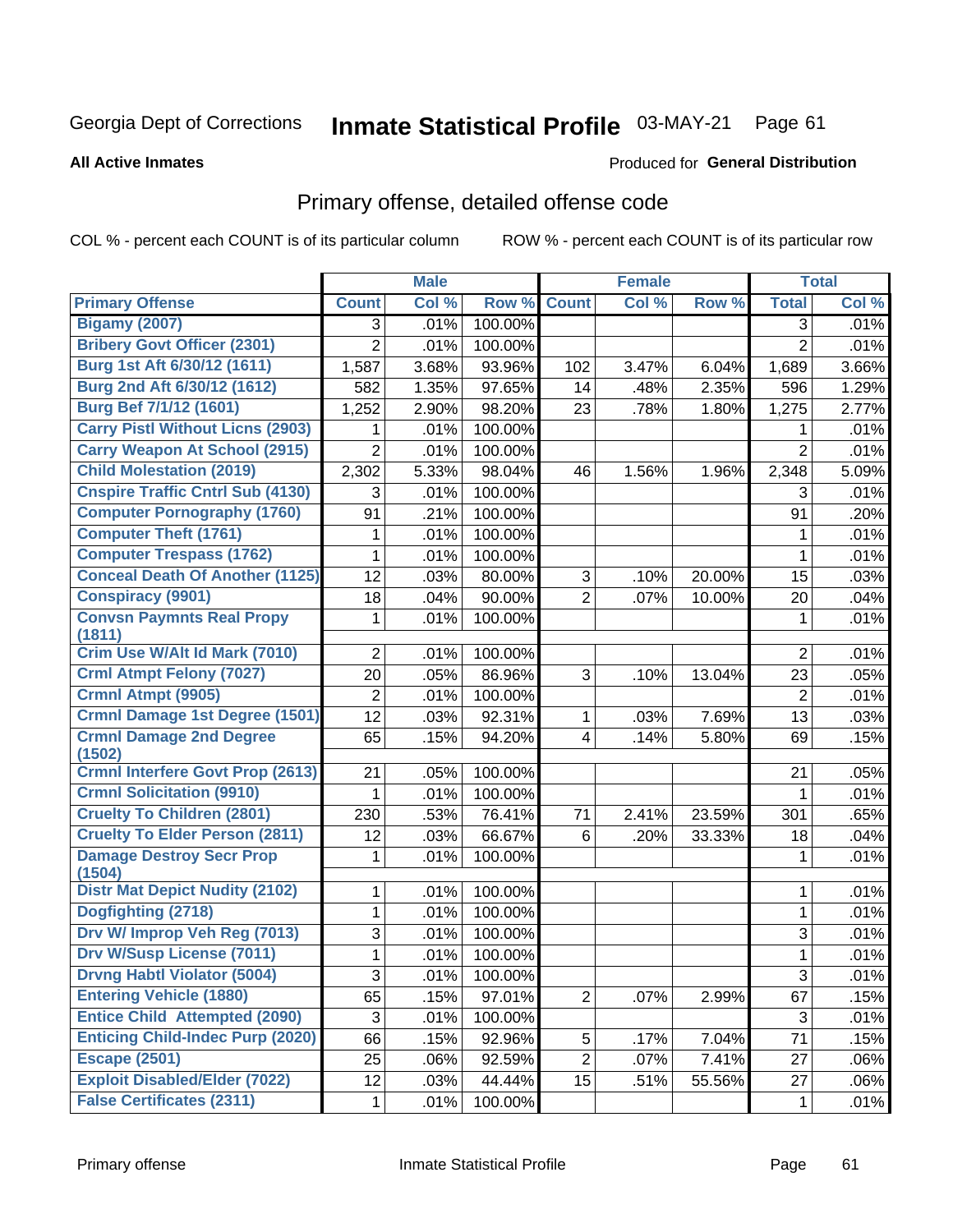Georgia Dept of Corrections

# Inmate Statistical Profile

03-MAY-21

**All Active Inmates**

Produced for **General Distribution**

## Primary offense, detailed offense code

COL % - percent each COUNT is of its particular column

ROW % - percent each COUNT is of its particular row

| | Male | | | Female | | | Total | |
|---|---|---|---|---|---|---|---|---|
| **Primary Offense** | **Count** | **Col %** | **Row %** | **Count** | **Col %** | **Row %** | **Total** | **Col %** |
| **Bigamy (2007)** | 3 | .01% | 100.00% | | | | 3 | .01% |
| **Bribery Govt Officer (2301)** | 2 | .01% | 100.00% | | | | 2 | .01% |
| **Burg 1st Aft 6/30/12 (1611)** | 1,587 | 3.68% | 93.96% | 102 | 3.47% | 6.04% | 1,689 | 3.66% |
| **Burg 2nd Aft 6/30/12 (1612)** | 582 | 1.35% | 97.65% | 14 | .48% | 2.35% | 596 | 1.29% |
| **Burg Bef 7/1/12 (1601)** | 1,252 | 2.90% | 98.20% | 23 | .78% | 1.80% | 1,275 | 2.77% |
| **Carry Pistl Without Licns (2903)** | 1 | .01% | 100.00% | | | | 1 | .01% |
| **Carry Weapon At School (2915)** | 2 | .01% | 100.00% | | | | 2 | .01% |
| **Child Molestation (2019)** | 2,302 | 5.33% | 98.04% | 46 | 1.56% | 1.96% | 2,348 | 5.09% |
| **Cnspire Traffic Cntrl Sub (4130)** | 3 | .01% | 100.00% | | | | 3 | .01% |
| **Computer Pornography (1760)** | 91 | .21% | 100.00% | | | | 91 | .20% |
| **Computer Theft (1761)** | 1 | .01% | 100.00% | | | | 1 | .01% |
| **Computer Trespass (1762)** | 1 | .01% | 100.00% | | | | 1 | .01% |
| **Conceal Death Of Another (1125)** | 12 | .03% | 80.00% | 3 | .10% | 20.00% | 15 | .03% |
| **Conspiracy (9901)** | 18 | .04% | 90.00% | 2 | .07% | 10.00% | 20 | .04% |
| **Convsn Paymnts Real Propy (1811)** | 1 | .01% | 100.00% | | | | 1 | .01% |
| **Crim Use W/Alt Id Mark (7010)** | 2 | .01% | 100.00% | | | | 2 | .01% |
| **Crml Atmpt Felony (7027)** | 20 | .05% | 86.96% | 3 | .10% | 13.04% | 23 | .05% |
| **Crmnl Atmpt (9905)** | 2 | .01% | 100.00% | | | | 2 | .01% |
| **Crmnl Damage 1st Degree (1501)** | 12 | .03% | 92.31% | 1 | .03% | 7.69% | 13 | .03% |
| **Crmnl Damage 2nd Degree (1502)** | 65 | .15% | 94.20% | 4 | .14% | 5.80% | 69 | .15% |
| **Crmnl Interfere Govt Prop (2613)** | 21 | .05% | 100.00% | | | | 21 | .05% |
| **Crmnl Solicitation (9910)** | 1 | .01% | 100.00% | | | | 1 | .01% |
| **Cruelty To Children (2801)** | 230 | .53% | 76.41% | 71 | 2.41% | 23.59% | 301 | .65% |
| **Cruelty To Elder Person (2811)** | 12 | .03% | 66.67% | 6 | .20% | 33.33% | 18 | .04% |
| **Damage Destroy Secr Prop (1504)** | 1 | .01% | 100.00% | | | | 1 | .01% |
| **Distr Mat Depict Nudity (2102)** | 1 | .01% | 100.00% | | | | 1 | .01% |
| **Dogfighting (2718)** | 1 | .01% | 100.00% | | | | 1 | .01% |
| **Drv W/ Improp Veh Reg (7013)** | 3 | .01% | 100.00% | | | | 3 | .01% |
| **Drv W/Susp License (7011)** | 1 | .01% | 100.00% | | | | 1 | .01% |
| **Drvng Habtl Violator (5004)** | 3 | .01% | 100.00% | | | | 3 | .01% |
| **Entering Vehicle (1880)** | 65 | .15% | 97.01% | 2 | .07% | 2.99% | 67 | .15% |
| **Entice Child Attempted (2090)** | 3 | .01% | 100.00% | | | | 3 | .01% |
| **Enticing Child-Indec Purp (2020)** | 66 | .15% | 92.96% | 5 | .17% | 7.04% | 71 | .15% |
| **Escape (2501)** | 25 | .06% | 92.59% | 2 | .07% | 7.41% | 27 | .06% |
| **Exploit Disabled/Elder (7022)** | 12 | .03% | 44.44% | 15 | .51% | 55.56% | 27 | .06% |
| **False Certificates (2311)** | 1 | .01% | 100.00% | | | | 1 | .01% |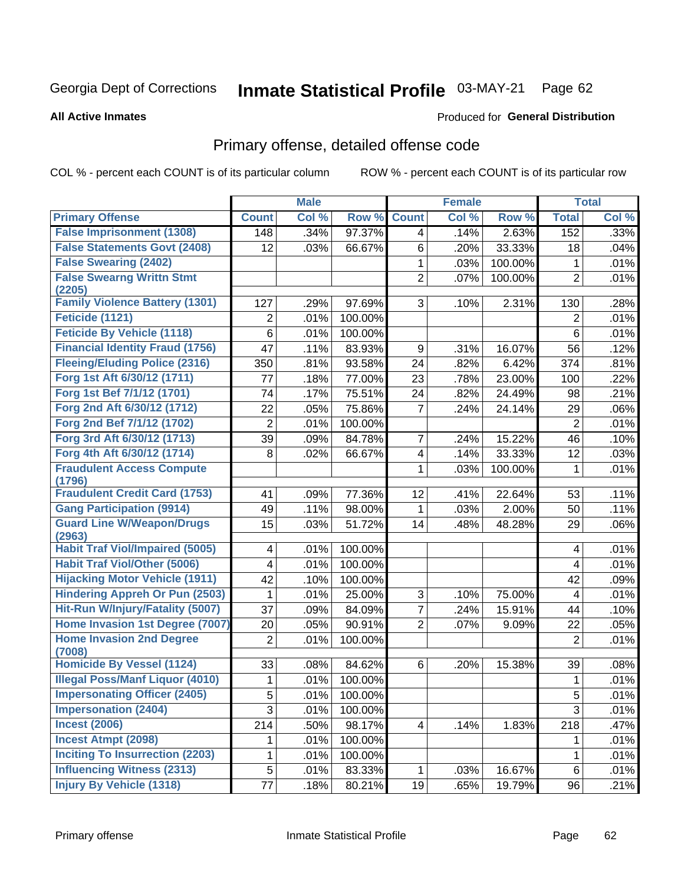Georgia Dept of Corrections **Inmate Statistical Profile** 03-MAY-21

**All Active Inmates**

Produced for **General Distribution**

## Primary offense, detailed offense code

COL % - percent each COUNT is of its particular column ROW % - percent each COUNT is of its particular row

| | Male | | | Female | | | Total | |
|---|---|---|---|---|---|---|---|---|
| **Primary Offense** | **Count** | **Col %** | **Row %** | **Count** | **Col %** | **Row %** | **Total** | **Col %** |
| **False Imprisonment (1308)** | 148 | .34% | 97.37% | 4 | .14% | 2.63% | 152 | .33% |
| **False Statements Govt (2408)** | 12 | .03% | 66.67% | 6 | .20% | 33.33% | 18 | .04% |
| **False Swearing (2402)** | | | | 1 | .03% | 100.00% | 1 | .01% |
| **False Swearng Writtn Stmt (2205)** | | | | 2 | .07% | 100.00% | 2 | .01% |
| **Family Violence Battery (1301)** | 127 | .29% | 97.69% | 3 | .10% | 2.31% | 130 | .28% |
| **Feticide (1121)** | 2 | .01% | 100.00% | | | | 2 | .01% |
| **Feticide By Vehicle (1118)** | 6 | .01% | 100.00% | | | | 6 | .01% |
| **Financial Identity Fraud (1756)** | 47 | .11% | 83.93% | 9 | .31% | 16.07% | 56 | .12% |
| **Fleeing/Eluding Police (2316)** | 350 | .81% | 93.58% | 24 | .82% | 6.42% | 374 | .81% |
| **Forg 1st Aft 6/30/12 (1711)** | 77 | .18% | 77.00% | 23 | .78% | 23.00% | 100 | .22% |
| **Forg 1st Bef 7/1/12 (1701)** | 74 | .17% | 75.51% | 24 | .82% | 24.49% | 98 | .21% |
| **Forg 2nd Aft 6/30/12 (1712)** | 22 | .05% | 75.86% | 7 | .24% | 24.14% | 29 | .06% |
| **Forg 2nd Bef 7/1/12 (1702)** | 2 | .01% | 100.00% | | | | 2 | .01% |
| **Forg 3rd Aft 6/30/12 (1713)** | 39 | .09% | 84.78% | 7 | .24% | 15.22% | 46 | .10% |
| **Forg 4th Aft 6/30/12 (1714)** | 8 | .02% | 66.67% | 4 | .14% | 33.33% | 12 | .03% |
| **Fraudulent Access Compute (1796)** | | | | 1 | .03% | 100.00% | 1 | .01% |
| **Fraudulent Credit Card (1753)** | 41 | .09% | 77.36% | 12 | .41% | 22.64% | 53 | .11% |
| **Gang Participation (9914)** | 49 | .11% | 98.00% | 1 | .03% | 2.00% | 50 | .11% |
| **Guard Line W/Weapon/Drugs (2963)** | 15 | .03% | 51.72% | 14 | .48% | 48.28% | 29 | .06% |
| **Habit Traf Viol/Impaired (5005)** | 4 | .01% | 100.00% | | | | 4 | .01% |
| **Habit Traf Viol/Other (5006)** | 4 | .01% | 100.00% | | | | 4 | .01% |
| **Hijacking Motor Vehicle (1911)** | 42 | .10% | 100.00% | | | | 42 | .09% |
| **Hindering Appreh Or Pun (2503)** | 1 | .01% | 25.00% | 3 | .10% | 75.00% | 4 | .01% |
| **Hit-Run W/Injury/Fatality (5007)** | 37 | .09% | 84.09% | 7 | .24% | 15.91% | 44 | .10% |
| **Home Invasion 1st Degree (7007)** | 20 | .05% | 90.91% | 2 | .07% | 9.09% | 22 | .05% |
| **Home Invasion 2nd Degree (7008)** | 2 | .01% | 100.00% | | | | 2 | .01% |
| **Homicide By Vessel (1124)** | 33 | .08% | 84.62% | 6 | .20% | 15.38% | 39 | .08% |
| **Illegal Poss/Manf Liquor (4010)** | 1 | .01% | 100.00% | | | | 1 | .01% |
| **Impersonating Officer (2405)** | 5 | .01% | 100.00% | | | | 5 | .01% |
| **Impersonation (2404)** | 3 | .01% | 100.00% | | | | 3 | .01% |
| **Incest (2006)** | 214 | .50% | 98.17% | 4 | .14% | 1.83% | 218 | .47% |
| **Incest Atmpt (2098)** | 1 | .01% | 100.00% | | | | 1 | .01% |
| **Inciting To Insurrection (2203)** | 1 | .01% | 100.00% | | | | 1 | .01% |
| **Influencing Witness (2313)** | 5 | .01% | 83.33% | 1 | .03% | 16.67% | 6 | .01% |
| **Injury By Vehicle (1318)** | 77 | .18% | 80.21% | 19 | .65% | 19.79% | 96 | .21% |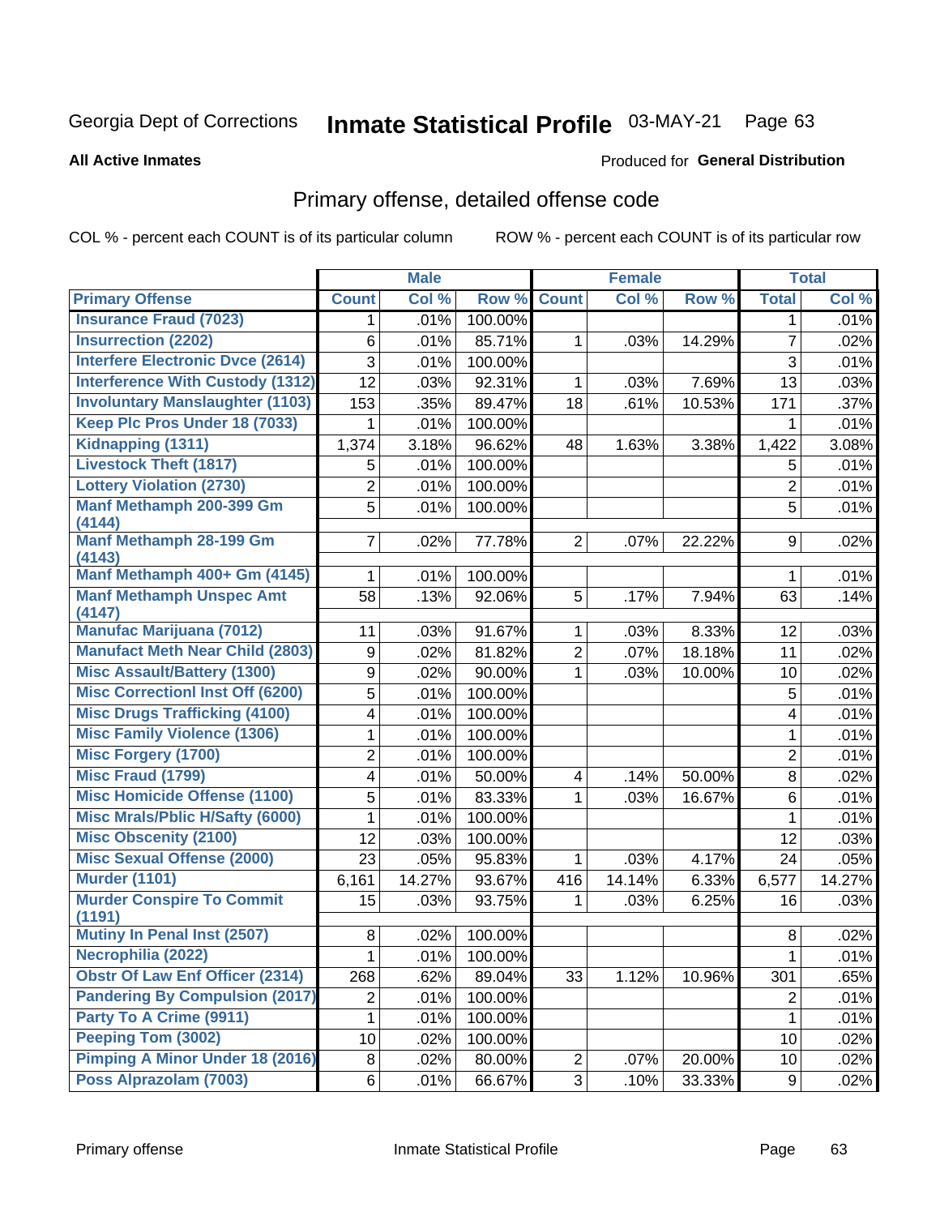Georgia Dept of Corrections

# Inmate Statistical Profile 03-MAY-21

**All Active Inmates**

Produced for **General Distribution**

## Primary offense, detailed offense code

COL % - percent each COUNT is of its particular column

ROW % - percent each COUNT is of its particular row

| | Male | | | Female | | | Total | |
|---|---|---|---|---|---|---|---|---|
| **Primary Offense** | **Count** | **Col %** | **Row %** | **Count** | **Col %** | **Row %** | **Total** | **Col %** |
| Insurance Fraud (7023) | 1 | .01% | 100.00% | | | | 1 | .01% |
| Insurrection (2202) | 6 | .01% | 85.71% | 1 | .03% | 14.29% | 7 | .02% |
| Interfere Electronic Dvce (2614) | 3 | .01% | 100.00% | | | | 3 | .01% |
| Interference With Custody (1312) | 12 | .03% | 92.31% | 1 | .03% | 7.69% | 13 | .03% |
| Involuntary Manslaughter (1103) | 153 | .35% | 89.47% | 18 | .61% | 10.53% | 171 | .37% |
| Keep Plc Pros Under 18 (7033) | 1 | .01% | 100.00% | | | | 1 | .01% |
| Kidnapping (1311) | 1,374 | 3.18% | 96.62% | 48 | 1.63% | 3.38% | 1,422 | 3.08% |
| Livestock Theft (1817) | 5 | .01% | 100.00% | | | | 5 | .01% |
| Lottery Violation (2730) | 2 | .01% | 100.00% | | | | 2 | .01% |
| Manf Methamph 200-399 Gm (4144) | 5 | .01% | 100.00% | | | | 5 | .01% |
| Manf Methamph 28-199 Gm (4143) | 7 | .02% | 77.78% | 2 | .07% | 22.22% | 9 | .02% |
| Manf Methamph 400+ Gm (4145) | 1 | .01% | 100.00% | | | | 1 | .01% |
| Manf Methamph Unspec Amt (4147) | 58 | .13% | 92.06% | 5 | .17% | 7.94% | 63 | .14% |
| Manufac Marijuana (7012) | 11 | .03% | 91.67% | 1 | .03% | 8.33% | 12 | .03% |
| Manufact Meth Near Child (2803) | 9 | .02% | 81.82% | 2 | .07% | 18.18% | 11 | .02% |
| Misc Assault/Battery (1300) | 9 | .02% | 90.00% | 1 | .03% | 10.00% | 10 | .02% |
| Misc Correctionl Inst Off (6200) | 5 | .01% | 100.00% | | | | 5 | .01% |
| Misc Drugs Trafficking (4100) | 4 | .01% | 100.00% | | | | 4 | .01% |
| Misc Family Violence (1306) | 1 | .01% | 100.00% | | | | 1 | .01% |
| Misc Forgery (1700) | 2 | .01% | 100.00% | | | | 2 | .01% |
| Misc Fraud (1799) | 4 | .01% | 50.00% | 4 | .14% | 50.00% | 8 | .02% |
| Misc Homicide Offense (1100) | 5 | .01% | 83.33% | 1 | .03% | 16.67% | 6 | .01% |
| Misc Mrals/Pblic H/Safty (6000) | 1 | .01% | 100.00% | | | | 1 | .01% |
| Misc Obscenity (2100) | 12 | .03% | 100.00% | | | | 12 | .03% |
| Misc Sexual Offense (2000) | 23 | .05% | 95.83% | 1 | .03% | 4.17% | 24 | .05% |
| Murder (1101) | 6,161 | 14.27% | 93.67% | 416 | 14.14% | 6.33% | 6,577 | 14.27% |
| Murder Conspire To Commit (1191) | 15 | .03% | 93.75% | 1 | .03% | 6.25% | 16 | .03% |
| Mutiny In Penal Inst (2507) | 8 | .02% | 100.00% | | | | 8 | .02% |
| Necrophilia (2022) | 1 | .01% | 100.00% | | | | 1 | .01% |
| Obstr Of Law Enf Officer (2314) | 268 | .62% | 89.04% | 33 | 1.12% | 10.96% | 301 | .65% |
| Pandering By Compulsion (2017) | 2 | .01% | 100.00% | | | | 2 | .01% |
| Party To A Crime (9911) | 1 | .01% | 100.00% | | | | 1 | .01% |
| Peeping Tom (3002) | 10 | .02% | 100.00% | | | | 10 | .02% |
| Pimping A Minor Under 18 (2016) | 8 | .02% | 80.00% | 2 | .07% | 20.00% | 10 | .02% |
| Poss Alprazolam (7003) | 6 | .01% | 66.67% | 3 | .10% | 33.33% | 9 | .02% |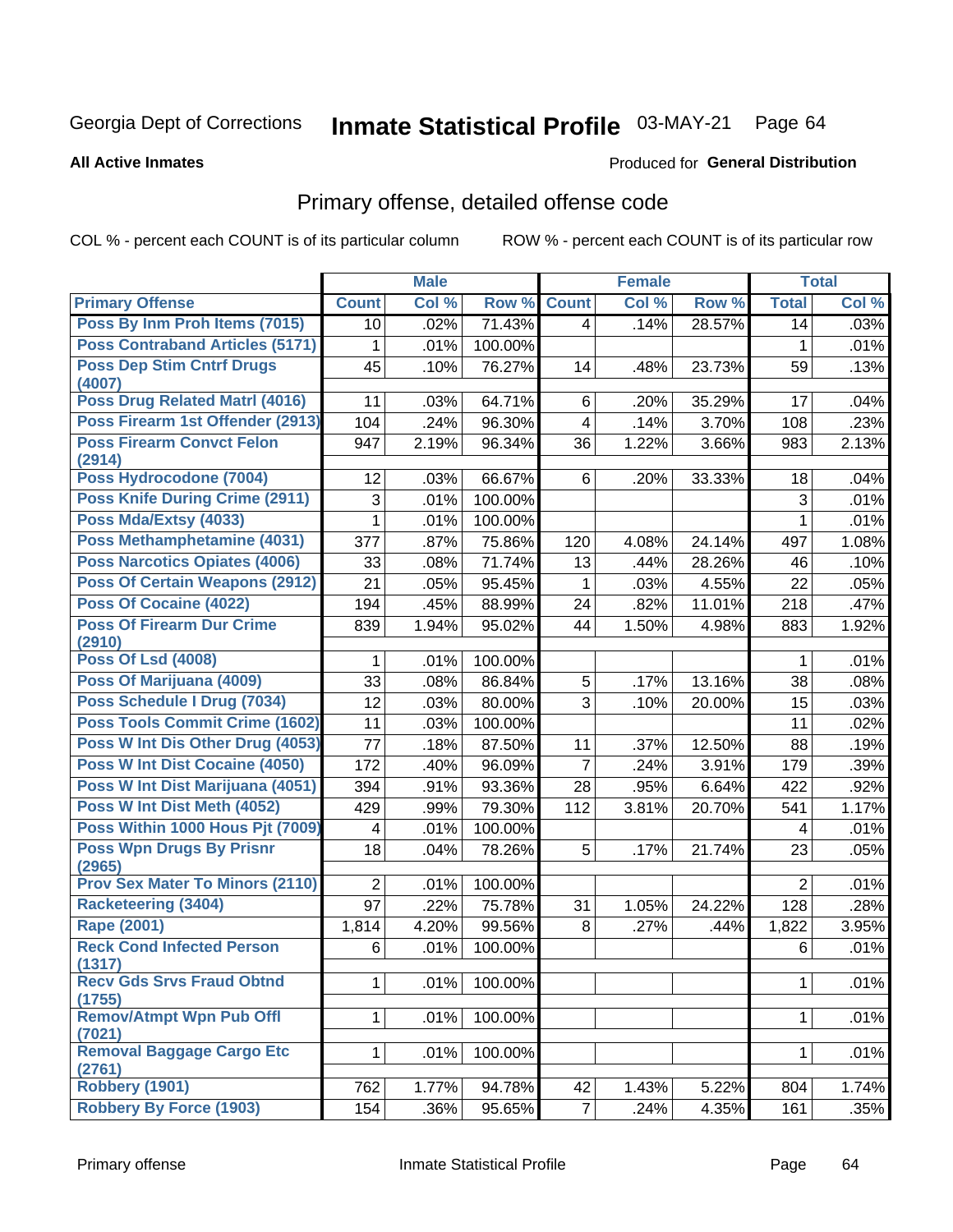Georgia Dept of Corrections **Inmate Statistical Profile** 03-MAY-21

**All Active Inmates**

Produced for **General Distribution**

## Primary offense, detailed offense code

COL % - percent each COUNT is of its particular column

ROW % - percent each COUNT is of its particular row

| | Male | | | Female | | | Total | |
|---|---|---|---|---|---|---|---|---|
| **Primary Offense** | **Count** | **Col %** | **Row %** | **Count** | **Col %** | **Row %** | **Total** | **Col %** |
| Poss By Inm Proh Items (7015) | 10 | .02% | 71.43% | 4 | .14% | 28.57% | 14 | .03% |
| Poss Contraband Articles (5171) | 1 | .01% | 100.00% | | | | 1 | .01% |
| Poss Dep Stim Cntrf Drugs (4007) | 45 | .10% | 76.27% | 14 | .48% | 23.73% | 59 | .13% |
| Poss Drug Related Matrl (4016) | 11 | .03% | 64.71% | 6 | .20% | 35.29% | 17 | .04% |
| Poss Firearm 1st Offender (2913) | 104 | .24% | 96.30% | 4 | .14% | 3.70% | 108 | .23% |
| Poss Firearm Convct Felon (2914) | 947 | 2.19% | 96.34% | 36 | 1.22% | 3.66% | 983 | 2.13% |
| Poss Hydrocodone (7004) | 12 | .03% | 66.67% | 6 | .20% | 33.33% | 18 | .04% |
| Poss Knife During Crime (2911) | 3 | .01% | 100.00% | | | | 3 | .01% |
| Poss Mda/Extsy (4033) | 1 | .01% | 100.00% | | | | 1 | .01% |
| Poss Methamphetamine (4031) | 377 | .87% | 75.86% | 120 | 4.08% | 24.14% | 497 | 1.08% |
| Poss Narcotics Opiates (4006) | 33 | .08% | 71.74% | 13 | .44% | 28.26% | 46 | .10% |
| Poss Of Certain Weapons (2912) | 21 | .05% | 95.45% | 1 | .03% | 4.55% | 22 | .05% |
| Poss Of Cocaine (4022) | 194 | .45% | 88.99% | 24 | .82% | 11.01% | 218 | .47% |
| Poss Of Firearm Dur Crime (2910) | 839 | 1.94% | 95.02% | 44 | 1.50% | 4.98% | 883 | 1.92% |
| Poss Of Lsd (4008) | 1 | .01% | 100.00% | | | | 1 | .01% |
| Poss Of Marijuana (4009) | 33 | .08% | 86.84% | 5 | .17% | 13.16% | 38 | .08% |
| Poss Schedule I Drug (7034) | 12 | .03% | 80.00% | 3 | .10% | 20.00% | 15 | .03% |
| Poss Tools Commit Crime (1602) | 11 | .03% | 100.00% | | | | 11 | .02% |
| Poss W Int Dis Other Drug (4053) | 77 | .18% | 87.50% | 11 | .37% | 12.50% | 88 | .19% |
| Poss W Int Dist Cocaine (4050) | 172 | .40% | 96.09% | 7 | .24% | 3.91% | 179 | .39% |
| Poss W Int Dist Marijuana (4051) | 394 | .91% | 93.36% | 28 | .95% | 6.64% | 422 | .92% |
| Poss W Int Dist Meth (4052) | 429 | .99% | 79.30% | 112 | 3.81% | 20.70% | 541 | 1.17% |
| Poss Within 1000 Hous Pjt (7009) | 4 | .01% | 100.00% | | | | 4 | .01% |
| Poss Wpn Drugs By Prisnr (2965) | 18 | .04% | 78.26% | 5 | .17% | 21.74% | 23 | .05% |
| Prov Sex Mater To Minors (2110) | 2 | .01% | 100.00% | | | | 2 | .01% |
| Racketeering (3404) | 97 | .22% | 75.78% | 31 | 1.05% | 24.22% | 128 | .28% |
| Rape (2001) | 1,814 | 4.20% | 99.56% | 8 | .27% | .44% | 1,822 | 3.95% |
| Reck Cond Infected Person (1317) | 6 | .01% | 100.00% | | | | 6 | .01% |
| Recv Gds Srvs Fraud Obtnd (1755) | 1 | .01% | 100.00% | | | | 1 | .01% |
| Remov/Atmpt Wpn Pub Offl (7021) | 1 | .01% | 100.00% | | | | 1 | .01% |
| Removal Baggage Cargo Etc (2761) | 1 | .01% | 100.00% | | | | 1 | .01% |
| Robbery (1901) | 762 | 1.77% | 94.78% | 42 | 1.43% | 5.22% | 804 | 1.74% |
| Robbery By Force (1903) | 154 | .36% | 95.65% | 7 | .24% | 4.35% | 161 | .35% |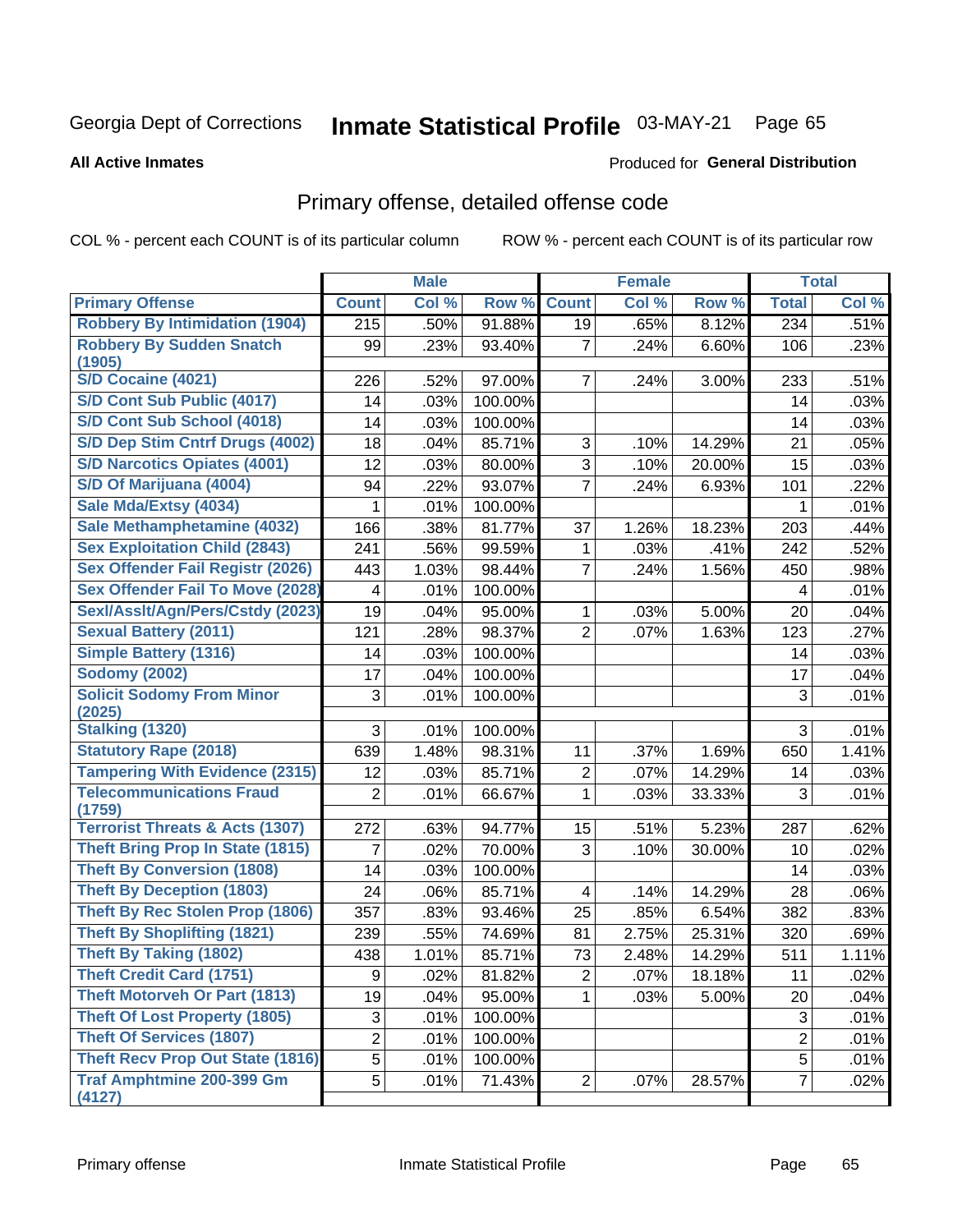Georgia Dept of Corrections **Inmate Statistical Profile** 03-MAY-21

**All Active Inmates**

Produced for **General Distribution**

## Primary offense, detailed offense code

COL % - percent each COUNT is of its particular column

ROW % - percent each COUNT is of its particular row

| | Male | | | Female | | | Total | |
|---|---|---|---|---|---|---|---|---|
| **Primary Offense** | **Count** | **Col %** | **Row %** | **Count** | **Col %** | **Row %** | **Total** | **Col %** |
| Robbery By Intimidation (1904) | 215 | .50% | 91.88% | 19 | .65% | 8.12% | 234 | .51% |
| Robbery By Sudden Snatch (1905) | 99 | .23% | 93.40% | 7 | .24% | 6.60% | 106 | .23% |
| S/D Cocaine (4021) | 226 | .52% | 97.00% | 7 | .24% | 3.00% | 233 | .51% |
| S/D Cont Sub Public (4017) | 14 | .03% | 100.00% | | | | 14 | .03% |
| S/D Cont Sub School (4018) | 14 | .03% | 100.00% | | | | 14 | .03% |
| S/D Dep Stim Cntrf Drugs (4002) | 18 | .04% | 85.71% | 3 | .10% | 14.29% | 21 | .05% |
| S/D Narcotics Opiates (4001) | 12 | .03% | 80.00% | 3 | .10% | 20.00% | 15 | .03% |
| S/D Of Marijuana (4004) | 94 | .22% | 93.07% | 7 | .24% | 6.93% | 101 | .22% |
| Sale Mda/Extsy (4034) | 1 | .01% | 100.00% | | | | 1 | .01% |
| Sale Methamphetamine (4032) | 166 | .38% | 81.77% | 37 | 1.26% | 18.23% | 203 | .44% |
| Sex Exploitation Child (2843) | 241 | .56% | 99.59% | 1 | .03% | .41% | 242 | .52% |
| Sex Offender Fail Registr (2026) | 443 | 1.03% | 98.44% | 7 | .24% | 1.56% | 450 | .98% |
| Sex Offender Fail To Move (2028) | 4 | .01% | 100.00% | | | | 4 | .01% |
| Sexl/Asslt/Agn/Pers/Cstdy (2023) | 19 | .04% | 95.00% | 1 | .03% | 5.00% | 20 | .04% |
| Sexual Battery (2011) | 121 | .28% | 98.37% | 2 | .07% | 1.63% | 123 | .27% |
| Simple Battery (1316) | 14 | .03% | 100.00% | | | | 14 | .03% |
| Sodomy (2002) | 17 | .04% | 100.00% | | | | 17 | .04% |
| Solicit Sodomy From Minor (2025) | 3 | .01% | 100.00% | | | | 3 | .01% |
| Stalking (1320) | 3 | .01% | 100.00% | | | | 3 | .01% |
| Statutory Rape (2018) | 639 | 1.48% | 98.31% | 11 | .37% | 1.69% | 650 | 1.41% |
| Tampering With Evidence (2315) | 12 | .03% | 85.71% | 2 | .07% | 14.29% | 14 | .03% |
| Telecommunications Fraud (1759) | 2 | .01% | 66.67% | 1 | .03% | 33.33% | 3 | .01% |
| Terrorist Threats & Acts (1307) | 272 | .63% | 94.77% | 15 | .51% | 5.23% | 287 | .62% |
| Theft Bring Prop In State (1815) | 7 | .02% | 70.00% | 3 | .10% | 30.00% | 10 | .02% |
| Theft By Conversion (1808) | 14 | .03% | 100.00% | | | | 14 | .03% |
| Theft By Deception (1803) | 24 | .06% | 85.71% | 4 | .14% | 14.29% | 28 | .06% |
| Theft By Rec Stolen Prop (1806) | 357 | .83% | 93.46% | 25 | .85% | 6.54% | 382 | .83% |
| Theft By Shoplifting (1821) | 239 | .55% | 74.69% | 81 | 2.75% | 25.31% | 320 | .69% |
| Theft By Taking (1802) | 438 | 1.01% | 85.71% | 73 | 2.48% | 14.29% | 511 | 1.11% |
| Theft Credit Card (1751) | 9 | .02% | 81.82% | 2 | .07% | 18.18% | 11 | .02% |
| Theft Motorveh Or Part (1813) | 19 | .04% | 95.00% | 1 | .03% | 5.00% | 20 | .04% |
| Theft Of Lost Property (1805) | 3 | .01% | 100.00% | | | | 3 | .01% |
| Theft Of Services (1807) | 2 | .01% | 100.00% | | | | 2 | .01% |
| Theft Recv Prop Out State (1816) | 5 | .01% | 100.00% | | | | 5 | .01% |
| Traf Amphtmine 200-399 Gm (4127) | 5 | .01% | 71.43% | 2 | .07% | 28.57% | 7 | .02% |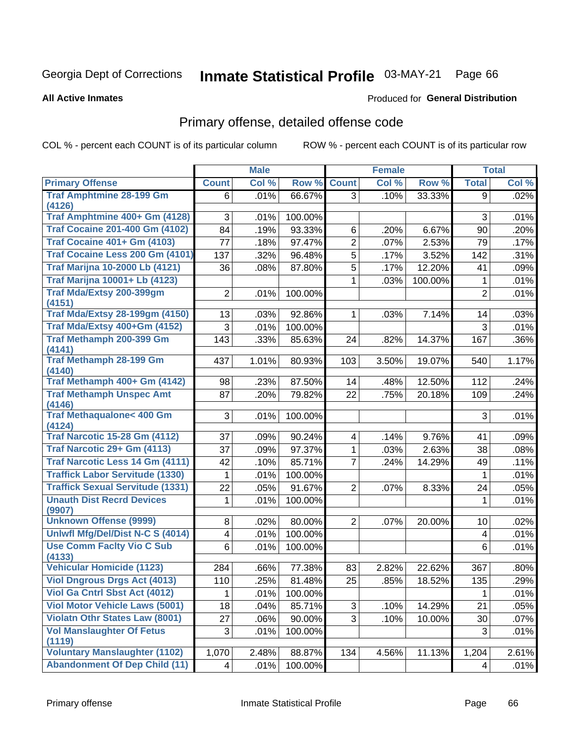Georgia Dept of Corrections **Inmate Statistical Profile** 03-MAY-21

**All Active Inmates**

Produced for **General Distribution**

## Primary offense, detailed offense code

COL % - percent each COUNT is of its particular column ROW % - percent each COUNT is of its particular row

| | Male | | | Female | | | Total | |
|---|---|---|---|---|---|---|---|---|
| **Primary Offense** | **Count** | **Col %** | **Row %** | **Count** | **Col %** | **Row %** | **Total** | **Col %** |
| Traf Amphtmine 28-199 Gm (4126) | 6 | .01% | 66.67% | 3 | .10% | 33.33% | 9 | .02% |
| Traf Amphtmine 400+ Gm (4128) | 3 | .01% | 100.00% | | | | 3 | .01% |
| Traf Cocaine 201-400 Gm (4102) | 84 | .19% | 93.33% | 6 | .20% | 6.67% | 90 | .20% |
| Traf Cocaine 401+ Gm (4103) | 77 | .18% | 97.47% | 2 | .07% | 2.53% | 79 | .17% |
| Traf Cocaine Less 200 Gm (4101) | 137 | .32% | 96.48% | 5 | .17% | 3.52% | 142 | .31% |
| Traf Marijna 10-2000 Lb (4121) | 36 | .08% | 87.80% | 5 | .17% | 12.20% | 41 | .09% |
| Traf Marijna 10001+ Lb (4123) | | | | 1 | .03% | 100.00% | 1 | .01% |
| Traf Mda/Extsy 200-399gm (4151) | 2 | .01% | 100.00% | | | | 2 | .01% |
| Traf Mda/Extsy 28-199gm (4150) | 13 | .03% | 92.86% | 1 | .03% | 7.14% | 14 | .03% |
| Traf Mda/Extsy 400+Gm (4152) | 3 | .01% | 100.00% | | | | 3 | .01% |
| Traf Methamph 200-399 Gm (4141) | 143 | .33% | 85.63% | 24 | .82% | 14.37% | 167 | .36% |
| Traf Methamph 28-199 Gm (4140) | 437 | 1.01% | 80.93% | 103 | 3.50% | 19.07% | 540 | 1.17% |
| Traf Methamph 400+ Gm (4142) | 98 | .23% | 87.50% | 14 | .48% | 12.50% | 112 | .24% |
| Traf Methamph Unspec Amt (4146) | 87 | .20% | 79.82% | 22 | .75% | 20.18% | 109 | .24% |
| Traf Methaqualone< 400 Gm (4124) | 3 | .01% | 100.00% | | | | 3 | .01% |
| Traf Narcotic 15-28 Gm (4112) | 37 | .09% | 90.24% | 4 | .14% | 9.76% | 41 | .09% |
| Traf Narcotic 29+ Gm (4113) | 37 | .09% | 97.37% | 1 | .03% | 2.63% | 38 | .08% |
| Traf Narcotic Less 14 Gm (4111) | 42 | .10% | 85.71% | 7 | .24% | 14.29% | 49 | .11% |
| Traffick Labor Servitude (1330) | 1 | .01% | 100.00% | | | | 1 | .01% |
| Traffick Sexual Servitude (1331) | 22 | .05% | 91.67% | 2 | .07% | 8.33% | 24 | .05% |
| Unauth Dist Recrd Devices (9907) | 1 | .01% | 100.00% | | | | 1 | .01% |
| Unknown Offense (9999) | 8 | .02% | 80.00% | 2 | .07% | 20.00% | 10 | .02% |
| Unlwfl Mfg/Del/Dist N-C S (4014) | 4 | .01% | 100.00% | | | | 4 | .01% |
| Use Comm Faclty Vio C Sub (4133) | 6 | .01% | 100.00% | | | | 6 | .01% |
| Vehicular Homicide (1123) | 284 | .66% | 77.38% | 83 | 2.82% | 22.62% | 367 | .80% |
| Viol Dngrous Drgs Act (4013) | 110 | .25% | 81.48% | 25 | .85% | 18.52% | 135 | .29% |
| Viol Ga Cntrl Sbst Act (4012) | 1 | .01% | 100.00% | | | | 1 | .01% |
| Viol Motor Vehicle Laws (5001) | 18 | .04% | 85.71% | 3 | .10% | 14.29% | 21 | .05% |
| Violatn Othr States Law (8001) | 27 | .06% | 90.00% | 3 | .10% | 10.00% | 30 | .07% |
| Vol Manslaughter Of Fetus (1119) | 3 | .01% | 100.00% | | | | 3 | .01% |
| Voluntary Manslaughter (1102) | 1,070 | 2.48% | 88.87% | 134 | 4.56% | 11.13% | 1,204 | 2.61% |
| Abandonment Of Dep Child (11) | 4 | .01% | 100.00% | | | | 4 | .01% |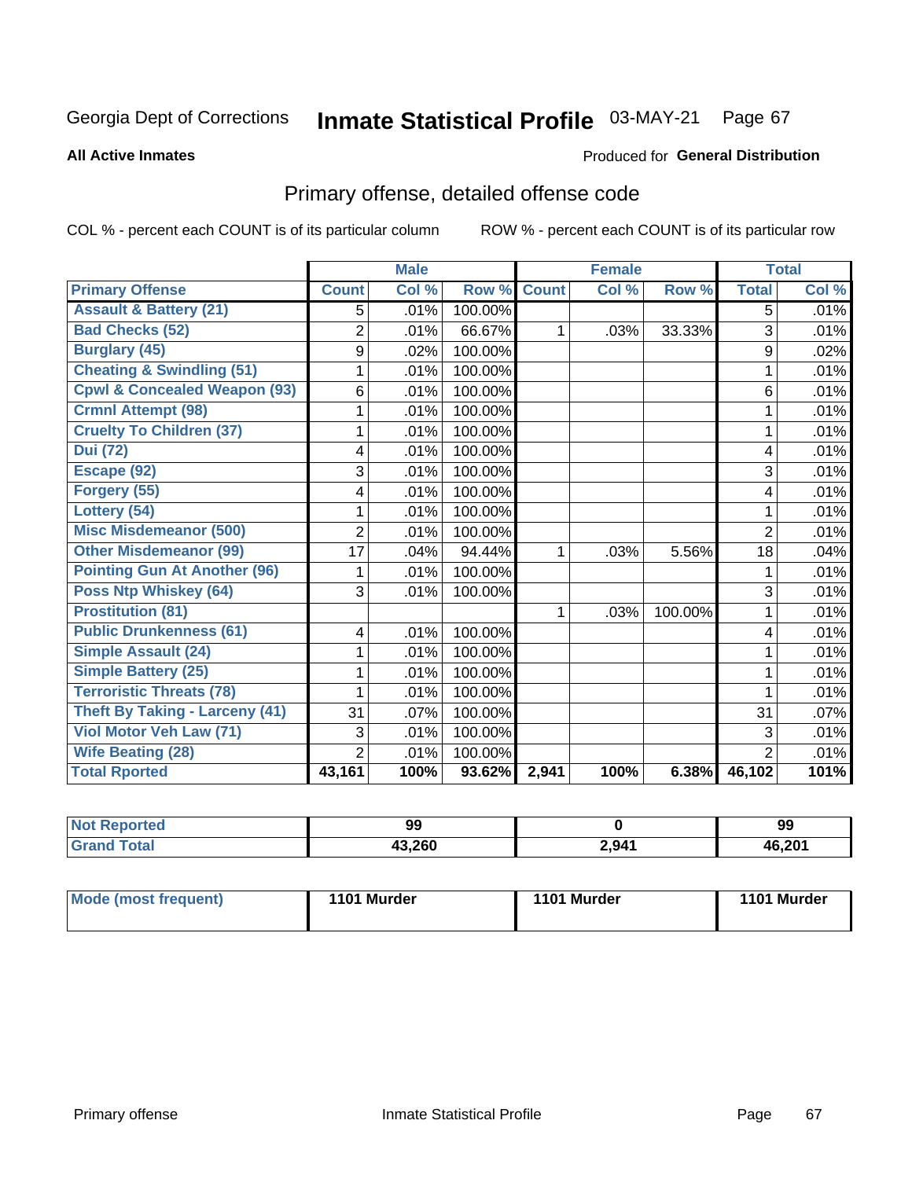Georgia Dept of Corrections **Inmate Statistical Profile** 03-MAY-21

**All Active Inmates**

Produced for **General Distribution**

## Primary offense, detailed offense code

COL % - percent each COUNT is of its particular column

ROW % - percent each COUNT is of its particular row

| | Male | | | Female | | | Total | |
|---|---|---|---|---|---|---|---|---|
| **Primary Offense** | **Count** | **Col %** | **Row %** | **Count** | **Col %** | **Row %** | **Total** | **Col %** |
| **Assault & Battery (21)** | 5 | .01% | 100.00% | | | | 5 | .01% |
| **Bad Checks (52)** | 2 | .01% | 66.67% | 1 | .03% | 33.33% | 3 | .01% |
| **Burglary (45)** | 9 | .02% | 100.00% | | | | 9 | .02% |
| **Cheating & Swindling (51)** | 1 | .01% | 100.00% | | | | 1 | .01% |
| **Cpwl & Concealed Weapon (93)** | 6 | .01% | 100.00% | | | | 6 | .01% |
| **Crmnl Attempt (98)** | 1 | .01% | 100.00% | | | | 1 | .01% |
| **Cruelty To Children (37)** | 1 | .01% | 100.00% | | | | 1 | .01% |
| **Dui (72)** | 4 | .01% | 100.00% | | | | 4 | .01% |
| **Escape (92)** | 3 | .01% | 100.00% | | | | 3 | .01% |
| **Forgery (55)** | 4 | .01% | 100.00% | | | | 4 | .01% |
| **Lottery (54)** | 1 | .01% | 100.00% | | | | 1 | .01% |
| **Misc Misdemeanor (500)** | 2 | .01% | 100.00% | | | | 2 | .01% |
| **Other Misdemeanor (99)** | 17 | .04% | 94.44% | 1 | .03% | 5.56% | 18 | .04% |
| **Pointing Gun At Another (96)** | 1 | .01% | 100.00% | | | | 1 | .01% |
| **Poss Ntp Whiskey (64)** | 3 | .01% | 100.00% | | | | 3 | .01% |
| **Prostitution (81)** | | | | 1 | .03% | 100.00% | 1 | .01% |
| **Public Drunkenness (61)** | 4 | .01% | 100.00% | | | | 4 | .01% |
| **Simple Assault (24)** | 1 | .01% | 100.00% | | | | 1 | .01% |
| **Simple Battery (25)** | 1 | .01% | 100.00% | | | | 1 | .01% |
| **Terroristic Threats (78)** | 1 | .01% | 100.00% | | | | 1 | .01% |
| **Theft By Taking - Larceny (41)** | 31 | .07% | 100.00% | | | | 31 | .07% |
| **Viol Motor Veh Law (71)** | 3 | .01% | 100.00% | | | | 3 | .01% |
| **Wife Beating (28)** | 2 | .01% | 100.00% | | | | 2 | .01% |
| **Total Rported** | **43,161** | **100%** | **93.62%** | **2,941** | **100%** | **6.38%** | **46,102** | **101%** |

| | Male | Female | Total |
|---|---|---|---|
| **Not Reported** | **99** | **0** | **99** |
| **Grand Total** | **43,260** | **2,941** | **46,201** |

| | Male | Female | Total |
|---|---|---|---|
| **Mode (most frequent)** | **1101 Murder** | **1101 Murder** | **1101 Murder** |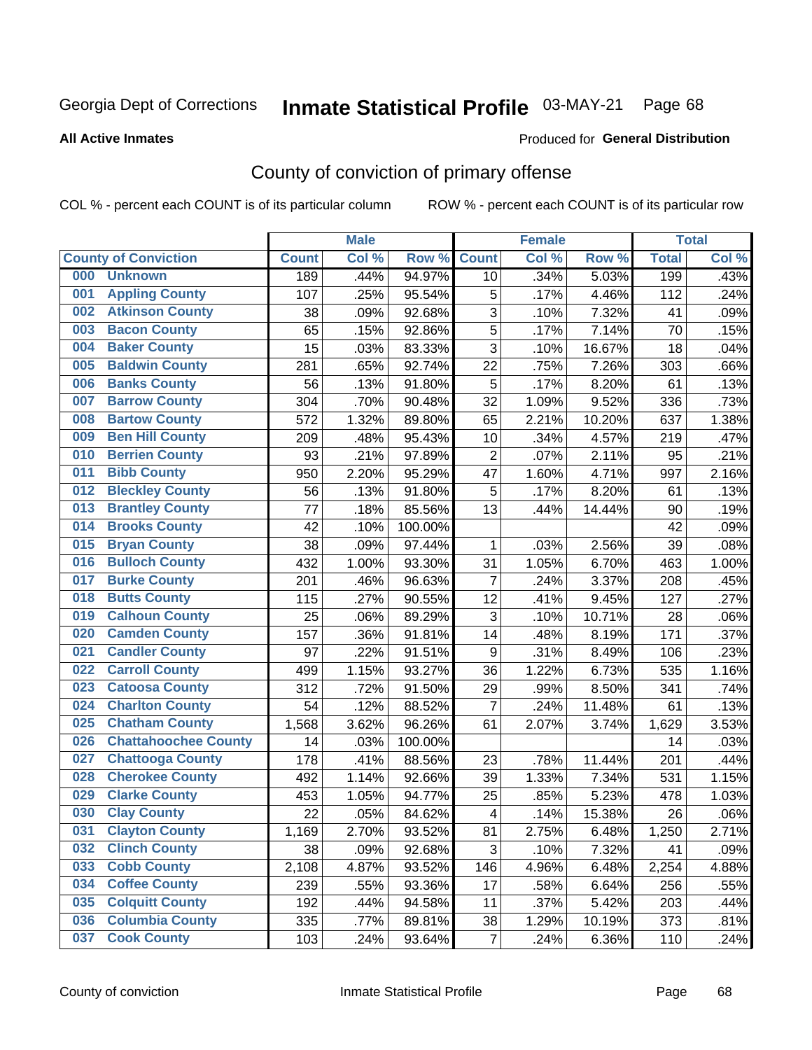Georgia Dept of Corrections **Inmate Statistical Profile** 03-MAY-21

**All Active Inmates**

Produced for **General Distribution**

## County of conviction of primary offense

COL % - percent each COUNT is of its particular column ROW % - percent each COUNT is of its particular row

| County of Conviction | Male | | | Female | | | Total | |
|---|---|---|---|---|---|---|---|---|
| | Count | Col % | Row % | Count | Col % | Row % | Total | Col % |
| 000 Unknown | 189 | .44% | 94.97% | 10 | .34% | 5.03% | 199 | .43% |
| 001 Appling County | 107 | .25% | 95.54% | 5 | .17% | 4.46% | 112 | .24% |
| 002 Atkinson County | 38 | .09% | 92.68% | 3 | .10% | 7.32% | 41 | .09% |
| 003 Bacon County | 65 | .15% | 92.86% | 5 | .17% | 7.14% | 70 | .15% |
| 004 Baker County | 15 | .03% | 83.33% | 3 | .10% | 16.67% | 18 | .04% |
| 005 Baldwin County | 281 | .65% | 92.74% | 22 | .75% | 7.26% | 303 | .66% |
| 006 Banks County | 56 | .13% | 91.80% | 5 | .17% | 8.20% | 61 | .13% |
| 007 Barrow County | 304 | .70% | 90.48% | 32 | 1.09% | 9.52% | 336 | .73% |
| 008 Bartow County | 572 | 1.32% | 89.80% | 65 | 2.21% | 10.20% | 637 | 1.38% |
| 009 Ben Hill County | 209 | .48% | 95.43% | 10 | .34% | 4.57% | 219 | .47% |
| 010 Berrien County | 93 | .21% | 97.89% | 2 | .07% | 2.11% | 95 | .21% |
| 011 Bibb County | 950 | 2.20% | 95.29% | 47 | 1.60% | 4.71% | 997 | 2.16% |
| 012 Bleckley County | 56 | .13% | 91.80% | 5 | .17% | 8.20% | 61 | .13% |
| 013 Brantley County | 77 | .18% | 85.56% | 13 | .44% | 14.44% | 90 | .19% |
| 014 Brooks County | 42 | .10% | 100.00% | | | | 42 | .09% |
| 015 Bryan County | 38 | .09% | 97.44% | 1 | .03% | 2.56% | 39 | .08% |
| 016 Bulloch County | 432 | 1.00% | 93.30% | 31 | 1.05% | 6.70% | 463 | 1.00% |
| 017 Burke County | 201 | .46% | 96.63% | 7 | .24% | 3.37% | 208 | .45% |
| 018 Butts County | 115 | .27% | 90.55% | 12 | .41% | 9.45% | 127 | .27% |
| 019 Calhoun County | 25 | .06% | 89.29% | 3 | .10% | 10.71% | 28 | .06% |
| 020 Camden County | 157 | .36% | 91.81% | 14 | .48% | 8.19% | 171 | .37% |
| 021 Candler County | 97 | .22% | 91.51% | 9 | .31% | 8.49% | 106 | .23% |
| 022 Carroll County | 499 | 1.15% | 93.27% | 36 | 1.22% | 6.73% | 535 | 1.16% |
| 023 Catoosa County | 312 | .72% | 91.50% | 29 | .99% | 8.50% | 341 | .74% |
| 024 Charlton County | 54 | .12% | 88.52% | 7 | .24% | 11.48% | 61 | .13% |
| 025 Chatham County | 1,568 | 3.62% | 96.26% | 61 | 2.07% | 3.74% | 1,629 | 3.53% |
| 026 Chattahoochee County | 14 | .03% | 100.00% | | | | 14 | .03% |
| 027 Chattooga County | 178 | .41% | 88.56% | 23 | .78% | 11.44% | 201 | .44% |
| 028 Cherokee County | 492 | 1.14% | 92.66% | 39 | 1.33% | 7.34% | 531 | 1.15% |
| 029 Clarke County | 453 | 1.05% | 94.77% | 25 | .85% | 5.23% | 478 | 1.03% |
| 030 Clay County | 22 | .05% | 84.62% | 4 | .14% | 15.38% | 26 | .06% |
| 031 Clayton County | 1,169 | 2.70% | 93.52% | 81 | 2.75% | 6.48% | 1,250 | 2.71% |
| 032 Clinch County | 38 | .09% | 92.68% | 3 | .10% | 7.32% | 41 | .09% |
| 033 Cobb County | 2,108 | 4.87% | 93.52% | 146 | 4.96% | 6.48% | 2,254 | 4.88% |
| 034 Coffee County | 239 | .55% | 93.36% | 17 | .58% | 6.64% | 256 | .55% |
| 035 Colquitt County | 192 | .44% | 94.58% | 11 | .37% | 5.42% | 203 | .44% |
| 036 Columbia County | 335 | .77% | 89.81% | 38 | 1.29% | 10.19% | 373 | .81% |
| 037 Cook County | 103 | .24% | 93.64% | 7 | .24% | 6.36% | 110 | .24% |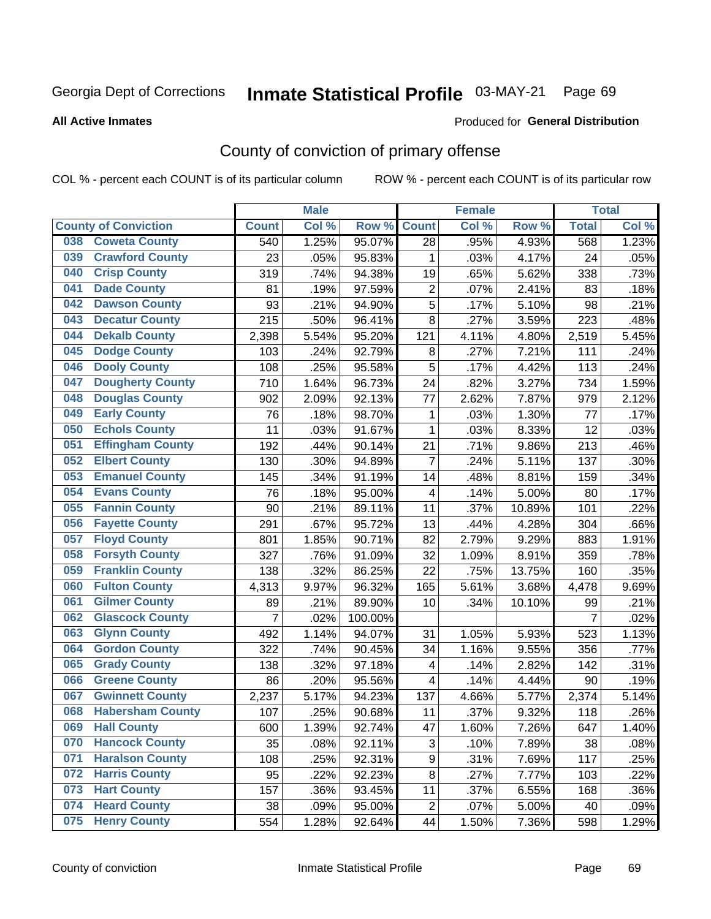Georgia Dept of Corrections **Inmate Statistical Profile** 03-MAY-21

**All Active Inmates**

Produced for **General Distribution**

## County of conviction of primary offense

COL % - percent each COUNT is of its particular column ROW % - percent each COUNT is of its particular row

| County of Conviction | Male | | | Female | | | Total | |
|---|---|---|---|---|---|---|---|---|
| | Count | Col % | Row % | Count | Col % | Row % | Total | Col % |
| 038 Coweta County | 540 | 1.25% | 95.07% | 28 | .95% | 4.93% | 568 | 1.23% |
| 039 Crawford County | 23 | .05% | 95.83% | 1 | .03% | 4.17% | 24 | .05% |
| 040 Crisp County | 319 | .74% | 94.38% | 19 | .65% | 5.62% | 338 | .73% |
| 041 Dade County | 81 | .19% | 97.59% | 2 | .07% | 2.41% | 83 | .18% |
| 042 Dawson County | 93 | .21% | 94.90% | 5 | .17% | 5.10% | 98 | .21% |
| 043 Decatur County | 215 | .50% | 96.41% | 8 | .27% | 3.59% | 223 | .48% |
| 044 Dekalb County | 2,398 | 5.54% | 95.20% | 121 | 4.11% | 4.80% | 2,519 | 5.45% |
| 045 Dodge County | 103 | .24% | 92.79% | 8 | .27% | 7.21% | 111 | .24% |
| 046 Dooly County | 108 | .25% | 95.58% | 5 | .17% | 4.42% | 113 | .24% |
| 047 Dougherty County | 710 | 1.64% | 96.73% | 24 | .82% | 3.27% | 734 | 1.59% |
| 048 Douglas County | 902 | 2.09% | 92.13% | 77 | 2.62% | 7.87% | 979 | 2.12% |
| 049 Early County | 76 | .18% | 98.70% | 1 | .03% | 1.30% | 77 | .17% |
| 050 Echols County | 11 | .03% | 91.67% | 1 | .03% | 8.33% | 12 | .03% |
| 051 Effingham County | 192 | .44% | 90.14% | 21 | .71% | 9.86% | 213 | .46% |
| 052 Elbert County | 130 | .30% | 94.89% | 7 | .24% | 5.11% | 137 | .30% |
| 053 Emanuel County | 145 | .34% | 91.19% | 14 | .48% | 8.81% | 159 | .34% |
| 054 Evans County | 76 | .18% | 95.00% | 4 | .14% | 5.00% | 80 | .17% |
| 055 Fannin County | 90 | .21% | 89.11% | 11 | .37% | 10.89% | 101 | .22% |
| 056 Fayette County | 291 | .67% | 95.72% | 13 | .44% | 4.28% | 304 | .66% |
| 057 Floyd County | 801 | 1.85% | 90.71% | 82 | 2.79% | 9.29% | 883 | 1.91% |
| 058 Forsyth County | 327 | .76% | 91.09% | 32 | 1.09% | 8.91% | 359 | .78% |
| 059 Franklin County | 138 | .32% | 86.25% | 22 | .75% | 13.75% | 160 | .35% |
| 060 Fulton County | 4,313 | 9.97% | 96.32% | 165 | 5.61% | 3.68% | 4,478 | 9.69% |
| 061 Gilmer County | 89 | .21% | 89.90% | 10 | .34% | 10.10% | 99 | .21% |
| 062 Glascock County | 7 | .02% | 100.00% | | | | 7 | .02% |
| 063 Glynn County | 492 | 1.14% | 94.07% | 31 | 1.05% | 5.93% | 523 | 1.13% |
| 064 Gordon County | 322 | .74% | 90.45% | 34 | 1.16% | 9.55% | 356 | .77% |
| 065 Grady County | 138 | .32% | 97.18% | 4 | .14% | 2.82% | 142 | .31% |
| 066 Greene County | 86 | .20% | 95.56% | 4 | .14% | 4.44% | 90 | .19% |
| 067 Gwinnett County | 2,237 | 5.17% | 94.23% | 137 | 4.66% | 5.77% | 2,374 | 5.14% |
| 068 Habersham County | 107 | .25% | 90.68% | 11 | .37% | 9.32% | 118 | .26% |
| 069 Hall County | 600 | 1.39% | 92.74% | 47 | 1.60% | 7.26% | 647 | 1.40% |
| 070 Hancock County | 35 | .08% | 92.11% | 3 | .10% | 7.89% | 38 | .08% |
| 071 Haralson County | 108 | .25% | 92.31% | 9 | .31% | 7.69% | 117 | .25% |
| 072 Harris County | 95 | .22% | 92.23% | 8 | .27% | 7.77% | 103 | .22% |
| 073 Hart County | 157 | .36% | 93.45% | 11 | .37% | 6.55% | 168 | .36% |
| 074 Heard County | 38 | .09% | 95.00% | 2 | .07% | 5.00% | 40 | .09% |
| 075 Henry County | 554 | 1.28% | 92.64% | 44 | 1.50% | 7.36% | 598 | 1.29% |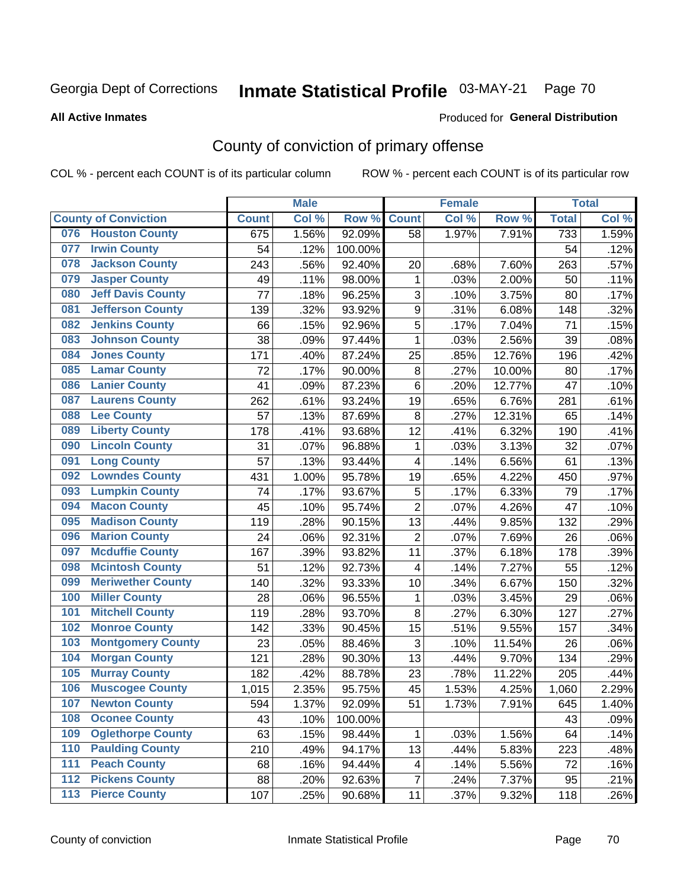Georgia Dept of Corrections **Inmate Statistical Profile** 03-MAY-21

**All Active Inmates**

Produced for **General Distribution**

## County of conviction of primary offense

COL % - percent each COUNT is of its particular column ROW % - percent each COUNT is of its particular row

| County of Conviction | Male | | | Female | | | Total | |
|---|---|---|---|---|---|---|---|---|
| | Count | Col % | Row % | Count | Col % | Row % | Total | Col % |
| 076 Houston County | 675 | 1.56% | 92.09% | 58 | 1.97% | 7.91% | 733 | 1.59% |
| 077 Irwin County | 54 | .12% | 100.00% | | | | 54 | .12% |
| 078 Jackson County | 243 | .56% | 92.40% | 20 | .68% | 7.60% | 263 | .57% |
| 079 Jasper County | 49 | .11% | 98.00% | 1 | .03% | 2.00% | 50 | .11% |
| 080 Jeff Davis County | 77 | .18% | 96.25% | 3 | .10% | 3.75% | 80 | .17% |
| 081 Jefferson County | 139 | .32% | 93.92% | 9 | .31% | 6.08% | 148 | .32% |
| 082 Jenkins County | 66 | .15% | 92.96% | 5 | .17% | 7.04% | 71 | .15% |
| 083 Johnson County | 38 | .09% | 97.44% | 1 | .03% | 2.56% | 39 | .08% |
| 084 Jones County | 171 | .40% | 87.24% | 25 | .85% | 12.76% | 196 | .42% |
| 085 Lamar County | 72 | .17% | 90.00% | 8 | .27% | 10.00% | 80 | .17% |
| 086 Lanier County | 41 | .09% | 87.23% | 6 | .20% | 12.77% | 47 | .10% |
| 087 Laurens County | 262 | .61% | 93.24% | 19 | .65% | 6.76% | 281 | .61% |
| 088 Lee County | 57 | .13% | 87.69% | 8 | .27% | 12.31% | 65 | .14% |
| 089 Liberty County | 178 | .41% | 93.68% | 12 | .41% | 6.32% | 190 | .41% |
| 090 Lincoln County | 31 | .07% | 96.88% | 1 | .03% | 3.13% | 32 | .07% |
| 091 Long County | 57 | .13% | 93.44% | 4 | .14% | 6.56% | 61 | .13% |
| 092 Lowndes County | 431 | 1.00% | 95.78% | 19 | .65% | 4.22% | 450 | .97% |
| 093 Lumpkin County | 74 | .17% | 93.67% | 5 | .17% | 6.33% | 79 | .17% |
| 094 Macon County | 45 | .10% | 95.74% | 2 | .07% | 4.26% | 47 | .10% |
| 095 Madison County | 119 | .28% | 90.15% | 13 | .44% | 9.85% | 132 | .29% |
| 096 Marion County | 24 | .06% | 92.31% | 2 | .07% | 7.69% | 26 | .06% |
| 097 Mcduffie County | 167 | .39% | 93.82% | 11 | .37% | 6.18% | 178 | .39% |
| 098 Mcintosh County | 51 | .12% | 92.73% | 4 | .14% | 7.27% | 55 | .12% |
| 099 Meriwether County | 140 | .32% | 93.33% | 10 | .34% | 6.67% | 150 | .32% |
| 100 Miller County | 28 | .06% | 96.55% | 1 | .03% | 3.45% | 29 | .06% |
| 101 Mitchell County | 119 | .28% | 93.70% | 8 | .27% | 6.30% | 127 | .27% |
| 102 Monroe County | 142 | .33% | 90.45% | 15 | .51% | 9.55% | 157 | .34% |
| 103 Montgomery County | 23 | .05% | 88.46% | 3 | .10% | 11.54% | 26 | .06% |
| 104 Morgan County | 121 | .28% | 90.30% | 13 | .44% | 9.70% | 134 | .29% |
| 105 Murray County | 182 | .42% | 88.78% | 23 | .78% | 11.22% | 205 | .44% |
| 106 Muscogee County | 1,015 | 2.35% | 95.75% | 45 | 1.53% | 4.25% | 1,060 | 2.29% |
| 107 Newton County | 594 | 1.37% | 92.09% | 51 | 1.73% | 7.91% | 645 | 1.40% |
| 108 Oconee County | 43 | .10% | 100.00% | | | | 43 | .09% |
| 109 Oglethorpe County | 63 | .15% | 98.44% | 1 | .03% | 1.56% | 64 | .14% |
| 110 Paulding County | 210 | .49% | 94.17% | 13 | .44% | 5.83% | 223 | .48% |
| 111 Peach County | 68 | .16% | 94.44% | 4 | .14% | 5.56% | 72 | .16% |
| 112 Pickens County | 88 | .20% | 92.63% | 7 | .24% | 7.37% | 95 | .21% |
| 113 Pierce County | 107 | .25% | 90.68% | 11 | .37% | 9.32% | 118 | .26% |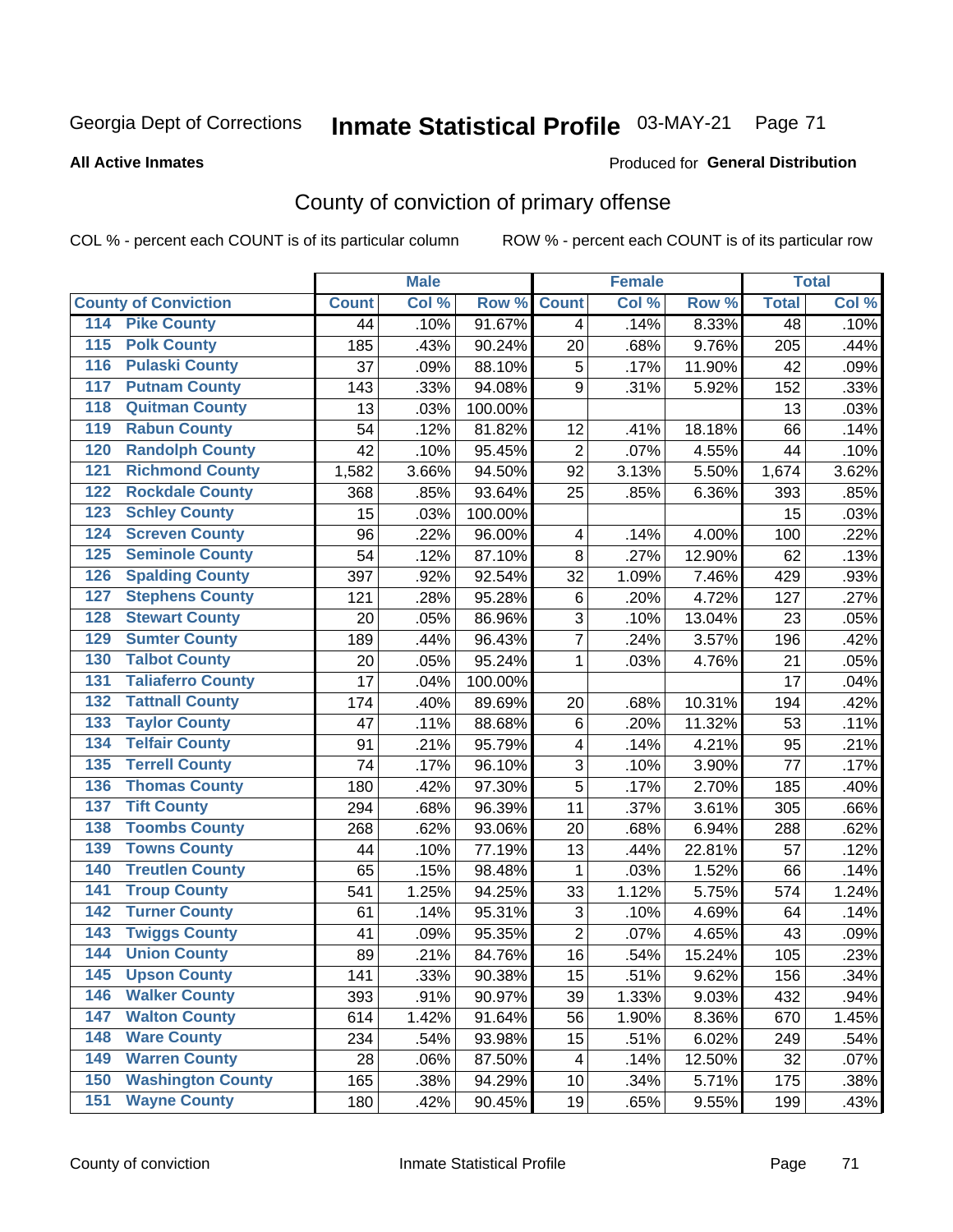Georgia Dept of Corrections **Inmate Statistical Profile** 03-MAY-21

**All Active Inmates**

Produced for **General Distribution**

## County of conviction of primary offense

COL % - percent each COUNT is of its particular column ROW % - percent each COUNT is of its particular row

| County of Conviction | | Male | | | Female | | | Total | |
|---|---|---|---|---|---|---|---|---|---|
| | | Count | Col % | Row % | Count | Col % | Row % | Total | Col % |
| 114 | Pike County | 44 | .10% | 91.67% | 4 | .14% | 8.33% | 48 | .10% |
| 115 | Polk County | 185 | .43% | 90.24% | 20 | .68% | 9.76% | 205 | .44% |
| 116 | Pulaski County | 37 | .09% | 88.10% | 5 | .17% | 11.90% | 42 | .09% |
| 117 | Putnam County | 143 | .33% | 94.08% | 9 | .31% | 5.92% | 152 | .33% |
| 118 | Quitman County | 13 | .03% | 100.00% | | | | 13 | .03% |
| 119 | Rabun County | 54 | .12% | 81.82% | 12 | .41% | 18.18% | 66 | .14% |
| 120 | Randolph County | 42 | .10% | 95.45% | 2 | .07% | 4.55% | 44 | .10% |
| 121 | Richmond County | 1,582 | 3.66% | 94.50% | 92 | 3.13% | 5.50% | 1,674 | 3.62% |
| 122 | Rockdale County | 368 | .85% | 93.64% | 25 | .85% | 6.36% | 393 | .85% |
| 123 | Schley County | 15 | .03% | 100.00% | | | | 15 | .03% |
| 124 | Screven County | 96 | .22% | 96.00% | 4 | .14% | 4.00% | 100 | .22% |
| 125 | Seminole County | 54 | .12% | 87.10% | 8 | .27% | 12.90% | 62 | .13% |
| 126 | Spalding County | 397 | .92% | 92.54% | 32 | 1.09% | 7.46% | 429 | .93% |
| 127 | Stephens County | 121 | .28% | 95.28% | 6 | .20% | 4.72% | 127 | .27% |
| 128 | Stewart County | 20 | .05% | 86.96% | 3 | .10% | 13.04% | 23 | .05% |
| 129 | Sumter County | 189 | .44% | 96.43% | 7 | .24% | 3.57% | 196 | .42% |
| 130 | Talbot County | 20 | .05% | 95.24% | 1 | .03% | 4.76% | 21 | .05% |
| 131 | Taliaferro County | 17 | .04% | 100.00% | | | | 17 | .04% |
| 132 | Tattnall County | 174 | .40% | 89.69% | 20 | .68% | 10.31% | 194 | .42% |
| 133 | Taylor County | 47 | .11% | 88.68% | 6 | .20% | 11.32% | 53 | .11% |
| 134 | Telfair County | 91 | .21% | 95.79% | 4 | .14% | 4.21% | 95 | .21% |
| 135 | Terrell County | 74 | .17% | 96.10% | 3 | .10% | 3.90% | 77 | .17% |
| 136 | Thomas County | 180 | .42% | 97.30% | 5 | .17% | 2.70% | 185 | .40% |
| 137 | Tift County | 294 | .68% | 96.39% | 11 | .37% | 3.61% | 305 | .66% |
| 138 | Toombs County | 268 | .62% | 93.06% | 20 | .68% | 6.94% | 288 | .62% |
| 139 | Towns County | 44 | .10% | 77.19% | 13 | .44% | 22.81% | 57 | .12% |
| 140 | Treutlen County | 65 | .15% | 98.48% | 1 | .03% | 1.52% | 66 | .14% |
| 141 | Troup County | 541 | 1.25% | 94.25% | 33 | 1.12% | 5.75% | 574 | 1.24% |
| 142 | Turner County | 61 | .14% | 95.31% | 3 | .10% | 4.69% | 64 | .14% |
| 143 | Twiggs County | 41 | .09% | 95.35% | 2 | .07% | 4.65% | 43 | .09% |
| 144 | Union County | 89 | .21% | 84.76% | 16 | .54% | 15.24% | 105 | .23% |
| 145 | Upson County | 141 | .33% | 90.38% | 15 | .51% | 9.62% | 156 | .34% |
| 146 | Walker County | 393 | .91% | 90.97% | 39 | 1.33% | 9.03% | 432 | .94% |
| 147 | Walton County | 614 | 1.42% | 91.64% | 56 | 1.90% | 8.36% | 670 | 1.45% |
| 148 | Ware County | 234 | .54% | 93.98% | 15 | .51% | 6.02% | 249 | .54% |
| 149 | Warren County | 28 | .06% | 87.50% | 4 | .14% | 12.50% | 32 | .07% |
| 150 | Washington County | 165 | .38% | 94.29% | 10 | .34% | 5.71% | 175 | .38% |
| 151 | Wayne County | 180 | .42% | 90.45% | 19 | .65% | 9.55% | 199 | .43% |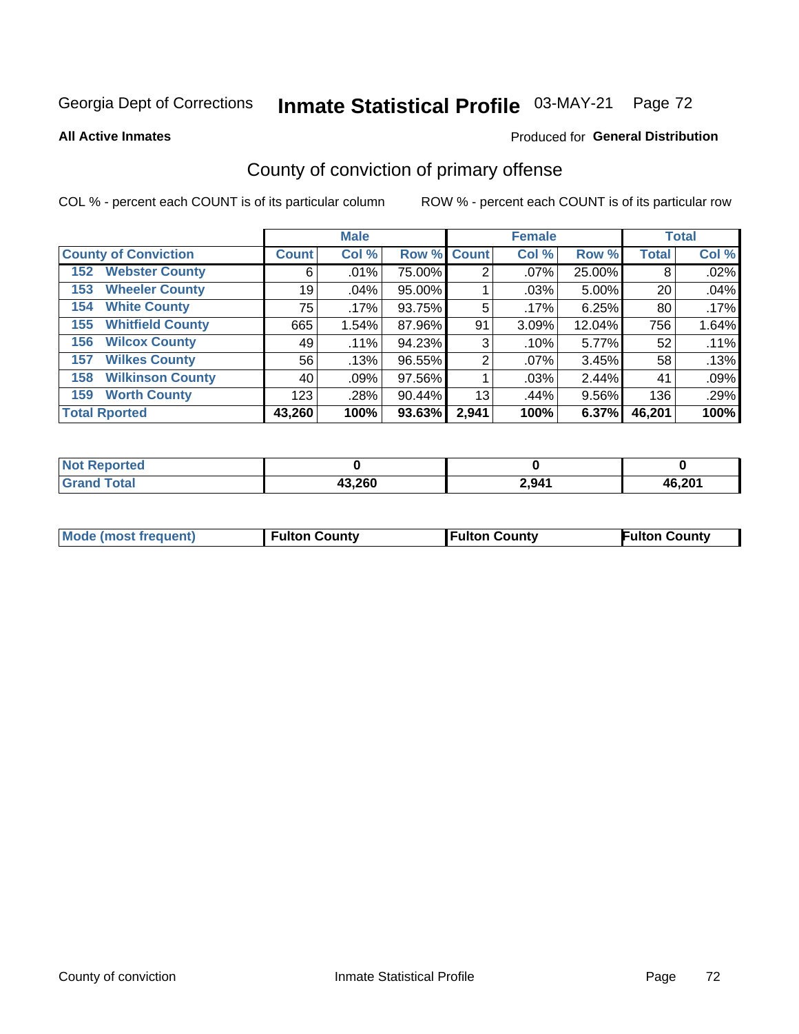Georgia Dept of Corrections **Inmate Statistical Profile** 03-MAY-21

**All Active Inmates**

Produced for **General Distribution**

## County of conviction of primary offense

COL % - percent each COUNT is of its particular column

ROW % - percent each COUNT is of its particular row

| | Male | | | Female | | | Total | |
|---|---|---|---|---|---|---|---|---|
| **County of Conviction** | **Count** | **Col %** | **Row %** | **Count** | **Col %** | **Row %** | **Total** | **Col %** |
| 152 Webster County | 6 | .01% | 75.00% | 2 | .07% | 25.00% | 8 | .02% |
| 153 Wheeler County | 19 | .04% | 95.00% | 1 | .03% | 5.00% | 20 | .04% |
| 154 White County | 75 | .17% | 93.75% | 5 | .17% | 6.25% | 80 | .17% |
| 155 Whitfield County | 665 | 1.54% | 87.96% | 91 | 3.09% | 12.04% | 756 | 1.64% |
| 156 Wilcox County | 49 | .11% | 94.23% | 3 | .10% | 5.77% | 52 | .11% |
| 157 Wilkes County | 56 | .13% | 96.55% | 2 | .07% | 3.45% | 58 | .13% |
| 158 Wilkinson County | 40 | .09% | 97.56% | 1 | .03% | 2.44% | 41 | .09% |
| 159 Worth County | 123 | .28% | 90.44% | 13 | .44% | 9.56% | 136 | .29% |
| **Total Rported** | **43,260** | **100%** | **93.63%** | **2,941** | **100%** | **6.37%** | **46,201** | **100%** |

| | Male | Female | Total |
|---|---|---|---|
| **Not Reported** | **0** | **0** | **0** |
| **Grand Total** | **43,260** | **2,941** | **46,201** |

| | Male | Female | Total |
|---|---|---|---|
| **Mode (most frequent)** | **Fulton County** | **Fulton County** | **Fulton County** |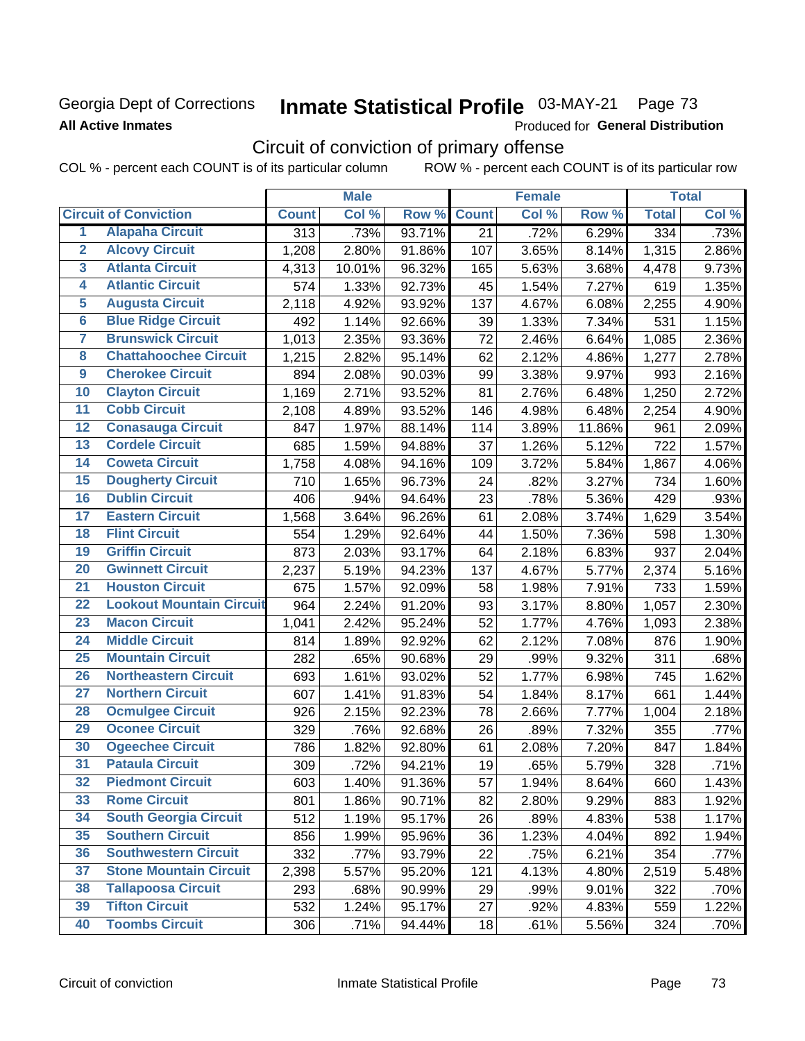Georgia Dept of Corrections **Inmate Statistical Profile** 03-MAY-21 Page 73

**All Active Inmates**

Produced for **General Distribution**

## Circuit of conviction of primary offense

COL % - percent each COUNT is of its particular column ROW % - percent each COUNT is of its particular row

| | Circuit of Conviction | Male | | | Female | | | Total | |
|---|---|---|---|---|---|---|---|---|---|
| | | Count | Col % | Row % | Count | Col % | Row % | Total | Col % |
| 1 | Alapaha Circuit | 313 | .73% | 93.71% | 21 | .72% | 6.29% | 334 | .73% |
| 2 | Alcovy Circuit | 1,208 | 2.80% | 91.86% | 107 | 3.65% | 8.14% | 1,315 | 2.86% |
| 3 | Atlanta Circuit | 4,313 | 10.01% | 96.32% | 165 | 5.63% | 3.68% | 4,478 | 9.73% |
| 4 | Atlantic Circuit | 574 | 1.33% | 92.73% | 45 | 1.54% | 7.27% | 619 | 1.35% |
| 5 | Augusta Circuit | 2,118 | 4.92% | 93.92% | 137 | 4.67% | 6.08% | 2,255 | 4.90% |
| 6 | Blue Ridge Circuit | 492 | 1.14% | 92.66% | 39 | 1.33% | 7.34% | 531 | 1.15% |
| 7 | Brunswick Circuit | 1,013 | 2.35% | 93.36% | 72 | 2.46% | 6.64% | 1,085 | 2.36% |
| 8 | Chattahoochee Circuit | 1,215 | 2.82% | 95.14% | 62 | 2.12% | 4.86% | 1,277 | 2.78% |
| 9 | Cherokee Circuit | 894 | 2.08% | 90.03% | 99 | 3.38% | 9.97% | 993 | 2.16% |
| 10 | Clayton Circuit | 1,169 | 2.71% | 93.52% | 81 | 2.76% | 6.48% | 1,250 | 2.72% |
| 11 | Cobb Circuit | 2,108 | 4.89% | 93.52% | 146 | 4.98% | 6.48% | 2,254 | 4.90% |
| 12 | Conasauga Circuit | 847 | 1.97% | 88.14% | 114 | 3.89% | 11.86% | 961 | 2.09% |
| 13 | Cordele Circuit | 685 | 1.59% | 94.88% | 37 | 1.26% | 5.12% | 722 | 1.57% |
| 14 | Coweta Circuit | 1,758 | 4.08% | 94.16% | 109 | 3.72% | 5.84% | 1,867 | 4.06% |
| 15 | Dougherty Circuit | 710 | 1.65% | 96.73% | 24 | .82% | 3.27% | 734 | 1.60% |
| 16 | Dublin Circuit | 406 | .94% | 94.64% | 23 | .78% | 5.36% | 429 | .93% |
| 17 | Eastern Circuit | 1,568 | 3.64% | 96.26% | 61 | 2.08% | 3.74% | 1,629 | 3.54% |
| 18 | Flint Circuit | 554 | 1.29% | 92.64% | 44 | 1.50% | 7.36% | 598 | 1.30% |
| 19 | Griffin Circuit | 873 | 2.03% | 93.17% | 64 | 2.18% | 6.83% | 937 | 2.04% |
| 20 | Gwinnett Circuit | 2,237 | 5.19% | 94.23% | 137 | 4.67% | 5.77% | 2,374 | 5.16% |
| 21 | Houston Circuit | 675 | 1.57% | 92.09% | 58 | 1.98% | 7.91% | 733 | 1.59% |
| 22 | Lookout Mountain Circuit | 964 | 2.24% | 91.20% | 93 | 3.17% | 8.80% | 1,057 | 2.30% |
| 23 | Macon Circuit | 1,041 | 2.42% | 95.24% | 52 | 1.77% | 4.76% | 1,093 | 2.38% |
| 24 | Middle Circuit | 814 | 1.89% | 92.92% | 62 | 2.12% | 7.08% | 876 | 1.90% |
| 25 | Mountain Circuit | 282 | .65% | 90.68% | 29 | .99% | 9.32% | 311 | .68% |
| 26 | Northeastern Circuit | 693 | 1.61% | 93.02% | 52 | 1.77% | 6.98% | 745 | 1.62% |
| 27 | Northern Circuit | 607 | 1.41% | 91.83% | 54 | 1.84% | 8.17% | 661 | 1.44% |
| 28 | Ocmulgee Circuit | 926 | 2.15% | 92.23% | 78 | 2.66% | 7.77% | 1,004 | 2.18% |
| 29 | Oconee Circuit | 329 | .76% | 92.68% | 26 | .89% | 7.32% | 355 | .77% |
| 30 | Ogeechee Circuit | 786 | 1.82% | 92.80% | 61 | 2.08% | 7.20% | 847 | 1.84% |
| 31 | Pataula Circuit | 309 | .72% | 94.21% | 19 | .65% | 5.79% | 328 | .71% |
| 32 | Piedmont Circuit | 603 | 1.40% | 91.36% | 57 | 1.94% | 8.64% | 660 | 1.43% |
| 33 | Rome Circuit | 801 | 1.86% | 90.71% | 82 | 2.80% | 9.29% | 883 | 1.92% |
| 34 | South Georgia Circuit | 512 | 1.19% | 95.17% | 26 | .89% | 4.83% | 538 | 1.17% |
| 35 | Southern Circuit | 856 | 1.99% | 95.96% | 36 | 1.23% | 4.04% | 892 | 1.94% |
| 36 | Southwestern Circuit | 332 | .77% | 93.79% | 22 | .75% | 6.21% | 354 | .77% |
| 37 | Stone Mountain Circuit | 2,398 | 5.57% | 95.20% | 121 | 4.13% | 4.80% | 2,519 | 5.48% |
| 38 | Tallapoosa Circuit | 293 | .68% | 90.99% | 29 | .99% | 9.01% | 322 | .70% |
| 39 | Tifton Circuit | 532 | 1.24% | 95.17% | 27 | .92% | 4.83% | 559 | 1.22% |
| 40 | Toombs Circuit | 306 | .71% | 94.44% | 18 | .61% | 5.56% | 324 | .70% |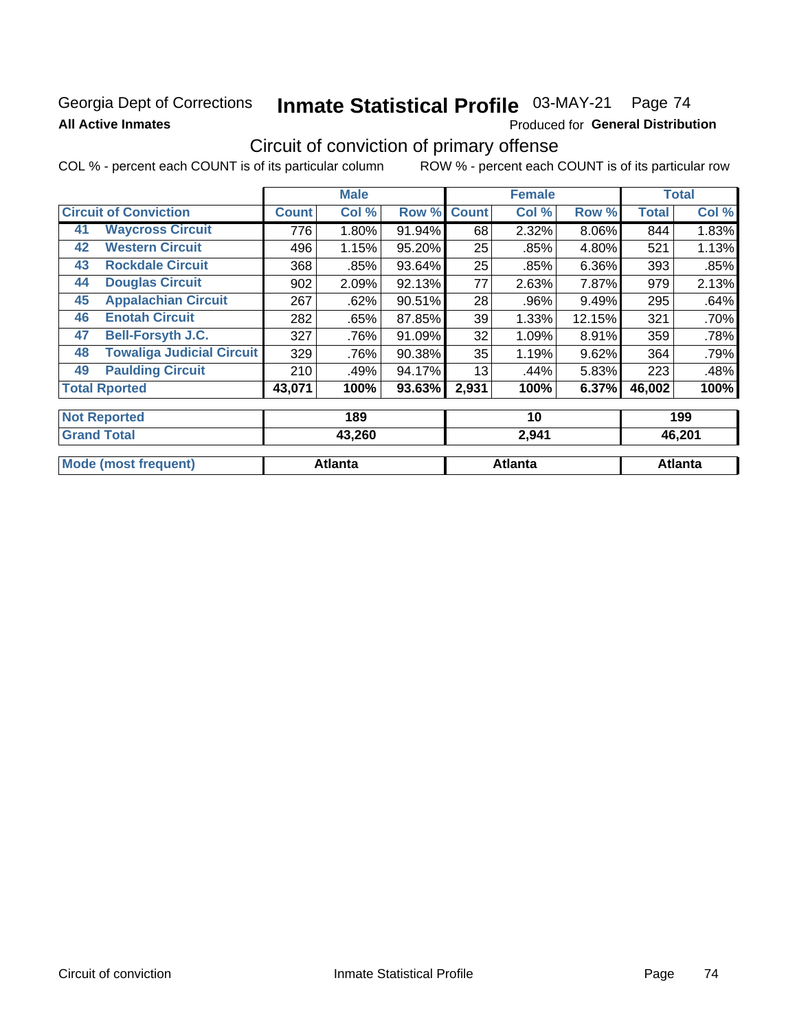Georgia Dept of Corrections
**All Active Inmates**

# Inmate Statistical Profile 03-MAY-21 Page 74

Produced for **General Distribution**

## Circuit of conviction of primary offense

COL % - percent each COUNT is of its particular column ROW % - percent each COUNT is of its particular row

| Circuit of Conviction | | Male | | | Female | | | Total | |
|---|---|---|---|---|---|---|---|---|---|
| | | Count | Col % | Row % | Count | Col % | Row % | Total | Col % |
| 41 | Waycross Circuit | 776 | 1.80% | 91.94% | 68 | 2.32% | 8.06% | 844 | 1.83% |
| 42 | Western Circuit | 496 | 1.15% | 95.20% | 25 | .85% | 4.80% | 521 | 1.13% |
| 43 | Rockdale Circuit | 368 | .85% | 93.64% | 25 | .85% | 6.36% | 393 | .85% |
| 44 | Douglas Circuit | 902 | 2.09% | 92.13% | 77 | 2.63% | 7.87% | 979 | 2.13% |
| 45 | Appalachian Circuit | 267 | .62% | 90.51% | 28 | .96% | 9.49% | 295 | .64% |
| 46 | Enotah Circuit | 282 | .65% | 87.85% | 39 | 1.33% | 12.15% | 321 | .70% |
| 47 | Bell-Forsyth J.C. | 327 | .76% | 91.09% | 32 | 1.09% | 8.91% | 359 | .78% |
| 48 | Towaliga Judicial Circuit | 329 | .76% | 90.38% | 35 | 1.19% | 9.62% | 364 | .79% |
| 49 | Paulding Circuit | 210 | .49% | 94.17% | 13 | .44% | 5.83% | 223 | .48% |
| **Total Rported** | | **43,071** | **100%** | **93.63%** | **2,931** | **100%** | **6.37%** | **46,002** | **100%** |

| | Male | Female | Total |
|---|---|---|---|
| Not Reported | 189 | 10 | 199 |
| Grand Total | 43,260 | 2,941 | 46,201 |
| Mode (most frequent) | Atlanta | Atlanta | Atlanta |

Circuit of conviction Inmate Statistical Profile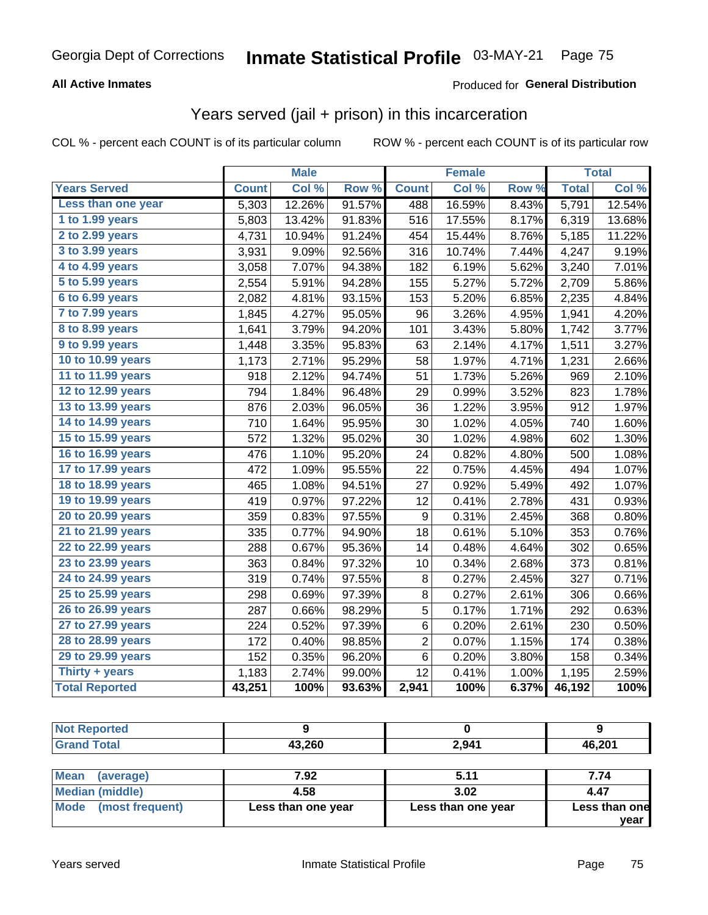Georgia Dept of Corrections **Inmate Statistical Profile** 03-MAY-21

**All Active Inmates**

Produced for **General Distribution**

## Years served (jail + prison) in this incarceration

COL % - percent each COUNT is of its particular column

ROW % - percent each COUNT is of its particular row

| | Male | | | Female | | | Total | |
|---|---|---|---|---|---|---|---|---|
| **Years Served** | **Count** | **Col %** | **Row %** | **Count** | **Col %** | **Row %** | **Total** | **Col %** |
| Less than one year | 5,303 | 12.26% | 91.57% | 488 | 16.59% | 8.43% | 5,791 | 12.54% |
| 1 to 1.99 years | 5,803 | 13.42% | 91.83% | 516 | 17.55% | 8.17% | 6,319 | 13.68% |
| 2 to 2.99 years | 4,731 | 10.94% | 91.24% | 454 | 15.44% | 8.76% | 5,185 | 11.22% |
| 3 to 3.99 years | 3,931 | 9.09% | 92.56% | 316 | 10.74% | 7.44% | 4,247 | 9.19% |
| 4 to 4.99 years | 3,058 | 7.07% | 94.38% | 182 | 6.19% | 5.62% | 3,240 | 7.01% |
| 5 to 5.99 years | 2,554 | 5.91% | 94.28% | 155 | 5.27% | 5.72% | 2,709 | 5.86% |
| 6 to 6.99 years | 2,082 | 4.81% | 93.15% | 153 | 5.20% | 6.85% | 2,235 | 4.84% |
| 7 to 7.99 years | 1,845 | 4.27% | 95.05% | 96 | 3.26% | 4.95% | 1,941 | 4.20% |
| 8 to 8.99 years | 1,641 | 3.79% | 94.20% | 101 | 3.43% | 5.80% | 1,742 | 3.77% |
| 9 to 9.99 years | 1,448 | 3.35% | 95.83% | 63 | 2.14% | 4.17% | 1,511 | 3.27% |
| 10 to 10.99 years | 1,173 | 2.71% | 95.29% | 58 | 1.97% | 4.71% | 1,231 | 2.66% |
| 11 to 11.99 years | 918 | 2.12% | 94.74% | 51 | 1.73% | 5.26% | 969 | 2.10% |
| 12 to 12.99 years | 794 | 1.84% | 96.48% | 29 | 0.99% | 3.52% | 823 | 1.78% |
| 13 to 13.99 years | 876 | 2.03% | 96.05% | 36 | 1.22% | 3.95% | 912 | 1.97% |
| 14 to 14.99 years | 710 | 1.64% | 95.95% | 30 | 1.02% | 4.05% | 740 | 1.60% |
| 15 to 15.99 years | 572 | 1.32% | 95.02% | 30 | 1.02% | 4.98% | 602 | 1.30% |
| 16 to 16.99 years | 476 | 1.10% | 95.20% | 24 | 0.82% | 4.80% | 500 | 1.08% |
| 17 to 17.99 years | 472 | 1.09% | 95.55% | 22 | 0.75% | 4.45% | 494 | 1.07% |
| 18 to 18.99 years | 465 | 1.08% | 94.51% | 27 | 0.92% | 5.49% | 492 | 1.07% |
| 19 to 19.99 years | 419 | 0.97% | 97.22% | 12 | 0.41% | 2.78% | 431 | 0.93% |
| 20 to 20.99 years | 359 | 0.83% | 97.55% | 9 | 0.31% | 2.45% | 368 | 0.80% |
| 21 to 21.99 years | 335 | 0.77% | 94.90% | 18 | 0.61% | 5.10% | 353 | 0.76% |
| 22 to 22.99 years | 288 | 0.67% | 95.36% | 14 | 0.48% | 4.64% | 302 | 0.65% |
| 23 to 23.99 years | 363 | 0.84% | 97.32% | 10 | 0.34% | 2.68% | 373 | 0.81% |
| 24 to 24.99 years | 319 | 0.74% | 97.55% | 8 | 0.27% | 2.45% | 327 | 0.71% |
| 25 to 25.99 years | 298 | 0.69% | 97.39% | 8 | 0.27% | 2.61% | 306 | 0.66% |
| 26 to 26.99 years | 287 | 0.66% | 98.29% | 5 | 0.17% | 1.71% | 292 | 0.63% |
| 27 to 27.99 years | 224 | 0.52% | 97.39% | 6 | 0.20% | 2.61% | 230 | 0.50% |
| 28 to 28.99 years | 172 | 0.40% | 98.85% | 2 | 0.07% | 1.15% | 174 | 0.38% |
| 29 to 29.99 years | 152 | 0.35% | 96.20% | 6 | 0.20% | 3.80% | 158 | 0.34% |
| Thirty + years | 1,183 | 2.74% | 99.00% | 12 | 0.41% | 1.00% | 1,195 | 2.59% |
| **Total Reported** | **43,251** | **100%** | **93.63%** | **2,941** | **100%** | **6.37%** | **46,192** | **100%** |

| | Male | Female | Total |
|---|---|---|---|
| Not Reported | 9 | 0 | 9 |
| Grand Total | 43,260 | 2,941 | 46,201 |

| | Male | Female | Total |
|---|---|---|---|
| Mean (average) | 7.92 | 5.11 | 7.74 |
| Median (middle) | 4.58 | 3.02 | 4.47 |
| Mode (most frequent) | Less than one year | Less than one year | Less than one year |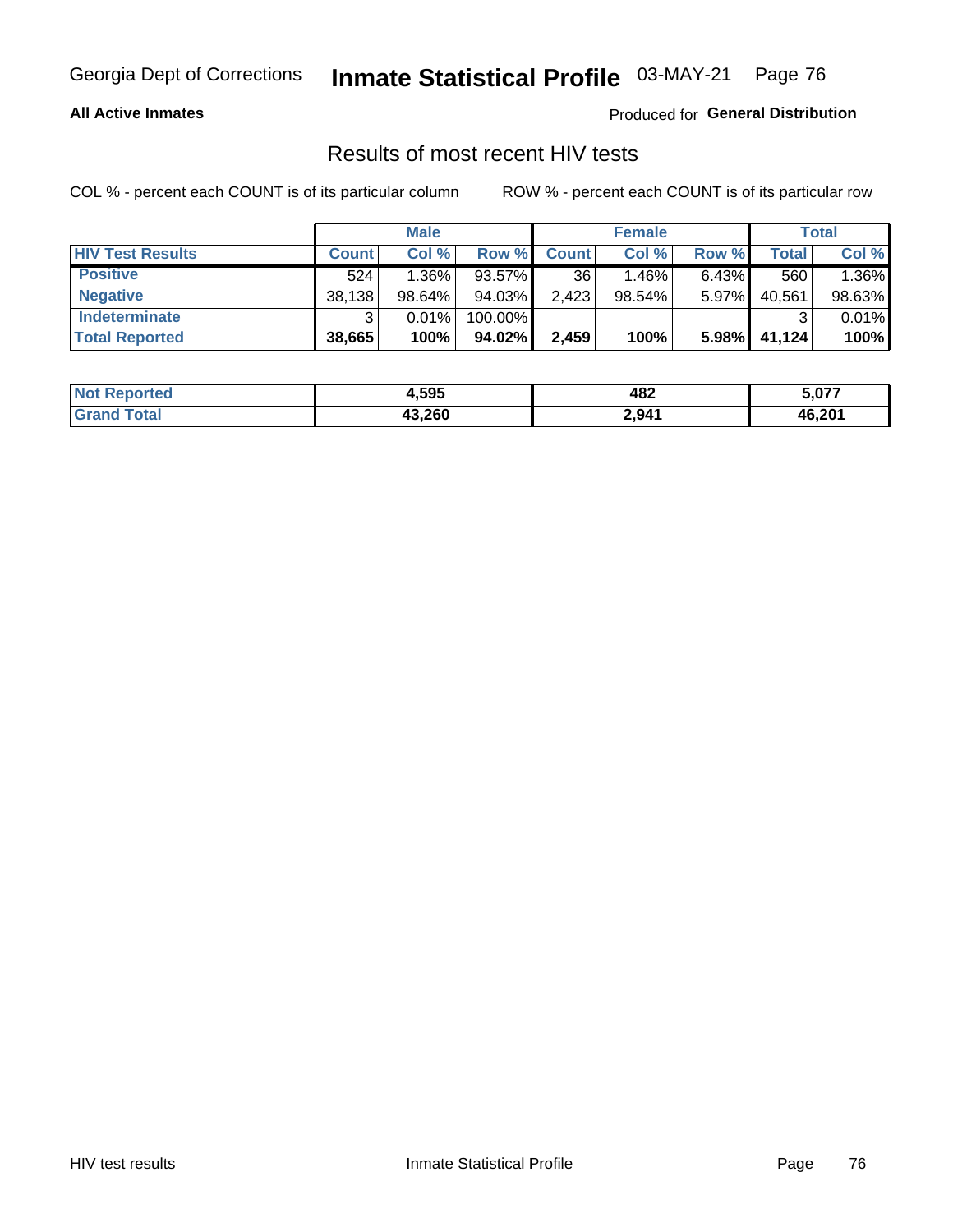Georgia Dept of Corrections **Inmate Statistical Profile** 03-MAY-21

**All Active Inmates**

Produced for **General Distribution**

## Results of most recent HIV tests

COL % - percent each COUNT is of its particular column

ROW % - percent each COUNT is of its particular row

| | Male | | | Female | | | Total | |
|---|---|---|---|---|---|---|---|---|
| **HIV Test Results** | **Count** | **Col %** | **Row %** | **Count** | **Col %** | **Row %** | **Total** | **Col %** |
| **Positive** | 524 | 1.36% | 93.57% | 36 | 1.46% | 6.43% | 560 | 1.36% |
| **Negative** | 38,138 | 98.64% | 94.03% | 2,423 | 98.54% | 5.97% | 40,561 | 98.63% |
| **Indeterminate** | 3 | 0.01% | 100.00% | | | | 3 | 0.01% |
| **Total Reported** | **38,665** | **100%** | **94.02%** | **2,459** | **100%** | **5.98%** | **41,124** | **100%** |

| | Male | Female | Total |
|---|---|---|---|
| **Not Reported** | **4,595** | **482** | **5,077** |
| **Grand Total** | **43,260** | **2,941** | **46,201** |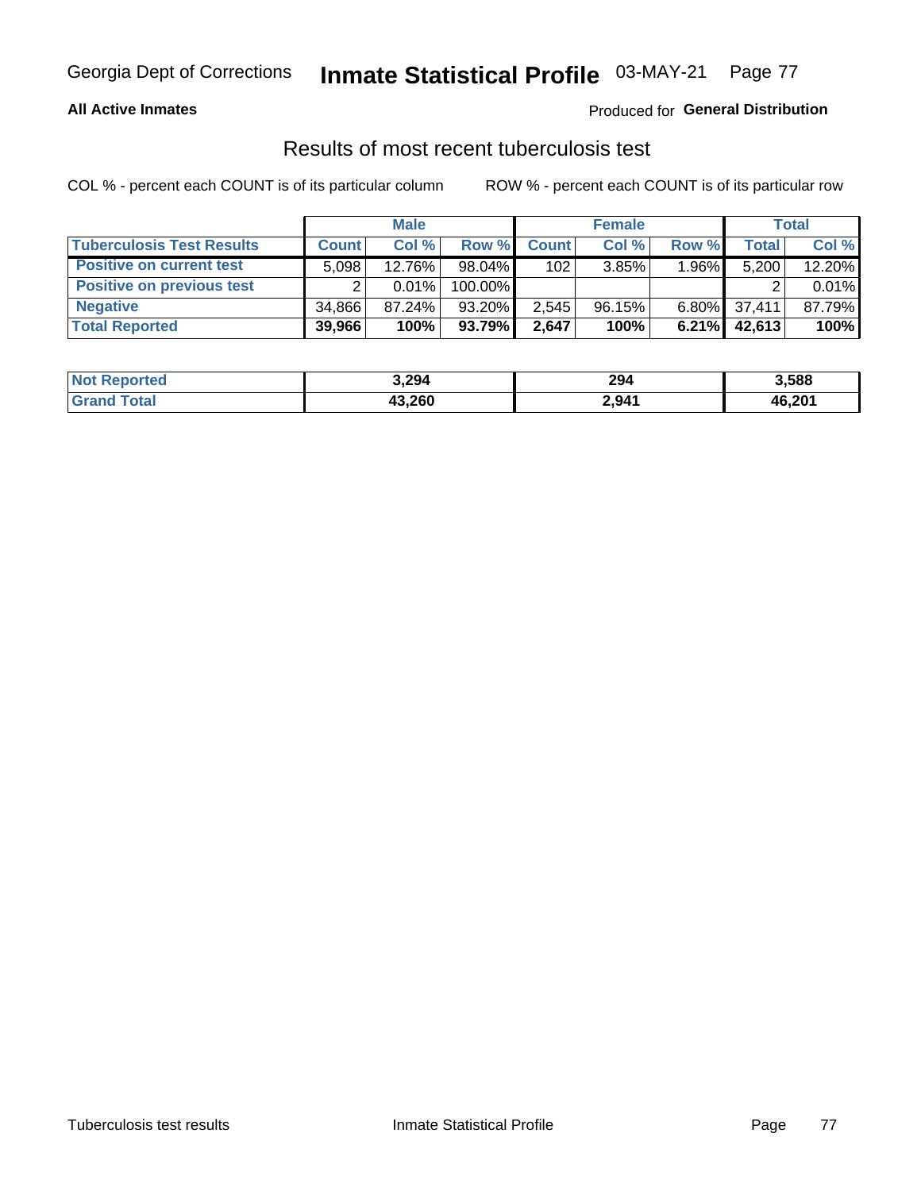# Results of most recent tuberculosis test

COL % - percent each COUNT is of its particular column

ROW % - percent each COUNT is of its particular row

| | Male | | | Female | | | Total | |
|---|---|---|---|---|---|---|---|---|
| **Tuberculosis Test Results** | **Count** | **Col %** | **Row %** | **Count** | **Col %** | **Row %** | **Total** | **Col %** |
| Positive on current test | 5,098 | 12.76% | 98.04% | 102 | 3.85% | 1.96% | 5,200 | 12.20% |
| Positive on previous test | 2 | 0.01% | 100.00% | | | | 2 | 0.01% |
| Negative | 34,866 | 87.24% | 93.20% | 2,545 | 96.15% | 6.80% | 37,411 | 87.79% |
| **Total Reported** | **39,966** | **100%** | **93.79%** | **2,647** | **100%** | **6.21%** | **42,613** | **100%** |

| | Male | Female | Total |
|---|---|---|---|
| Not Reported | 3,294 | 294 | 3,588 |
| Grand Total | 43,260 | 2,941 | 46,201 |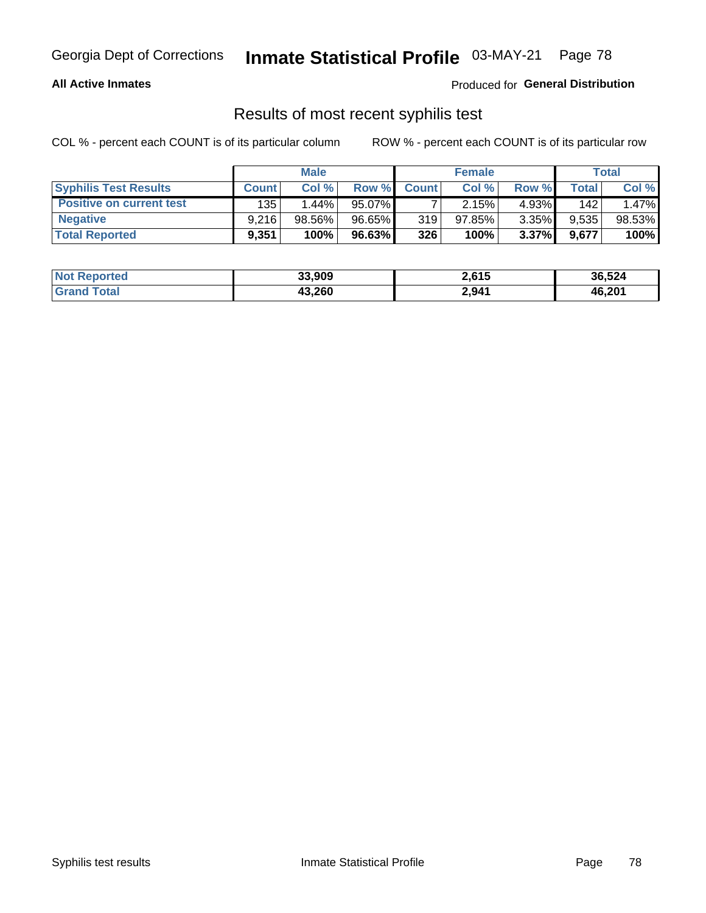Georgia Dept of Corrections **Inmate Statistical Profile** 03-MAY-21

**All Active Inmates**

Produced for **General Distribution**

## Results of most recent syphilis test

COL % - percent each COUNT is of its particular column

ROW % - percent each COUNT is of its particular row

| | Male | | | Female | | | Total | |
|---|---|---|---|---|---|---|---|---|
| **Syphilis Test Results** | **Count** | **Col %** | **Row %** | **Count** | **Col %** | **Row %** | **Total** | **Col %** |
| **Positive on current test** | 135 | 1.44% | 95.07% | 7 | 2.15% | 4.93% | 142 | 1.47% |
| **Negative** | 9,216 | 98.56% | 96.65% | 319 | 97.85% | 3.35% | 9,535 | 98.53% |
| **Total Reported** | **9,351** | **100%** | **96.63%** | **326** | **100%** | **3.37%** | **9,677** | **100%** |

| | Male | Female | Total |
|---|---|---|---|
| **Not Reported** | **33,909** | **2,615** | **36,524** |
| **Grand Total** | **43,260** | **2,941** | **46,201** |

Syphilis test results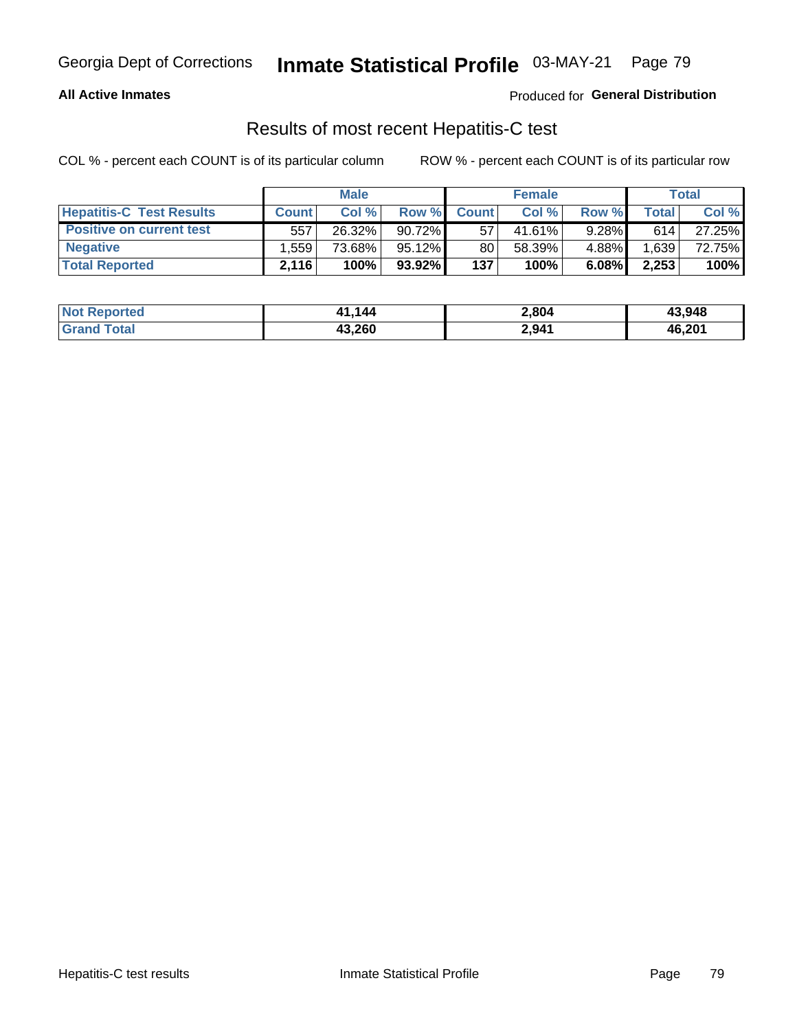Georgia Dept of Corrections **Inmate Statistical Profile** 03-MAY-21

**All Active Inmates**

Produced for **General Distribution**

## Results of most recent Hepatitis-C test

COL % - percent each COUNT is of its particular column

ROW % - percent each COUNT is of its particular row

| | Male | | | Female | | | Total | |
|---|---|---|---|---|---|---|---|---|
| **Hepatitis-C Test Results** | **Count** | **Col %** | **Row %** | **Count** | **Col %** | **Row %** | **Total** | **Col %** |
| **Positive on current test** | 557 | 26.32% | 90.72% | 57 | 41.61% | 9.28% | 614 | 27.25% |
| **Negative** | 1,559 | 73.68% | 95.12% | 80 | 58.39% | 4.88% | 1,639 | 72.75% |
| **Total Reported** | **2,116** | **100%** | **93.92%** | **137** | **100%** | **6.08%** | **2,253** | **100%** |

| | Male | Female | Total |
|---|---|---|---|
| **Not Reported** | **41,144** | **2,804** | **43,948** |
| **Grand Total** | **43,260** | **2,941** | **46,201** |